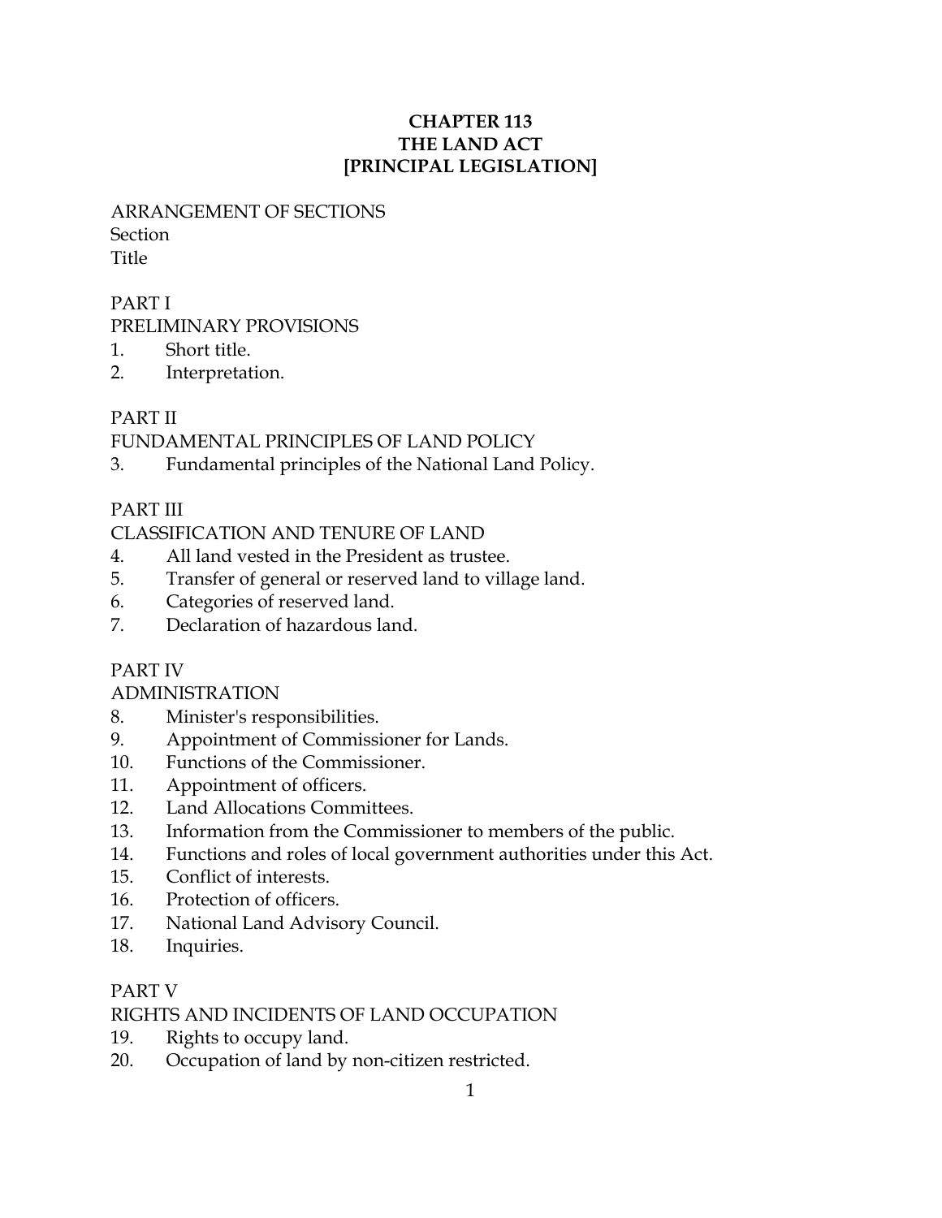# CHAPTER 113
# THE LAND ACT
# [PRINCIPAL LEGISLATION]

ARRANGEMENT OF SECTIONS

Section

Title

PART I

PRELIMINARY PROVISIONS

1. Short title.
2. Interpretation.

PART II

FUNDAMENTAL PRINCIPLES OF LAND POLICY

3. Fundamental principles of the National Land Policy.

PART III

CLASSIFICATION AND TENURE OF LAND

4. All land vested in the President as trustee.
5. Transfer of general or reserved land to village land.
6. Categories of reserved land.
7. Declaration of hazardous land.

PART IV

ADMINISTRATION

8. Minister's responsibilities.
9. Appointment of Commissioner for Lands.
10. Functions of the Commissioner.
11. Appointment of officers.
12. Land Allocations Committees.
13. Information from the Commissioner to members of the public.
14. Functions and roles of local government authorities under this Act.
15. Conflict of interests.
16. Protection of officers.
17. National Land Advisory Council.
18. Inquiries.

PART V

RIGHTS AND INCIDENTS OF LAND OCCUPATION

19. Rights to occupy land.
20. Occupation of land by non-citizen restricted.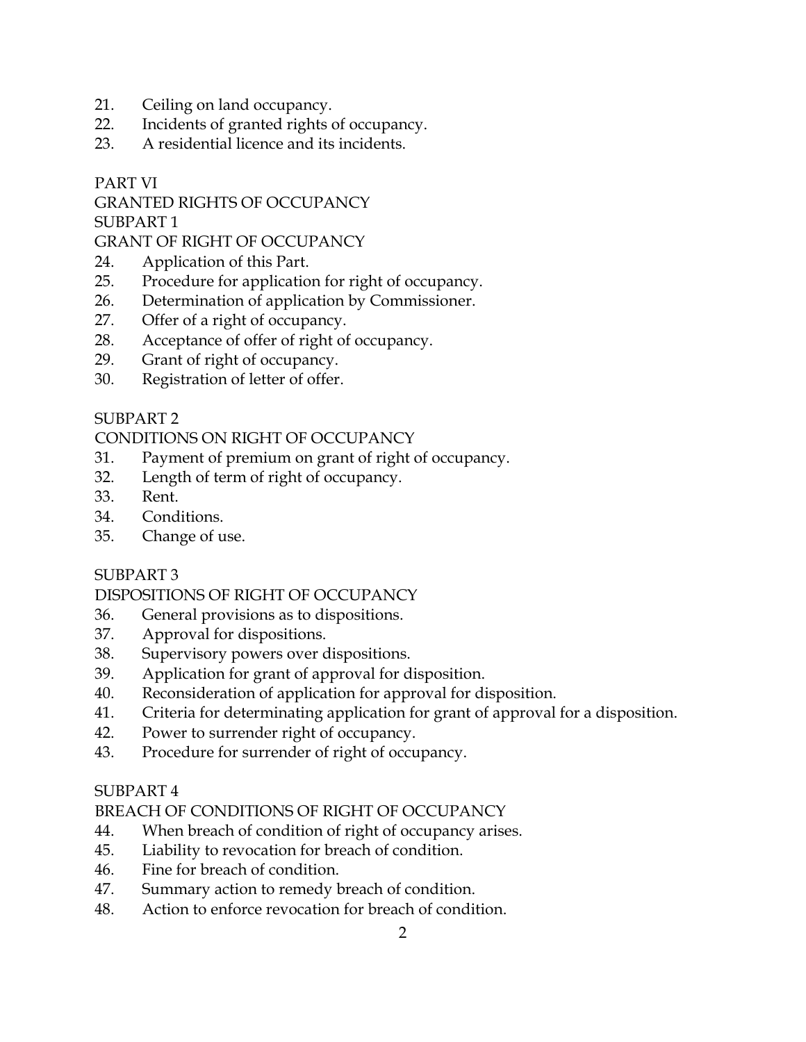21. Ceiling on land occupancy.
22. Incidents of granted rights of occupancy.
23. A residential licence and its incidents.

PART VI
GRANTED RIGHTS OF OCCUPANCY
SUBPART 1
GRANT OF RIGHT OF OCCUPANCY

24. Application of this Part.
25. Procedure for application for right of occupancy.
26. Determination of application by Commissioner.
27. Offer of a right of occupancy.
28. Acceptance of offer of right of occupancy.
29. Grant of right of occupancy.
30. Registration of letter of offer.

SUBPART 2
CONDITIONS ON RIGHT OF OCCUPANCY

31. Payment of premium on grant of right of occupancy.
32. Length of term of right of occupancy.
33. Rent.
34. Conditions.
35. Change of use.

SUBPART 3
DISPOSITIONS OF RIGHT OF OCCUPANCY

36. General provisions as to dispositions.
37. Approval for dispositions.
38. Supervisory powers over dispositions.
39. Application for grant of approval for disposition.
40. Reconsideration of application for approval for disposition.
41. Criteria for determinating application for grant of approval for a disposition.
42. Power to surrender right of occupancy.
43. Procedure for surrender of right of occupancy.

SUBPART 4
BREACH OF CONDITIONS OF RIGHT OF OCCUPANCY

44. When breach of condition of right of occupancy arises.
45. Liability to revocation for breach of condition.
46. Fine for breach of condition.
47. Summary action to remedy breach of condition.
48. Action to enforce revocation for breach of condition.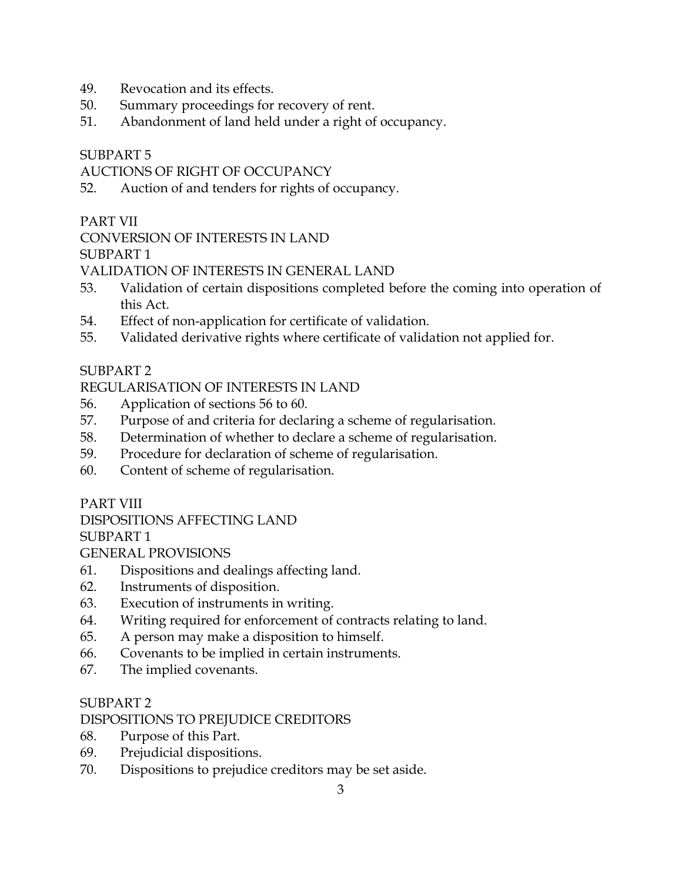49. Revocation and its effects.
50. Summary proceedings for recovery of rent.
51. Abandonment of land held under a right of occupancy.

SUBPART 5

AUCTIONS OF RIGHT OF OCCUPANCY

52. Auction of and tenders for rights of occupancy.

PART VII

CONVERSION OF INTERESTS IN LAND

SUBPART 1

VALIDATION OF INTERESTS IN GENERAL LAND

53. Validation of certain dispositions completed before the coming into operation of this Act.
54. Effect of non-application for certificate of validation.
55. Validated derivative rights where certificate of validation not applied for.

SUBPART 2

REGULARISATION OF INTERESTS IN LAND

56. Application of sections 56 to 60.
57. Purpose of and criteria for declaring a scheme of regularisation.
58. Determination of whether to declare a scheme of regularisation.
59. Procedure for declaration of scheme of regularisation.
60. Content of scheme of regularisation.

PART VIII

DISPOSITIONS AFFECTING LAND

SUBPART 1

GENERAL PROVISIONS

61. Dispositions and dealings affecting land.
62. Instruments of disposition.
63. Execution of instruments in writing.
64. Writing required for enforcement of contracts relating to land.
65. A person may make a disposition to himself.
66. Covenants to be implied in certain instruments.
67. The implied covenants.

SUBPART 2

DISPOSITIONS TO PREJUDICE CREDITORS

68. Purpose of this Part.
69. Prejudicial dispositions.
70. Dispositions to prejudice creditors may be set aside.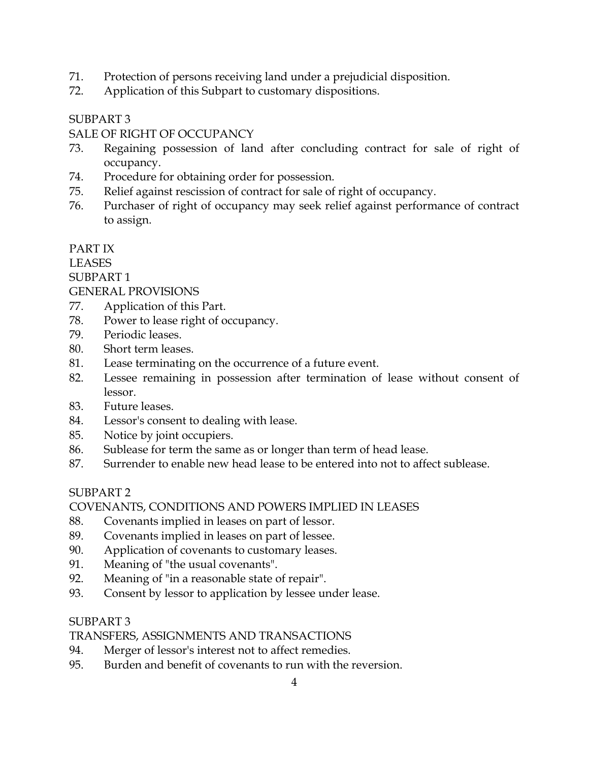71. Protection of persons receiving land under a prejudicial disposition.
72. Application of this Subpart to customary dispositions.

SUBPART 3

SALE OF RIGHT OF OCCUPANCY

73. Regaining possession of land after concluding contract for sale of right of occupancy.
74. Procedure for obtaining order for possession.
75. Relief against rescission of contract for sale of right of occupancy.
76. Purchaser of right of occupancy may seek relief against performance of contract to assign.

PART IX

LEASES

SUBPART 1

GENERAL PROVISIONS

77. Application of this Part.
78. Power to lease right of occupancy.
79. Periodic leases.
80. Short term leases.
81. Lease terminating on the occurrence of a future event.
82. Lessee remaining in possession after termination of lease without consent of lessor.
83. Future leases.
84. Lessor's consent to dealing with lease.
85. Notice by joint occupiers.
86. Sublease for term the same as or longer than term of head lease.
87. Surrender to enable new head lease to be entered into not to affect sublease.

SUBPART 2

COVENANTS, CONDITIONS AND POWERS IMPLIED IN LEASES

88. Covenants implied in leases on part of lessor.
89. Covenants implied in leases on part of lessee.
90. Application of covenants to customary leases.
91. Meaning of "the usual covenants".
92. Meaning of "in a reasonable state of repair".
93. Consent by lessor to application by lessee under lease.

SUBPART 3

TRANSFERS, ASSIGNMENTS AND TRANSACTIONS

94. Merger of lessor's interest not to affect remedies.
95. Burden and benefit of covenants to run with the reversion.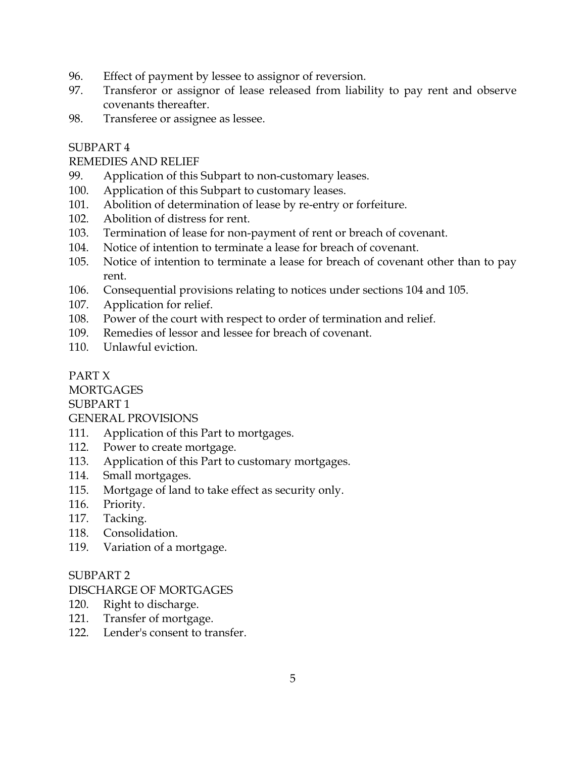96. Effect of payment by lessee to assignor of reversion.
97. Transferor or assignor of lease released from liability to pay rent and observe covenants thereafter.
98. Transferee or assignee as lessee.

SUBPART 4

REMEDIES AND RELIEF

99. Application of this Subpart to non-customary leases.
100. Application of this Subpart to customary leases.
101. Abolition of determination of lease by re-entry or forfeiture.
102. Abolition of distress for rent.
103. Termination of lease for non-payment of rent or breach of covenant.
104. Notice of intention to terminate a lease for breach of covenant.
105. Notice of intention to terminate a lease for breach of covenant other than to pay rent.
106. Consequential provisions relating to notices under sections 104 and 105.
107. Application for relief.
108. Power of the court with respect to order of termination and relief.
109. Remedies of lessor and lessee for breach of covenant.
110. Unlawful eviction.

PART X

MORTGAGES

SUBPART 1

GENERAL PROVISIONS

111. Application of this Part to mortgages.
112. Power to create mortgage.
113. Application of this Part to customary mortgages.
114. Small mortgages.
115. Mortgage of land to take effect as security only.
116. Priority.
117. Tacking.
118. Consolidation.
119. Variation of a mortgage.

SUBPART 2

DISCHARGE OF MORTGAGES

120. Right to discharge.
121. Transfer of mortgage.
122. Lender's consent to transfer.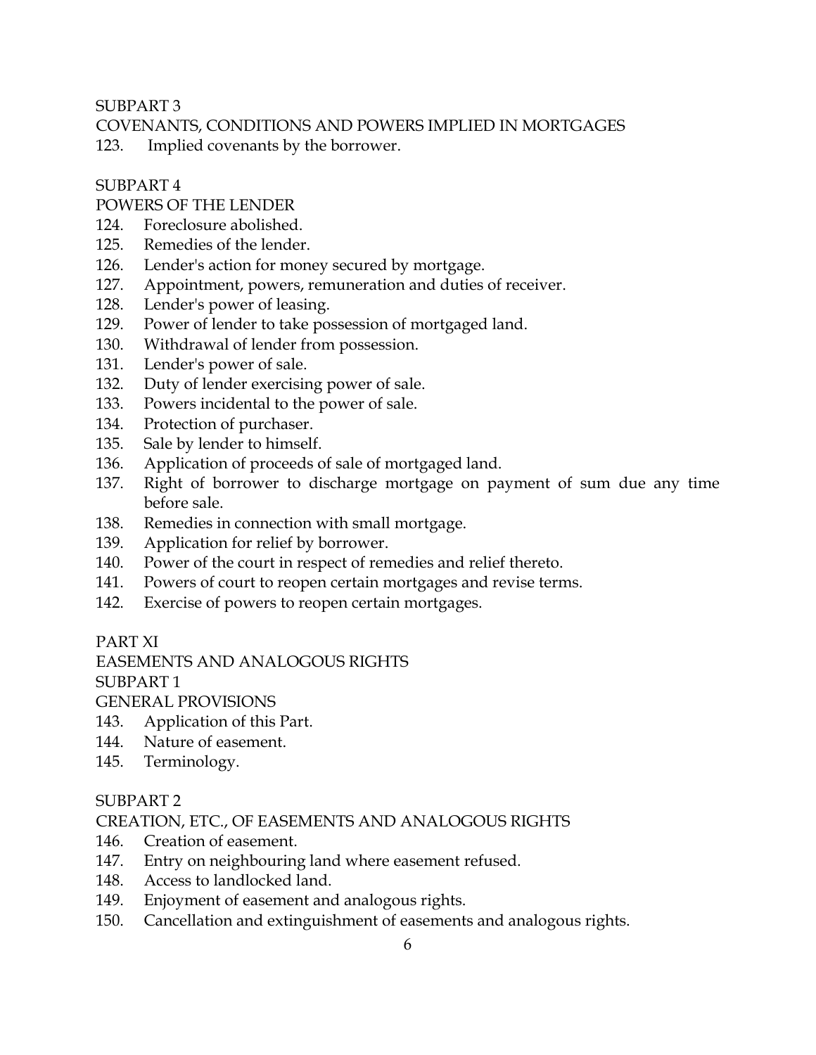SUBPART 3

COVENANTS, CONDITIONS AND POWERS IMPLIED IN MORTGAGES

123. Implied covenants by the borrower.

SUBPART 4

POWERS OF THE LENDER

124. Foreclosure abolished.
125. Remedies of the lender.
126. Lender's action for money secured by mortgage.
127. Appointment, powers, remuneration and duties of receiver.
128. Lender's power of leasing.
129. Power of lender to take possession of mortgaged land.
130. Withdrawal of lender from possession.
131. Lender's power of sale.
132. Duty of lender exercising power of sale.
133. Powers incidental to the power of sale.
134. Protection of purchaser.
135. Sale by lender to himself.
136. Application of proceeds of sale of mortgaged land.
137. Right of borrower to discharge mortgage on payment of sum due any time before sale.
138. Remedies in connection with small mortgage.
139. Application for relief by borrower.
140. Power of the court in respect of remedies and relief thereto.
141. Powers of court to reopen certain mortgages and revise terms.
142. Exercise of powers to reopen certain mortgages.

PART XI

EASEMENTS AND ANALOGOUS RIGHTS

SUBPART 1

GENERAL PROVISIONS

143. Application of this Part.
144. Nature of easement.
145. Terminology.

SUBPART 2

CREATION, ETC., OF EASEMENTS AND ANALOGOUS RIGHTS

146. Creation of easement.
147. Entry on neighbouring land where easement refused.
148. Access to landlocked land.
149. Enjoyment of easement and analogous rights.
150. Cancellation and extinguishment of easements and analogous rights.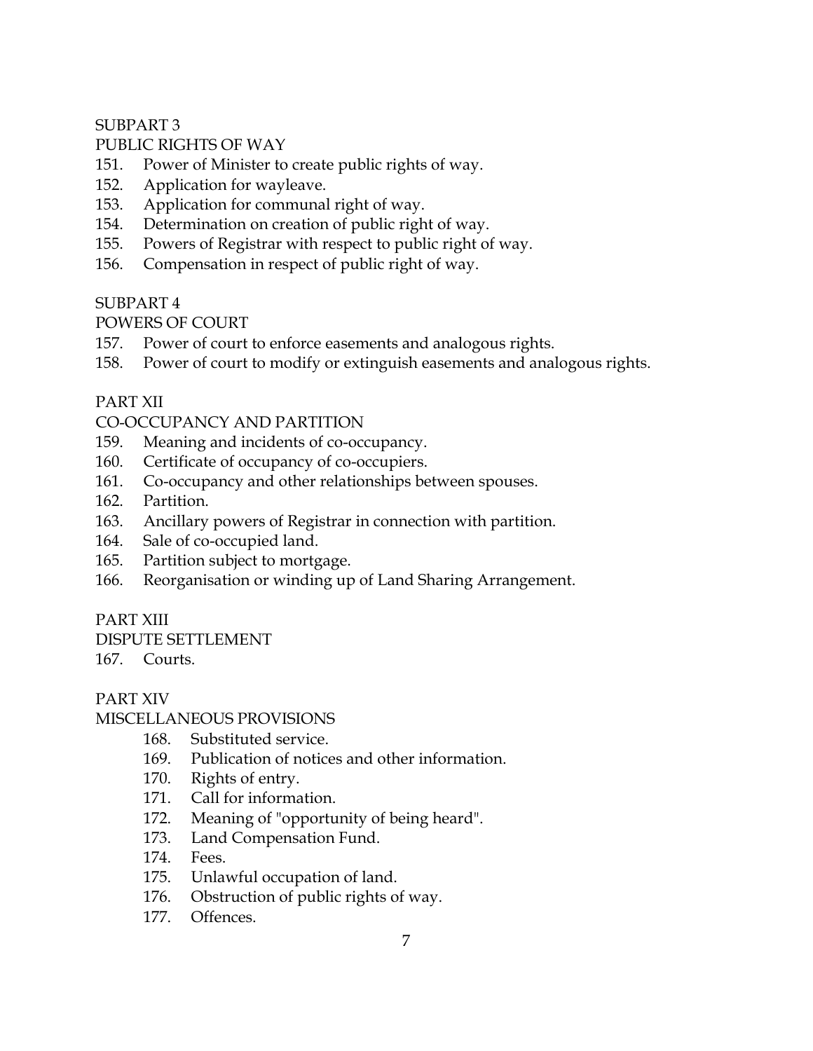SUBPART 3

PUBLIC RIGHTS OF WAY

151. Power of Minister to create public rights of way.
152. Application for wayleave.
153. Application for communal right of way.
154. Determination on creation of public right of way.
155. Powers of Registrar with respect to public right of way.
156. Compensation in respect of public right of way.

SUBPART 4

POWERS OF COURT

157. Power of court to enforce easements and analogous rights.
158. Power of court to modify or extinguish easements and analogous rights.

PART XII

CO-OCCUPANCY AND PARTITION

159. Meaning and incidents of co-occupancy.
160. Certificate of occupancy of co-occupiers.
161. Co-occupancy and other relationships between spouses.
162. Partition.
163. Ancillary powers of Registrar in connection with partition.
164. Sale of co-occupied land.
165. Partition subject to mortgage.
166. Reorganisation or winding up of Land Sharing Arrangement.

PART XIII

DISPUTE SETTLEMENT

167. Courts.

PART XIV

MISCELLANEOUS PROVISIONS

168. Substituted service.
169. Publication of notices and other information.
170. Rights of entry.
171. Call for information.
172. Meaning of "opportunity of being heard".
173. Land Compensation Fund.
174. Fees.
175. Unlawful occupation of land.
176. Obstruction of public rights of way.
177. Offences.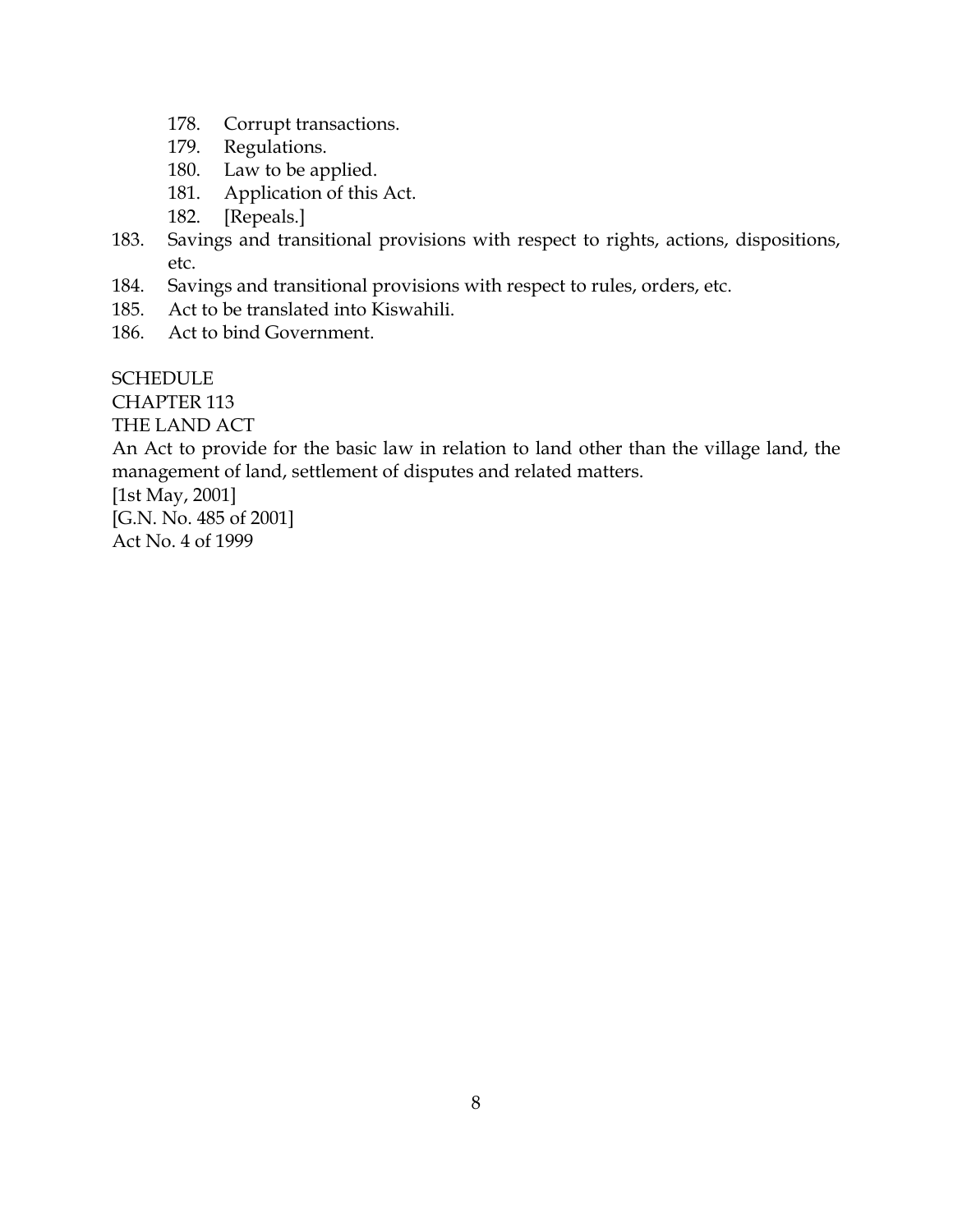178. Corrupt transactions.
179. Regulations.
180. Law to be applied.
181. Application of this Act.
182. [Repeals.]
183. Savings and transitional provisions with respect to rights, actions, dispositions, etc.
184. Savings and transitional provisions with respect to rules, orders, etc.
185. Act to be translated into Kiswahili.
186. Act to bind Government.

SCHEDULE

CHAPTER 113

THE LAND ACT

An Act to provide for the basic law in relation to land other than the village land, the management of land, settlement of disputes and related matters.

[1st May, 2001]

[G.N. No. 485 of 2001]

Act No. 4 of 1999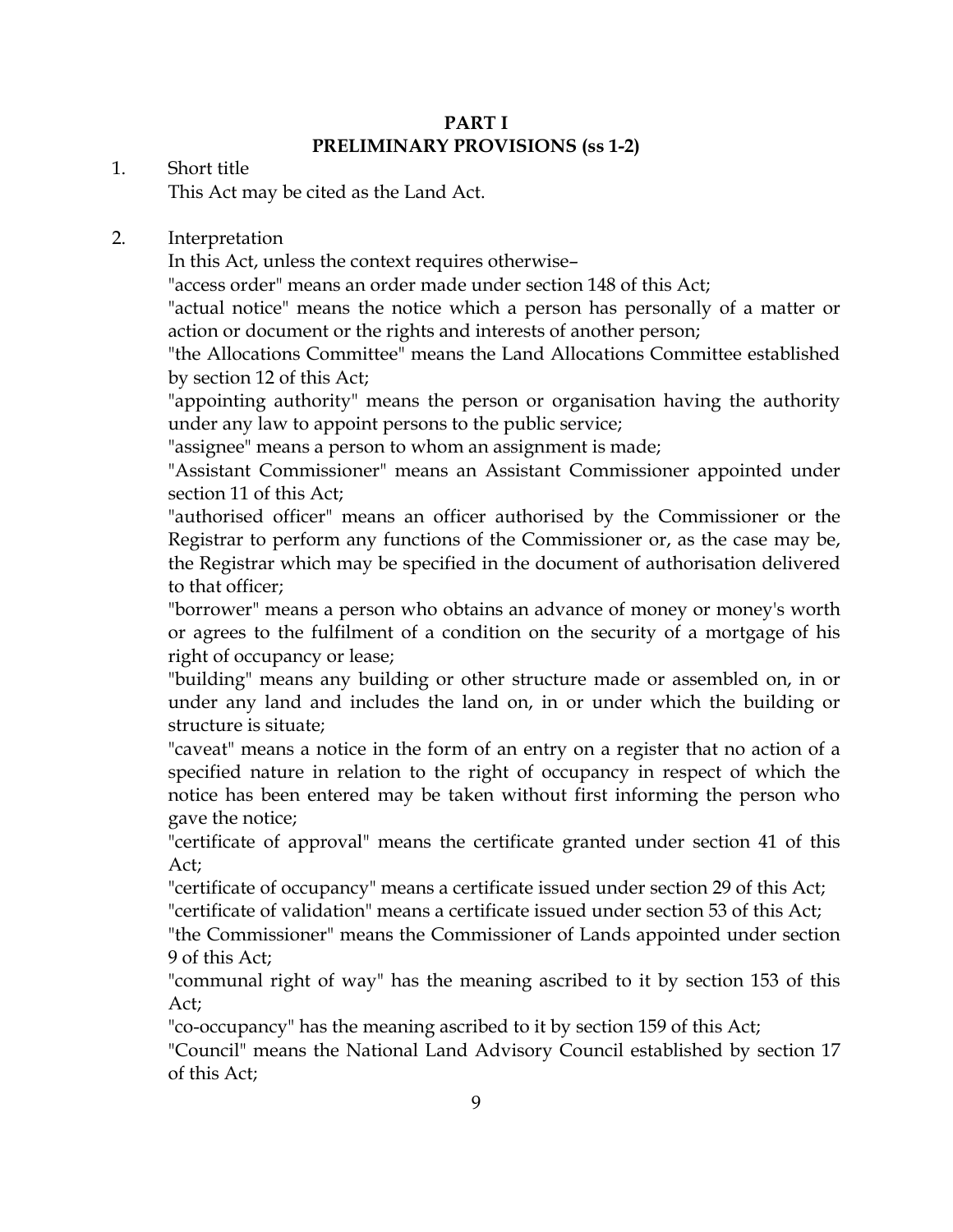## PART I
## PRELIMINARY PROVISIONS (ss 1-2)

1. Short title

This Act may be cited as the Land Act.

2. Interpretation

In this Act, unless the context requires otherwise–

"access order" means an order made under section 148 of this Act;

"actual notice" means the notice which a person has personally of a matter or action or document or the rights and interests of another person;

"the Allocations Committee" means the Land Allocations Committee established by section 12 of this Act;

"appointing authority" means the person or organisation having the authority under any law to appoint persons to the public service;

"assignee" means a person to whom an assignment is made;

"Assistant Commissioner" means an Assistant Commissioner appointed under section 11 of this Act;

"authorised officer" means an officer authorised by the Commissioner or the Registrar to perform any functions of the Commissioner or, as the case may be, the Registrar which may be specified in the document of authorisation delivered to that officer;

"borrower" means a person who obtains an advance of money or money's worth or agrees to the fulfilment of a condition on the security of a mortgage of his right of occupancy or lease;

"building" means any building or other structure made or assembled on, in or under any land and includes the land on, in or under which the building or structure is situate;

"caveat" means a notice in the form of an entry on a register that no action of a specified nature in relation to the right of occupancy in respect of which the notice has been entered may be taken without first informing the person who gave the notice;

"certificate of approval" means the certificate granted under section 41 of this Act;

"certificate of occupancy" means a certificate issued under section 29 of this Act;

"certificate of validation" means a certificate issued under section 53 of this Act;

"the Commissioner" means the Commissioner of Lands appointed under section 9 of this Act;

"communal right of way" has the meaning ascribed to it by section 153 of this Act;

"co-occupancy" has the meaning ascribed to it by section 159 of this Act;

"Council" means the National Land Advisory Council established by section 17 of this Act;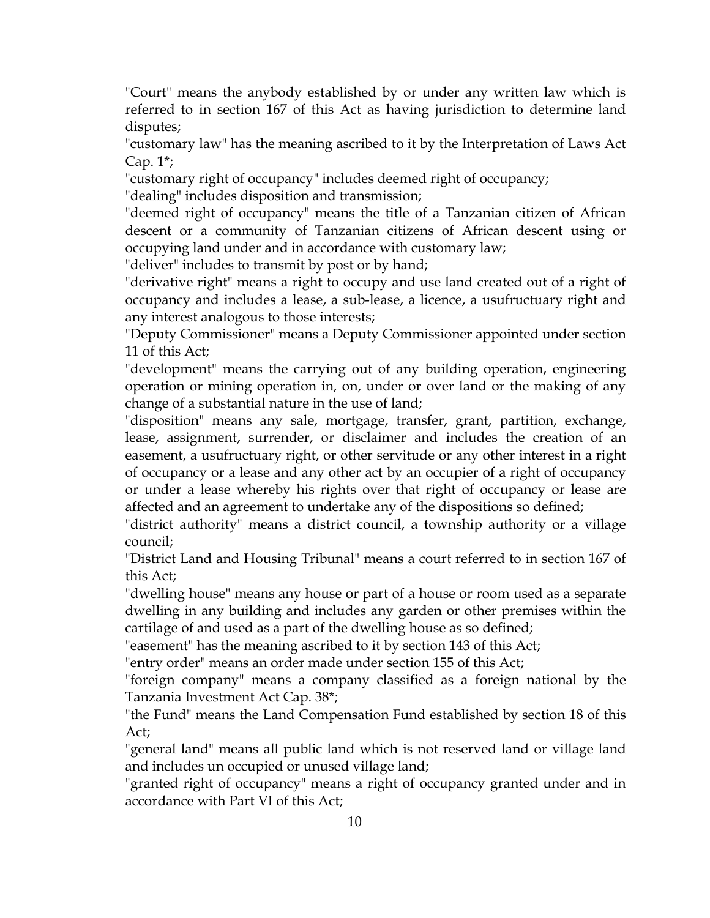"Court" means the anybody established by or under any written law which is referred to in section 167 of this Act as having jurisdiction to determine land disputes;

"customary law" has the meaning ascribed to it by the Interpretation of Laws Act Cap. 1*;

"customary right of occupancy" includes deemed right of occupancy;

"dealing" includes disposition and transmission;

"deemed right of occupancy" means the title of a Tanzanian citizen of African descent or a community of Tanzanian citizens of African descent using or occupying land under and in accordance with customary law;

"deliver" includes to transmit by post or by hand;

"derivative right" means a right to occupy and use land created out of a right of occupancy and includes a lease, a sub-lease, a licence, a usufructuary right and any interest analogous to those interests;

"Deputy Commissioner" means a Deputy Commissioner appointed under section 11 of this Act;

"development" means the carrying out of any building operation, engineering operation or mining operation in, on, under or over land or the making of any change of a substantial nature in the use of land;

"disposition" means any sale, mortgage, transfer, grant, partition, exchange, lease, assignment, surrender, or disclaimer and includes the creation of an easement, a usufructuary right, or other servitude or any other interest in a right of occupancy or a lease and any other act by an occupier of a right of occupancy or under a lease whereby his rights over that right of occupancy or lease are affected and an agreement to undertake any of the dispositions so defined;

"district authority" means a district council, a township authority or a village council;

"District Land and Housing Tribunal" means a court referred to in section 167 of this Act;

"dwelling house" means any house or part of a house or room used as a separate dwelling in any building and includes any garden or other premises within the cartilage of and used as a part of the dwelling house as so defined;

"easement" has the meaning ascribed to it by section 143 of this Act;

"entry order" means an order made under section 155 of this Act;

"foreign company" means a company classified as a foreign national by the Tanzania Investment Act Cap. 38*;

"the Fund" means the Land Compensation Fund established by section 18 of this Act;

"general land" means all public land which is not reserved land or village land and includes un occupied or unused village land;

"granted right of occupancy" means a right of occupancy granted under and in accordance with Part VI of this Act;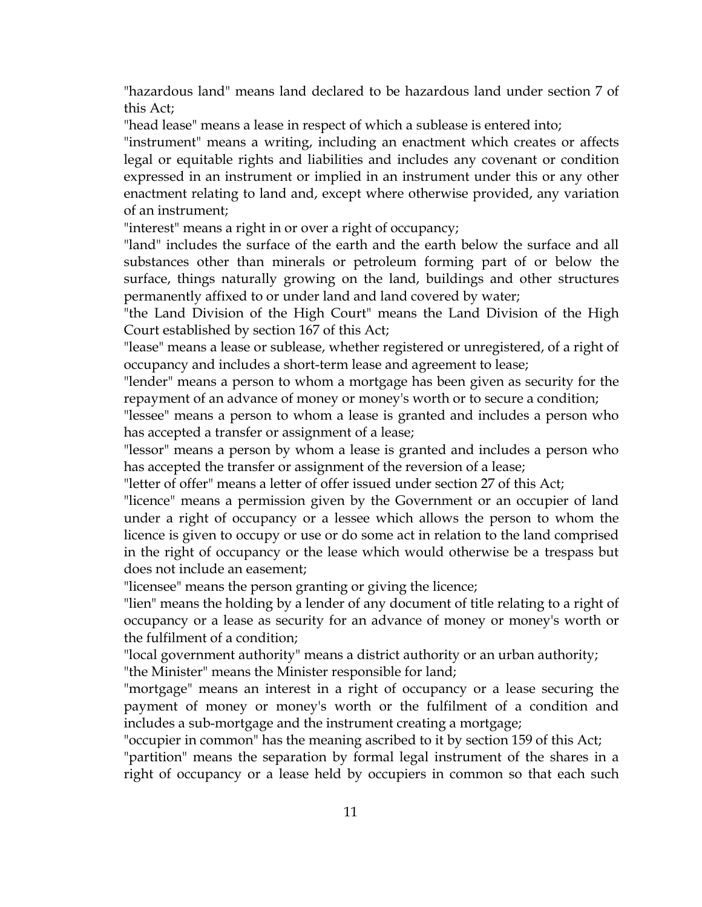"hazardous land" means land declared to be hazardous land under section 7 of this Act;

"head lease" means a lease in respect of which a sublease is entered into;

"instrument" means a writing, including an enactment which creates or affects legal or equitable rights and liabilities and includes any covenant or condition expressed in an instrument or implied in an instrument under this or any other enactment relating to land and, except where otherwise provided, any variation of an instrument;

"interest" means a right in or over a right of occupancy;

"land" includes the surface of the earth and the earth below the surface and all substances other than minerals or petroleum forming part of or below the surface, things naturally growing on the land, buildings and other structures permanently affixed to or under land and land covered by water;

"the Land Division of the High Court" means the Land Division of the High Court established by section 167 of this Act;

"lease" means a lease or sublease, whether registered or unregistered, of a right of occupancy and includes a short-term lease and agreement to lease;

"lender" means a person to whom a mortgage has been given as security for the repayment of an advance of money or money's worth or to secure a condition;

"lessee" means a person to whom a lease is granted and includes a person who has accepted a transfer or assignment of a lease;

"lessor" means a person by whom a lease is granted and includes a person who has accepted the transfer or assignment of the reversion of a lease;

"letter of offer" means a letter of offer issued under section 27 of this Act;

"licence" means a permission given by the Government or an occupier of land under a right of occupancy or a lessee which allows the person to whom the licence is given to occupy or use or do some act in relation to the land comprised in the right of occupancy or the lease which would otherwise be a trespass but does not include an easement;

"licensee" means the person granting or giving the licence;

"lien" means the holding by a lender of any document of title relating to a right of occupancy or a lease as security for an advance of money or money's worth or the fulfilment of a condition;

"local government authority" means a district authority or an urban authority;

"the Minister" means the Minister responsible for land;

"mortgage" means an interest in a right of occupancy or a lease securing the payment of money or money's worth or the fulfilment of a condition and includes a sub-mortgage and the instrument creating a mortgage;

"occupier in common" has the meaning ascribed to it by section 159 of this Act;

"partition" means the separation by formal legal instrument of the shares in a right of occupancy or a lease held by occupiers in common so that each such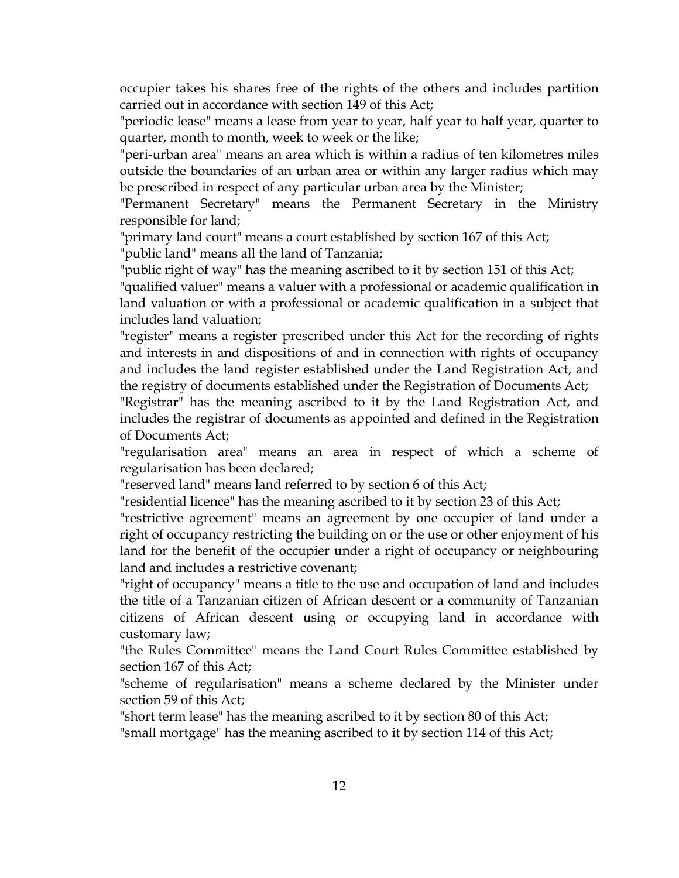occupier takes his shares free of the rights of the others and includes partition carried out in accordance with section 149 of this Act;

"periodic lease" means a lease from year to year, half year to half year, quarter to quarter, month to month, week to week or the like;

"peri-urban area" means an area which is within a radius of ten kilometres miles outside the boundaries of an urban area or within any larger radius which may be prescribed in respect of any particular urban area by the Minister;

"Permanent Secretary" means the Permanent Secretary in the Ministry responsible for land;

"primary land court" means a court established by section 167 of this Act;

"public land" means all the land of Tanzania;

"public right of way" has the meaning ascribed to it by section 151 of this Act;

"qualified valuer" means a valuer with a professional or academic qualification in land valuation or with a professional or academic qualification in a subject that includes land valuation;

"register" means a register prescribed under this Act for the recording of rights and interests in and dispositions of and in connection with rights of occupancy and includes the land register established under the Land Registration Act, and the registry of documents established under the Registration of Documents Act;

"Registrar" has the meaning ascribed to it by the Land Registration Act, and includes the registrar of documents as appointed and defined in the Registration of Documents Act;

"regularisation area" means an area in respect of which a scheme of regularisation has been declared;

"reserved land" means land referred to by section 6 of this Act;

"residential licence" has the meaning ascribed to it by section 23 of this Act;

"restrictive agreement" means an agreement by one occupier of land under a right of occupancy restricting the building on or the use or other enjoyment of his land for the benefit of the occupier under a right of occupancy or neighbouring land and includes a restrictive covenant;

"right of occupancy" means a title to the use and occupation of land and includes the title of a Tanzanian citizen of African descent or a community of Tanzanian citizens of African descent using or occupying land in accordance with customary law;

"the Rules Committee" means the Land Court Rules Committee established by section 167 of this Act;

"scheme of regularisation" means a scheme declared by the Minister under section 59 of this Act;

"short term lease" has the meaning ascribed to it by section 80 of this Act;

"small mortgage" has the meaning ascribed to it by section 114 of this Act;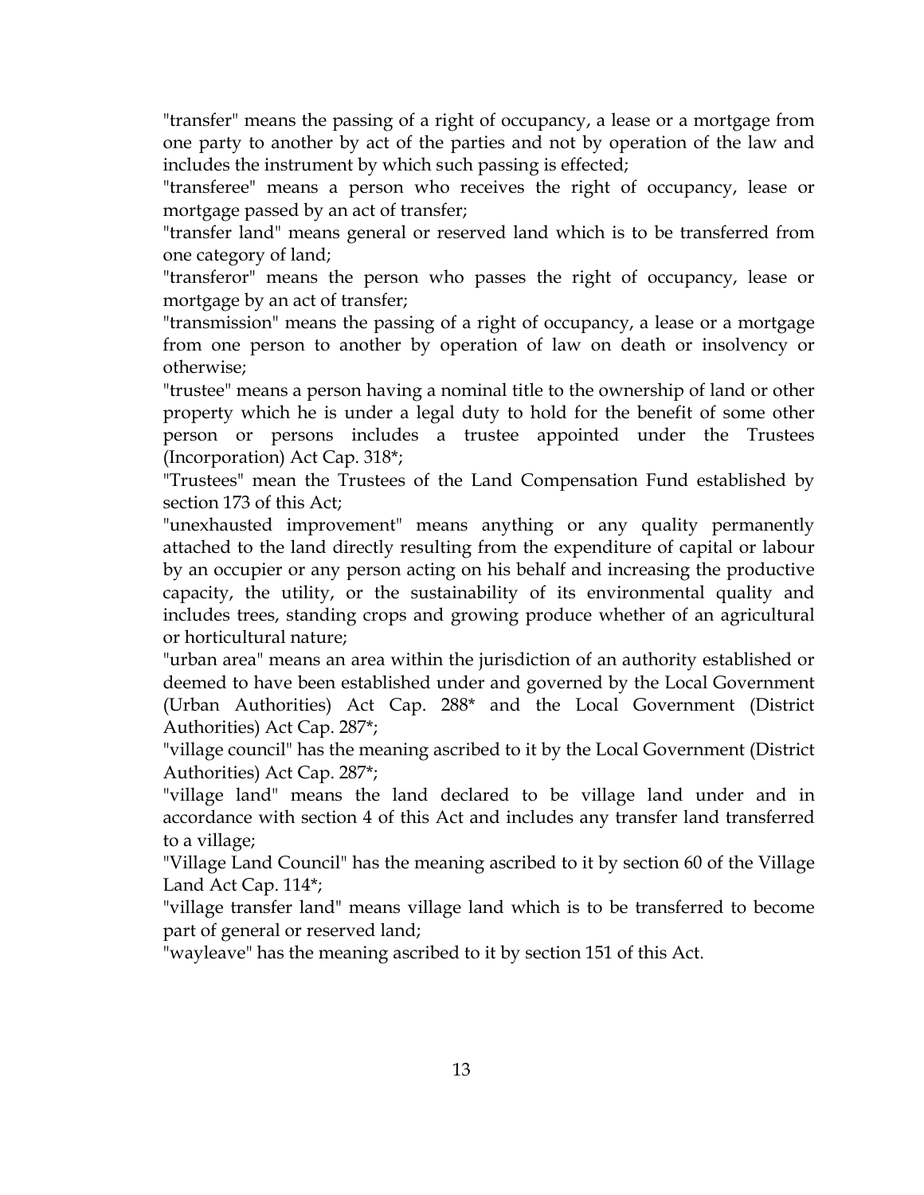"transfer" means the passing of a right of occupancy, a lease or a mortgage from one party to another by act of the parties and not by operation of the law and includes the instrument by which such passing is effected;

"transferee" means a person who receives the right of occupancy, lease or mortgage passed by an act of transfer;

"transfer land" means general or reserved land which is to be transferred from one category of land;

"transferor" means the person who passes the right of occupancy, lease or mortgage by an act of transfer;

"transmission" means the passing of a right of occupancy, a lease or a mortgage from one person to another by operation of law on death or insolvency or otherwise;

"trustee" means a person having a nominal title to the ownership of land or other property which he is under a legal duty to hold for the benefit of some other person or persons includes a trustee appointed under the Trustees (Incorporation) Act Cap. 318*;

"Trustees" mean the Trustees of the Land Compensation Fund established by section 173 of this Act;

"unexhausted improvement" means anything or any quality permanently attached to the land directly resulting from the expenditure of capital or labour by an occupier or any person acting on his behalf and increasing the productive capacity, the utility, or the sustainability of its environmental quality and includes trees, standing crops and growing produce whether of an agricultural or horticultural nature;

"urban area" means an area within the jurisdiction of an authority established or deemed to have been established under and governed by the Local Government (Urban Authorities) Act Cap. 288* and the Local Government (District Authorities) Act Cap. 287*;

"village council" has the meaning ascribed to it by the Local Government (District Authorities) Act Cap. 287*;

"village land" means the land declared to be village land under and in accordance with section 4 of this Act and includes any transfer land transferred to a village;

"Village Land Council" has the meaning ascribed to it by section 60 of the Village Land Act Cap. 114*;

"village transfer land" means village land which is to be transferred to become part of general or reserved land;

"wayleave" has the meaning ascribed to it by section 151 of this Act.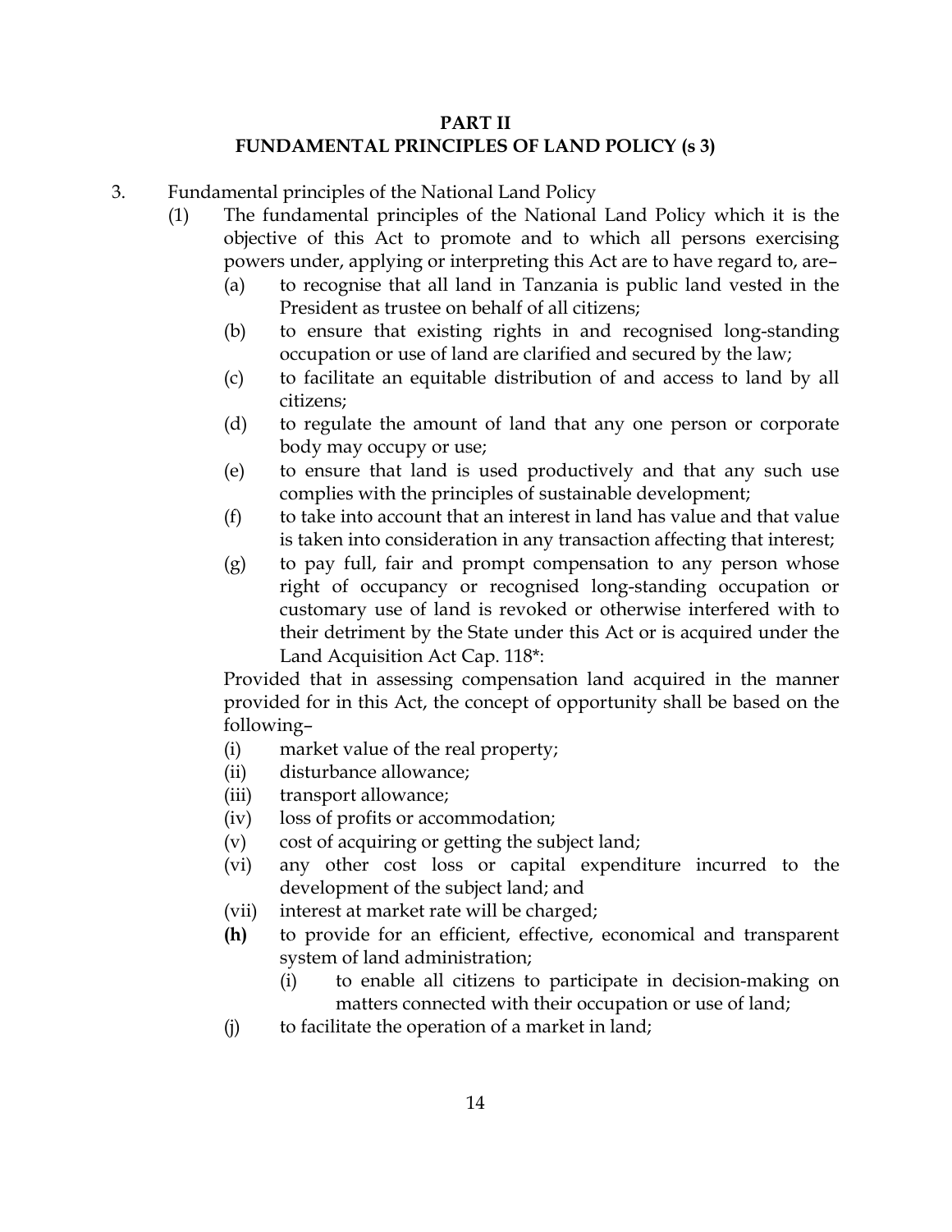**PART II**
**FUNDAMENTAL PRINCIPLES OF LAND POLICY (s 3)**

3. Fundamental principles of the National Land Policy

   (1) The fundamental principles of the National Land Policy which it is the objective of this Act to promote and to which all persons exercising powers under, applying or interpreting this Act are to have regard to, are–

   (a) to recognise that all land in Tanzania is public land vested in the President as trustee on behalf of all citizens;

   (b) to ensure that existing rights in and recognised long-standing occupation or use of land are clarified and secured by the law;

   (c) to facilitate an equitable distribution of and access to land by all citizens;

   (d) to regulate the amount of land that any one person or corporate body may occupy or use;

   (e) to ensure that land is used productively and that any such use complies with the principles of sustainable development;

   (f) to take into account that an interest in land has value and that value is taken into consideration in any transaction affecting that interest;

   (g) to pay full, fair and prompt compensation to any person whose right of occupancy or recognised long-standing occupation or customary use of land is revoked or otherwise interfered with to their detriment by the State under this Act or is acquired under the Land Acquisition Act Cap. 118*:

   Provided that in assessing compensation land acquired in the manner provided for in this Act, the concept of opportunity shall be based on the following–

   (i) market value of the real property;

   (ii) disturbance allowance;

   (iii) transport allowance;

   (iv) loss of profits or accommodation;

   (v) cost of acquiring or getting the subject land;

   (vi) any other cost loss or capital expenditure incurred to the development of the subject land; and

   (vii) interest at market rate will be charged;

   **(h)** to provide for an efficient, effective, economical and transparent system of land administration;

   (i) to enable all citizens to participate in decision-making on matters connected with their occupation or use of land;

   (j) to facilitate the operation of a market in land;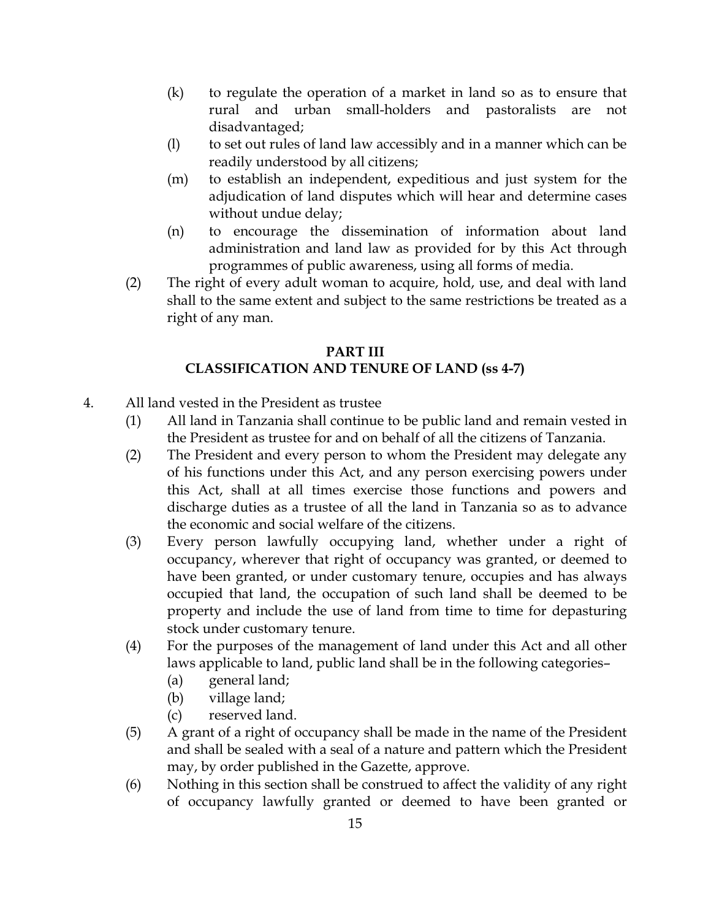(k) to regulate the operation of a market in land so as to ensure that rural and urban small-holders and pastoralists are not disadvantaged;

(l) to set out rules of land law accessibly and in a manner which can be readily understood by all citizens;

(m) to establish an independent, expeditious and just system for the adjudication of land disputes which will hear and determine cases without undue delay;

(n) to encourage the dissemination of information about land administration and land law as provided for by this Act through programmes of public awareness, using all forms of media.

(2) The right of every adult woman to acquire, hold, use, and deal with land shall to the same extent and subject to the same restrictions be treated as a right of any man.

## PART III
## CLASSIFICATION AND TENURE OF LAND (ss 4-7)

4. All land vested in the President as trustee

(1) All land in Tanzania shall continue to be public land and remain vested in the President as trustee for and on behalf of all the citizens of Tanzania.

(2) The President and every person to whom the President may delegate any of his functions under this Act, and any person exercising powers under this Act, shall at all times exercise those functions and powers and discharge duties as a trustee of all the land in Tanzania so as to advance the economic and social welfare of the citizens.

(3) Every person lawfully occupying land, whether under a right of occupancy, wherever that right of occupancy was granted, or deemed to have been granted, or under customary tenure, occupies and has always occupied that land, the occupation of such land shall be deemed to be property and include the use of land from time to time for depasturing stock under customary tenure.

(4) For the purposes of the management of land under this Act and all other laws applicable to land, public land shall be in the following categories–

(a) general land;

(b) village land;

(c) reserved land.

(5) A grant of a right of occupancy shall be made in the name of the President and shall be sealed with a seal of a nature and pattern which the President may, by order published in the Gazette, approve.

(6) Nothing in this section shall be construed to affect the validity of any right of occupancy lawfully granted or deemed to have been granted or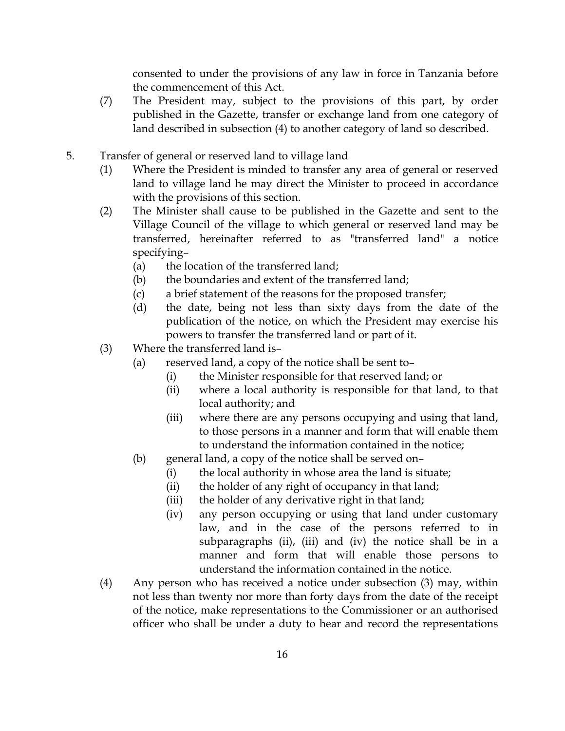consented to under the provisions of any law in force in Tanzania before the commencement of this Act.

(7) The President may, subject to the provisions of this part, by order published in the Gazette, transfer or exchange land from one category of land described in subsection (4) to another category of land so described.

5. Transfer of general or reserved land to village land

(1) Where the President is minded to transfer any area of general or reserved land to village land he may direct the Minister to proceed in accordance with the provisions of this section.

(2) The Minister shall cause to be published in the Gazette and sent to the Village Council of the village to which general or reserved land may be transferred, hereinafter referred to as "transferred land" a notice specifying–
   (a) the location of the transferred land;
   (b) the boundaries and extent of the transferred land;
   (c) a brief statement of the reasons for the proposed transfer;
   (d) the date, being not less than sixty days from the date of the publication of the notice, on which the President may exercise his powers to transfer the transferred land or part of it.

(3) Where the transferred land is–
   (a) reserved land, a copy of the notice shall be sent to–
      (i) the Minister responsible for that reserved land; or
      (ii) where a local authority is responsible for that land, to that local authority; and
      (iii) where there are any persons occupying and using that land, to those persons in a manner and form that will enable them to understand the information contained in the notice;
   (b) general land, a copy of the notice shall be served on–
      (i) the local authority in whose area the land is situate;
      (ii) the holder of any right of occupancy in that land;
      (iii) the holder of any derivative right in that land;
      (iv) any person occupying or using that land under customary law, and in the case of the persons referred to in subparagraphs (ii), (iii) and (iv) the notice shall be in a manner and form that will enable those persons to understand the information contained in the notice.

(4) Any person who has received a notice under subsection (3) may, within not less than twenty nor more than forty days from the date of the receipt of the notice, make representations to the Commissioner or an authorised officer who shall be under a duty to hear and record the representations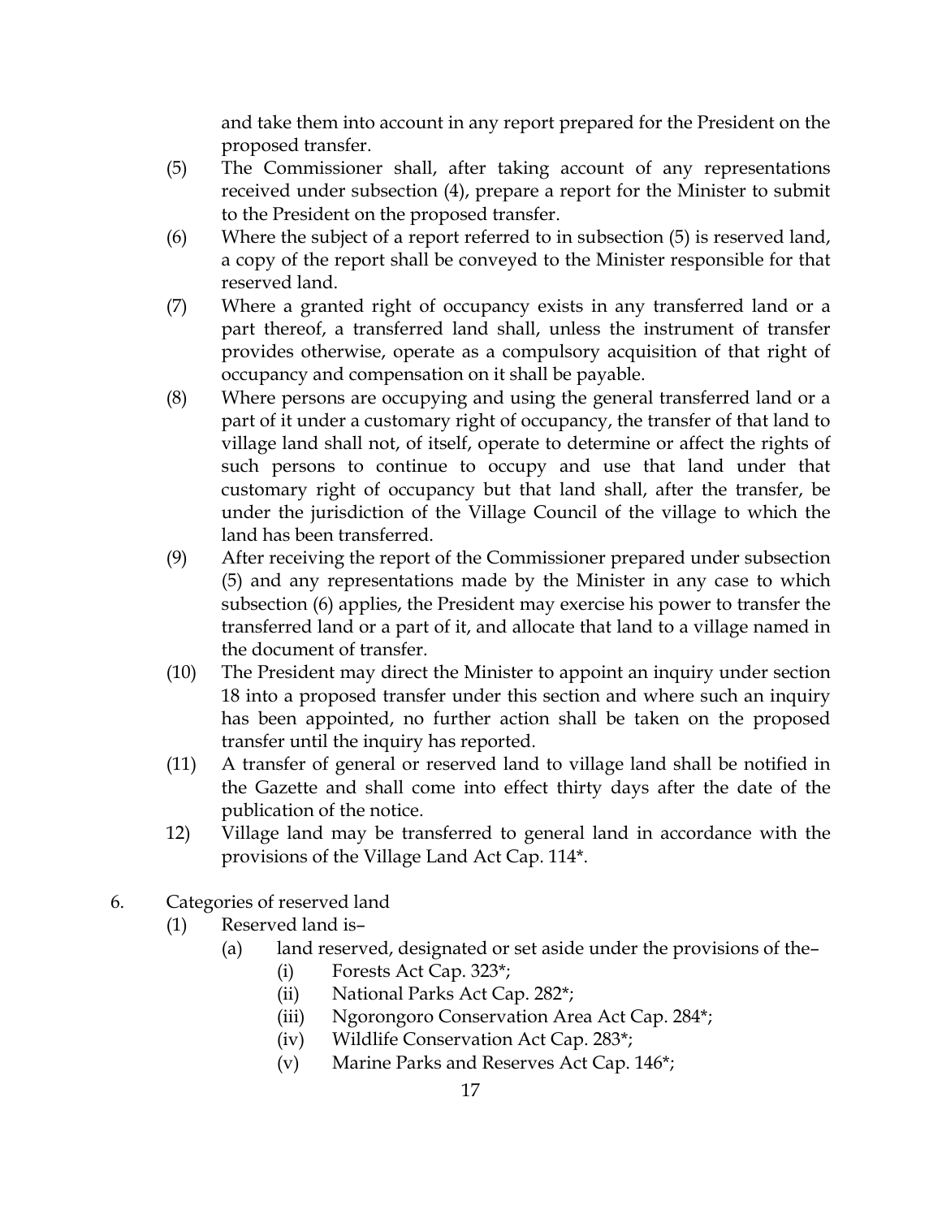and take them into account in any report prepared for the President on the proposed transfer.

(5) The Commissioner shall, after taking account of any representations received under subsection (4), prepare a report for the Minister to submit to the President on the proposed transfer.

(6) Where the subject of a report referred to in subsection (5) is reserved land, a copy of the report shall be conveyed to the Minister responsible for that reserved land.

(7) Where a granted right of occupancy exists in any transferred land or a part thereof, a transferred land shall, unless the instrument of transfer provides otherwise, operate as a compulsory acquisition of that right of occupancy and compensation on it shall be payable.

(8) Where persons are occupying and using the general transferred land or a part of it under a customary right of occupancy, the transfer of that land to village land shall not, of itself, operate to determine or affect the rights of such persons to continue to occupy and use that land under that customary right of occupancy but that land shall, after the transfer, be under the jurisdiction of the Village Council of the village to which the land has been transferred.

(9) After receiving the report of the Commissioner prepared under subsection (5) and any representations made by the Minister in any case to which subsection (6) applies, the President may exercise his power to transfer the transferred land or a part of it, and allocate that land to a village named in the document of transfer.

(10) The President may direct the Minister to appoint an inquiry under section 18 into a proposed transfer under this section and where such an inquiry has been appointed, no further action shall be taken on the proposed transfer until the inquiry has reported.

(11) A transfer of general or reserved land to village land shall be notified in the Gazette and shall come into effect thirty days after the date of the publication of the notice.

12) Village land may be transferred to general land in accordance with the provisions of the Village Land Act Cap. 114*.

6. Categories of reserved land

(1) Reserved land is–

(a) land reserved, designated or set aside under the provisions of the–

(i) Forests Act Cap. 323*;

(ii) National Parks Act Cap. 282*;

(iii) Ngorongoro Conservation Area Act Cap. 284*;

(iv) Wildlife Conservation Act Cap. 283*;

(v) Marine Parks and Reserves Act Cap. 146*;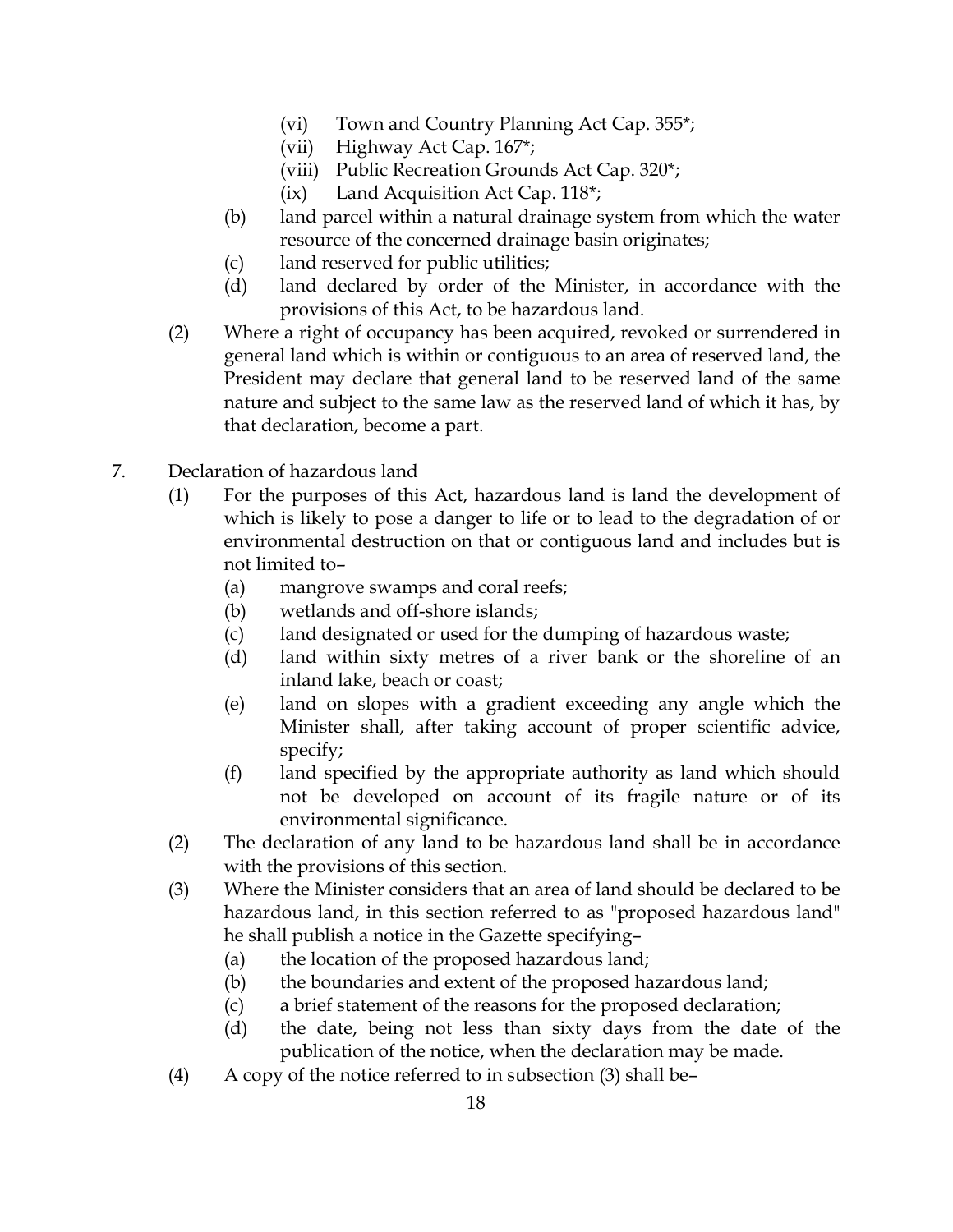(vi) Town and Country Planning Act Cap. 355*;

(vii) Highway Act Cap. 167*;

(viii) Public Recreation Grounds Act Cap. 320*;

(ix) Land Acquisition Act Cap. 118*;

(b) land parcel within a natural drainage system from which the water resource of the concerned drainage basin originates;

(c) land reserved for public utilities;

(d) land declared by order of the Minister, in accordance with the provisions of this Act, to be hazardous land.

(2) Where a right of occupancy has been acquired, revoked or surrendered in general land which is within or contiguous to an area of reserved land, the President may declare that general land to be reserved land of the same nature and subject to the same law as the reserved land of which it has, by that declaration, become a part.

7. Declaration of hazardous land

(1) For the purposes of this Act, hazardous land is land the development of which is likely to pose a danger to life or to lead to the degradation of or environmental destruction on that or contiguous land and includes but is not limited to–

(a) mangrove swamps and coral reefs;

(b) wetlands and off-shore islands;

(c) land designated or used for the dumping of hazardous waste;

(d) land within sixty metres of a river bank or the shoreline of an inland lake, beach or coast;

(e) land on slopes with a gradient exceeding any angle which the Minister shall, after taking account of proper scientific advice, specify;

(f) land specified by the appropriate authority as land which should not be developed on account of its fragile nature or of its environmental significance.

(2) The declaration of any land to be hazardous land shall be in accordance with the provisions of this section.

(3) Where the Minister considers that an area of land should be declared to be hazardous land, in this section referred to as "proposed hazardous land" he shall publish a notice in the Gazette specifying–

(a) the location of the proposed hazardous land;

(b) the boundaries and extent of the proposed hazardous land;

(c) a brief statement of the reasons for the proposed declaration;

(d) the date, being not less than sixty days from the date of the publication of the notice, when the declaration may be made.

(4) A copy of the notice referred to in subsection (3) shall be–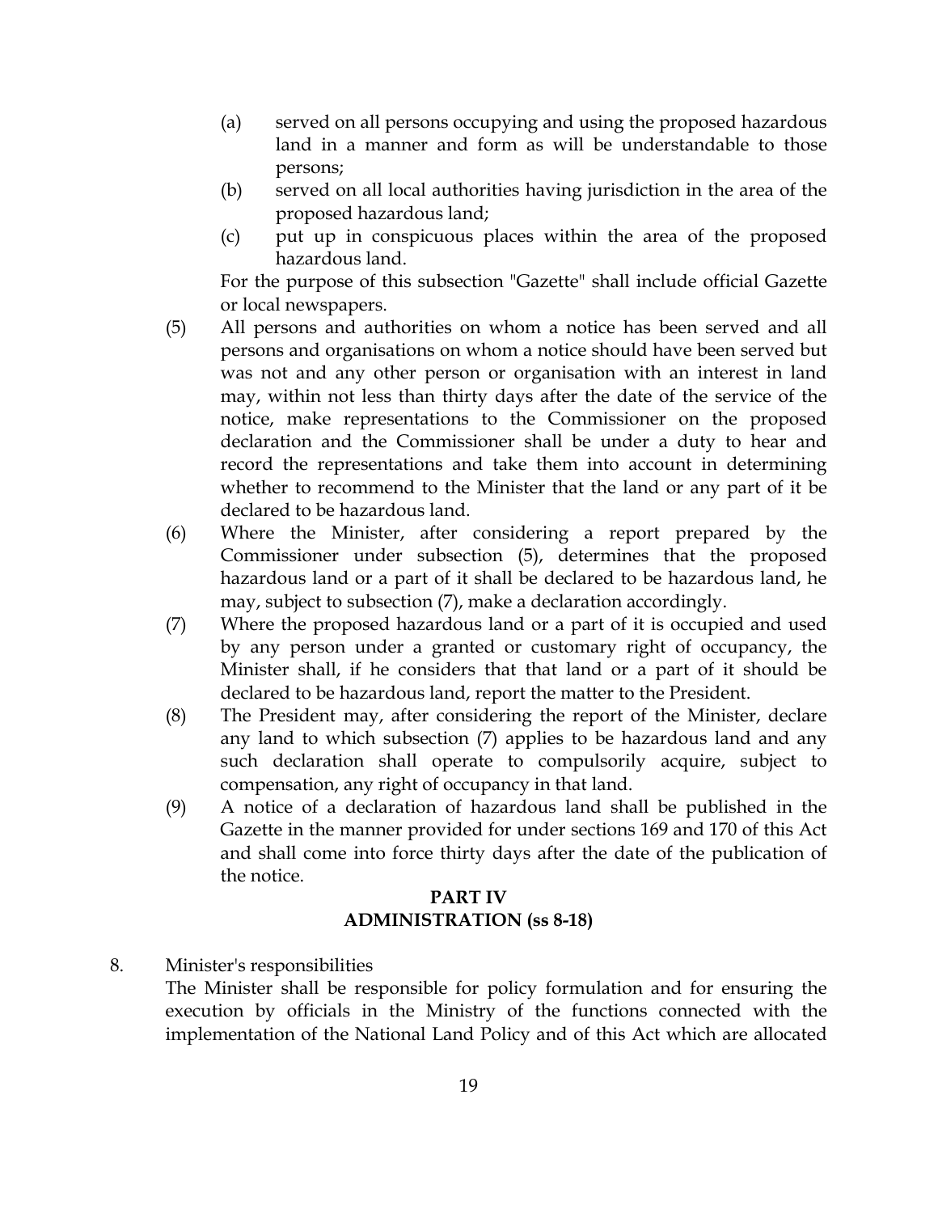(a) served on all persons occupying and using the proposed hazardous land in a manner and form as will be understandable to those persons;

(b) served on all local authorities having jurisdiction in the area of the proposed hazardous land;

(c) put up in conspicuous places within the area of the proposed hazardous land.

For the purpose of this subsection "Gazette" shall include official Gazette or local newspapers.

(5) All persons and authorities on whom a notice has been served and all persons and organisations on whom a notice should have been served but was not and any other person or organisation with an interest in land may, within not less than thirty days after the date of the service of the notice, make representations to the Commissioner on the proposed declaration and the Commissioner shall be under a duty to hear and record the representations and take them into account in determining whether to recommend to the Minister that the land or any part of it be declared to be hazardous land.

(6) Where the Minister, after considering a report prepared by the Commissioner under subsection (5), determines that the proposed hazardous land or a part of it shall be declared to be hazardous land, he may, subject to subsection (7), make a declaration accordingly.

(7) Where the proposed hazardous land or a part of it is occupied and used by any person under a granted or customary right of occupancy, the Minister shall, if he considers that that land or a part of it should be declared to be hazardous land, report the matter to the President.

(8) The President may, after considering the report of the Minister, declare any land to which subsection (7) applies to be hazardous land and any such declaration shall operate to compulsorily acquire, subject to compensation, any right of occupancy in that land.

(9) A notice of a declaration of hazardous land shall be published in the Gazette in the manner provided for under sections 169 and 170 of this Act and shall come into force thirty days after the date of the publication of the notice.

## PART IV
## ADMINISTRATION (ss 8-18)

8. Minister's responsibilities

The Minister shall be responsible for policy formulation and for ensuring the execution by officials in the Ministry of the functions connected with the implementation of the National Land Policy and of this Act which are allocated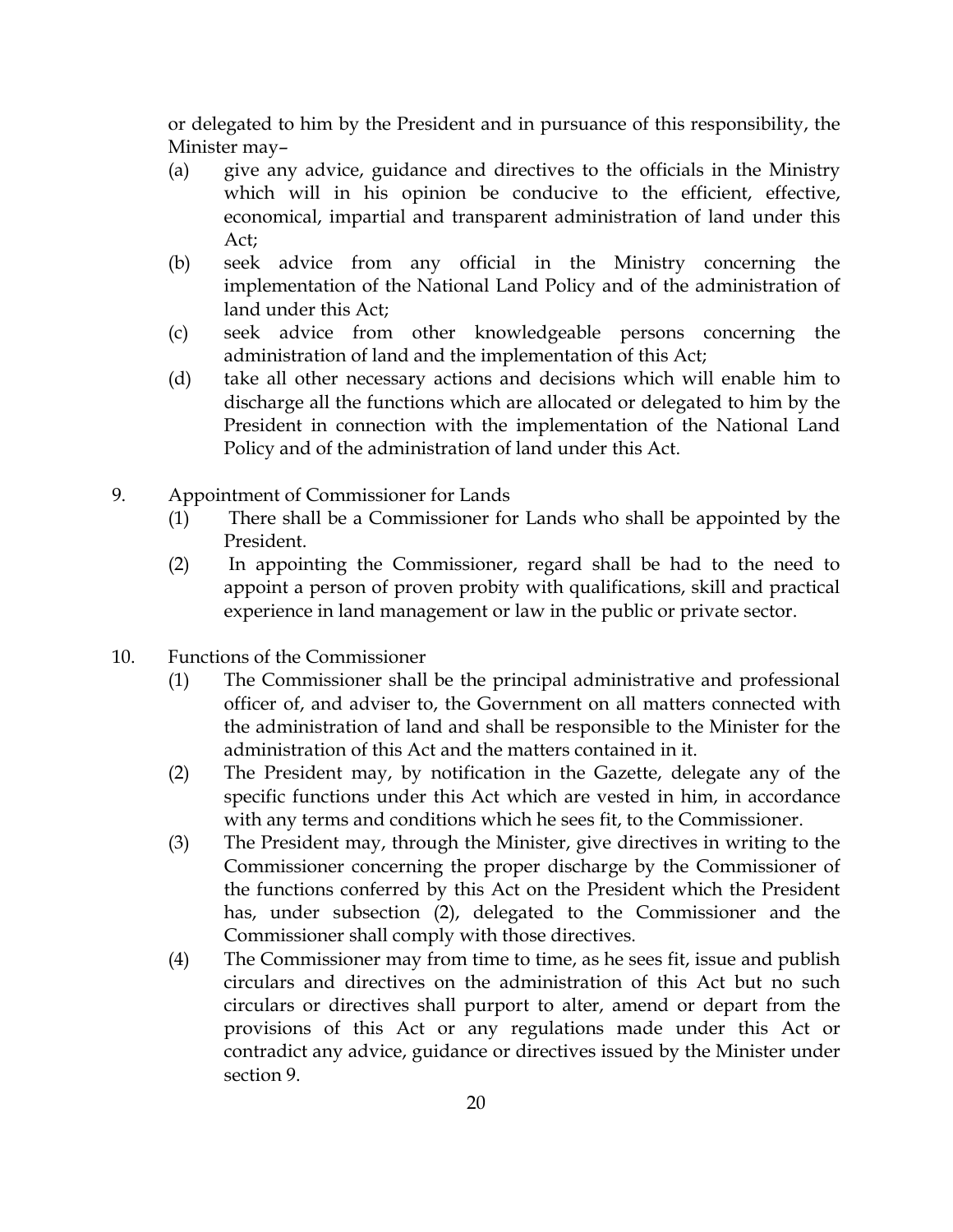or delegated to him by the President and in pursuance of this responsibility, the Minister may–

(a) give any advice, guidance and directives to the officials in the Ministry which will in his opinion be conducive to the efficient, effective, economical, impartial and transparent administration of land under this Act;

(b) seek advice from any official in the Ministry concerning the implementation of the National Land Policy and of the administration of land under this Act;

(c) seek advice from other knowledgeable persons concerning the administration of land and the implementation of this Act;

(d) take all other necessary actions and decisions which will enable him to discharge all the functions which are allocated or delegated to him by the President in connection with the implementation of the National Land Policy and of the administration of land under this Act.

9. Appointment of Commissioner for Lands

(1) There shall be a Commissioner for Lands who shall be appointed by the President.

(2) In appointing the Commissioner, regard shall be had to the need to appoint a person of proven probity with qualifications, skill and practical experience in land management or law in the public or private sector.

10. Functions of the Commissioner

(1) The Commissioner shall be the principal administrative and professional officer of, and adviser to, the Government on all matters connected with the administration of land and shall be responsible to the Minister for the administration of this Act and the matters contained in it.

(2) The President may, by notification in the Gazette, delegate any of the specific functions under this Act which are vested in him, in accordance with any terms and conditions which he sees fit, to the Commissioner.

(3) The President may, through the Minister, give directives in writing to the Commissioner concerning the proper discharge by the Commissioner of the functions conferred by this Act on the President which the President has, under subsection (2), delegated to the Commissioner and the Commissioner shall comply with those directives.

(4) The Commissioner may from time to time, as he sees fit, issue and publish circulars and directives on the administration of this Act but no such circulars or directives shall purport to alter, amend or depart from the provisions of this Act or any regulations made under this Act or contradict any advice, guidance or directives issued by the Minister under section 9.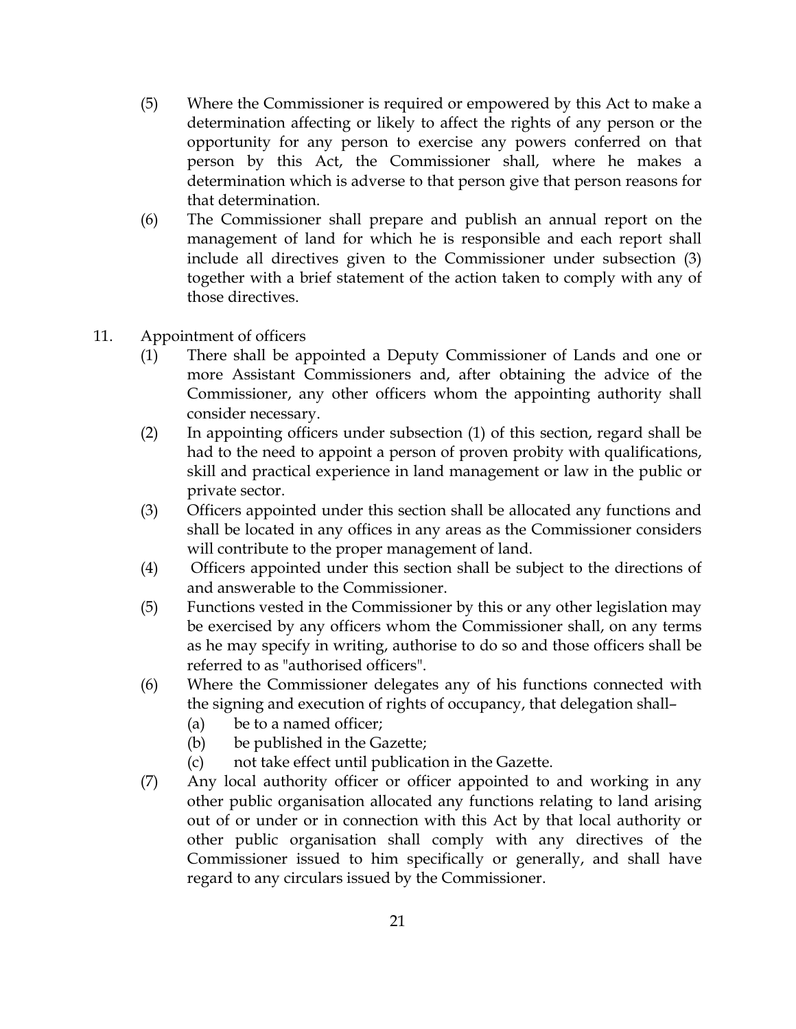(5) Where the Commissioner is required or empowered by this Act to make a determination affecting or likely to affect the rights of any person or the opportunity for any person to exercise any powers conferred on that person by this Act, the Commissioner shall, where he makes a determination which is adverse to that person give that person reasons for that determination.

(6) The Commissioner shall prepare and publish an annual report on the management of land for which he is responsible and each report shall include all directives given to the Commissioner under subsection (3) together with a brief statement of the action taken to comply with any of those directives.

## 11. Appointment of officers

(1) There shall be appointed a Deputy Commissioner of Lands and one or more Assistant Commissioners and, after obtaining the advice of the Commissioner, any other officers whom the appointing authority shall consider necessary.

(2) In appointing officers under subsection (1) of this section, regard shall be had to the need to appoint a person of proven probity with qualifications, skill and practical experience in land management or law in the public or private sector.

(3) Officers appointed under this section shall be allocated any functions and shall be located in any offices in any areas as the Commissioner considers will contribute to the proper management of land.

(4) Officers appointed under this section shall be subject to the directions of and answerable to the Commissioner.

(5) Functions vested in the Commissioner by this or any other legislation may be exercised by any officers whom the Commissioner shall, on any terms as he may specify in writing, authorise to do so and those officers shall be referred to as "authorised officers".

(6) Where the Commissioner delegates any of his functions connected with the signing and execution of rights of occupancy, that delegation shall–

  (a) be to a named officer;
  (b) be published in the Gazette;
  (c) not take effect until publication in the Gazette.

(7) Any local authority officer or officer appointed to and working in any other public organisation allocated any functions relating to land arising out of or under or in connection with this Act by that local authority or other public organisation shall comply with any directives of the Commissioner issued to him specifically or generally, and shall have regard to any circulars issued by the Commissioner.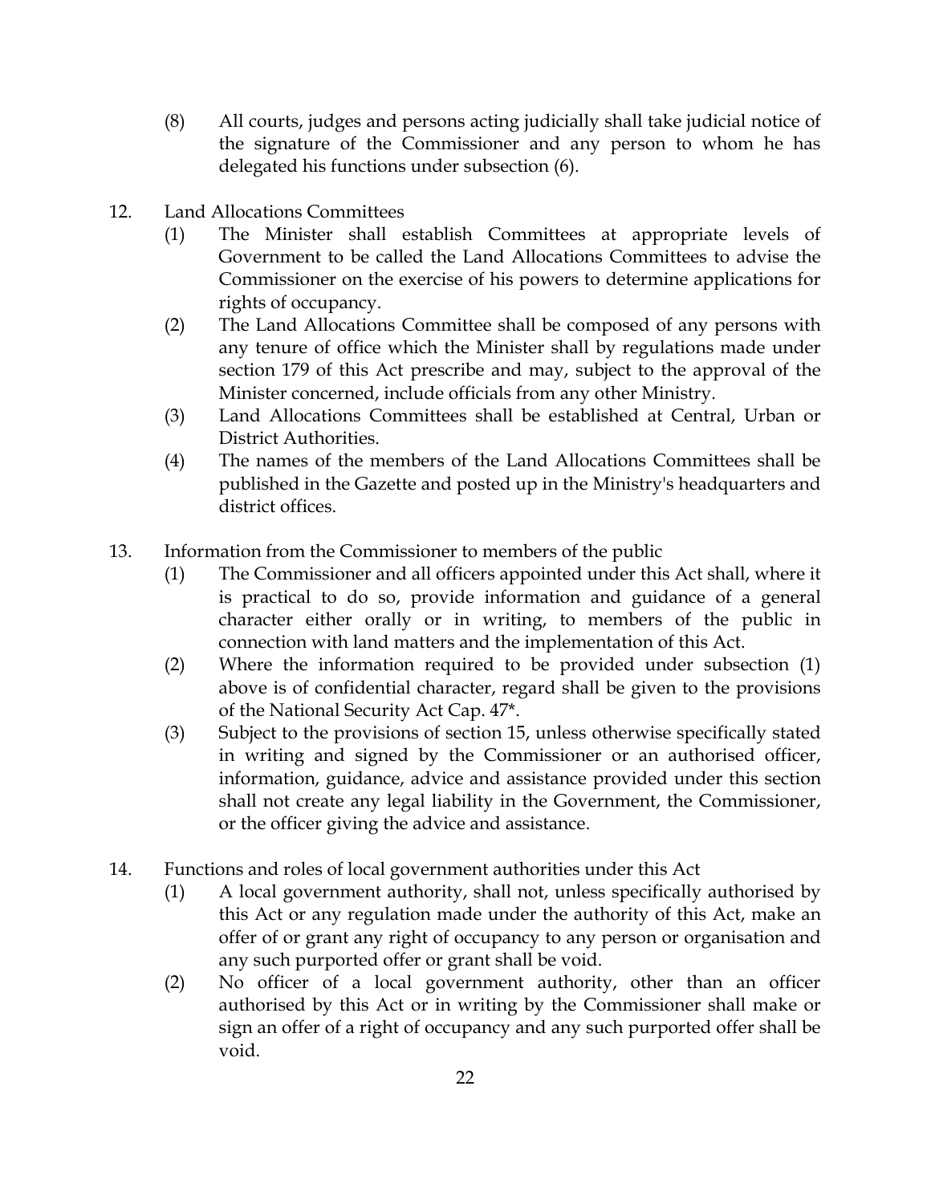(8) All courts, judges and persons acting judicially shall take judicial notice of the signature of the Commissioner and any person to whom he has delegated his functions under subsection (6).

12. Land Allocations Committees

(1) The Minister shall establish Committees at appropriate levels of Government to be called the Land Allocations Committees to advise the Commissioner on the exercise of his powers to determine applications for rights of occupancy.

(2) The Land Allocations Committee shall be composed of any persons with any tenure of office which the Minister shall by regulations made under section 179 of this Act prescribe and may, subject to the approval of the Minister concerned, include officials from any other Ministry.

(3) Land Allocations Committees shall be established at Central, Urban or District Authorities.

(4) The names of the members of the Land Allocations Committees shall be published in the Gazette and posted up in the Ministry's headquarters and district offices.

13. Information from the Commissioner to members of the public

(1) The Commissioner and all officers appointed under this Act shall, where it is practical to do so, provide information and guidance of a general character either orally or in writing, to members of the public in connection with land matters and the implementation of this Act.

(2) Where the information required to be provided under subsection (1) above is of confidential character, regard shall be given to the provisions of the National Security Act Cap. 47*.

(3) Subject to the provisions of section 15, unless otherwise specifically stated in writing and signed by the Commissioner or an authorised officer, information, guidance, advice and assistance provided under this section shall not create any legal liability in the Government, the Commissioner, or the officer giving the advice and assistance.

14. Functions and roles of local government authorities under this Act

(1) A local government authority, shall not, unless specifically authorised by this Act or any regulation made under the authority of this Act, make an offer of or grant any right of occupancy to any person or organisation and any such purported offer or grant shall be void.

(2) No officer of a local government authority, other than an officer authorised by this Act or in writing by the Commissioner shall make or sign an offer of a right of occupancy and any such purported offer shall be void.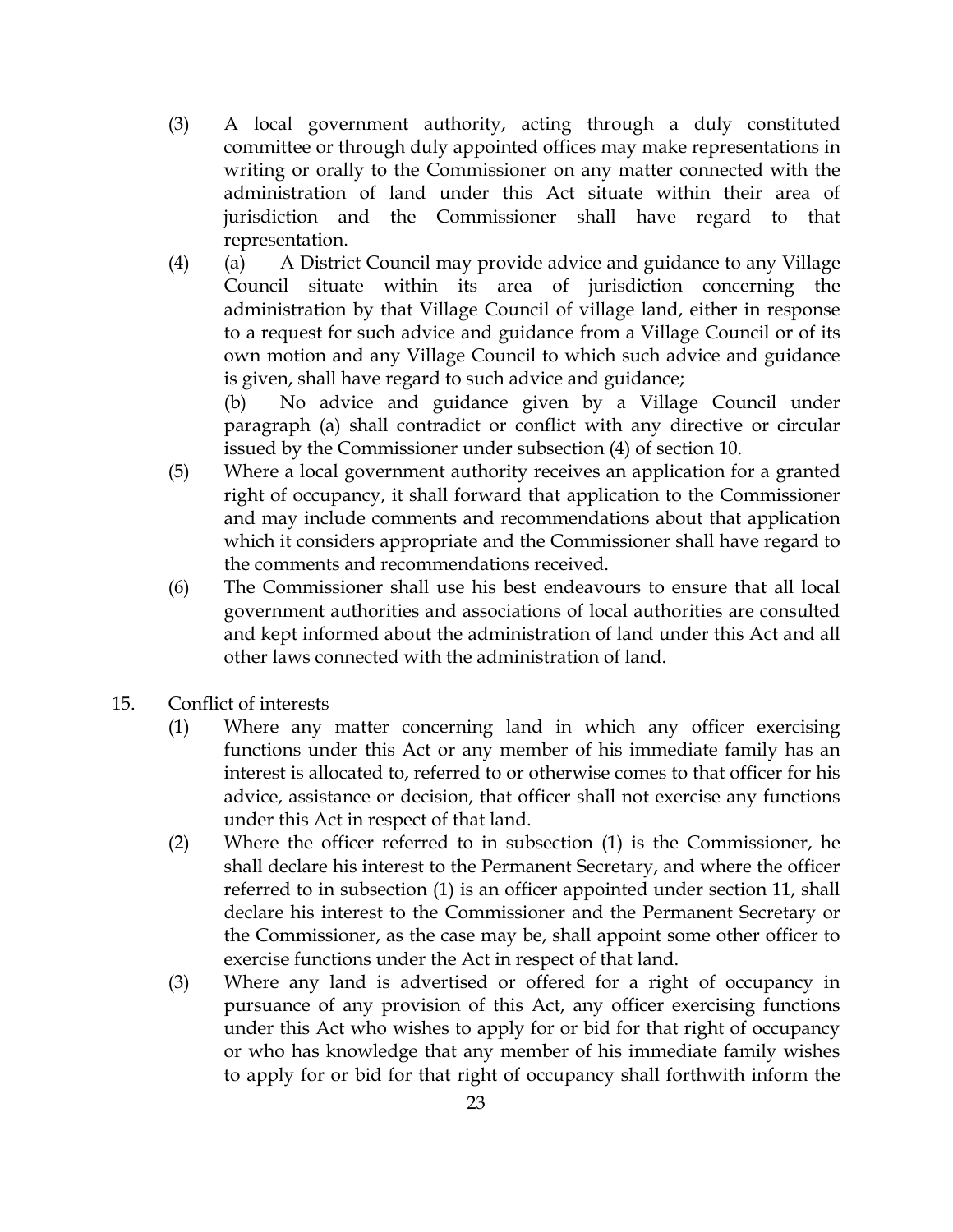(3) A local government authority, acting through a duly constituted committee or through duly appointed offices may make representations in writing or orally to the Commissioner on any matter connected with the administration of land under this Act situate within their area of jurisdiction and the Commissioner shall have regard to that representation.

(4) (a) A District Council may provide advice and guidance to any Village Council situate within its area of jurisdiction concerning the administration by that Village Council of village land, either in response to a request for such advice and guidance from a Village Council or of its own motion and any Village Council to which such advice and guidance is given, shall have regard to such advice and guidance;

(b) No advice and guidance given by a Village Council under paragraph (a) shall contradict or conflict with any directive or circular issued by the Commissioner under subsection (4) of section 10.

(5) Where a local government authority receives an application for a granted right of occupancy, it shall forward that application to the Commissioner and may include comments and recommendations about that application which it considers appropriate and the Commissioner shall have regard to the comments and recommendations received.

(6) The Commissioner shall use his best endeavours to ensure that all local government authorities and associations of local authorities are consulted and kept informed about the administration of land under this Act and all other laws connected with the administration of land.

15. Conflict of interests

(1) Where any matter concerning land in which any officer exercising functions under this Act or any member of his immediate family has an interest is allocated to, referred to or otherwise comes to that officer for his advice, assistance or decision, that officer shall not exercise any functions under this Act in respect of that land.

(2) Where the officer referred to in subsection (1) is the Commissioner, he shall declare his interest to the Permanent Secretary, and where the officer referred to in subsection (1) is an officer appointed under section 11, shall declare his interest to the Commissioner and the Permanent Secretary or the Commissioner, as the case may be, shall appoint some other officer to exercise functions under the Act in respect of that land.

(3) Where any land is advertised or offered for a right of occupancy in pursuance of any provision of this Act, any officer exercising functions under this Act who wishes to apply for or bid for that right of occupancy or who has knowledge that any member of his immediate family wishes to apply for or bid for that right of occupancy shall forthwith inform the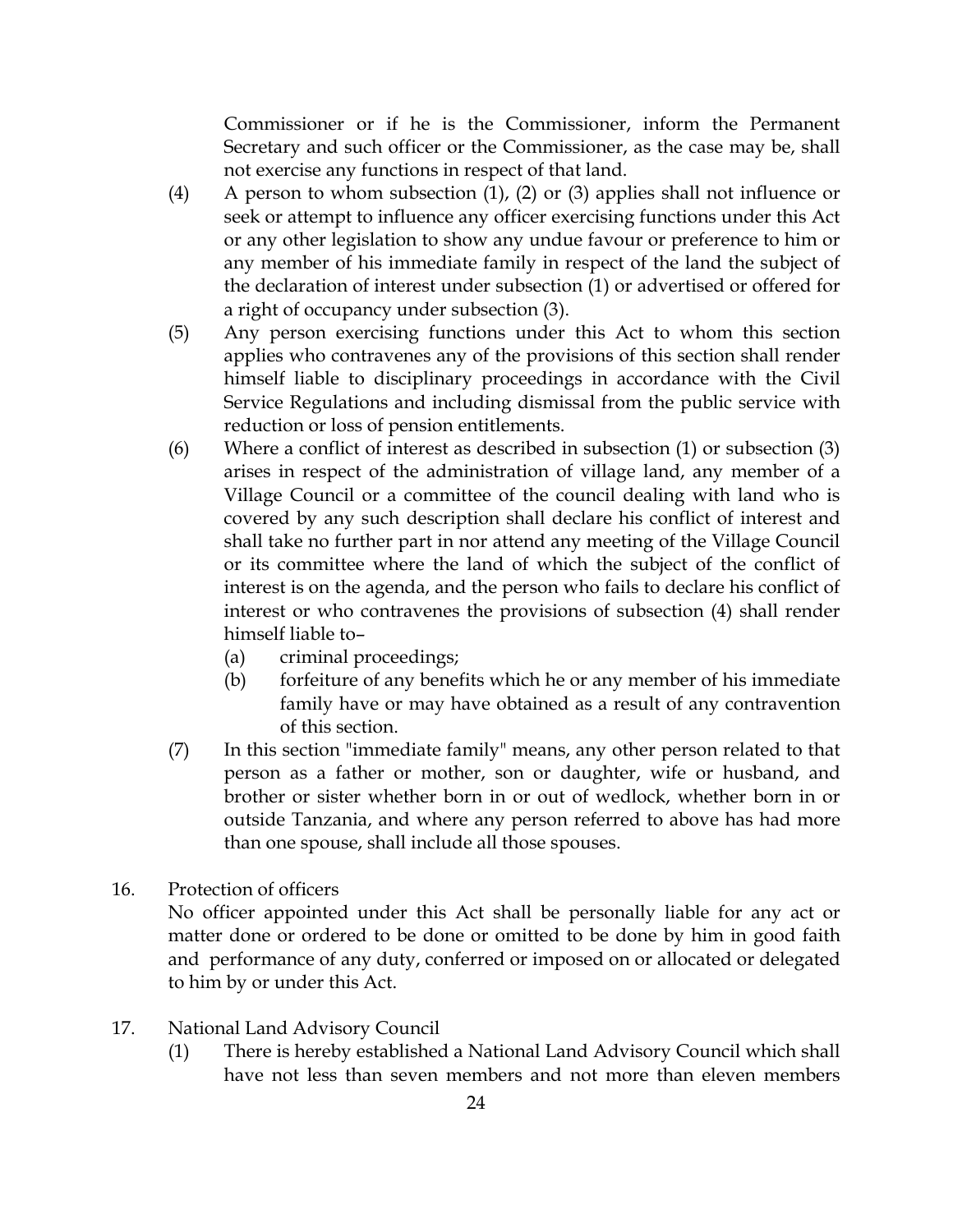Commissioner or if he is the Commissioner, inform the Permanent Secretary and such officer or the Commissioner, as the case may be, shall not exercise any functions in respect of that land.

(4) A person to whom subsection (1), (2) or (3) applies shall not influence or seek or attempt to influence any officer exercising functions under this Act or any other legislation to show any undue favour or preference to him or any member of his immediate family in respect of the land the subject of the declaration of interest under subsection (1) or advertised or offered for a right of occupancy under subsection (3).

(5) Any person exercising functions under this Act to whom this section applies who contravenes any of the provisions of this section shall render himself liable to disciplinary proceedings in accordance with the Civil Service Regulations and including dismissal from the public service with reduction or loss of pension entitlements.

(6) Where a conflict of interest as described in subsection (1) or subsection (3) arises in respect of the administration of village land, any member of a Village Council or a committee of the council dealing with land who is covered by any such description shall declare his conflict of interest and shall take no further part in nor attend any meeting of the Village Council or its committee where the land of which the subject of the conflict of interest is on the agenda, and the person who fails to declare his conflict of interest or who contravenes the provisions of subsection (4) shall render himself liable to–

(a) criminal proceedings;

(b) forfeiture of any benefits which he or any member of his immediate family have or may have obtained as a result of any contravention of this section.

(7) In this section "immediate family" means, any other person related to that person as a father or mother, son or daughter, wife or husband, and brother or sister whether born in or out of wedlock, whether born in or outside Tanzania, and where any person referred to above has had more than one spouse, shall include all those spouses.

16. Protection of officers

No officer appointed under this Act shall be personally liable for any act or matter done or ordered to be done or omitted to be done by him in good faith and performance of any duty, conferred or imposed on or allocated or delegated to him by or under this Act.

17. National Land Advisory Council

(1) There is hereby established a National Land Advisory Council which shall have not less than seven members and not more than eleven members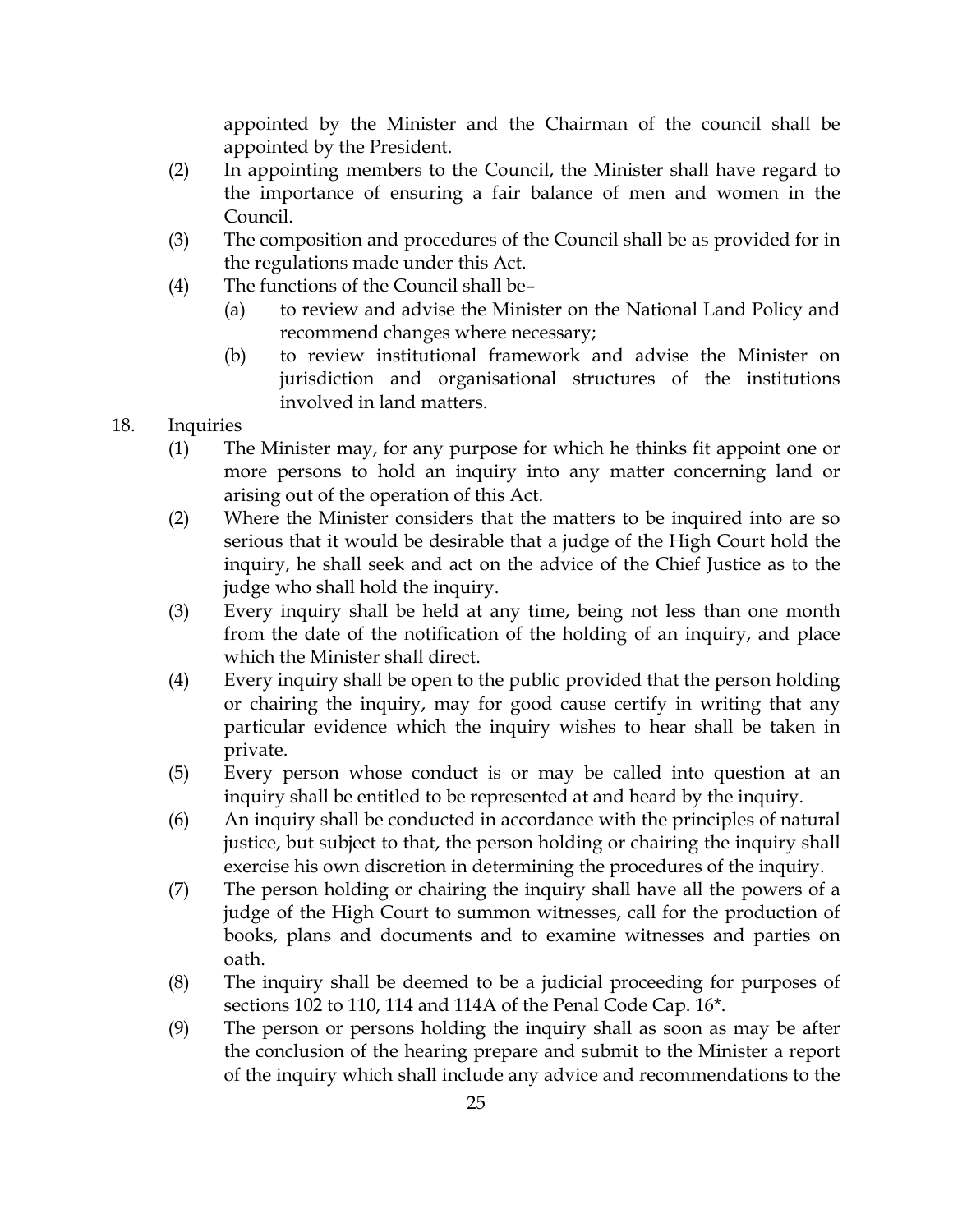appointed by the Minister and the Chairman of the council shall be appointed by the President.

(2) In appointing members to the Council, the Minister shall have regard to the importance of ensuring a fair balance of men and women in the Council.

(3) The composition and procedures of the Council shall be as provided for in the regulations made under this Act.

(4) The functions of the Council shall be–

(a) to review and advise the Minister on the National Land Policy and recommend changes where necessary;

(b) to review institutional framework and advise the Minister on jurisdiction and organisational structures of the institutions involved in land matters.

18. Inquiries

(1) The Minister may, for any purpose for which he thinks fit appoint one or more persons to hold an inquiry into any matter concerning land or arising out of the operation of this Act.

(2) Where the Minister considers that the matters to be inquired into are so serious that it would be desirable that a judge of the High Court hold the inquiry, he shall seek and act on the advice of the Chief Justice as to the judge who shall hold the inquiry.

(3) Every inquiry shall be held at any time, being not less than one month from the date of the notification of the holding of an inquiry, and place which the Minister shall direct.

(4) Every inquiry shall be open to the public provided that the person holding or chairing the inquiry, may for good cause certify in writing that any particular evidence which the inquiry wishes to hear shall be taken in private.

(5) Every person whose conduct is or may be called into question at an inquiry shall be entitled to be represented at and heard by the inquiry.

(6) An inquiry shall be conducted in accordance with the principles of natural justice, but subject to that, the person holding or chairing the inquiry shall exercise his own discretion in determining the procedures of the inquiry.

(7) The person holding or chairing the inquiry shall have all the powers of a judge of the High Court to summon witnesses, call for the production of books, plans and documents and to examine witnesses and parties on oath.

(8) The inquiry shall be deemed to be a judicial proceeding for purposes of sections 102 to 110, 114 and 114A of the Penal Code Cap. 16*.

(9) The person or persons holding the inquiry shall as soon as may be after the conclusion of the hearing prepare and submit to the Minister a report of the inquiry which shall include any advice and recommendations to the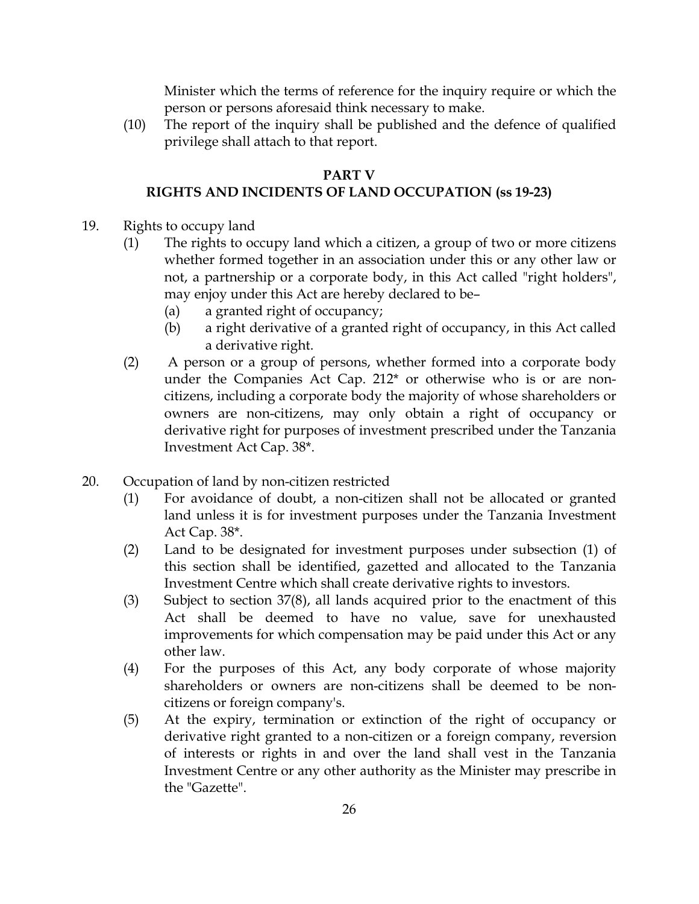Minister which the terms of reference for the inquiry require or which the person or persons aforesaid think necessary to make.

(10) The report of the inquiry shall be published and the defence of qualified privilege shall attach to that report.

## PART V
## RIGHTS AND INCIDENTS OF LAND OCCUPATION (ss 19-23)

19. Rights to occupy land

(1) The rights to occupy land which a citizen, a group of two or more citizens whether formed together in an association under this or any other law or not, a partnership or a corporate body, in this Act called "right holders", may enjoy under this Act are hereby declared to be–

(a) a granted right of occupancy;

(b) a right derivative of a granted right of occupancy, in this Act called a derivative right.

(2) A person or a group of persons, whether formed into a corporate body under the Companies Act Cap. 212* or otherwise who is or are non-citizens, including a corporate body the majority of whose shareholders or owners are non-citizens, may only obtain a right of occupancy or derivative right for purposes of investment prescribed under the Tanzania Investment Act Cap. 38*.

20. Occupation of land by non-citizen restricted

(1) For avoidance of doubt, a non-citizen shall not be allocated or granted land unless it is for investment purposes under the Tanzania Investment Act Cap. 38*.

(2) Land to be designated for investment purposes under subsection (1) of this section shall be identified, gazetted and allocated to the Tanzania Investment Centre which shall create derivative rights to investors.

(3) Subject to section 37(8), all lands acquired prior to the enactment of this Act shall be deemed to have no value, save for unexhausted improvements for which compensation may be paid under this Act or any other law.

(4) For the purposes of this Act, any body corporate of whose majority shareholders or owners are non-citizens shall be deemed to be non-citizens or foreign company's.

(5) At the expiry, termination or extinction of the right of occupancy or derivative right granted to a non-citizen or a foreign company, reversion of interests or rights in and over the land shall vest in the Tanzania Investment Centre or any other authority as the Minister may prescribe in the "Gazette".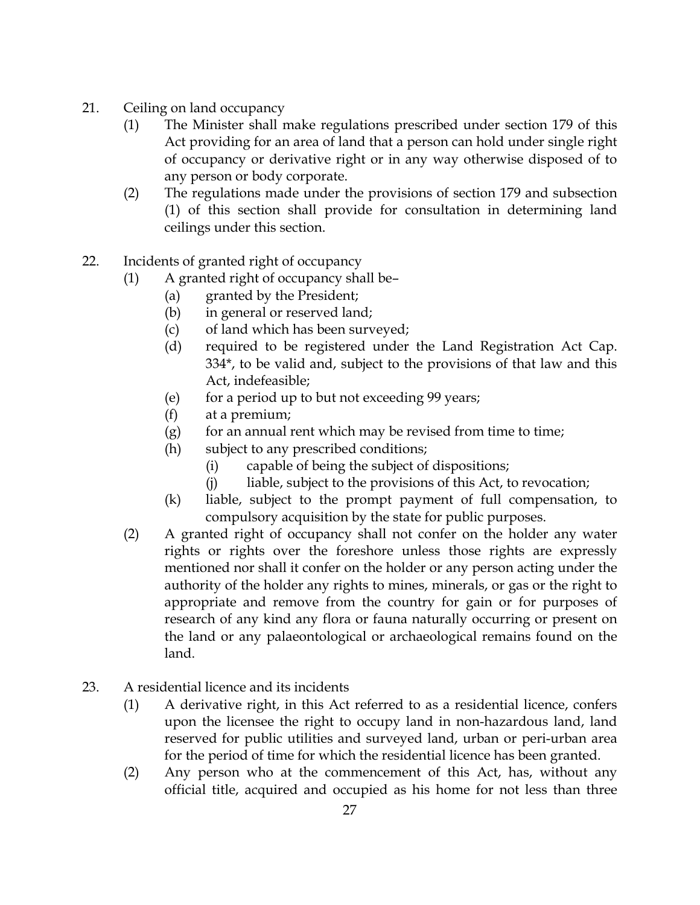21. Ceiling on land occupancy

   (1) The Minister shall make regulations prescribed under section 179 of this Act providing for an area of land that a person can hold under single right of occupancy or derivative right or in any way otherwise disposed of to any person or body corporate.

   (2) The regulations made under the provisions of section 179 and subsection (1) of this section shall provide for consultation in determining land ceilings under this section.

22. Incidents of granted right of occupancy

   (1) A granted right of occupancy shall be–

      (a) granted by the President;

      (b) in general or reserved land;

      (c) of land which has been surveyed;

      (d) required to be registered under the Land Registration Act Cap. 334*, to be valid and, subject to the provisions of that law and this Act, indefeasible;

      (e) for a period up to but not exceeding 99 years;

      (f) at a premium;

      (g) for an annual rent which may be revised from time to time;

      (h) subject to any prescribed conditions;

         (i) capable of being the subject of dispositions;

         (j) liable, subject to the provisions of this Act, to revocation;

      (k) liable, subject to the prompt payment of full compensation, to compulsory acquisition by the state for public purposes.

   (2) A granted right of occupancy shall not confer on the holder any water rights or rights over the foreshore unless those rights are expressly mentioned nor shall it confer on the holder or any person acting under the authority of the holder any rights to mines, minerals, or gas or the right to appropriate and remove from the country for gain or for purposes of research of any kind any flora or fauna naturally occurring or present on the land or any palaeontological or archaeological remains found on the land.

23. A residential licence and its incidents

   (1) A derivative right, in this Act referred to as a residential licence, confers upon the licensee the right to occupy land in non-hazardous land, land reserved for public utilities and surveyed land, urban or peri-urban area for the period of time for which the residential licence has been granted.

   (2) Any person who at the commencement of this Act, has, without any official title, acquired and occupied as his home for not less than three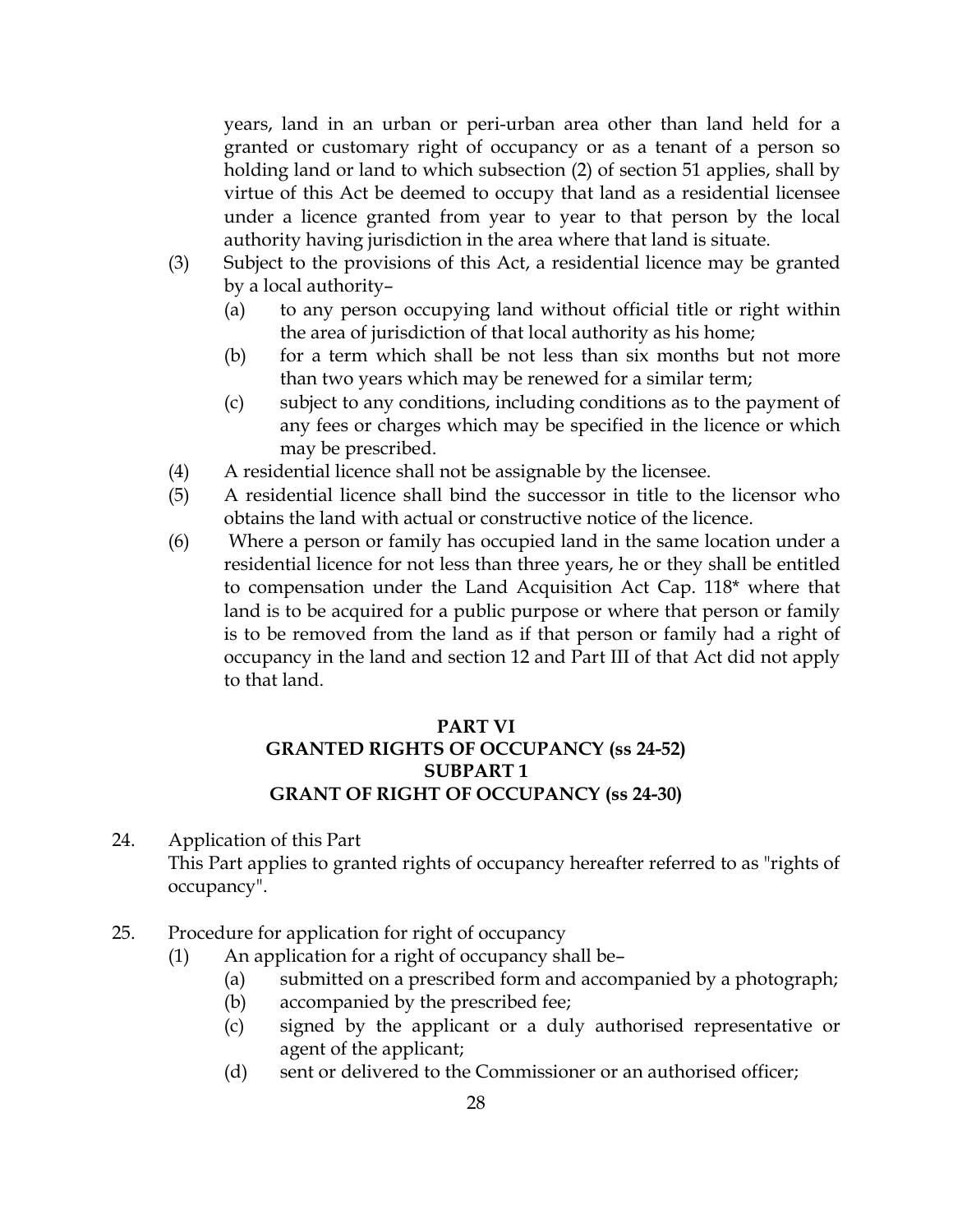years, land in an urban or peri-urban area other than land held for a granted or customary right of occupancy or as a tenant of a person so holding land or land to which subsection (2) of section 51 applies, shall by virtue of this Act be deemed to occupy that land as a residential licensee under a licence granted from year to year to that person by the local authority having jurisdiction in the area where that land is situate.

(3) Subject to the provisions of this Act, a residential licence may be granted by a local authority–

- (a) to any person occupying land without official title or right within the area of jurisdiction of that local authority as his home;
- (b) for a term which shall be not less than six months but not more than two years which may be renewed for a similar term;
- (c) subject to any conditions, including conditions as to the payment of any fees or charges which may be specified in the licence or which may be prescribed.

(4) A residential licence shall not be assignable by the licensee.

(5) A residential licence shall bind the successor in title to the licensor who obtains the land with actual or constructive notice of the licence.

(6) Where a person or family has occupied land in the same location under a residential licence for not less than three years, he or they shall be entitled to compensation under the Land Acquisition Act Cap. 118* where that land is to be acquired for a public purpose or where that person or family is to be removed from the land as if that person or family had a right of occupancy in the land and section 12 and Part III of that Act did not apply to that land.

## PART VI
## GRANTED RIGHTS OF OCCUPANCY (ss 24-52)
## SUBPART 1
## GRANT OF RIGHT OF OCCUPANCY (ss 24-30)

24. Application of this Part

This Part applies to granted rights of occupancy hereafter referred to as "rights of occupancy".

25. Procedure for application for right of occupancy

(1) An application for a right of occupancy shall be–

- (a) submitted on a prescribed form and accompanied by a photograph;
- (b) accompanied by the prescribed fee;
- (c) signed by the applicant or a duly authorised representative or agent of the applicant;
- (d) sent or delivered to the Commissioner or an authorised officer;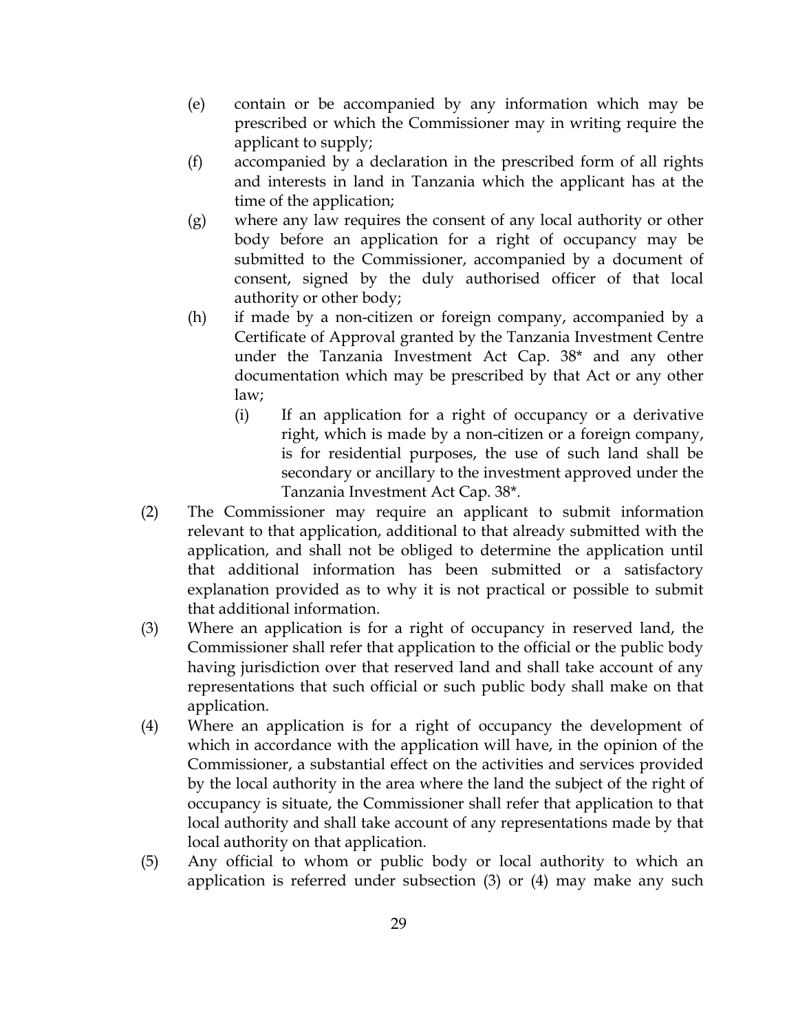(e) contain or be accompanied by any information which may be prescribed or which the Commissioner may in writing require the applicant to supply;

(f) accompanied by a declaration in the prescribed form of all rights and interests in land in Tanzania which the applicant has at the time of the application;

(g) where any law requires the consent of any local authority or other body before an application for a right of occupancy may be submitted to the Commissioner, accompanied by a document of consent, signed by the duly authorised officer of that local authority or other body;

(h) if made by a non-citizen or foreign company, accompanied by a Certificate of Approval granted by the Tanzania Investment Centre under the Tanzania Investment Act Cap. 38* and any other documentation which may be prescribed by that Act or any other law;

   (i) If an application for a right of occupancy or a derivative right, which is made by a non-citizen or a foreign company, is for residential purposes, the use of such land shall be secondary or ancillary to the investment approved under the Tanzania Investment Act Cap. 38*.

(2) The Commissioner may require an applicant to submit information relevant to that application, additional to that already submitted with the application, and shall not be obliged to determine the application until that additional information has been submitted or a satisfactory explanation provided as to why it is not practical or possible to submit that additional information.

(3) Where an application is for a right of occupancy in reserved land, the Commissioner shall refer that application to the official or the public body having jurisdiction over that reserved land and shall take account of any representations that such official or such public body shall make on that application.

(4) Where an application is for a right of occupancy the development of which in accordance with the application will have, in the opinion of the Commissioner, a substantial effect on the activities and services provided by the local authority in the area where the land the subject of the right of occupancy is situate, the Commissioner shall refer that application to that local authority and shall take account of any representations made by that local authority on that application.

(5) Any official to whom or public body or local authority to which an application is referred under subsection (3) or (4) may make any such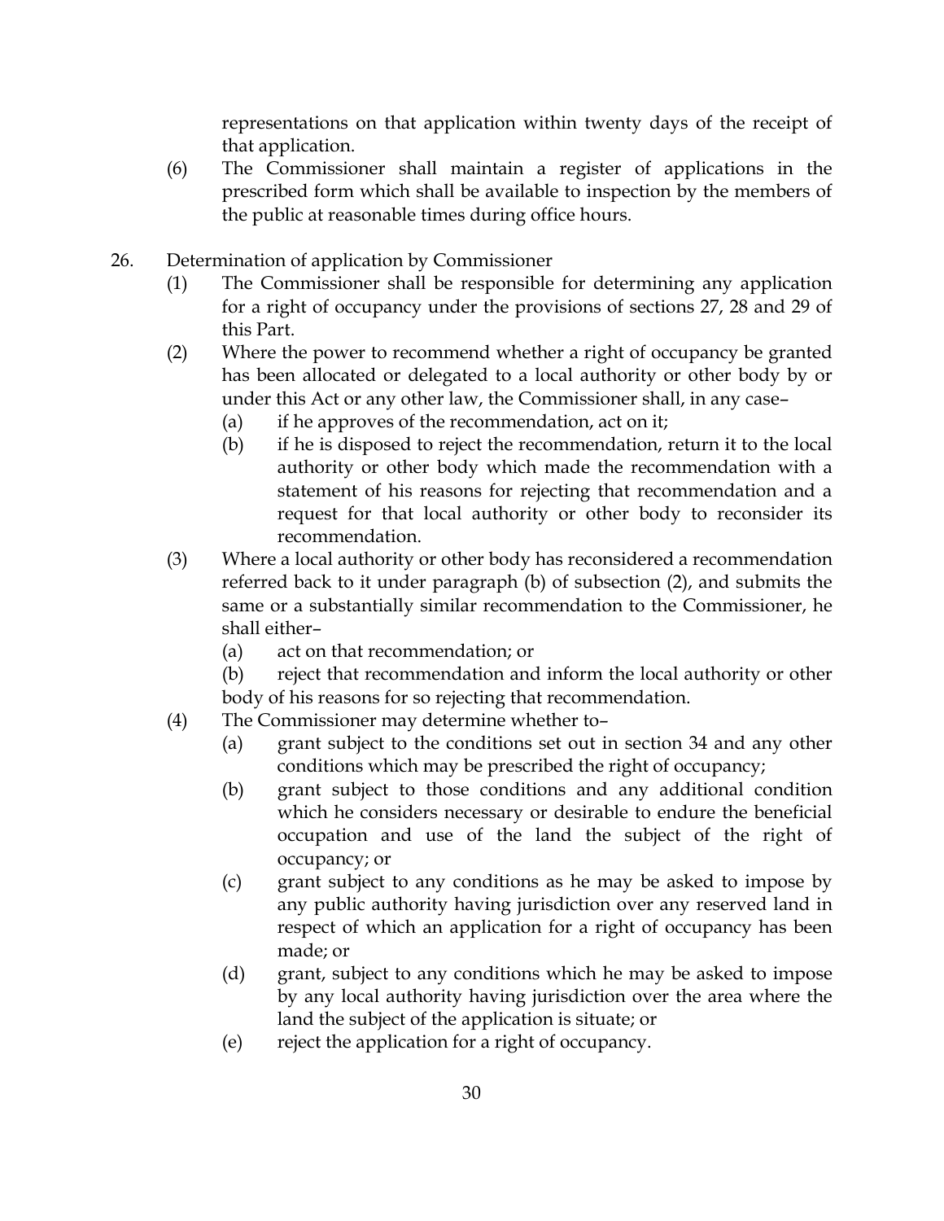representations on that application within twenty days of the receipt of that application.

(6) The Commissioner shall maintain a register of applications in the prescribed form which shall be available to inspection by the members of the public at reasonable times during office hours.

26. Determination of application by Commissioner

(1) The Commissioner shall be responsible for determining any application for a right of occupancy under the provisions of sections 27, 28 and 29 of this Part.

(2) Where the power to recommend whether a right of occupancy be granted has been allocated or delegated to a local authority or other body by or under this Act or any other law, the Commissioner shall, in any case–

(a) if he approves of the recommendation, act on it;

(b) if he is disposed to reject the recommendation, return it to the local authority or other body which made the recommendation with a statement of his reasons for rejecting that recommendation and a request for that local authority or other body to reconsider its recommendation.

(3) Where a local authority or other body has reconsidered a recommendation referred back to it under paragraph (b) of subsection (2), and submits the same or a substantially similar recommendation to the Commissioner, he shall either–

(a) act on that recommendation; or

(b) reject that recommendation and inform the local authority or other body of his reasons for so rejecting that recommendation.

(4) The Commissioner may determine whether to–

(a) grant subject to the conditions set out in section 34 and any other conditions which may be prescribed the right of occupancy;

(b) grant subject to those conditions and any additional condition which he considers necessary or desirable to endure the beneficial occupation and use of the land the subject of the right of occupancy; or

(c) grant subject to any conditions as he may be asked to impose by any public authority having jurisdiction over any reserved land in respect of which an application for a right of occupancy has been made; or

(d) grant, subject to any conditions which he may be asked to impose by any local authority having jurisdiction over the area where the land the subject of the application is situate; or

(e) reject the application for a right of occupancy.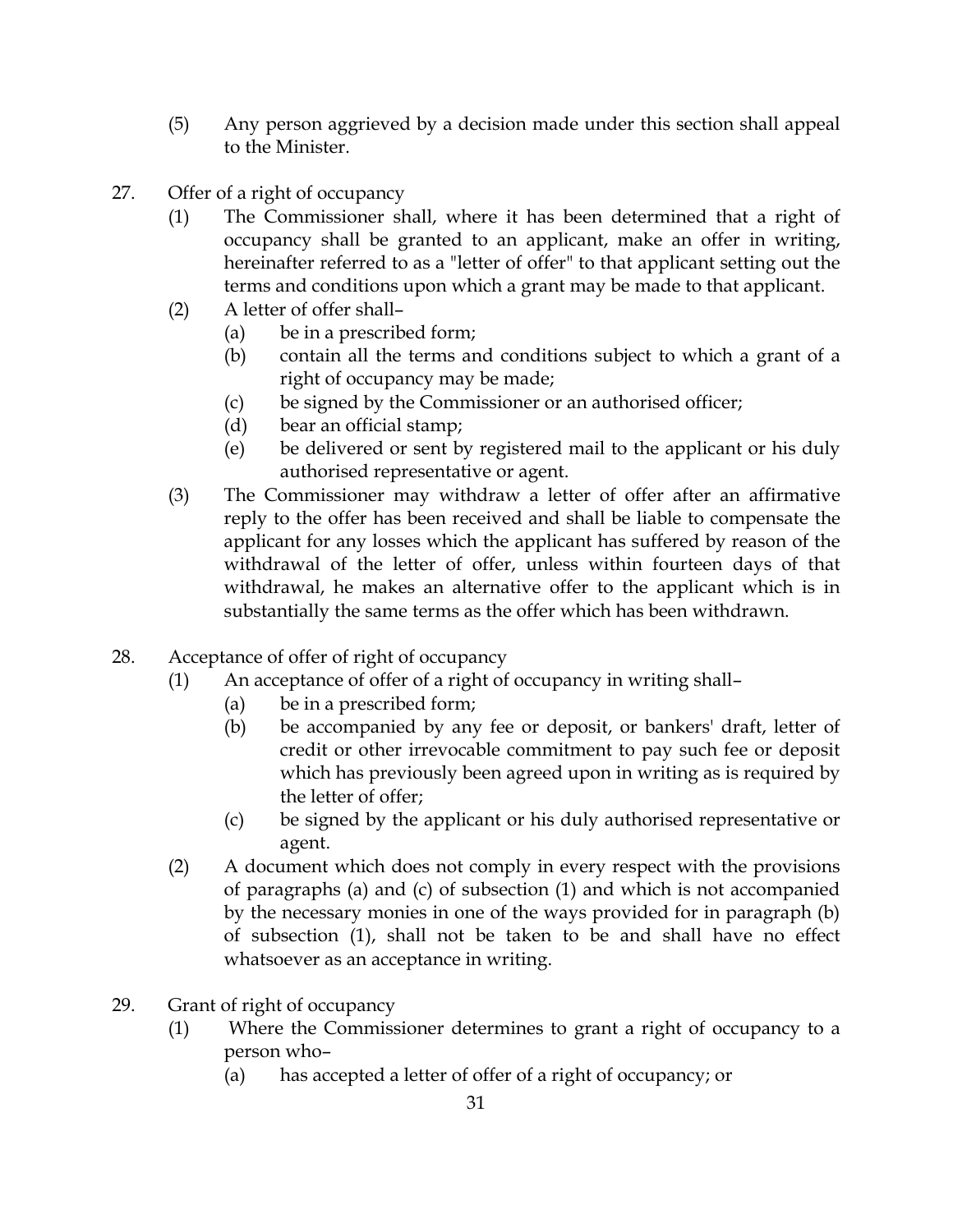(5) Any person aggrieved by a decision made under this section shall appeal to the Minister.

27. Offer of a right of occupancy

(1) The Commissioner shall, where it has been determined that a right of occupancy shall be granted to an applicant, make an offer in writing, hereinafter referred to as a "letter of offer" to that applicant setting out the terms and conditions upon which a grant may be made to that applicant.

(2) A letter of offer shall–

(a) be in a prescribed form;

(b) contain all the terms and conditions subject to which a grant of a right of occupancy may be made;

(c) be signed by the Commissioner or an authorised officer;

(d) bear an official stamp;

(e) be delivered or sent by registered mail to the applicant or his duly authorised representative or agent.

(3) The Commissioner may withdraw a letter of offer after an affirmative reply to the offer has been received and shall be liable to compensate the applicant for any losses which the applicant has suffered by reason of the withdrawal of the letter of offer, unless within fourteen days of that withdrawal, he makes an alternative offer to the applicant which is in substantially the same terms as the offer which has been withdrawn.

28. Acceptance of offer of right of occupancy

(1) An acceptance of offer of a right of occupancy in writing shall–

(a) be in a prescribed form;

(b) be accompanied by any fee or deposit, or bankers' draft, letter of credit or other irrevocable commitment to pay such fee or deposit which has previously been agreed upon in writing as is required by the letter of offer;

(c) be signed by the applicant or his duly authorised representative or agent.

(2) A document which does not comply in every respect with the provisions of paragraphs (a) and (c) of subsection (1) and which is not accompanied by the necessary monies in one of the ways provided for in paragraph (b) of subsection (1), shall not be taken to be and shall have no effect whatsoever as an acceptance in writing.

29. Grant of right of occupancy

(1) Where the Commissioner determines to grant a right of occupancy to a person who–

(a) has accepted a letter of offer of a right of occupancy; or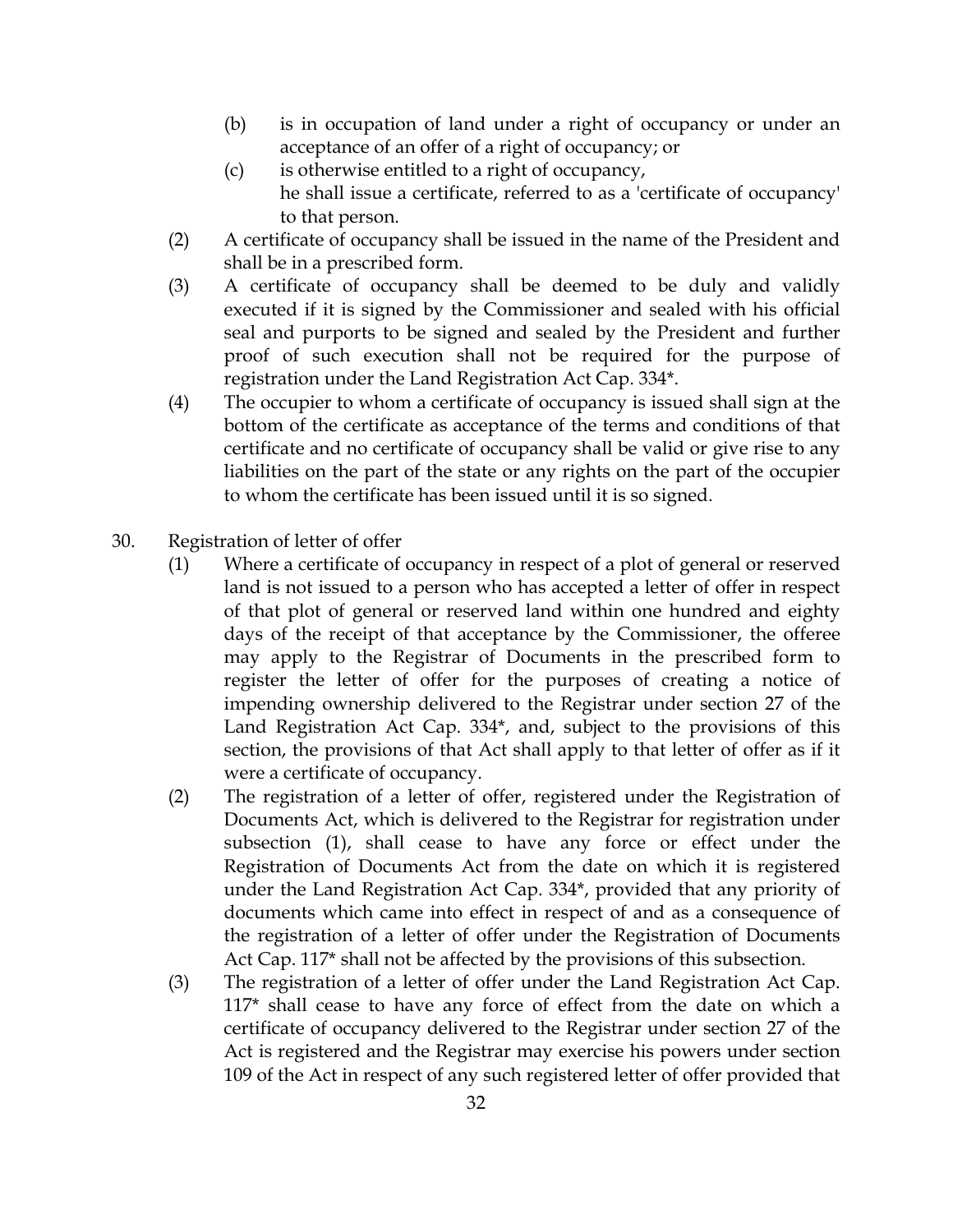(b) is in occupation of land under a right of occupancy or under an acceptance of an offer of a right of occupancy; or

(c) is otherwise entitled to a right of occupancy,
he shall issue a certificate, referred to as a 'certificate of occupancy' to that person.

(2) A certificate of occupancy shall be issued in the name of the President and shall be in a prescribed form.

(3) A certificate of occupancy shall be deemed to be duly and validly executed if it is signed by the Commissioner and sealed with his official seal and purports to be signed and sealed by the President and further proof of such execution shall not be required for the purpose of registration under the Land Registration Act Cap. 334*.

(4) The occupier to whom a certificate of occupancy is issued shall sign at the bottom of the certificate as acceptance of the terms and conditions of that certificate and no certificate of occupancy shall be valid or give rise to any liabilities on the part of the state or any rights on the part of the occupier to whom the certificate has been issued until it is so signed.

30. Registration of letter of offer

(1) Where a certificate of occupancy in respect of a plot of general or reserved land is not issued to a person who has accepted a letter of offer in respect of that plot of general or reserved land within one hundred and eighty days of the receipt of that acceptance by the Commissioner, the offeree may apply to the Registrar of Documents in the prescribed form to register the letter of offer for the purposes of creating a notice of impending ownership delivered to the Registrar under section 27 of the Land Registration Act Cap. 334*, and, subject to the provisions of this section, the provisions of that Act shall apply to that letter of offer as if it were a certificate of occupancy.

(2) The registration of a letter of offer, registered under the Registration of Documents Act, which is delivered to the Registrar for registration under subsection (1), shall cease to have any force or effect under the Registration of Documents Act from the date on which it is registered under the Land Registration Act Cap. 334*, provided that any priority of documents which came into effect in respect of and as a consequence of the registration of a letter of offer under the Registration of Documents Act Cap. 117* shall not be affected by the provisions of this subsection.

(3) The registration of a letter of offer under the Land Registration Act Cap. 117* shall cease to have any force of effect from the date on which a certificate of occupancy delivered to the Registrar under section 27 of the Act is registered and the Registrar may exercise his powers under section 109 of the Act in respect of any such registered letter of offer provided that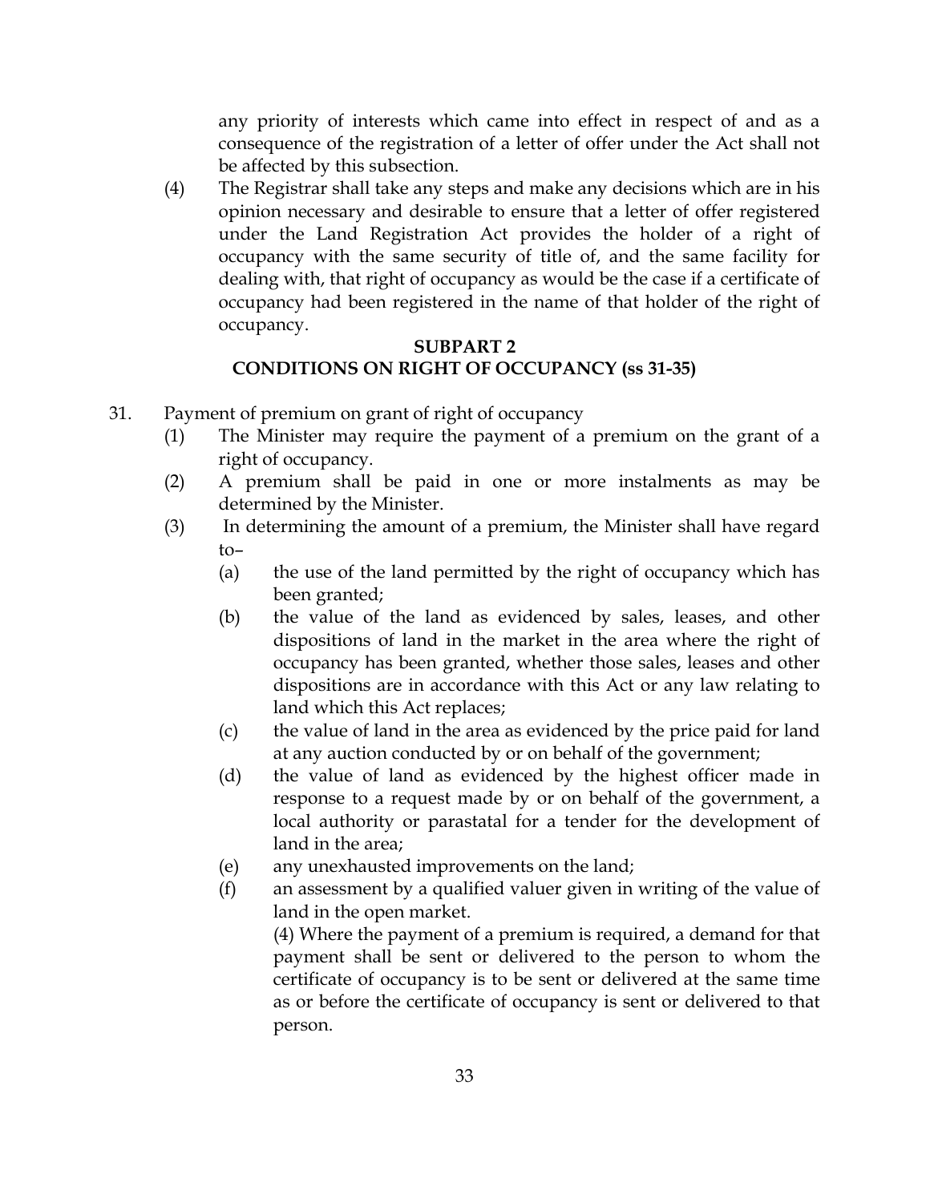any priority of interests which came into effect in respect of and as a consequence of the registration of a letter of offer under the Act shall not be affected by this subsection.

(4) The Registrar shall take any steps and make any decisions which are in his opinion necessary and desirable to ensure that a letter of offer registered under the Land Registration Act provides the holder of a right of occupancy with the same security of title of, and the same facility for dealing with, that right of occupancy as would be the case if a certificate of occupancy had been registered in the name of that holder of the right of occupancy.

## SUBPART 2
## CONDITIONS ON RIGHT OF OCCUPANCY (ss 31-35)

31. Payment of premium on grant of right of occupancy

(1) The Minister may require the payment of a premium on the grant of a right of occupancy.

(2) A premium shall be paid in one or more instalments as may be determined by the Minister.

(3) In determining the amount of a premium, the Minister shall have regard to–

(a) the use of the land permitted by the right of occupancy which has been granted;

(b) the value of the land as evidenced by sales, leases, and other dispositions of land in the market in the area where the right of occupancy has been granted, whether those sales, leases and other dispositions are in accordance with this Act or any law relating to land which this Act replaces;

(c) the value of land in the area as evidenced by the price paid for land at any auction conducted by or on behalf of the government;

(d) the value of land as evidenced by the highest officer made in response to a request made by or on behalf of the government, a local authority or parastatal for a tender for the development of land in the area;

(e) any unexhausted improvements on the land;

(f) an assessment by a qualified valuer given in writing of the value of land in the open market.

(4) Where the payment of a premium is required, a demand for that payment shall be sent or delivered to the person to whom the certificate of occupancy is to be sent or delivered at the same time as or before the certificate of occupancy is sent or delivered to that person.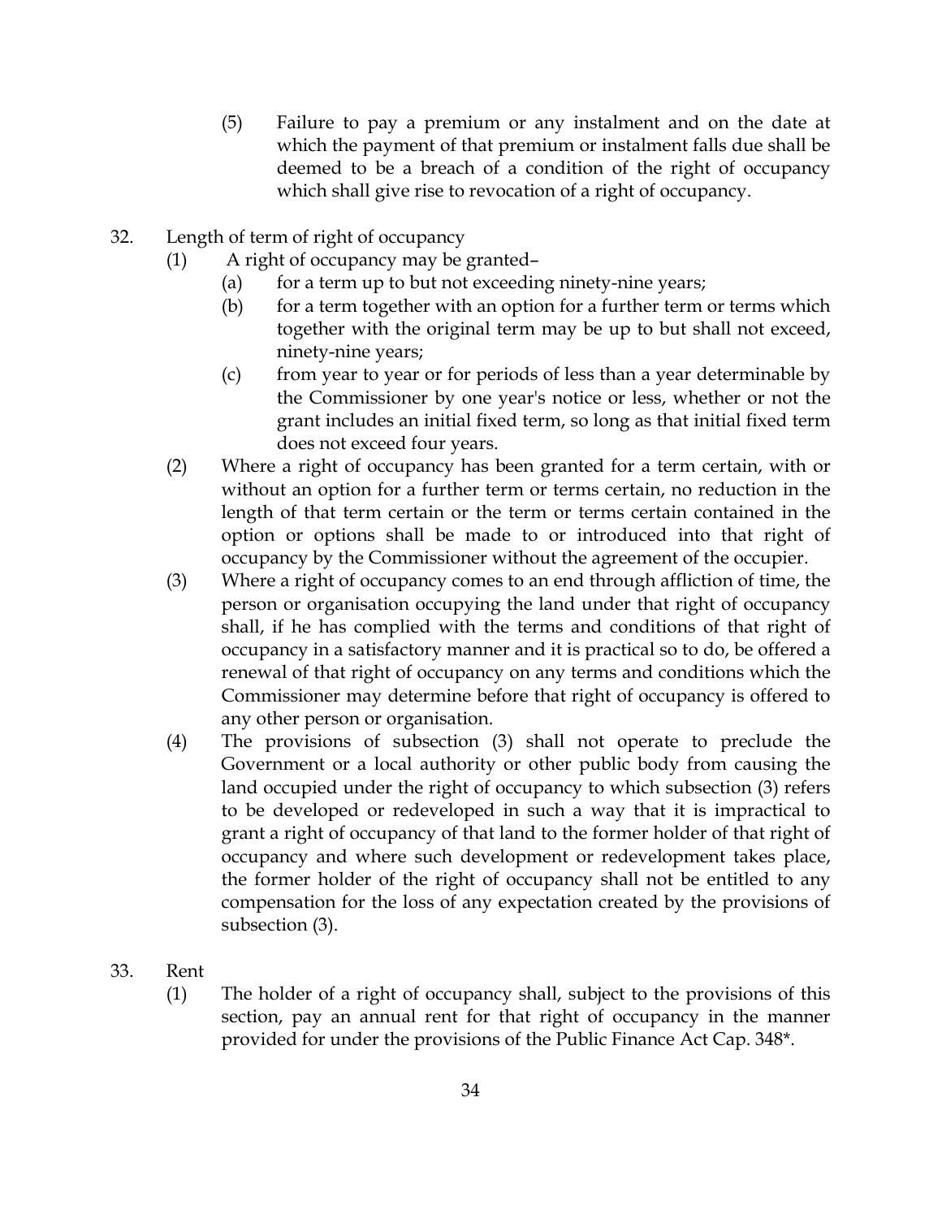(5) Failure to pay a premium or any instalment and on the date at which the payment of that premium or instalment falls due shall be deemed to be a breach of a condition of the right of occupancy which shall give rise to revocation of a right of occupancy.

32. Length of term of right of occupancy

(1) A right of occupancy may be granted–

(a) for a term up to but not exceeding ninety-nine years;

(b) for a term together with an option for a further term or terms which together with the original term may be up to but shall not exceed, ninety-nine years;

(c) from year to year or for periods of less than a year determinable by the Commissioner by one year's notice or less, whether or not the grant includes an initial fixed term, so long as that initial fixed term does not exceed four years.

(2) Where a right of occupancy has been granted for a term certain, with or without an option for a further term or terms certain, no reduction in the length of that term certain or the term or terms certain contained in the option or options shall be made to or introduced into that right of occupancy by the Commissioner without the agreement of the occupier.

(3) Where a right of occupancy comes to an end through affliction of time, the person or organisation occupying the land under that right of occupancy shall, if he has complied with the terms and conditions of that right of occupancy in a satisfactory manner and it is practical so to do, be offered a renewal of that right of occupancy on any terms and conditions which the Commissioner may determine before that right of occupancy is offered to any other person or organisation.

(4) The provisions of subsection (3) shall not operate to preclude the Government or a local authority or other public body from causing the land occupied under the right of occupancy to which subsection (3) refers to be developed or redeveloped in such a way that it is impractical to grant a right of occupancy of that land to the former holder of that right of occupancy and where such development or redevelopment takes place, the former holder of the right of occupancy shall not be entitled to any compensation for the loss of any expectation created by the provisions of subsection (3).

33. Rent

(1) The holder of a right of occupancy shall, subject to the provisions of this section, pay an annual rent for that right of occupancy in the manner provided for under the provisions of the Public Finance Act Cap. 348*.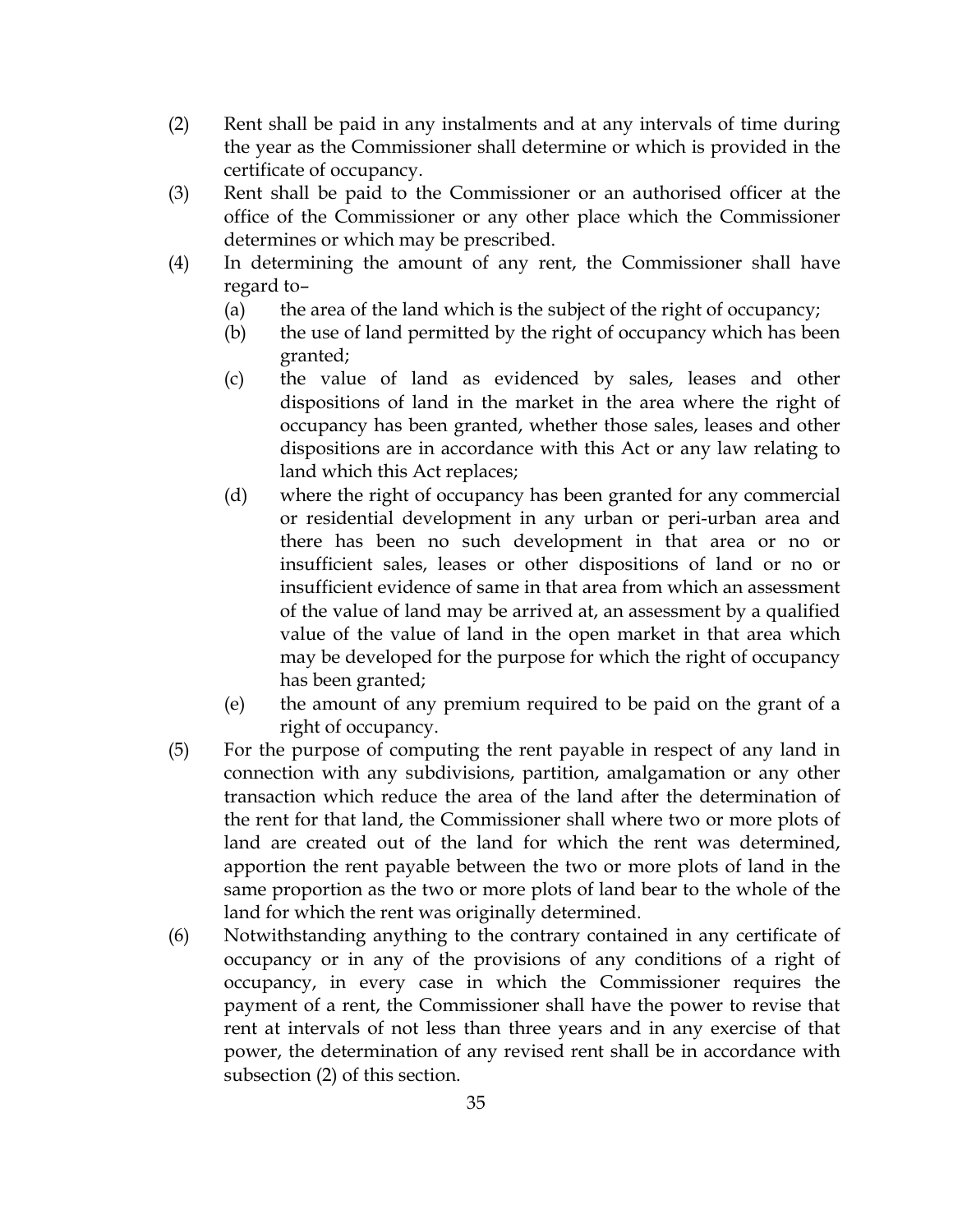(2) Rent shall be paid in any instalments and at any intervals of time during the year as the Commissioner shall determine or which is provided in the certificate of occupancy.

(3) Rent shall be paid to the Commissioner or an authorised officer at the office of the Commissioner or any other place which the Commissioner determines or which may be prescribed.

(4) In determining the amount of any rent, the Commissioner shall have regard to–

  (a) the area of the land which is the subject of the right of occupancy;

  (b) the use of land permitted by the right of occupancy which has been granted;

  (c) the value of land as evidenced by sales, leases and other dispositions of land in the market in the area where the right of occupancy has been granted, whether those sales, leases and other dispositions are in accordance with this Act or any law relating to land which this Act replaces;

  (d) where the right of occupancy has been granted for any commercial or residential development in any urban or peri-urban area and there has been no such development in that area or no or insufficient sales, leases or other dispositions of land or no or insufficient evidence of same in that area from which an assessment of the value of land may be arrived at, an assessment by a qualified value of the value of land in the open market in that area which may be developed for the purpose for which the right of occupancy has been granted;

  (e) the amount of any premium required to be paid on the grant of a right of occupancy.

(5) For the purpose of computing the rent payable in respect of any land in connection with any subdivisions, partition, amalgamation or any other transaction which reduce the area of the land after the determination of the rent for that land, the Commissioner shall where two or more plots of land are created out of the land for which the rent was determined, apportion the rent payable between the two or more plots of land in the same proportion as the two or more plots of land bear to the whole of the land for which the rent was originally determined.

(6) Notwithstanding anything to the contrary contained in any certificate of occupancy or in any of the provisions of any conditions of a right of occupancy, in every case in which the Commissioner requires the payment of a rent, the Commissioner shall have the power to revise that rent at intervals of not less than three years and in any exercise of that power, the determination of any revised rent shall be in accordance with subsection (2) of this section.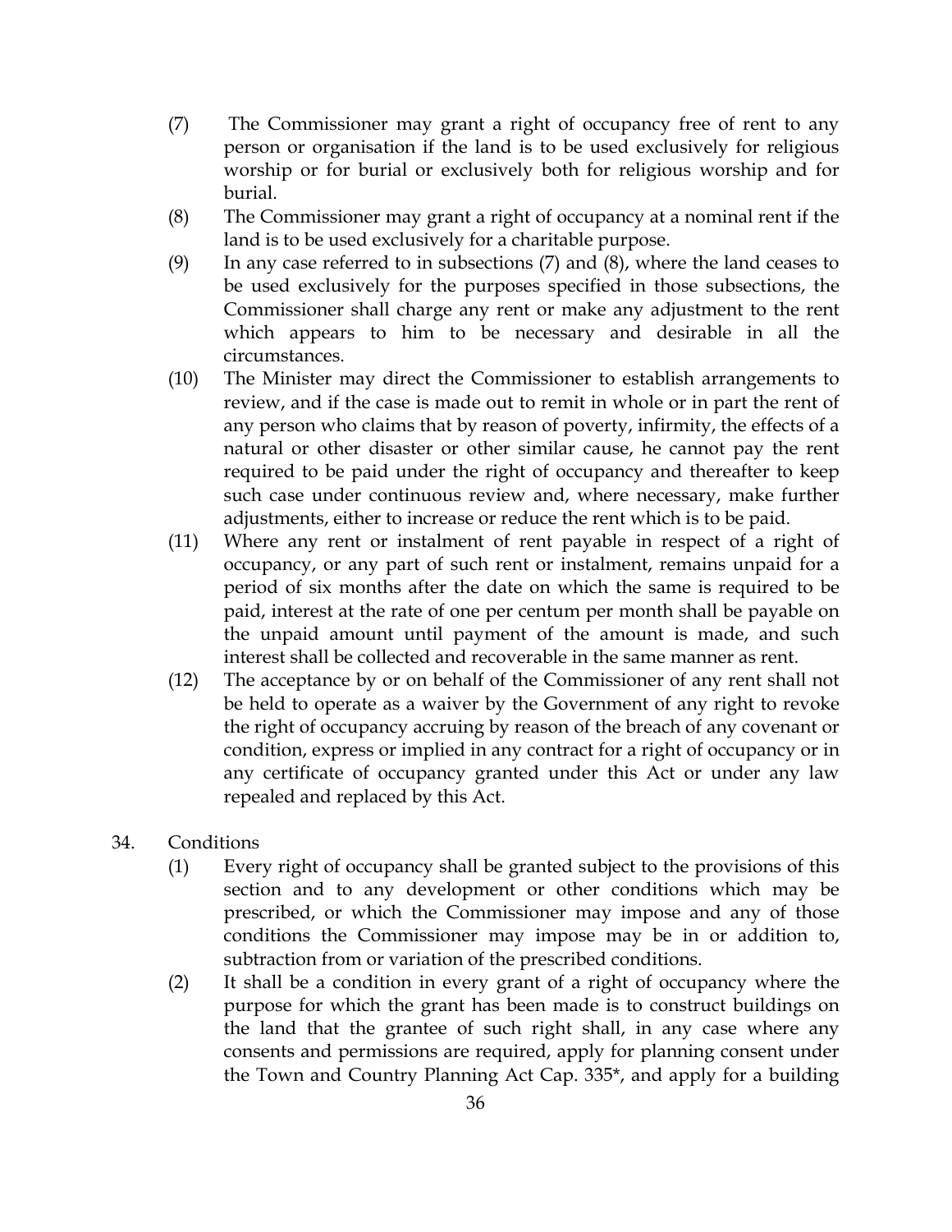(7) The Commissioner may grant a right of occupancy free of rent to any person or organisation if the land is to be used exclusively for religious worship or for burial or exclusively both for religious worship and for burial.

(8) The Commissioner may grant a right of occupancy at a nominal rent if the land is to be used exclusively for a charitable purpose.

(9) In any case referred to in subsections (7) and (8), where the land ceases to be used exclusively for the purposes specified in those subsections, the Commissioner shall charge any rent or make any adjustment to the rent which appears to him to be necessary and desirable in all the circumstances.

(10) The Minister may direct the Commissioner to establish arrangements to review, and if the case is made out to remit in whole or in part the rent of any person who claims that by reason of poverty, infirmity, the effects of a natural or other disaster or other similar cause, he cannot pay the rent required to be paid under the right of occupancy and thereafter to keep such case under continuous review and, where necessary, make further adjustments, either to increase or reduce the rent which is to be paid.

(11) Where any rent or instalment of rent payable in respect of a right of occupancy, or any part of such rent or instalment, remains unpaid for a period of six months after the date on which the same is required to be paid, interest at the rate of one per centum per month shall be payable on the unpaid amount until payment of the amount is made, and such interest shall be collected and recoverable in the same manner as rent.

(12) The acceptance by or on behalf of the Commissioner of any rent shall not be held to operate as a waiver by the Government of any right to revoke the right of occupancy accruing by reason of the breach of any covenant or condition, express or implied in any contract for a right of occupancy or in any certificate of occupancy granted under this Act or under any law repealed and replaced by this Act.

34. Conditions

(1) Every right of occupancy shall be granted subject to the provisions of this section and to any development or other conditions which may be prescribed, or which the Commissioner may impose and any of those conditions the Commissioner may impose may be in or addition to, subtraction from or variation of the prescribed conditions.

(2) It shall be a condition in every grant of a right of occupancy where the purpose for which the grant has been made is to construct buildings on the land that the grantee of such right shall, in any case where any consents and permissions are required, apply for planning consent under the Town and Country Planning Act Cap. 335*, and apply for a building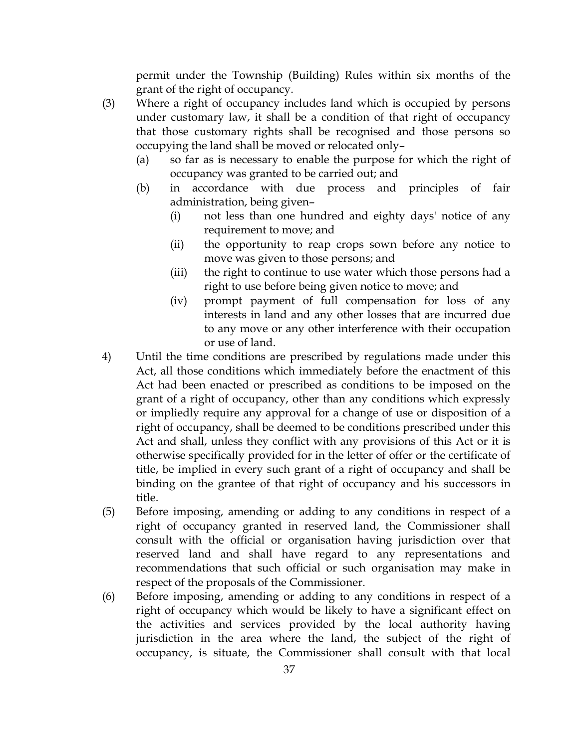permit under the Township (Building) Rules within six months of the grant of the right of occupancy.

(3) Where a right of occupancy includes land which is occupied by persons under customary law, it shall be a condition of that right of occupancy that those customary rights shall be recognised and those persons so occupying the land shall be moved or relocated only–

(a) so far as is necessary to enable the purpose for which the right of occupancy was granted to be carried out; and

(b) in accordance with due process and principles of fair administration, being given–

(i) not less than one hundred and eighty days' notice of any requirement to move; and

(ii) the opportunity to reap crops sown before any notice to move was given to those persons; and

(iii) the right to continue to use water which those persons had a right to use before being given notice to move; and

(iv) prompt payment of full compensation for loss of any interests in land and any other losses that are incurred due to any move or any other interference with their occupation or use of land.

4) Until the time conditions are prescribed by regulations made under this Act, all those conditions which immediately before the enactment of this Act had been enacted or prescribed as conditions to be imposed on the grant of a right of occupancy, other than any conditions which expressly or impliedly require any approval for a change of use or disposition of a right of occupancy, shall be deemed to be conditions prescribed under this Act and shall, unless they conflict with any provisions of this Act or it is otherwise specifically provided for in the letter of offer or the certificate of title, be implied in every such grant of a right of occupancy and shall be binding on the grantee of that right of occupancy and his successors in title.

(5) Before imposing, amending or adding to any conditions in respect of a right of occupancy granted in reserved land, the Commissioner shall consult with the official or organisation having jurisdiction over that reserved land and shall have regard to any representations and recommendations that such official or such organisation may make in respect of the proposals of the Commissioner.

(6) Before imposing, amending or adding to any conditions in respect of a right of occupancy which would be likely to have a significant effect on the activities and services provided by the local authority having jurisdiction in the area where the land, the subject of the right of occupancy, is situate, the Commissioner shall consult with that local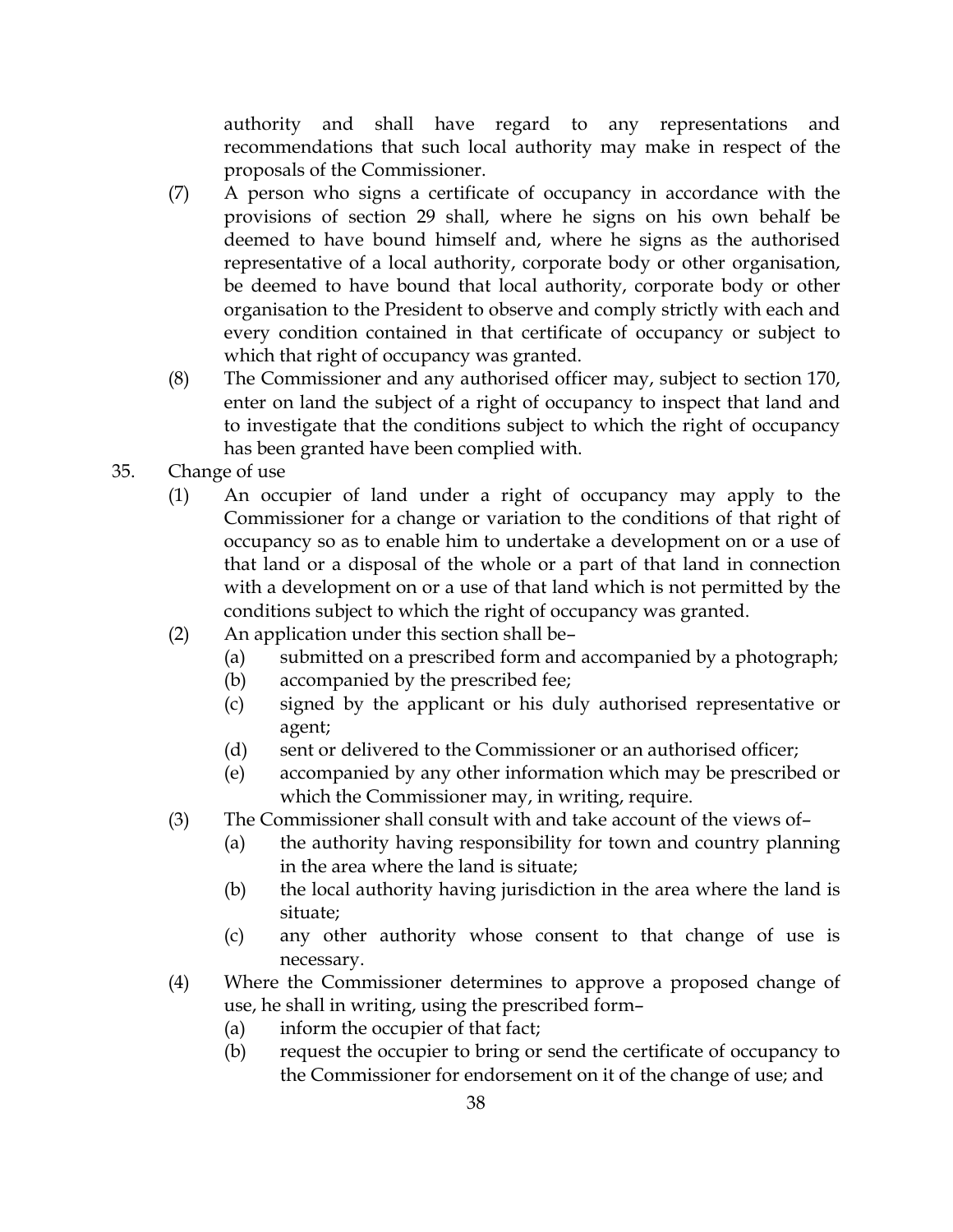authority and shall have regard to any representations and recommendations that such local authority may make in respect of the proposals of the Commissioner.

(7) A person who signs a certificate of occupancy in accordance with the provisions of section 29 shall, where he signs on his own behalf be deemed to have bound himself and, where he signs as the authorised representative of a local authority, corporate body or other organisation, be deemed to have bound that local authority, corporate body or other organisation to the President to observe and comply strictly with each and every condition contained in that certificate of occupancy or subject to which that right of occupancy was granted.

(8) The Commissioner and any authorised officer may, subject to section 170, enter on land the subject of a right of occupancy to inspect that land and to investigate that the conditions subject to which the right of occupancy has been granted have been complied with.

35. Change of use

(1) An occupier of land under a right of occupancy may apply to the Commissioner for a change or variation to the conditions of that right of occupancy so as to enable him to undertake a development on or a use of that land or a disposal of the whole or a part of that land in connection with a development on or a use of that land which is not permitted by the conditions subject to which the right of occupancy was granted.

(2) An application under this section shall be–

  (a) submitted on a prescribed form and accompanied by a photograph;
  
  (b) accompanied by the prescribed fee;
  
  (c) signed by the applicant or his duly authorised representative or agent;
  
  (d) sent or delivered to the Commissioner or an authorised officer;
  
  (e) accompanied by any other information which may be prescribed or which the Commissioner may, in writing, require.

(3) The Commissioner shall consult with and take account of the views of–

  (a) the authority having responsibility for town and country planning in the area where the land is situate;
  
  (b) the local authority having jurisdiction in the area where the land is situate;
  
  (c) any other authority whose consent to that change of use is necessary.

(4) Where the Commissioner determines to approve a proposed change of use, he shall in writing, using the prescribed form–

  (a) inform the occupier of that fact;
  
  (b) request the occupier to bring or send the certificate of occupancy to the Commissioner for endorsement on it of the change of use; and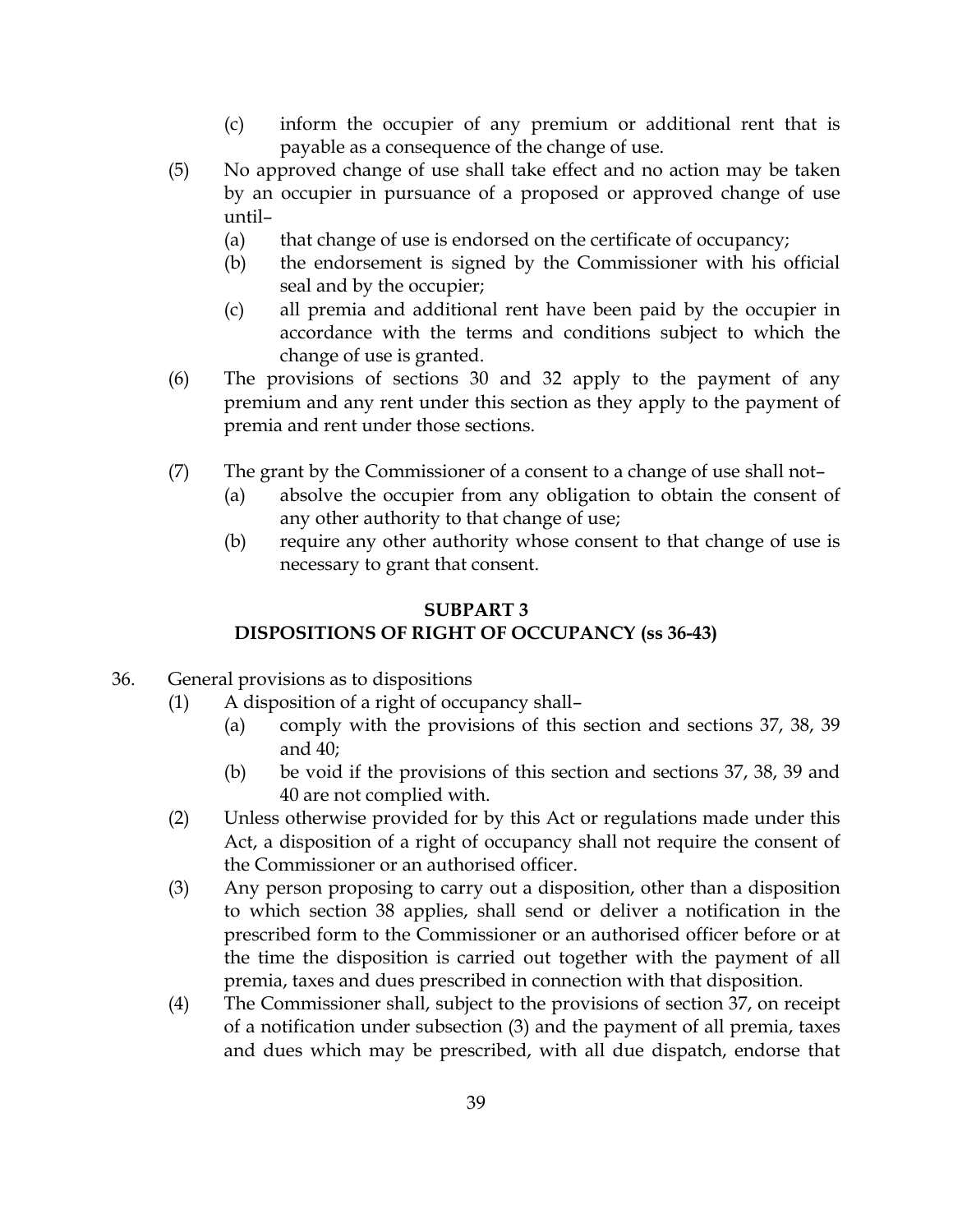(c) inform the occupier of any premium or additional rent that is payable as a consequence of the change of use.

(5) No approved change of use shall take effect and no action may be taken by an occupier in pursuance of a proposed or approved change of use until–

(a) that change of use is endorsed on the certificate of occupancy;

(b) the endorsement is signed by the Commissioner with his official seal and by the occupier;

(c) all premia and additional rent have been paid by the occupier in accordance with the terms and conditions subject to which the change of use is granted.

(6) The provisions of sections 30 and 32 apply to the payment of any premium and any rent under this section as they apply to the payment of premia and rent under those sections.

(7) The grant by the Commissioner of a consent to a change of use shall not–

(a) absolve the occupier from any obligation to obtain the consent of any other authority to that change of use;

(b) require any other authority whose consent to that change of use is necessary to grant that consent.

## SUBPART 3
## DISPOSITIONS OF RIGHT OF OCCUPANCY (ss 36-43)

36. General provisions as to dispositions

(1) A disposition of a right of occupancy shall–

(a) comply with the provisions of this section and sections 37, 38, 39 and 40;

(b) be void if the provisions of this section and sections 37, 38, 39 and 40 are not complied with.

(2) Unless otherwise provided for by this Act or regulations made under this Act, a disposition of a right of occupancy shall not require the consent of the Commissioner or an authorised officer.

(3) Any person proposing to carry out a disposition, other than a disposition to which section 38 applies, shall send or deliver a notification in the prescribed form to the Commissioner or an authorised officer before or at the time the disposition is carried out together with the payment of all premia, taxes and dues prescribed in connection with that disposition.

(4) The Commissioner shall, subject to the provisions of section 37, on receipt of a notification under subsection (3) and the payment of all premia, taxes and dues which may be prescribed, with all due dispatch, endorse that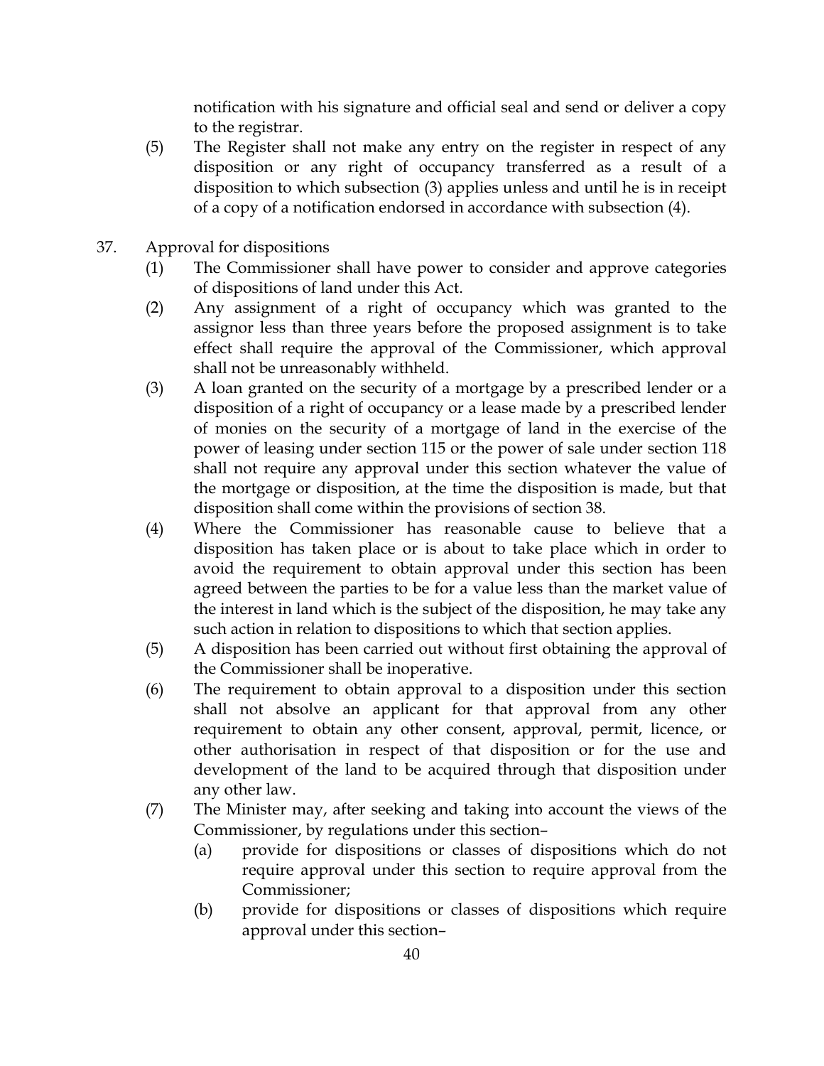notification with his signature and official seal and send or deliver a copy to the registrar.

(5) The Register shall not make any entry on the register in respect of any disposition or any right of occupancy transferred as a result of a disposition to which subsection (3) applies unless and until he is in receipt of a copy of a notification endorsed in accordance with subsection (4).

37. Approval for dispositions

(1) The Commissioner shall have power to consider and approve categories of dispositions of land under this Act.

(2) Any assignment of a right of occupancy which was granted to the assignor less than three years before the proposed assignment is to take effect shall require the approval of the Commissioner, which approval shall not be unreasonably withheld.

(3) A loan granted on the security of a mortgage by a prescribed lender or a disposition of a right of occupancy or a lease made by a prescribed lender of monies on the security of a mortgage of land in the exercise of the power of leasing under section 115 or the power of sale under section 118 shall not require any approval under this section whatever the value of the mortgage or disposition, at the time the disposition is made, but that disposition shall come within the provisions of section 38.

(4) Where the Commissioner has reasonable cause to believe that a disposition has taken place or is about to take place which in order to avoid the requirement to obtain approval under this section has been agreed between the parties to be for a value less than the market value of the interest in land which is the subject of the disposition, he may take any such action in relation to dispositions to which that section applies.

(5) A disposition has been carried out without first obtaining the approval of the Commissioner shall be inoperative.

(6) The requirement to obtain approval to a disposition under this section shall not absolve an applicant for that approval from any other requirement to obtain any other consent, approval, permit, licence, or other authorisation in respect of that disposition or for the use and development of the land to be acquired through that disposition under any other law.

(7) The Minister may, after seeking and taking into account the views of the Commissioner, by regulations under this section–

(a) provide for dispositions or classes of dispositions which do not require approval under this section to require approval from the Commissioner;

(b) provide for dispositions or classes of dispositions which require approval under this section–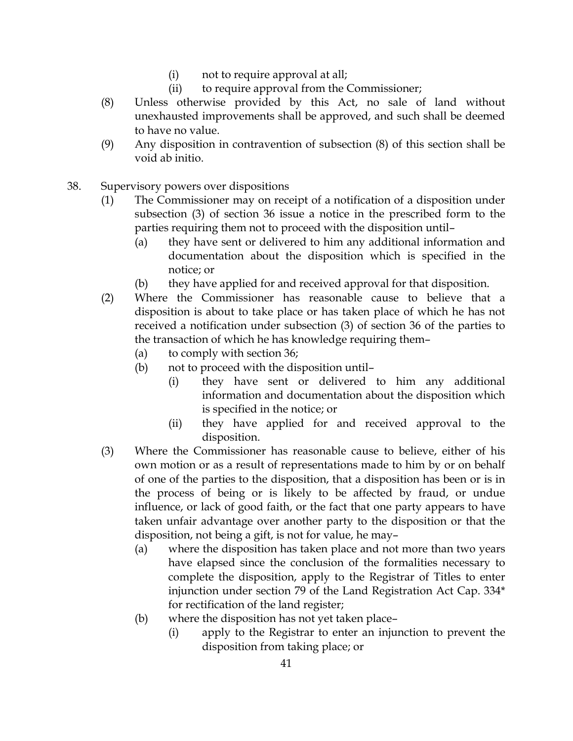(i) not to require approval at all;

(ii) to require approval from the Commissioner;

(8) Unless otherwise provided by this Act, no sale of land without unexhausted improvements shall be approved, and such shall be deemed to have no value.

(9) Any disposition in contravention of subsection (8) of this section shall be void ab initio.

38. Supervisory powers over dispositions

(1) The Commissioner may on receipt of a notification of a disposition under subsection (3) of section 36 issue a notice in the prescribed form to the parties requiring them not to proceed with the disposition until–

(a) they have sent or delivered to him any additional information and documentation about the disposition which is specified in the notice; or

(b) they have applied for and received approval for that disposition.

(2) Where the Commissioner has reasonable cause to believe that a disposition is about to take place or has taken place of which he has not received a notification under subsection (3) of section 36 of the parties to the transaction of which he has knowledge requiring them–

(a) to comply with section 36;

(b) not to proceed with the disposition until–

(i) they have sent or delivered to him any additional information and documentation about the disposition which is specified in the notice; or

(ii) they have applied for and received approval to the disposition.

(3) Where the Commissioner has reasonable cause to believe, either of his own motion or as a result of representations made to him by or on behalf of one of the parties to the disposition, that a disposition has been or is in the process of being or is likely to be affected by fraud, or undue influence, or lack of good faith, or the fact that one party appears to have taken unfair advantage over another party to the disposition or that the disposition, not being a gift, is not for value, he may–

(a) where the disposition has taken place and not more than two years have elapsed since the conclusion of the formalities necessary to complete the disposition, apply to the Registrar of Titles to enter injunction under section 79 of the Land Registration Act Cap. 334* for rectification of the land register;

(b) where the disposition has not yet taken place–

(i) apply to the Registrar to enter an injunction to prevent the disposition from taking place; or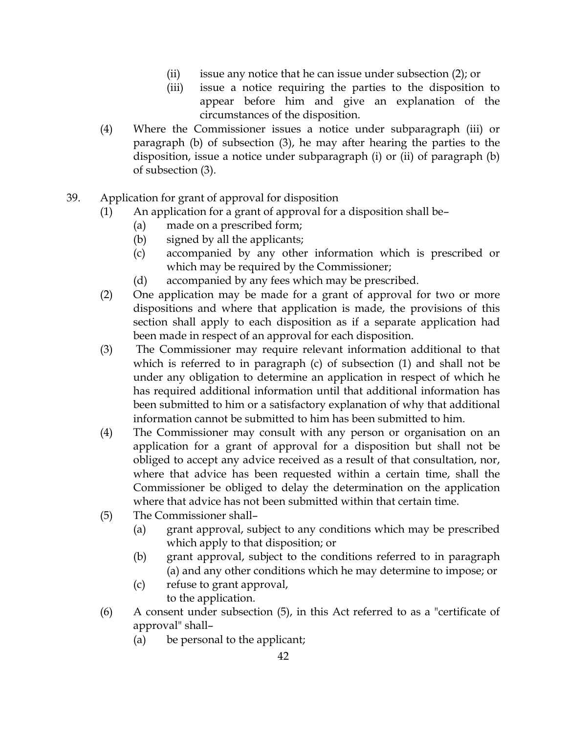(ii) issue any notice that he can issue under subsection (2); or

(iii) issue a notice requiring the parties to the disposition to appear before him and give an explanation of the circumstances of the disposition.

(4) Where the Commissioner issues a notice under subparagraph (iii) or paragraph (b) of subsection (3), he may after hearing the parties to the disposition, issue a notice under subparagraph (i) or (ii) of paragraph (b) of subsection (3).

39. Application for grant of approval for disposition

(1) An application for a grant of approval for a disposition shall be–

(a) made on a prescribed form;

(b) signed by all the applicants;

(c) accompanied by any other information which is prescribed or which may be required by the Commissioner;

(d) accompanied by any fees which may be prescribed.

(2) One application may be made for a grant of approval for two or more dispositions and where that application is made, the provisions of this section shall apply to each disposition as if a separate application had been made in respect of an approval for each disposition.

(3) The Commissioner may require relevant information additional to that which is referred to in paragraph (c) of subsection (1) and shall not be under any obligation to determine an application in respect of which he has required additional information until that additional information has been submitted to him or a satisfactory explanation of why that additional information cannot be submitted to him has been submitted to him.

(4) The Commissioner may consult with any person or organisation on an application for a grant of approval for a disposition but shall not be obliged to accept any advice received as a result of that consultation, nor, where that advice has been requested within a certain time, shall the Commissioner be obliged to delay the determination on the application where that advice has not been submitted within that certain time.

(5) The Commissioner shall–

(a) grant approval, subject to any conditions which may be prescribed which apply to that disposition; or

(b) grant approval, subject to the conditions referred to in paragraph (a) and any other conditions which he may determine to impose; or

(c) refuse to grant approval,

to the application.

(6) A consent under subsection (5), in this Act referred to as a "certificate of approval" shall–

(a) be personal to the applicant;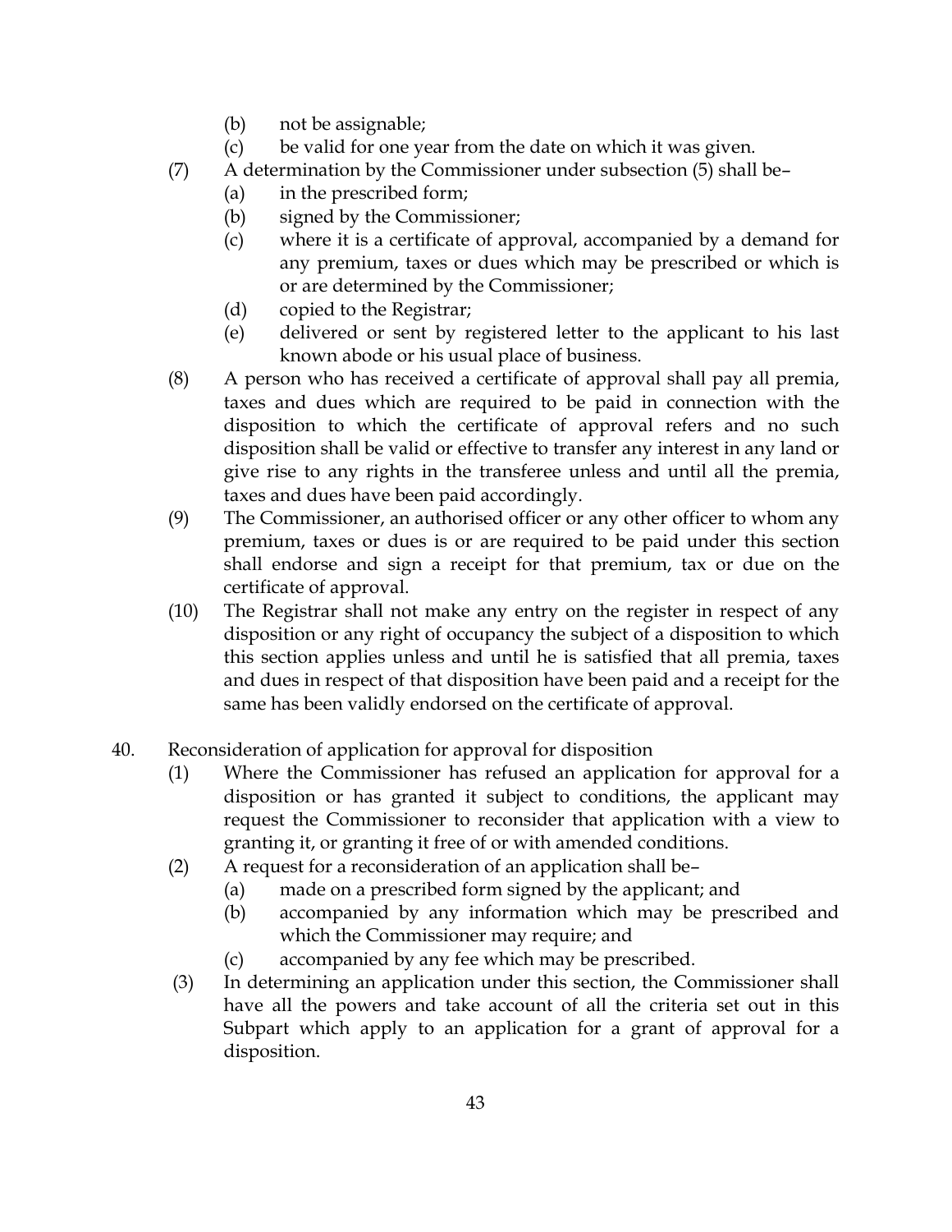(b) not be assignable;

(c) be valid for one year from the date on which it was given.

(7) A determination by the Commissioner under subsection (5) shall be–

(a) in the prescribed form;

(b) signed by the Commissioner;

(c) where it is a certificate of approval, accompanied by a demand for any premium, taxes or dues which may be prescribed or which is or are determined by the Commissioner;

(d) copied to the Registrar;

(e) delivered or sent by registered letter to the applicant to his last known abode or his usual place of business.

(8) A person who has received a certificate of approval shall pay all premia, taxes and dues which are required to be paid in connection with the disposition to which the certificate of approval refers and no such disposition shall be valid or effective to transfer any interest in any land or give rise to any rights in the transferee unless and until all the premia, taxes and dues have been paid accordingly.

(9) The Commissioner, an authorised officer or any other officer to whom any premium, taxes or dues is or are required to be paid under this section shall endorse and sign a receipt for that premium, tax or due on the certificate of approval.

(10) The Registrar shall not make any entry on the register in respect of any disposition or any right of occupancy the subject of a disposition to which this section applies unless and until he is satisfied that all premia, taxes and dues in respect of that disposition have been paid and a receipt for the same has been validly endorsed on the certificate of approval.

40. Reconsideration of application for approval for disposition

(1) Where the Commissioner has refused an application for approval for a disposition or has granted it subject to conditions, the applicant may request the Commissioner to reconsider that application with a view to granting it, or granting it free of or with amended conditions.

(2) A request for a reconsideration of an application shall be–

(a) made on a prescribed form signed by the applicant; and

(b) accompanied by any information which may be prescribed and which the Commissioner may require; and

(c) accompanied by any fee which may be prescribed.

(3) In determining an application under this section, the Commissioner shall have all the powers and take account of all the criteria set out in this Subpart which apply to an application for a grant of approval for a disposition.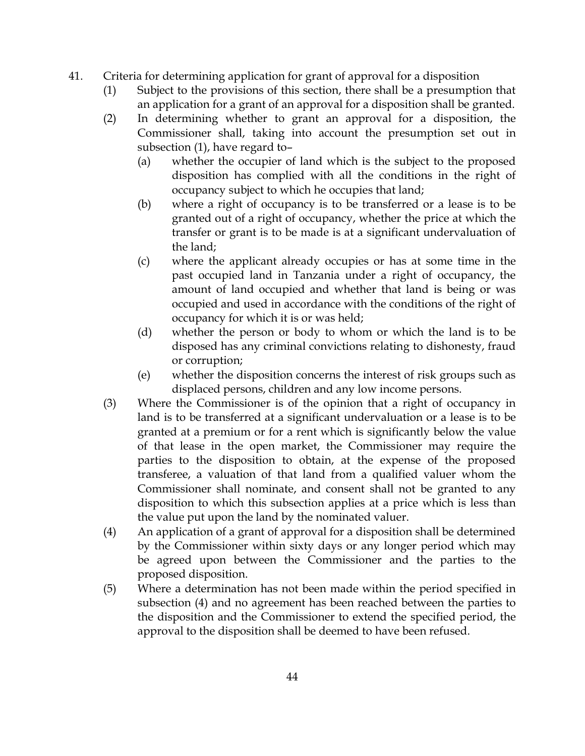41. Criteria for determining application for grant of approval for a disposition

(1) Subject to the provisions of this section, there shall be a presumption that an application for a grant of an approval for a disposition shall be granted.

(2) In determining whether to grant an approval for a disposition, the Commissioner shall, taking into account the presumption set out in subsection (1), have regard to–

(a) whether the occupier of land which is the subject to the proposed disposition has complied with all the conditions in the right of occupancy subject to which he occupies that land;

(b) where a right of occupancy is to be transferred or a lease is to be granted out of a right of occupancy, whether the price at which the transfer or grant is to be made is at a significant undervaluation of the land;

(c) where the applicant already occupies or has at some time in the past occupied land in Tanzania under a right of occupancy, the amount of land occupied and whether that land is being or was occupied and used in accordance with the conditions of the right of occupancy for which it is or was held;

(d) whether the person or body to whom or which the land is to be disposed has any criminal convictions relating to dishonesty, fraud or corruption;

(e) whether the disposition concerns the interest of risk groups such as displaced persons, children and any low income persons.

(3) Where the Commissioner is of the opinion that a right of occupancy in land is to be transferred at a significant undervaluation or a lease is to be granted at a premium or for a rent which is significantly below the value of that lease in the open market, the Commissioner may require the parties to the disposition to obtain, at the expense of the proposed transferee, a valuation of that land from a qualified valuer whom the Commissioner shall nominate, and consent shall not be granted to any disposition to which this subsection applies at a price which is less than the value put upon the land by the nominated valuer.

(4) An application of a grant of approval for a disposition shall be determined by the Commissioner within sixty days or any longer period which may be agreed upon between the Commissioner and the parties to the proposed disposition.

(5) Where a determination has not been made within the period specified in subsection (4) and no agreement has been reached between the parties to the disposition and the Commissioner to extend the specified period, the approval to the disposition shall be deemed to have been refused.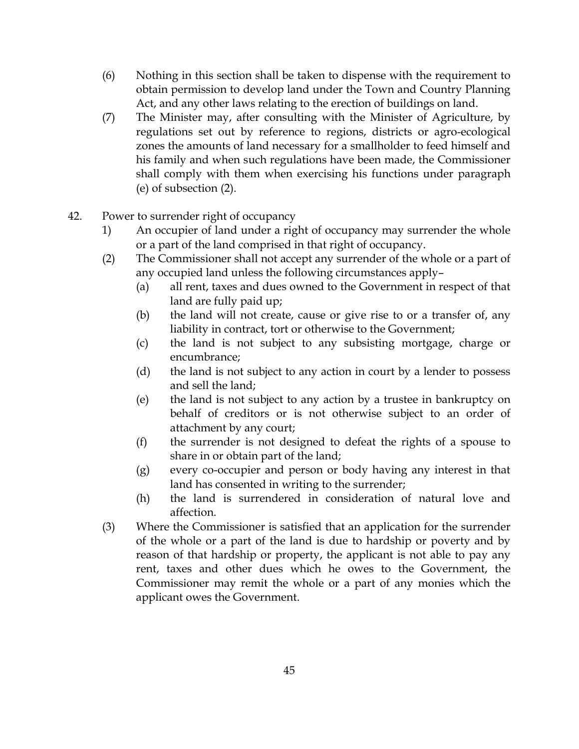(6) Nothing in this section shall be taken to dispense with the requirement to obtain permission to develop land under the Town and Country Planning Act, and any other laws relating to the erection of buildings on land.

(7) The Minister may, after consulting with the Minister of Agriculture, by regulations set out by reference to regions, districts or agro-ecological zones the amounts of land necessary for a smallholder to feed himself and his family and when such regulations have been made, the Commissioner shall comply with them when exercising his functions under paragraph (e) of subsection (2).

42. Power to surrender right of occupancy

1) An occupier of land under a right of occupancy may surrender the whole or a part of the land comprised in that right of occupancy.

(2) The Commissioner shall not accept any surrender of the whole or a part of any occupied land unless the following circumstances apply–

(a) all rent, taxes and dues owned to the Government in respect of that land are fully paid up;

(b) the land will not create, cause or give rise to or a transfer of, any liability in contract, tort or otherwise to the Government;

(c) the land is not subject to any subsisting mortgage, charge or encumbrance;

(d) the land is not subject to any action in court by a lender to possess and sell the land;

(e) the land is not subject to any action by a trustee in bankruptcy on behalf of creditors or is not otherwise subject to an order of attachment by any court;

(f) the surrender is not designed to defeat the rights of a spouse to share in or obtain part of the land;

(g) every co-occupier and person or body having any interest in that land has consented in writing to the surrender;

(h) the land is surrendered in consideration of natural love and affection.

(3) Where the Commissioner is satisfied that an application for the surrender of the whole or a part of the land is due to hardship or poverty and by reason of that hardship or property, the applicant is not able to pay any rent, taxes and other dues which he owes to the Government, the Commissioner may remit the whole or a part of any monies which the applicant owes the Government.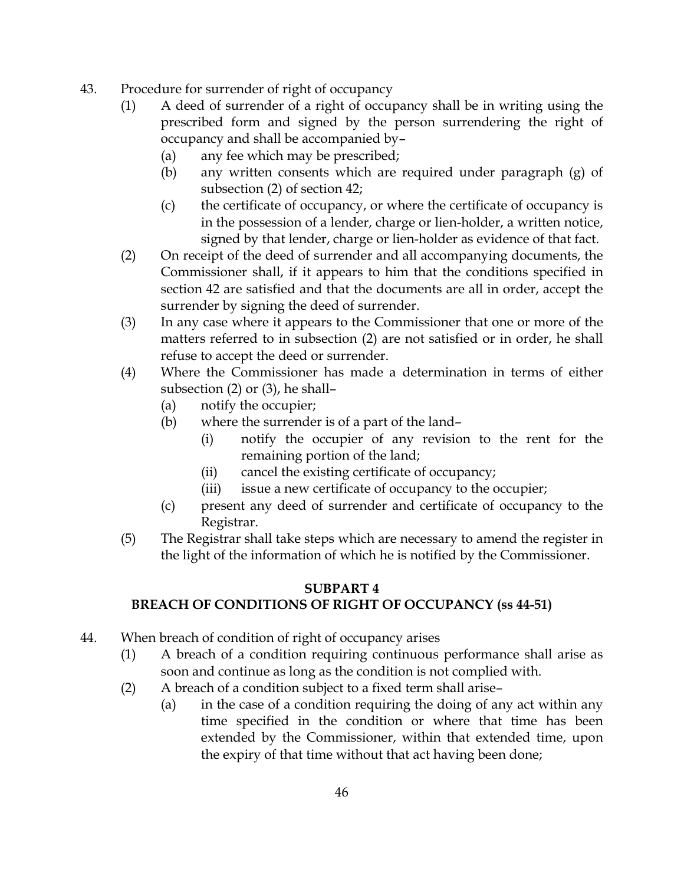43. Procedure for surrender of right of occupancy

(1) A deed of surrender of a right of occupancy shall be in writing using the prescribed form and signed by the person surrendering the right of occupancy and shall be accompanied by–

(a) any fee which may be prescribed;

(b) any written consents which are required under paragraph (g) of subsection (2) of section 42;

(c) the certificate of occupancy, or where the certificate of occupancy is in the possession of a lender, charge or lien-holder, a written notice, signed by that lender, charge or lien-holder as evidence of that fact.

(2) On receipt of the deed of surrender and all accompanying documents, the Commissioner shall, if it appears to him that the conditions specified in section 42 are satisfied and that the documents are all in order, accept the surrender by signing the deed of surrender.

(3) In any case where it appears to the Commissioner that one or more of the matters referred to in subsection (2) are not satisfied or in order, he shall refuse to accept the deed or surrender.

(4) Where the Commissioner has made a determination in terms of either subsection (2) or (3), he shall–

(a) notify the occupier;

(b) where the surrender is of a part of the land–

(i) notify the occupier of any revision to the rent for the remaining portion of the land;

(ii) cancel the existing certificate of occupancy;

(iii) issue a new certificate of occupancy to the occupier;

(c) present any deed of surrender and certificate of occupancy to the Registrar.

(5) The Registrar shall take steps which are necessary to amend the register in the light of the information of which he is notified by the Commissioner.

## SUBPART 4
## BREACH OF CONDITIONS OF RIGHT OF OCCUPANCY (ss 44-51)

44. When breach of condition of right of occupancy arises

(1) A breach of a condition requiring continuous performance shall arise as soon and continue as long as the condition is not complied with.

(2) A breach of a condition subject to a fixed term shall arise–

(a) in the case of a condition requiring the doing of any act within any time specified in the condition or where that time has been extended by the Commissioner, within that extended time, upon the expiry of that time without that act having been done;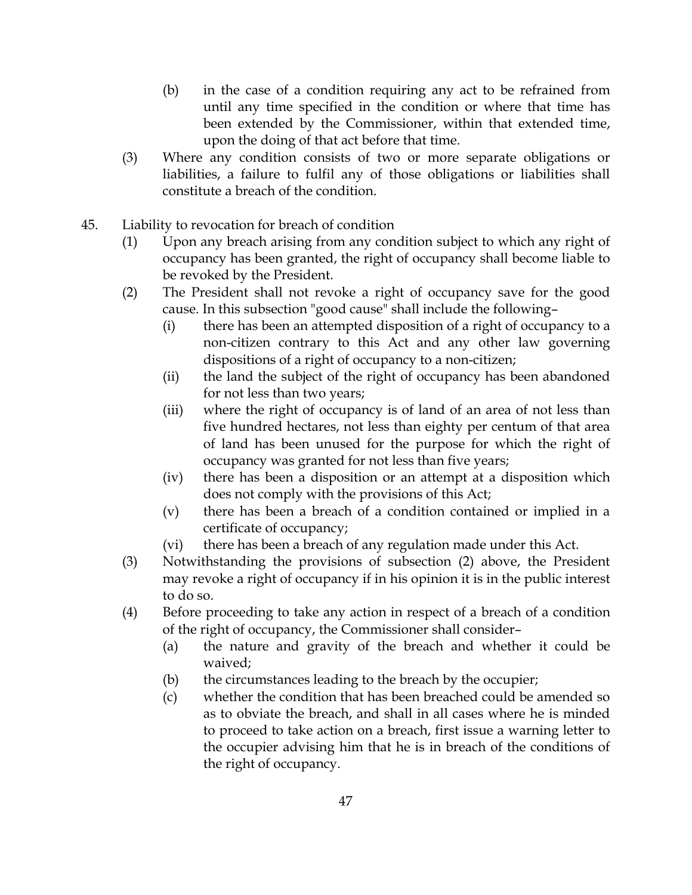(b) in the case of a condition requiring any act to be refrained from until any time specified in the condition or where that time has been extended by the Commissioner, within that extended time, upon the doing of that act before that time.

(3) Where any condition consists of two or more separate obligations or liabilities, a failure to fulfil any of those obligations or liabilities shall constitute a breach of the condition.

## 45. Liability to revocation for breach of condition

(1) Upon any breach arising from any condition subject to which any right of occupancy has been granted, the right of occupancy shall become liable to be revoked by the President.

(2) The President shall not revoke a right of occupancy save for the good cause. In this subsection "good cause" shall include the following–

- (i) there has been an attempted disposition of a right of occupancy to a non-citizen contrary to this Act and any other law governing dispositions of a right of occupancy to a non-citizen;
- (ii) the land the subject of the right of occupancy has been abandoned for not less than two years;
- (iii) where the right of occupancy is of land of an area of not less than five hundred hectares, not less than eighty per centum of that area of land has been unused for the purpose for which the right of occupancy was granted for not less than five years;
- (iv) there has been a disposition or an attempt at a disposition which does not comply with the provisions of this Act;
- (v) there has been a breach of a condition contained or implied in a certificate of occupancy;
- (vi) there has been a breach of any regulation made under this Act.

(3) Notwithstanding the provisions of subsection (2) above, the President may revoke a right of occupancy if in his opinion it is in the public interest to do so.

(4) Before proceeding to take any action in respect of a breach of a condition of the right of occupancy, the Commissioner shall consider–

- (a) the nature and gravity of the breach and whether it could be waived;
- (b) the circumstances leading to the breach by the occupier;
- (c) whether the condition that has been breached could be amended so as to obviate the breach, and shall in all cases where he is minded to proceed to take action on a breach, first issue a warning letter to the occupier advising him that he is in breach of the conditions of the right of occupancy.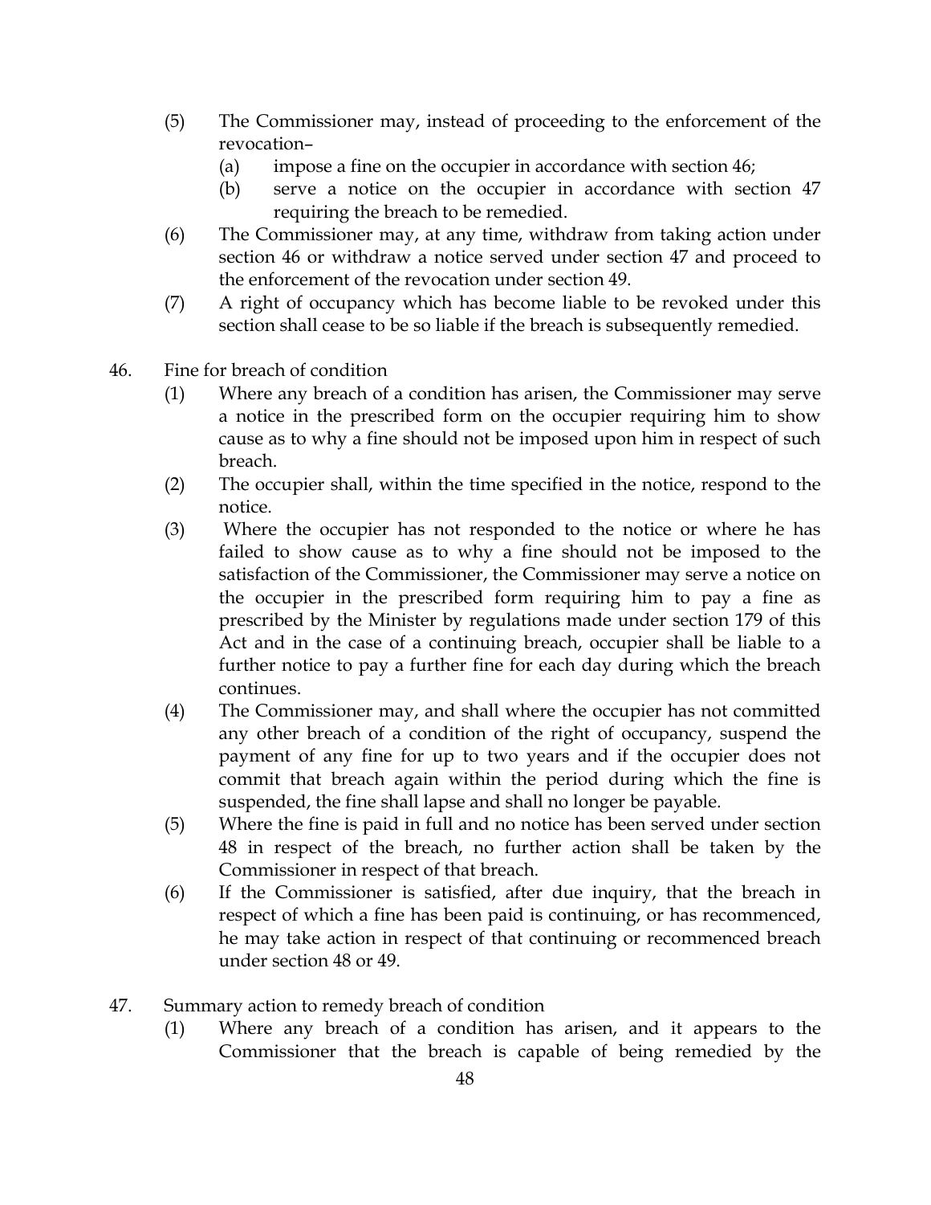(5) The Commissioner may, instead of proceeding to the enforcement of the revocation–

   (a) impose a fine on the occupier in accordance with section 46;

   (b) serve a notice on the occupier in accordance with section 47 requiring the breach to be remedied.

(6) The Commissioner may, at any time, withdraw from taking action under section 46 or withdraw a notice served under section 47 and proceed to the enforcement of the revocation under section 49.

(7) A right of occupancy which has become liable to be revoked under this section shall cease to be so liable if the breach is subsequently remedied.

46. Fine for breach of condition

(1) Where any breach of a condition has arisen, the Commissioner may serve a notice in the prescribed form on the occupier requiring him to show cause as to why a fine should not be imposed upon him in respect of such breach.

(2) The occupier shall, within the time specified in the notice, respond to the notice.

(3) Where the occupier has not responded to the notice or where he has failed to show cause as to why a fine should not be imposed to the satisfaction of the Commissioner, the Commissioner may serve a notice on the occupier in the prescribed form requiring him to pay a fine as prescribed by the Minister by regulations made under section 179 of this Act and in the case of a continuing breach, occupier shall be liable to a further notice to pay a further fine for each day during which the breach continues.

(4) The Commissioner may, and shall where the occupier has not committed any other breach of a condition of the right of occupancy, suspend the payment of any fine for up to two years and if the occupier does not commit that breach again within the period during which the fine is suspended, the fine shall lapse and shall no longer be payable.

(5) Where the fine is paid in full and no notice has been served under section 48 in respect of the breach, no further action shall be taken by the Commissioner in respect of that breach.

(6) If the Commissioner is satisfied, after due inquiry, that the breach in respect of which a fine has been paid is continuing, or has recommenced, he may take action in respect of that continuing or recommenced breach under section 48 or 49.

47. Summary action to remedy breach of condition

(1) Where any breach of a condition has arisen, and it appears to the Commissioner that the breach is capable of being remedied by the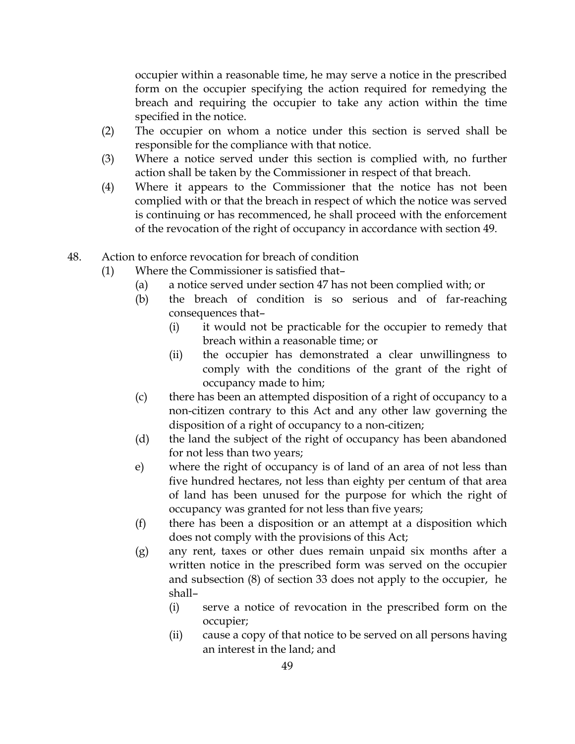occupier within a reasonable time, he may serve a notice in the prescribed form on the occupier specifying the action required for remedying the breach and requiring the occupier to take any action within the time specified in the notice.

(2) The occupier on whom a notice under this section is served shall be responsible for the compliance with that notice.

(3) Where a notice served under this section is complied with, no further action shall be taken by the Commissioner in respect of that breach.

(4) Where it appears to the Commissioner that the notice has not been complied with or that the breach in respect of which the notice was served is continuing or has recommenced, he shall proceed with the enforcement of the revocation of the right of occupancy in accordance with section 49.

48. Action to enforce revocation for breach of condition

(1) Where the Commissioner is satisfied that–

(a) a notice served under section 47 has not been complied with; or

(b) the breach of condition is so serious and of far-reaching consequences that–

(i) it would not be practicable for the occupier to remedy that breach within a reasonable time; or

(ii) the occupier has demonstrated a clear unwillingness to comply with the conditions of the grant of the right of occupancy made to him;

(c) there has been an attempted disposition of a right of occupancy to a non-citizen contrary to this Act and any other law governing the disposition of a right of occupancy to a non-citizen;

(d) the land the subject of the right of occupancy has been abandoned for not less than two years;

e) where the right of occupancy is of land of an area of not less than five hundred hectares, not less than eighty per centum of that area of land has been unused for the purpose for which the right of occupancy was granted for not less than five years;

(f) there has been a disposition or an attempt at a disposition which does not comply with the provisions of this Act;

(g) any rent, taxes or other dues remain unpaid six months after a written notice in the prescribed form was served on the occupier and subsection (8) of section 33 does not apply to the occupier, he shall–

(i) serve a notice of revocation in the prescribed form on the occupier;

(ii) cause a copy of that notice to be served on all persons having an interest in the land; and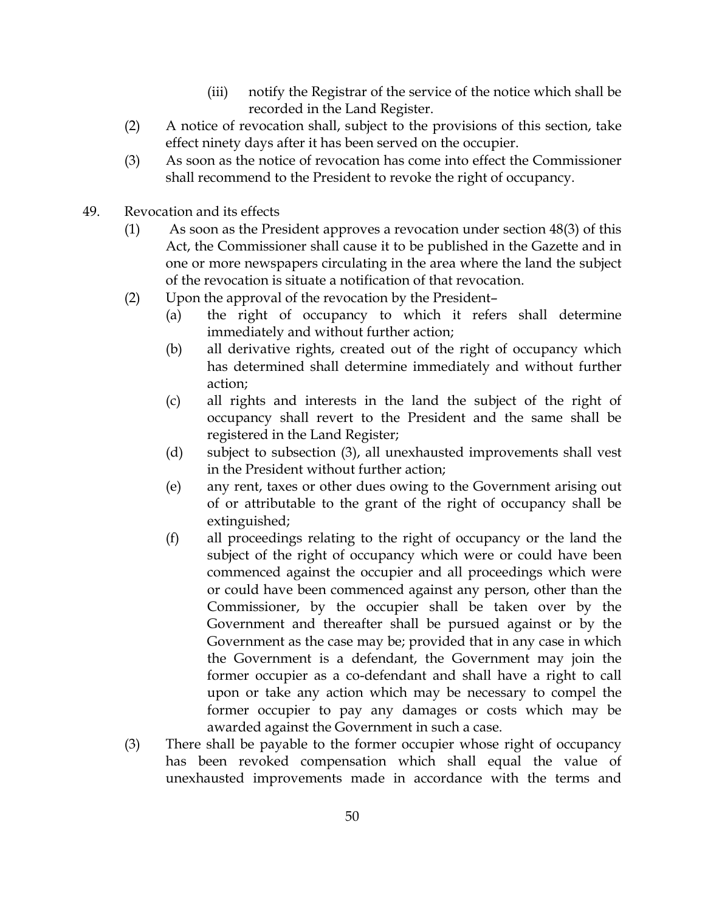(iii) notify the Registrar of the service of the notice which shall be recorded in the Land Register.

(2) A notice of revocation shall, subject to the provisions of this section, take effect ninety days after it has been served on the occupier.

(3) As soon as the notice of revocation has come into effect the Commissioner shall recommend to the President to revoke the right of occupancy.

49. Revocation and its effects

(1) As soon as the President approves a revocation under section 48(3) of this Act, the Commissioner shall cause it to be published in the Gazette and in one or more newspapers circulating in the area where the land the subject of the revocation is situate a notification of that revocation.

(2) Upon the approval of the revocation by the President–

(a) the right of occupancy to which it refers shall determine immediately and without further action;

(b) all derivative rights, created out of the right of occupancy which has determined shall determine immediately and without further action;

(c) all rights and interests in the land the subject of the right of occupancy shall revert to the President and the same shall be registered in the Land Register;

(d) subject to subsection (3), all unexhausted improvements shall vest in the President without further action;

(e) any rent, taxes or other dues owing to the Government arising out of or attributable to the grant of the right of occupancy shall be extinguished;

(f) all proceedings relating to the right of occupancy or the land the subject of the right of occupancy which were or could have been commenced against the occupier and all proceedings which were or could have been commenced against any person, other than the Commissioner, by the occupier shall be taken over by the Government and thereafter shall be pursued against or by the Government as the case may be; provided that in any case in which the Government is a defendant, the Government may join the former occupier as a co-defendant and shall have a right to call upon or take any action which may be necessary to compel the former occupier to pay any damages or costs which may be awarded against the Government in such a case.

(3) There shall be payable to the former occupier whose right of occupancy has been revoked compensation which shall equal the value of unexhausted improvements made in accordance with the terms and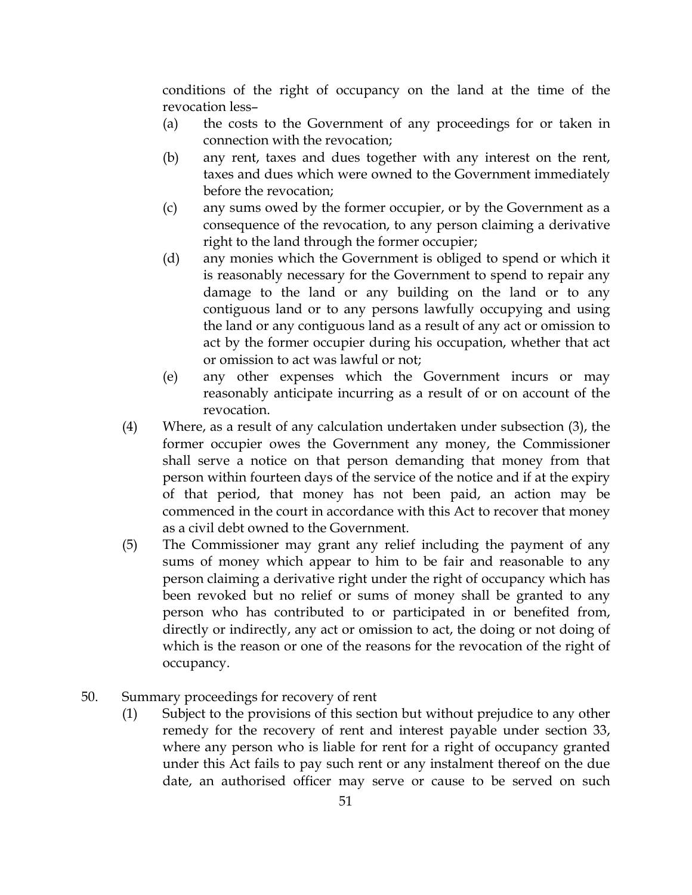conditions of the right of occupancy on the land at the time of the revocation less–

(a) the costs to the Government of any proceedings for or taken in connection with the revocation;

(b) any rent, taxes and dues together with any interest on the rent, taxes and dues which were owned to the Government immediately before the revocation;

(c) any sums owed by the former occupier, or by the Government as a consequence of the revocation, to any person claiming a derivative right to the land through the former occupier;

(d) any monies which the Government is obliged to spend or which it is reasonably necessary for the Government to spend to repair any damage to the land or any building on the land or to any contiguous land or to any persons lawfully occupying and using the land or any contiguous land as a result of any act or omission to act by the former occupier during his occupation, whether that act or omission to act was lawful or not;

(e) any other expenses which the Government incurs or may reasonably anticipate incurring as a result of or on account of the revocation.

(4) Where, as a result of any calculation undertaken under subsection (3), the former occupier owes the Government any money, the Commissioner shall serve a notice on that person demanding that money from that person within fourteen days of the service of the notice and if at the expiry of that period, that money has not been paid, an action may be commenced in the court in accordance with this Act to recover that money as a civil debt owned to the Government.

(5) The Commissioner may grant any relief including the payment of any sums of money which appear to him to be fair and reasonable to any person claiming a derivative right under the right of occupancy which has been revoked but no relief or sums of money shall be granted to any person who has contributed to or participated in or benefited from, directly or indirectly, any act or omission to act, the doing or not doing of which is the reason or one of the reasons for the revocation of the right of occupancy.

50. Summary proceedings for recovery of rent

(1) Subject to the provisions of this section but without prejudice to any other remedy for the recovery of rent and interest payable under section 33, where any person who is liable for rent for a right of occupancy granted under this Act fails to pay such rent or any instalment thereof on the due date, an authorised officer may serve or cause to be served on such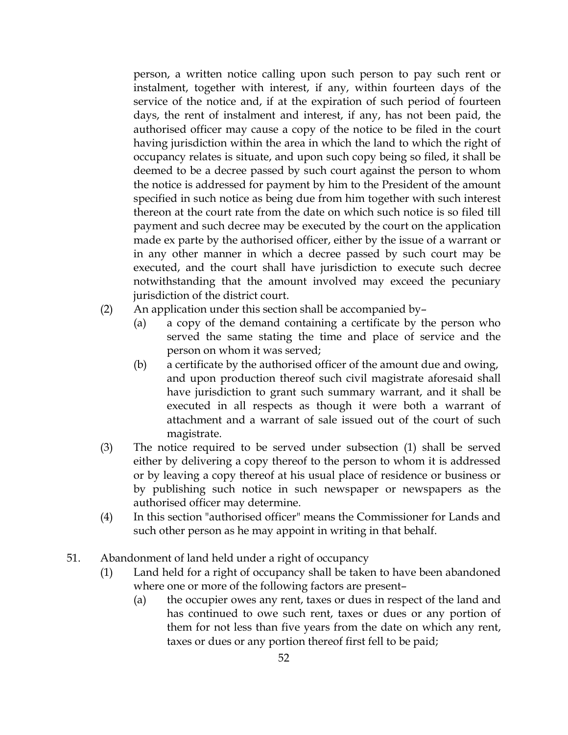person, a written notice calling upon such person to pay such rent or instalment, together with interest, if any, within fourteen days of the service of the notice and, if at the expiration of such period of fourteen days, the rent of instalment and interest, if any, has not been paid, the authorised officer may cause a copy of the notice to be filed in the court having jurisdiction within the area in which the land to which the right of occupancy relates is situate, and upon such copy being so filed, it shall be deemed to be a decree passed by such court against the person to whom the notice is addressed for payment by him to the President of the amount specified in such notice as being due from him together with such interest thereon at the court rate from the date on which such notice is so filed till payment and such decree may be executed by the court on the application made ex parte by the authorised officer, either by the issue of a warrant or in any other manner in which a decree passed by such court may be executed, and the court shall have jurisdiction to execute such decree notwithstanding that the amount involved may exceed the pecuniary jurisdiction of the district court.

(2) An application under this section shall be accompanied by–

(a) a copy of the demand containing a certificate by the person who served the same stating the time and place of service and the person on whom it was served;

(b) a certificate by the authorised officer of the amount due and owing, and upon production thereof such civil magistrate aforesaid shall have jurisdiction to grant such summary warrant, and it shall be executed in all respects as though it were both a warrant of attachment and a warrant of sale issued out of the court of such magistrate.

(3) The notice required to be served under subsection (1) shall be served either by delivering a copy thereof to the person to whom it is addressed or by leaving a copy thereof at his usual place of residence or business or by publishing such notice in such newspaper or newspapers as the authorised officer may determine.

(4) In this section "authorised officer" means the Commissioner for Lands and such other person as he may appoint in writing in that behalf.

51. Abandonment of land held under a right of occupancy

(1) Land held for a right of occupancy shall be taken to have been abandoned where one or more of the following factors are present–

(a) the occupier owes any rent, taxes or dues in respect of the land and has continued to owe such rent, taxes or dues or any portion of them for not less than five years from the date on which any rent, taxes or dues or any portion thereof first fell to be paid;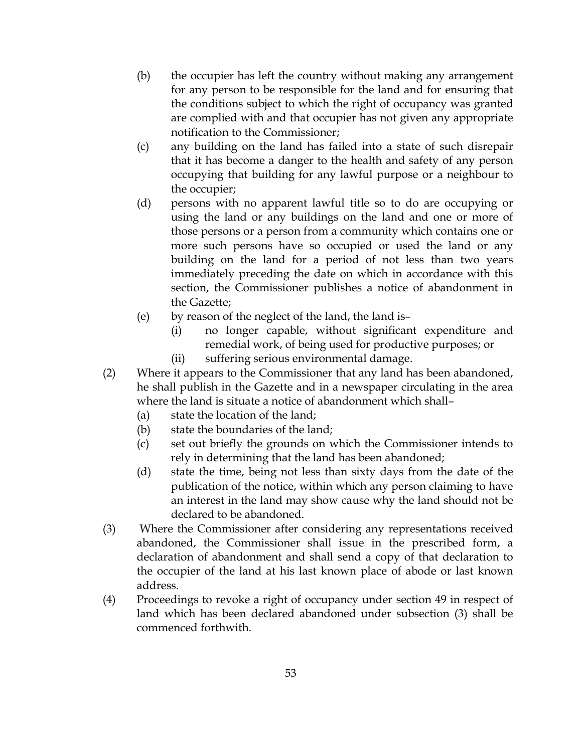(b) the occupier has left the country without making any arrangement for any person to be responsible for the land and for ensuring that the conditions subject to which the right of occupancy was granted are complied with and that occupier has not given any appropriate notification to the Commissioner;

(c) any building on the land has failed into a state of such disrepair that it has become a danger to the health and safety of any person occupying that building for any lawful purpose or a neighbour to the occupier;

(d) persons with no apparent lawful title so to do are occupying or using the land or any buildings on the land and one or more of those persons or a person from a community which contains one or more such persons have so occupied or used the land or any building on the land for a period of not less than two years immediately preceding the date on which in accordance with this section, the Commissioner publishes a notice of abandonment in the Gazette;

(e) by reason of the neglect of the land, the land is–

 (i) no longer capable, without significant expenditure and remedial work, of being used for productive purposes; or

 (ii) suffering serious environmental damage.

(2) Where it appears to the Commissioner that any land has been abandoned, he shall publish in the Gazette and in a newspaper circulating in the area where the land is situate a notice of abandonment which shall–

 (a) state the location of the land;

 (b) state the boundaries of the land;

 (c) set out briefly the grounds on which the Commissioner intends to rely in determining that the land has been abandoned;

 (d) state the time, being not less than sixty days from the date of the publication of the notice, within which any person claiming to have an interest in the land may show cause why the land should not be declared to be abandoned.

(3) Where the Commissioner after considering any representations received abandoned, the Commissioner shall issue in the prescribed form, a declaration of abandonment and shall send a copy of that declaration to the occupier of the land at his last known place of abode or last known address.

(4) Proceedings to revoke a right of occupancy under section 49 in respect of land which has been declared abandoned under subsection (3) shall be commenced forthwith.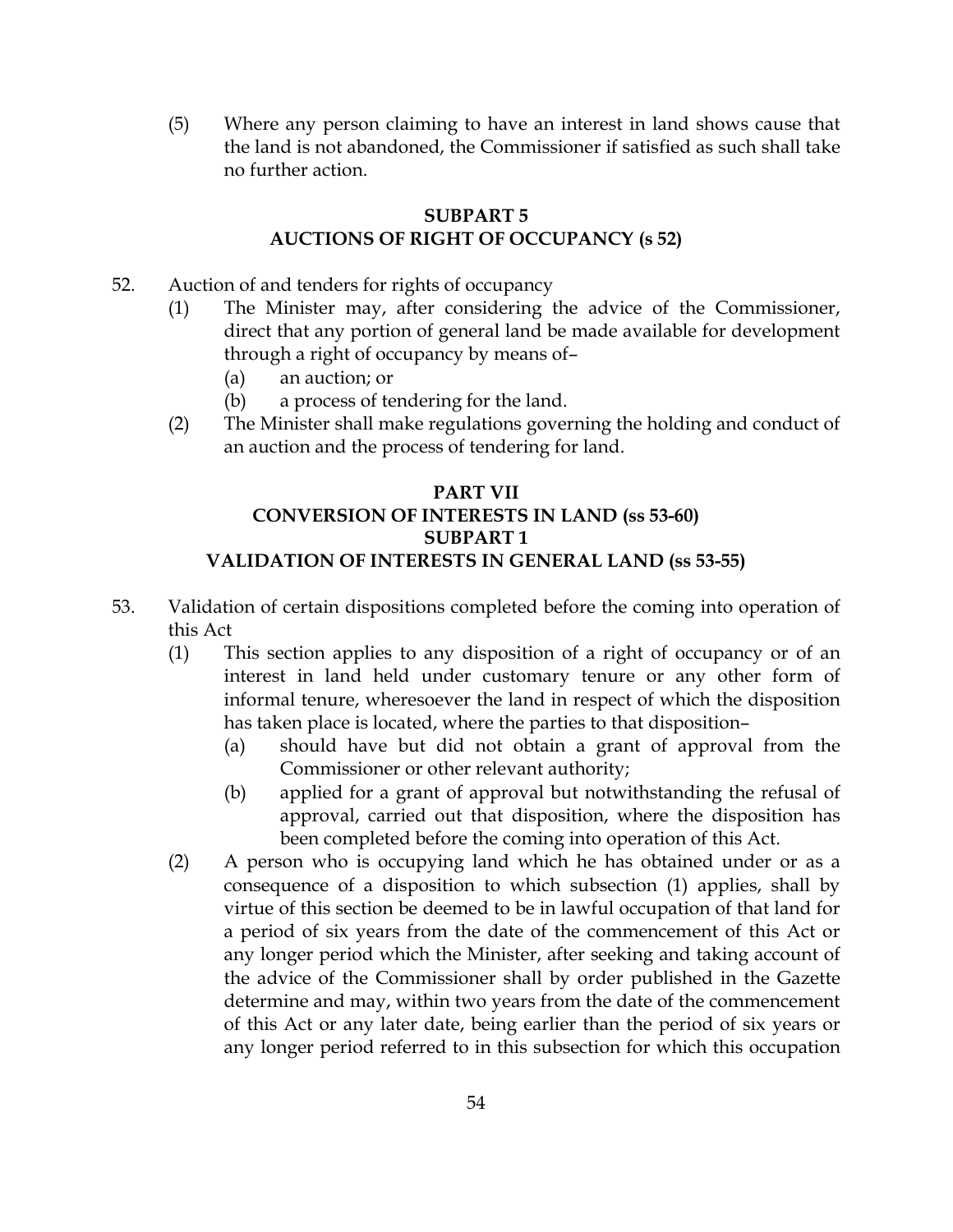(5) Where any person claiming to have an interest in land shows cause that the land is not abandoned, the Commissioner if satisfied as such shall take no further action.

## SUBPART 5
## AUCTIONS OF RIGHT OF OCCUPANCY (s 52)

52. Auction of and tenders for rights of occupancy

(1) The Minister may, after considering the advice of the Commissioner, direct that any portion of general land be made available for development through a right of occupancy by means of–

(a) an auction; or

(b) a process of tendering for the land.

(2) The Minister shall make regulations governing the holding and conduct of an auction and the process of tendering for land.

## PART VII
## CONVERSION OF INTERESTS IN LAND (ss 53-60)
## SUBPART 1
## VALIDATION OF INTERESTS IN GENERAL LAND (ss 53-55)

53. Validation of certain dispositions completed before the coming into operation of this Act

(1) This section applies to any disposition of a right of occupancy or of an interest in land held under customary tenure or any other form of informal tenure, wheresoever the land in respect of which the disposition has taken place is located, where the parties to that disposition–

(a) should have but did not obtain a grant of approval from the Commissioner or other relevant authority;

(b) applied for a grant of approval but notwithstanding the refusal of approval, carried out that disposition, where the disposition has been completed before the coming into operation of this Act.

(2) A person who is occupying land which he has obtained under or as a consequence of a disposition to which subsection (1) applies, shall by virtue of this section be deemed to be in lawful occupation of that land for a period of six years from the date of the commencement of this Act or any longer period which the Minister, after seeking and taking account of the advice of the Commissioner shall by order published in the Gazette determine and may, within two years from the date of the commencement of this Act or any later date, being earlier than the period of six years or any longer period referred to in this subsection for which this occupation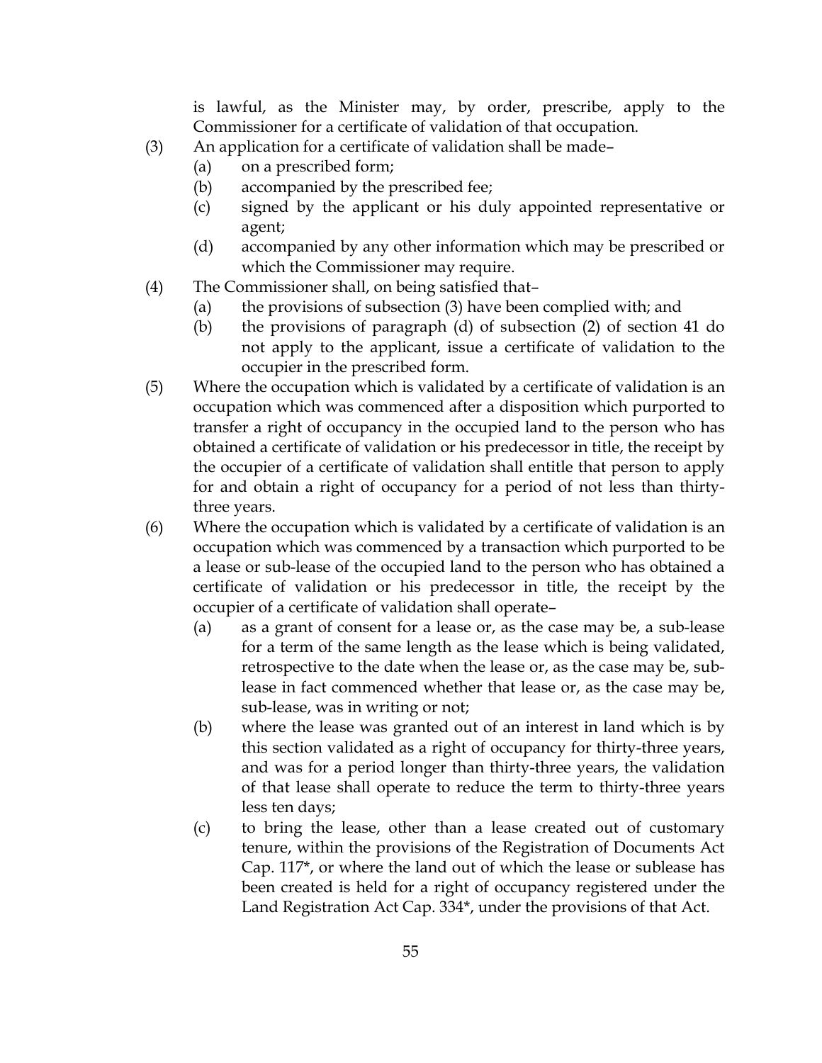is lawful, as the Minister may, by order, prescribe, apply to the Commissioner for a certificate of validation of that occupation.

(3) An application for a certificate of validation shall be made–
   (a) on a prescribed form;
   (b) accompanied by the prescribed fee;
   (c) signed by the applicant or his duly appointed representative or agent;
   (d) accompanied by any other information which may be prescribed or which the Commissioner may require.

(4) The Commissioner shall, on being satisfied that–
   (a) the provisions of subsection (3) have been complied with; and
   (b) the provisions of paragraph (d) of subsection (2) of section 41 do not apply to the applicant, issue a certificate of validation to the occupier in the prescribed form.

(5) Where the occupation which is validated by a certificate of validation is an occupation which was commenced after a disposition which purported to transfer a right of occupancy in the occupied land to the person who has obtained a certificate of validation or his predecessor in title, the receipt by the occupier of a certificate of validation shall entitle that person to apply for and obtain a right of occupancy for a period of not less than thirty-three years.

(6) Where the occupation which is validated by a certificate of validation is an occupation which was commenced by a transaction which purported to be a lease or sub-lease of the occupied land to the person who has obtained a certificate of validation or his predecessor in title, the receipt by the occupier of a certificate of validation shall operate–
   (a) as a grant of consent for a lease or, as the case may be, a sub-lease for a term of the same length as the lease which is being validated, retrospective to the date when the lease or, as the case may be, sub-lease in fact commenced whether that lease or, as the case may be, sub-lease, was in writing or not;
   (b) where the lease was granted out of an interest in land which is by this section validated as a right of occupancy for thirty-three years, and was for a period longer than thirty-three years, the validation of that lease shall operate to reduce the term to thirty-three years less ten days;
   (c) to bring the lease, other than a lease created out of customary tenure, within the provisions of the Registration of Documents Act Cap. 117*, or where the land out of which the lease or sublease has been created is held for a right of occupancy registered under the Land Registration Act Cap. 334*, under the provisions of that Act.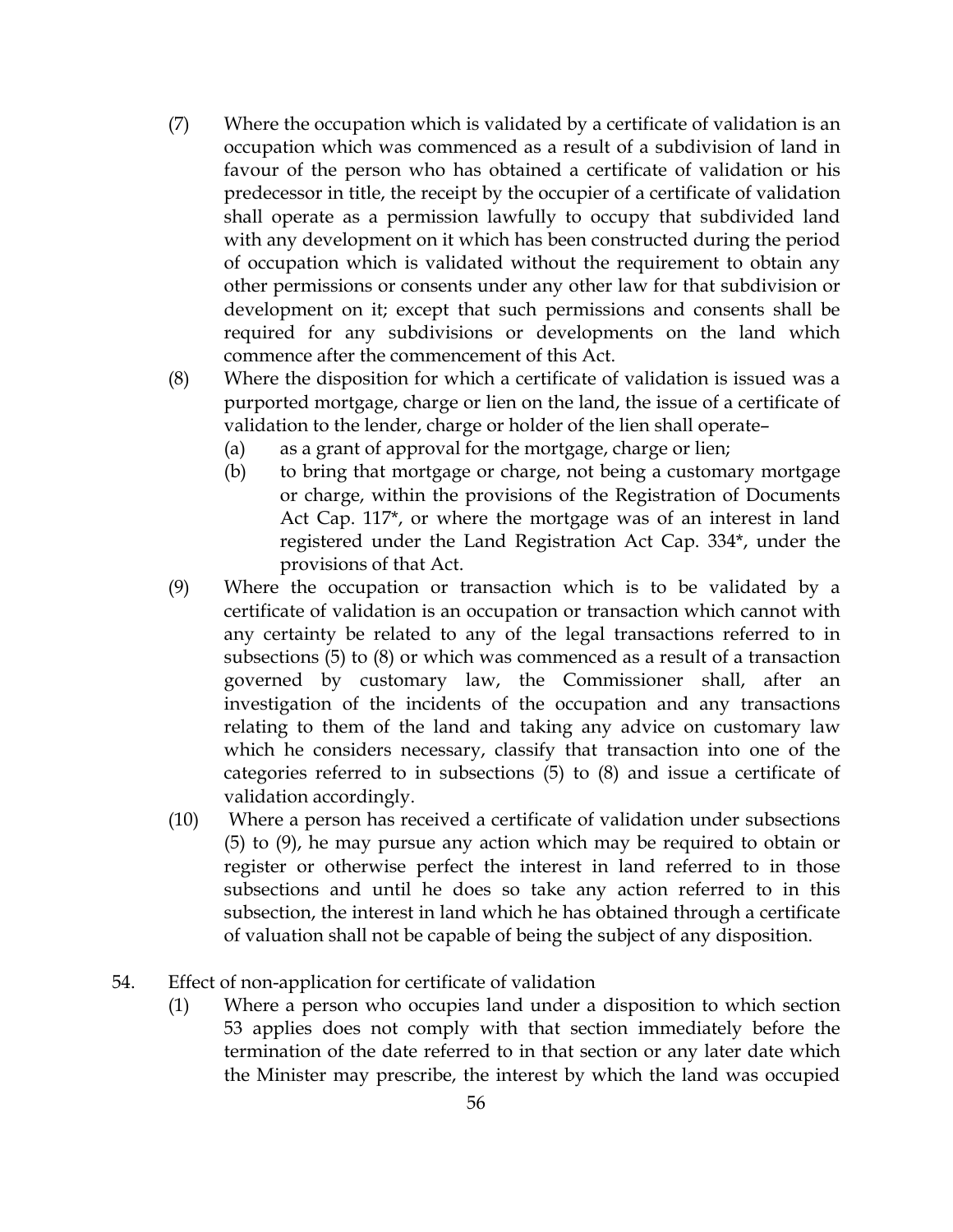(7) Where the occupation which is validated by a certificate of validation is an occupation which was commenced as a result of a subdivision of land in favour of the person who has obtained a certificate of validation or his predecessor in title, the receipt by the occupier of a certificate of validation shall operate as a permission lawfully to occupy that subdivided land with any development on it which has been constructed during the period of occupation which is validated without the requirement to obtain any other permissions or consents under any other law for that subdivision or development on it; except that such permissions and consents shall be required for any subdivisions or developments on the land which commence after the commencement of this Act.

(8) Where the disposition for which a certificate of validation is issued was a purported mortgage, charge or lien on the land, the issue of a certificate of validation to the lender, charge or holder of the lien shall operate–

(a) as a grant of approval for the mortgage, charge or lien;

(b) to bring that mortgage or charge, not being a customary mortgage or charge, within the provisions of the Registration of Documents Act Cap. 117*, or where the mortgage was of an interest in land registered under the Land Registration Act Cap. 334*, under the provisions of that Act.

(9) Where the occupation or transaction which is to be validated by a certificate of validation is an occupation or transaction which cannot with any certainty be related to any of the legal transactions referred to in subsections (5) to (8) or which was commenced as a result of a transaction governed by customary law, the Commissioner shall, after an investigation of the incidents of the occupation and any transactions relating to them of the land and taking any advice on customary law which he considers necessary, classify that transaction into one of the categories referred to in subsections (5) to (8) and issue a certificate of validation accordingly.

(10) Where a person has received a certificate of validation under subsections (5) to (9), he may pursue any action which may be required to obtain or register or otherwise perfect the interest in land referred to in those subsections and until he does so take any action referred to in this subsection, the interest in land which he has obtained through a certificate of valuation shall not be capable of being the subject of any disposition.

54. Effect of non-application for certificate of validation

(1) Where a person who occupies land under a disposition to which section 53 applies does not comply with that section immediately before the termination of the date referred to in that section or any later date which the Minister may prescribe, the interest by which the land was occupied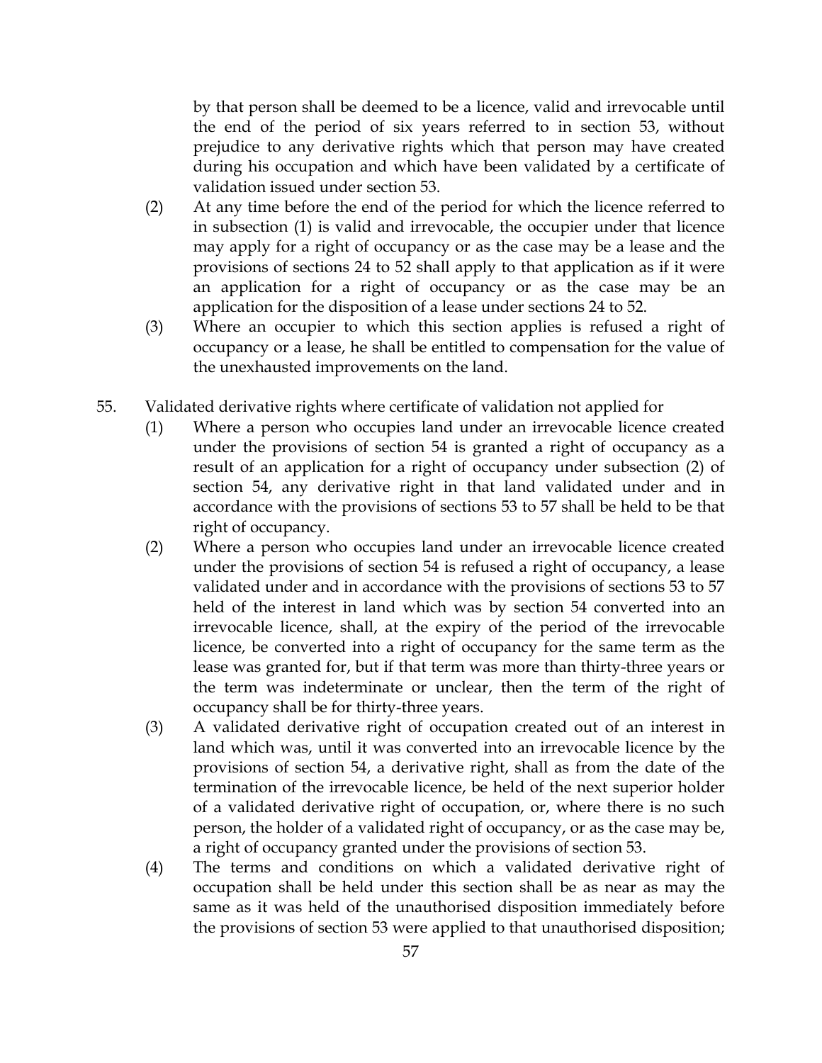by that person shall be deemed to be a licence, valid and irrevocable until the end of the period of six years referred to in section 53, without prejudice to any derivative rights which that person may have created during his occupation and which have been validated by a certificate of validation issued under section 53.

(2) At any time before the end of the period for which the licence referred to in subsection (1) is valid and irrevocable, the occupier under that licence may apply for a right of occupancy or as the case may be a lease and the provisions of sections 24 to 52 shall apply to that application as if it were an application for a right of occupancy or as the case may be an application for the disposition of a lease under sections 24 to 52.

(3) Where an occupier to which this section applies is refused a right of occupancy or a lease, he shall be entitled to compensation for the value of the unexhausted improvements on the land.

55. Validated derivative rights where certificate of validation not applied for

(1) Where a person who occupies land under an irrevocable licence created under the provisions of section 54 is granted a right of occupancy as a result of an application for a right of occupancy under subsection (2) of section 54, any derivative right in that land validated under and in accordance with the provisions of sections 53 to 57 shall be held to be that right of occupancy.

(2) Where a person who occupies land under an irrevocable licence created under the provisions of section 54 is refused a right of occupancy, a lease validated under and in accordance with the provisions of sections 53 to 57 held of the interest in land which was by section 54 converted into an irrevocable licence, shall, at the expiry of the period of the irrevocable licence, be converted into a right of occupancy for the same term as the lease was granted for, but if that term was more than thirty-three years or the term was indeterminate or unclear, then the term of the right of occupancy shall be for thirty-three years.

(3) A validated derivative right of occupation created out of an interest in land which was, until it was converted into an irrevocable licence by the provisions of section 54, a derivative right, shall as from the date of the termination of the irrevocable licence, be held of the next superior holder of a validated derivative right of occupation, or, where there is no such person, the holder of a validated right of occupancy, or as the case may be, a right of occupancy granted under the provisions of section 53.

(4) The terms and conditions on which a validated derivative right of occupation shall be held under this section shall be as near as may the same as it was held of the unauthorised disposition immediately before the provisions of section 53 were applied to that unauthorised disposition;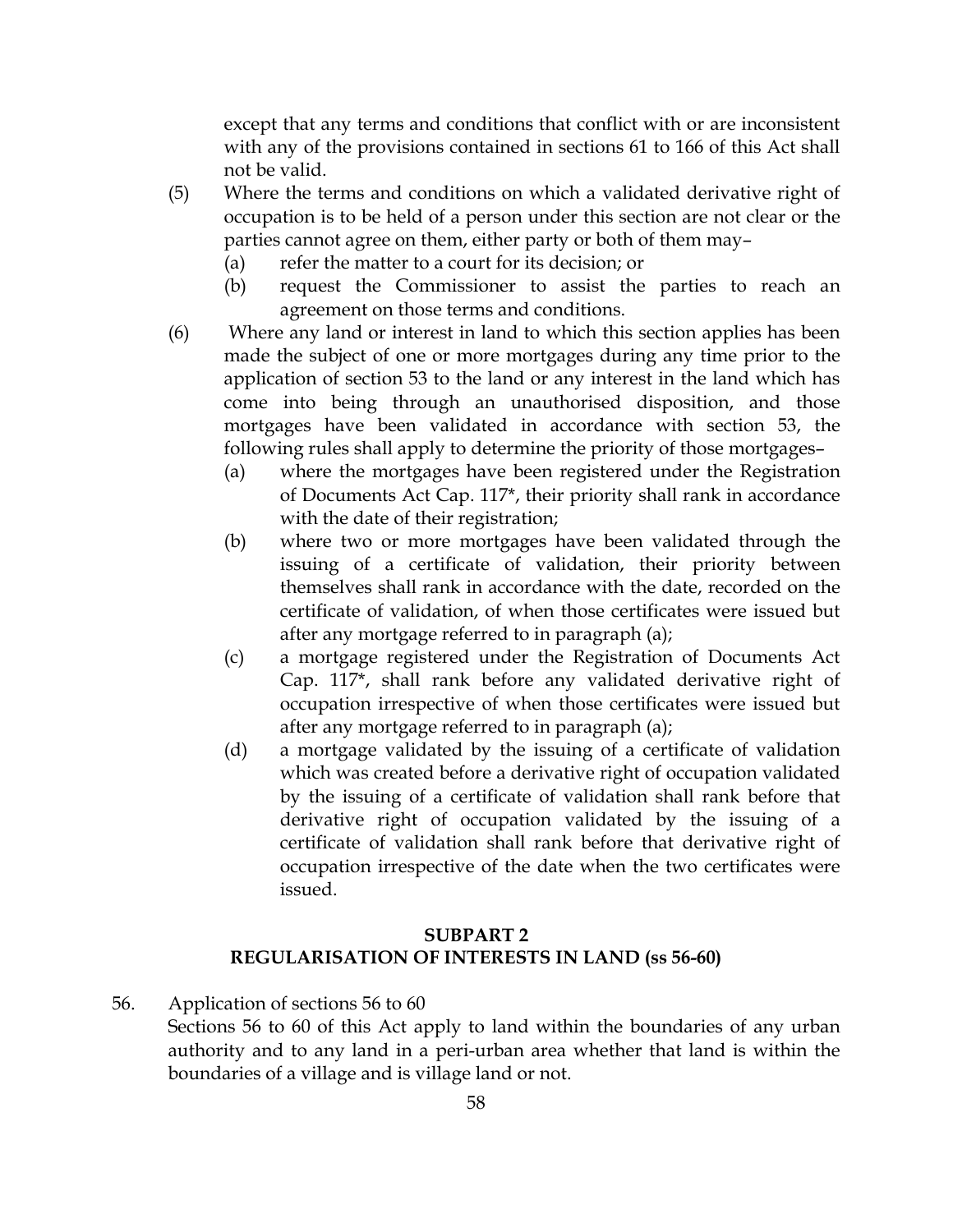except that any terms and conditions that conflict with or are inconsistent with any of the provisions contained in sections 61 to 166 of this Act shall not be valid.

(5) Where the terms and conditions on which a validated derivative right of occupation is to be held of a person under this section are not clear or the parties cannot agree on them, either party or both of them may–

(a) refer the matter to a court for its decision; or

(b) request the Commissioner to assist the parties to reach an agreement on those terms and conditions.

(6) Where any land or interest in land to which this section applies has been made the subject of one or more mortgages during any time prior to the application of section 53 to the land or any interest in the land which has come into being through an unauthorised disposition, and those mortgages have been validated in accordance with section 53, the following rules shall apply to determine the priority of those mortgages–

(a) where the mortgages have been registered under the Registration of Documents Act Cap. 117*, their priority shall rank in accordance with the date of their registration;

(b) where two or more mortgages have been validated through the issuing of a certificate of validation, their priority between themselves shall rank in accordance with the date, recorded on the certificate of validation, of when those certificates were issued but after any mortgage referred to in paragraph (a);

(c) a mortgage registered under the Registration of Documents Act Cap. 117*, shall rank before any validated derivative right of occupation irrespective of when those certificates were issued but after any mortgage referred to in paragraph (a);

(d) a mortgage validated by the issuing of a certificate of validation which was created before a derivative right of occupation validated by the issuing of a certificate of validation shall rank before that derivative right of occupation validated by the issuing of a certificate of validation shall rank before that derivative right of occupation irrespective of the date when the two certificates were issued.

## SUBPART 2
## REGULARISATION OF INTERESTS IN LAND (ss 56-60)

56. Application of sections 56 to 60

Sections 56 to 60 of this Act apply to land within the boundaries of any urban authority and to any land in a peri-urban area whether that land is within the boundaries of a village and is village land or not.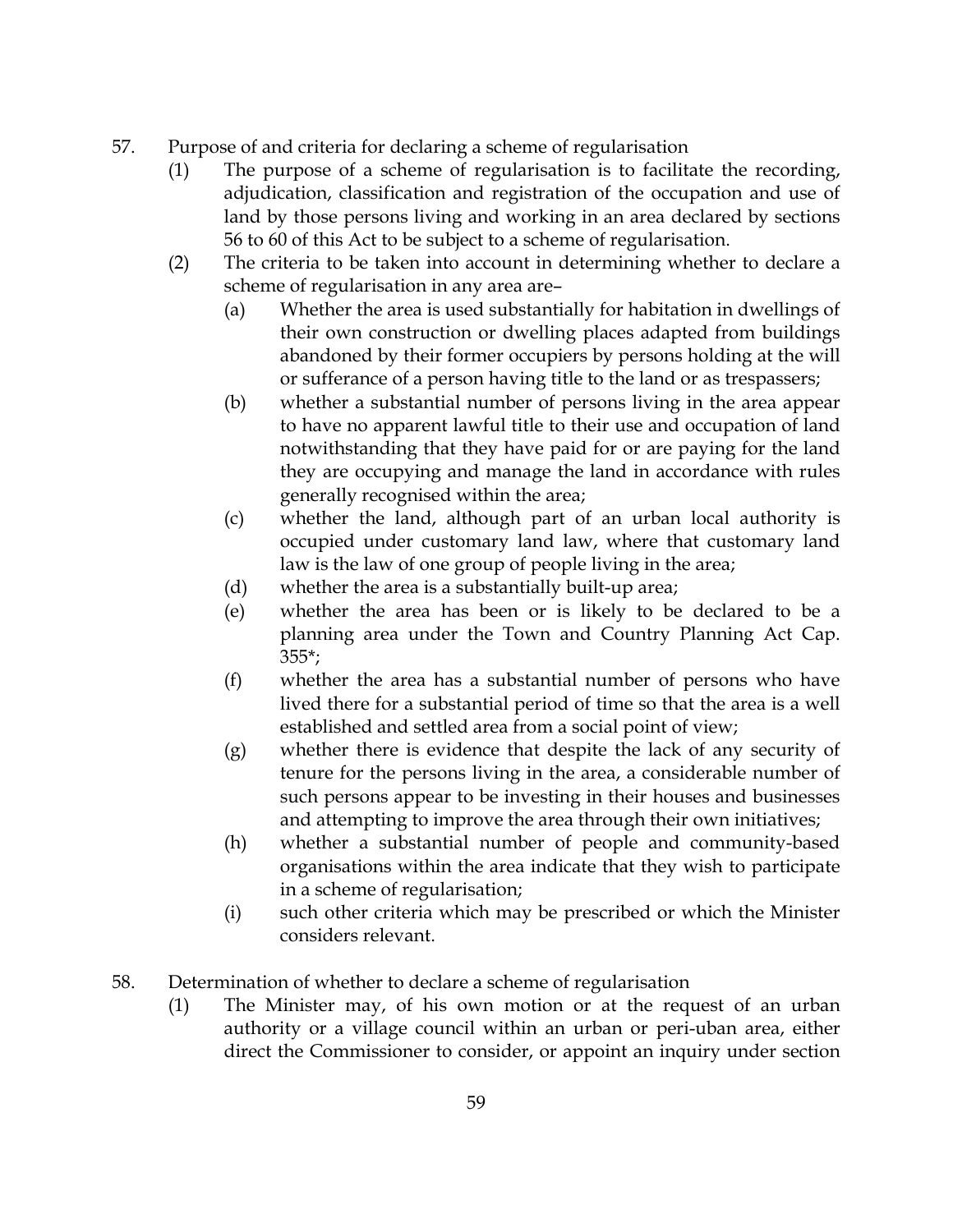## 57. Purpose of and criteria for declaring a scheme of regularisation

(1) The purpose of a scheme of regularisation is to facilitate the recording, adjudication, classification and registration of the occupation and use of land by those persons living and working in an area declared by sections 56 to 60 of this Act to be subject to a scheme of regularisation.

(2) The criteria to be taken into account in determining whether to declare a scheme of regularisation in any area are–

- (a) Whether the area is used substantially for habitation in dwellings of their own construction or dwelling places adapted from buildings abandoned by their former occupiers by persons holding at the will or sufferance of a person having title to the land or as trespassers;
- (b) whether a substantial number of persons living in the area appear to have no apparent lawful title to their use and occupation of land notwithstanding that they have paid for or are paying for the land they are occupying and manage the land in accordance with rules generally recognised within the area;
- (c) whether the land, although part of an urban local authority is occupied under customary land law, where that customary land law is the law of one group of people living in the area;
- (d) whether the area is a substantially built-up area;
- (e) whether the area has been or is likely to be declared to be a planning area under the Town and Country Planning Act Cap. 355*;
- (f) whether the area has a substantial number of persons who have lived there for a substantial period of time so that the area is a well established and settled area from a social point of view;
- (g) whether there is evidence that despite the lack of any security of tenure for the persons living in the area, a considerable number of such persons appear to be investing in their houses and businesses and attempting to improve the area through their own initiatives;
- (h) whether a substantial number of people and community-based organisations within the area indicate that they wish to participate in a scheme of regularisation;
- (i) such other criteria which may be prescribed or which the Minister considers relevant.

## 58. Determination of whether to declare a scheme of regularisation

(1) The Minister may, of his own motion or at the request of an urban authority or a village council within an urban or peri-uban area, either direct the Commissioner to consider, or appoint an inquiry under section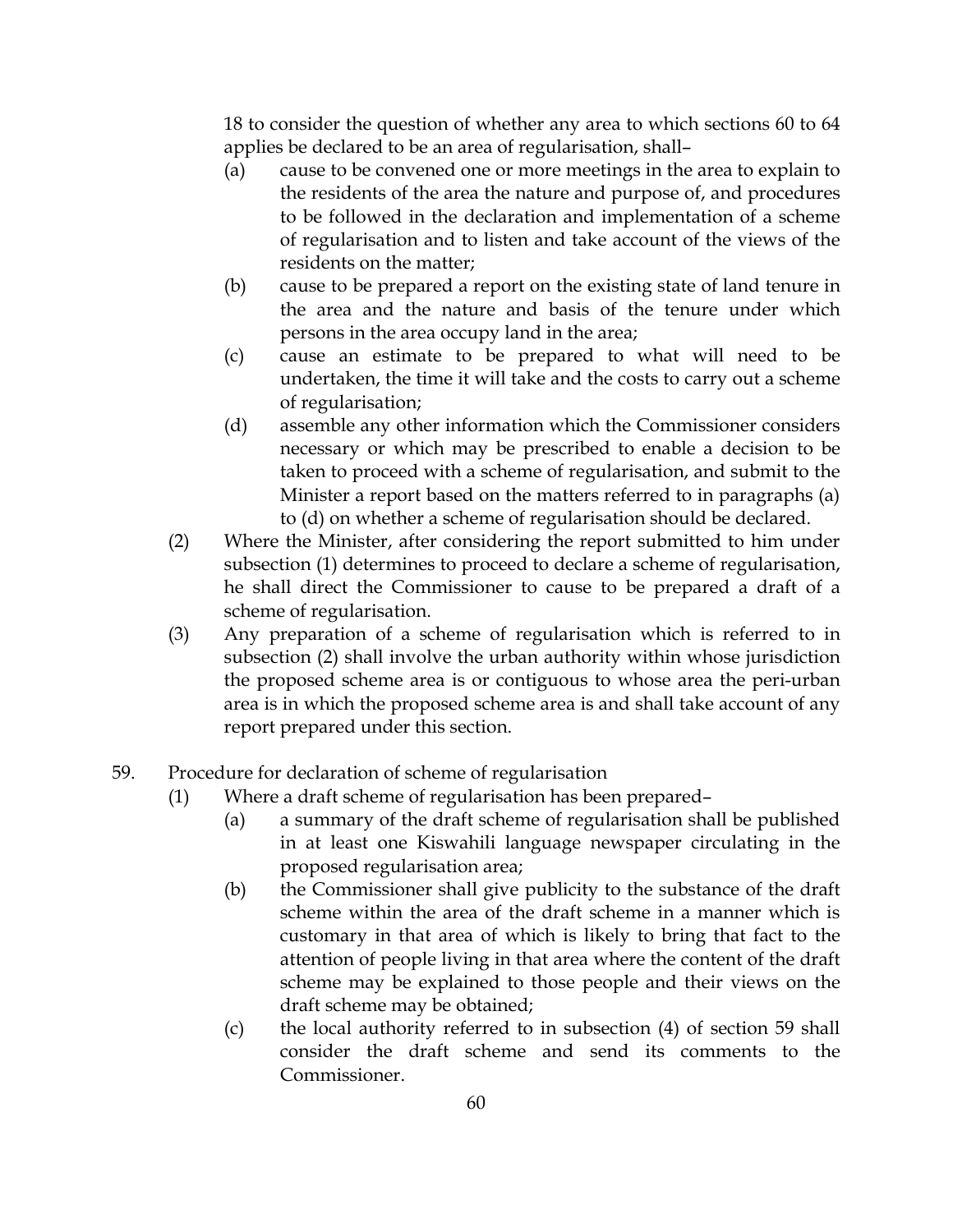18 to consider the question of whether any area to which sections 60 to 64 applies be declared to be an area of regularisation, shall–

(a) cause to be convened one or more meetings in the area to explain to the residents of the area the nature and purpose of, and procedures to be followed in the declaration and implementation of a scheme of regularisation and to listen and take account of the views of the residents on the matter;

(b) cause to be prepared a report on the existing state of land tenure in the area and the nature and basis of the tenure under which persons in the area occupy land in the area;

(c) cause an estimate to be prepared to what will need to be undertaken, the time it will take and the costs to carry out a scheme of regularisation;

(d) assemble any other information which the Commissioner considers necessary or which may be prescribed to enable a decision to be taken to proceed with a scheme of regularisation, and submit to the Minister a report based on the matters referred to in paragraphs (a) to (d) on whether a scheme of regularisation should be declared.

(2) Where the Minister, after considering the report submitted to him under subsection (1) determines to proceed to declare a scheme of regularisation, he shall direct the Commissioner to cause to be prepared a draft of a scheme of regularisation.

(3) Any preparation of a scheme of regularisation which is referred to in subsection (2) shall involve the urban authority within whose jurisdiction the proposed scheme area is or contiguous to whose area the peri-urban area is in which the proposed scheme area is and shall take account of any report prepared under this section.

59. Procedure for declaration of scheme of regularisation

(1) Where a draft scheme of regularisation has been prepared–

(a) a summary of the draft scheme of regularisation shall be published in at least one Kiswahili language newspaper circulating in the proposed regularisation area;

(b) the Commissioner shall give publicity to the substance of the draft scheme within the area of the draft scheme in a manner which is customary in that area of which is likely to bring that fact to the attention of people living in that area where the content of the draft scheme may be explained to those people and their views on the draft scheme may be obtained;

(c) the local authority referred to in subsection (4) of section 59 shall consider the draft scheme and send its comments to the Commissioner.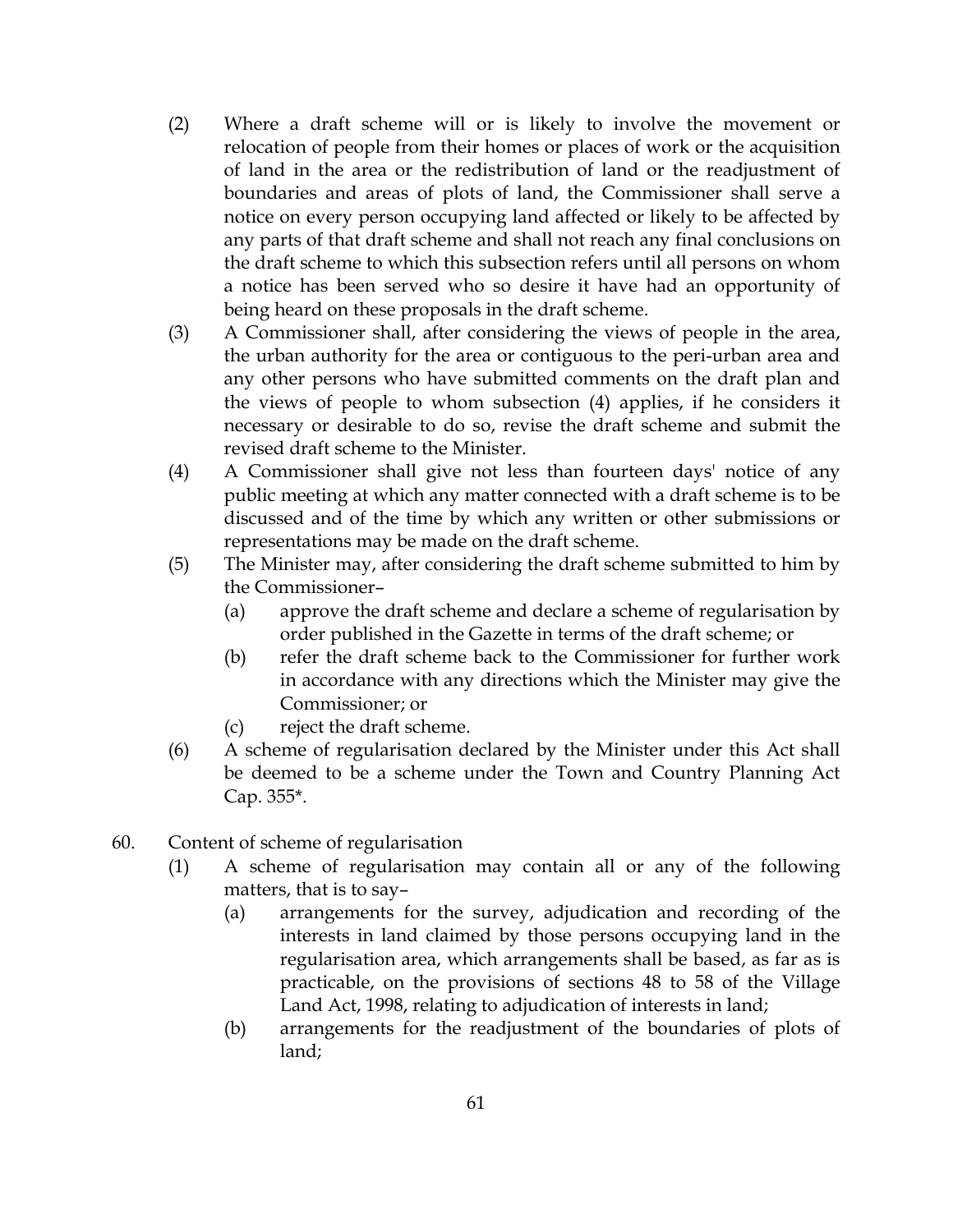(2) Where a draft scheme will or is likely to involve the movement or relocation of people from their homes or places of work or the acquisition of land in the area or the redistribution of land or the readjustment of boundaries and areas of plots of land, the Commissioner shall serve a notice on every person occupying land affected or likely to be affected by any parts of that draft scheme and shall not reach any final conclusions on the draft scheme to which this subsection refers until all persons on whom a notice has been served who so desire it have had an opportunity of being heard on these proposals in the draft scheme.

(3) A Commissioner shall, after considering the views of people in the area, the urban authority for the area or contiguous to the peri-urban area and any other persons who have submitted comments on the draft plan and the views of people to whom subsection (4) applies, if he considers it necessary or desirable to do so, revise the draft scheme and submit the revised draft scheme to the Minister.

(4) A Commissioner shall give not less than fourteen days' notice of any public meeting at which any matter connected with a draft scheme is to be discussed and of the time by which any written or other submissions or representations may be made on the draft scheme.

(5) The Minister may, after considering the draft scheme submitted to him by the Commissioner–

   (a) approve the draft scheme and declare a scheme of regularisation by order published in the Gazette in terms of the draft scheme; or

   (b) refer the draft scheme back to the Commissioner for further work in accordance with any directions which the Minister may give the Commissioner; or

   (c) reject the draft scheme.

(6) A scheme of regularisation declared by the Minister under this Act shall be deemed to be a scheme under the Town and Country Planning Act Cap. 355*.

60. Content of scheme of regularisation

(1) A scheme of regularisation may contain all or any of the following matters, that is to say–

   (a) arrangements for the survey, adjudication and recording of the interests in land claimed by those persons occupying land in the regularisation area, which arrangements shall be based, as far as is practicable, on the provisions of sections 48 to 58 of the Village Land Act, 1998, relating to adjudication of interests in land;

   (b) arrangements for the readjustment of the boundaries of plots of land;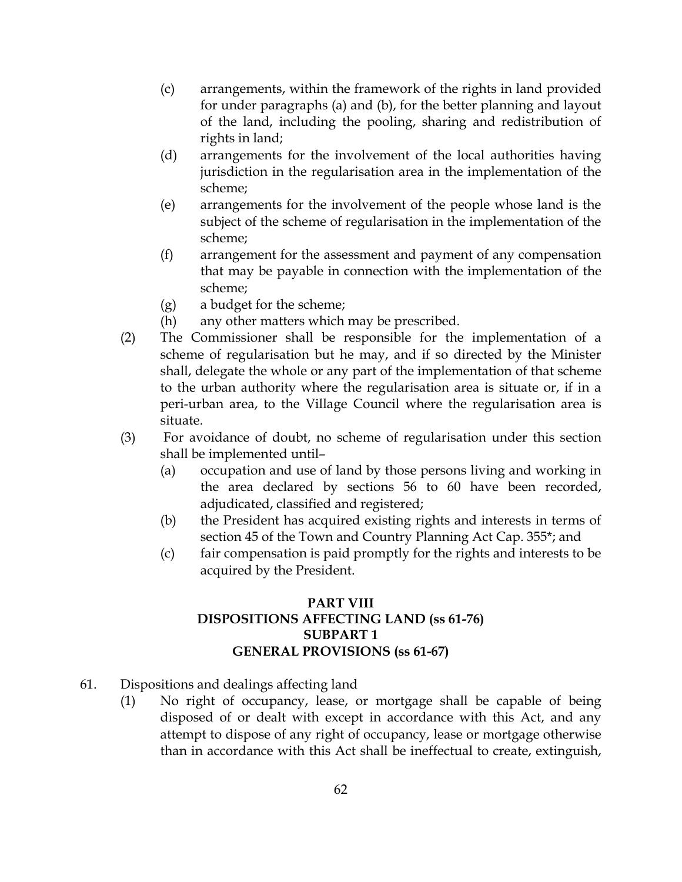(c) arrangements, within the framework of the rights in land provided for under paragraphs (a) and (b), for the better planning and layout of the land, including the pooling, sharing and redistribution of rights in land;

(d) arrangements for the involvement of the local authorities having jurisdiction in the regularisation area in the implementation of the scheme;

(e) arrangements for the involvement of the people whose land is the subject of the scheme of regularisation in the implementation of the scheme;

(f) arrangement for the assessment and payment of any compensation that may be payable in connection with the implementation of the scheme;

(g) a budget for the scheme;

(h) any other matters which may be prescribed.

(2) The Commissioner shall be responsible for the implementation of a scheme of regularisation but he may, and if so directed by the Minister shall, delegate the whole or any part of the implementation of that scheme to the urban authority where the regularisation area is situate or, if in a peri-urban area, to the Village Council where the regularisation area is situate.

(3) For avoidance of doubt, no scheme of regularisation under this section shall be implemented until–

(a) occupation and use of land by those persons living and working in the area declared by sections 56 to 60 have been recorded, adjudicated, classified and registered;

(b) the President has acquired existing rights and interests in terms of section 45 of the Town and Country Planning Act Cap. 355*; and

(c) fair compensation is paid promptly for the rights and interests to be acquired by the President.

## PART VIII
## DISPOSITIONS AFFECTING LAND (ss 61-76)
### SUBPART 1
### GENERAL PROVISIONS (ss 61-67)

61. Dispositions and dealings affecting land

(1) No right of occupancy, lease, or mortgage shall be capable of being disposed of or dealt with except in accordance with this Act, and any attempt to dispose of any right of occupancy, lease or mortgage otherwise than in accordance with this Act shall be ineffectual to create, extinguish,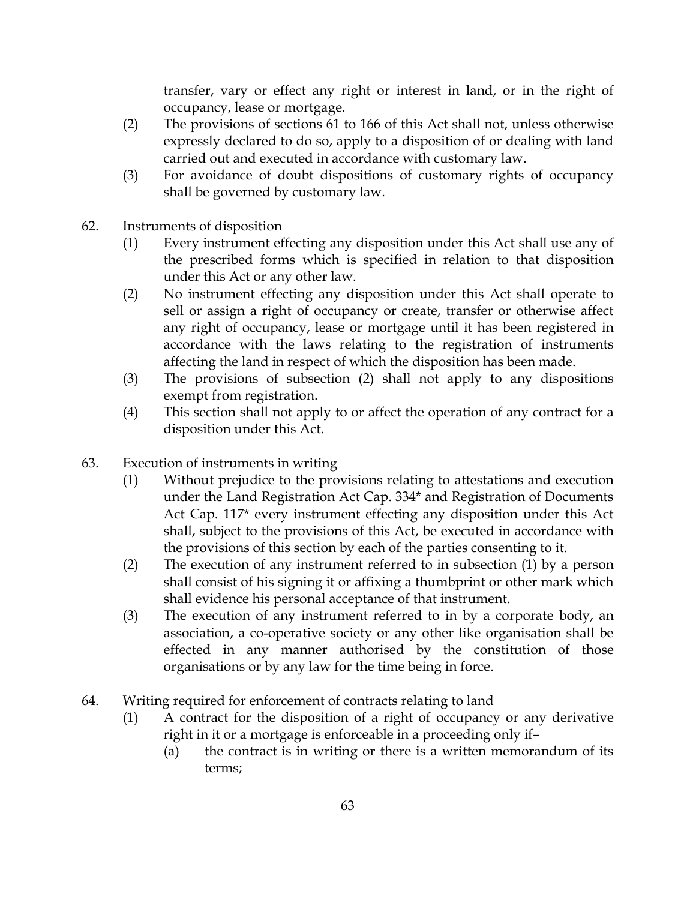transfer, vary or effect any right or interest in land, or in the right of occupancy, lease or mortgage.

(2) The provisions of sections 61 to 166 of this Act shall not, unless otherwise expressly declared to do so, apply to a disposition of or dealing with land carried out and executed in accordance with customary law.

(3) For avoidance of doubt dispositions of customary rights of occupancy shall be governed by customary law.

62. Instruments of disposition

(1) Every instrument effecting any disposition under this Act shall use any of the prescribed forms which is specified in relation to that disposition under this Act or any other law.

(2) No instrument effecting any disposition under this Act shall operate to sell or assign a right of occupancy or create, transfer or otherwise affect any right of occupancy, lease or mortgage until it has been registered in accordance with the laws relating to the registration of instruments affecting the land in respect of which the disposition has been made.

(3) The provisions of subsection (2) shall not apply to any dispositions exempt from registration.

(4) This section shall not apply to or affect the operation of any contract for a disposition under this Act.

63. Execution of instruments in writing

(1) Without prejudice to the provisions relating to attestations and execution under the Land Registration Act Cap. 334* and Registration of Documents Act Cap. 117* every instrument effecting any disposition under this Act shall, subject to the provisions of this Act, be executed in accordance with the provisions of this section by each of the parties consenting to it.

(2) The execution of any instrument referred to in subsection (1) by a person shall consist of his signing it or affixing a thumbprint or other mark which shall evidence his personal acceptance of that instrument.

(3) The execution of any instrument referred to in by a corporate body, an association, a co-operative society or any other like organisation shall be effected in any manner authorised by the constitution of those organisations or by any law for the time being in force.

64. Writing required for enforcement of contracts relating to land

(1) A contract for the disposition of a right of occupancy or any derivative right in it or a mortgage is enforceable in a proceeding only if–

(a) the contract is in writing or there is a written memorandum of its terms;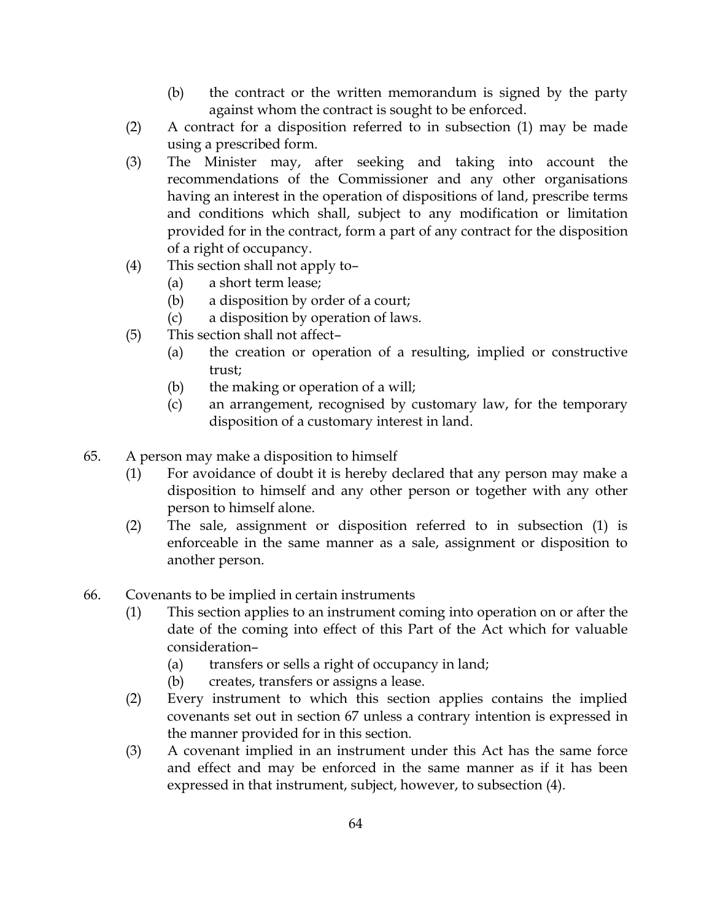(b) the contract or the written memorandum is signed by the party against whom the contract is sought to be enforced.

(2) A contract for a disposition referred to in subsection (1) may be made using a prescribed form.

(3) The Minister may, after seeking and taking into account the recommendations of the Commissioner and any other organisations having an interest in the operation of dispositions of land, prescribe terms and conditions which shall, subject to any modification or limitation provided for in the contract, form a part of any contract for the disposition of a right of occupancy.

(4) This section shall not apply to–

(a) a short term lease;

(b) a disposition by order of a court;

(c) a disposition by operation of laws.

(5) This section shall not affect–

(a) the creation or operation of a resulting, implied or constructive trust;

(b) the making or operation of a will;

(c) an arrangement, recognised by customary law, for the temporary disposition of a customary interest in land.

65. A person may make a disposition to himself

(1) For avoidance of doubt it is hereby declared that any person may make a disposition to himself and any other person or together with any other person to himself alone.

(2) The sale, assignment or disposition referred to in subsection (1) is enforceable in the same manner as a sale, assignment or disposition to another person.

66. Covenants to be implied in certain instruments

(1) This section applies to an instrument coming into operation on or after the date of the coming into effect of this Part of the Act which for valuable consideration–

(a) transfers or sells a right of occupancy in land;

(b) creates, transfers or assigns a lease.

(2) Every instrument to which this section applies contains the implied covenants set out in section 67 unless a contrary intention is expressed in the manner provided for in this section.

(3) A covenant implied in an instrument under this Act has the same force and effect and may be enforced in the same manner as if it has been expressed in that instrument, subject, however, to subsection (4).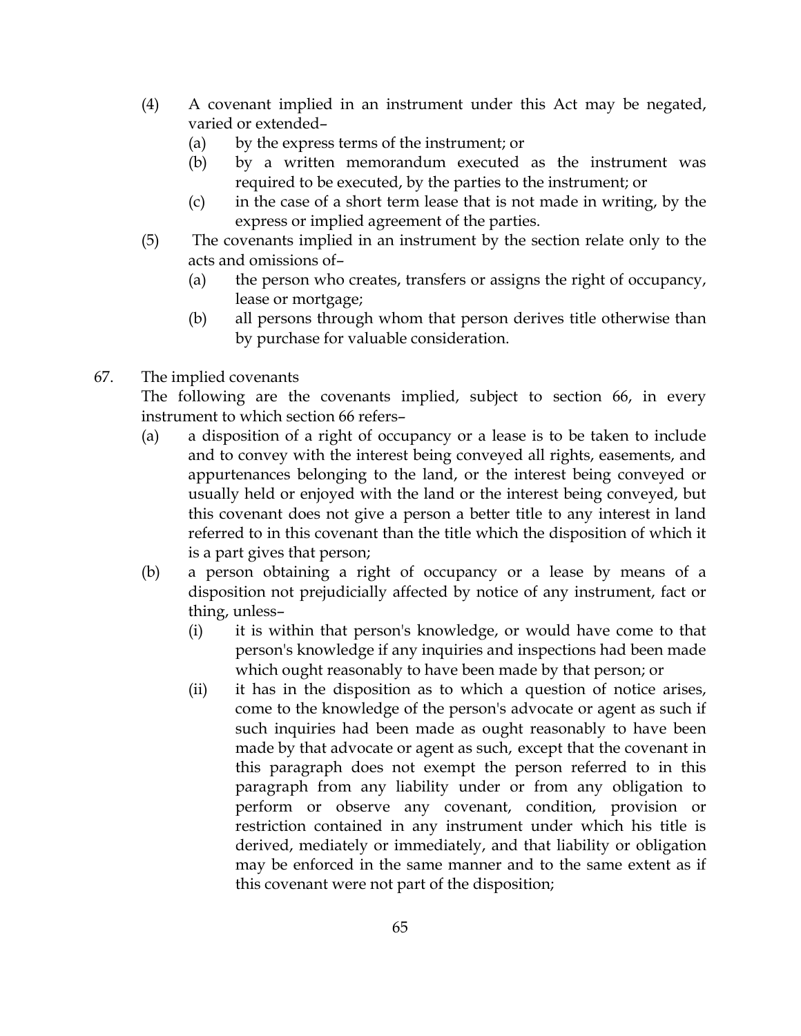(4) A covenant implied in an instrument under this Act may be negated, varied or extended–

(a) by the express terms of the instrument; or

(b) by a written memorandum executed as the instrument was required to be executed, by the parties to the instrument; or

(c) in the case of a short term lease that is not made in writing, by the express or implied agreement of the parties.

(5) The covenants implied in an instrument by the section relate only to the acts and omissions of–

(a) the person who creates, transfers or assigns the right of occupancy, lease or mortgage;

(b) all persons through whom that person derives title otherwise than by purchase for valuable consideration.

67. The implied covenants

The following are the covenants implied, subject to section 66, in every instrument to which section 66 refers–

(a) a disposition of a right of occupancy or a lease is to be taken to include and to convey with the interest being conveyed all rights, easements, and appurtenances belonging to the land, or the interest being conveyed or usually held or enjoyed with the land or the interest being conveyed, but this covenant does not give a person a better title to any interest in land referred to in this covenant than the title which the disposition of which it is a part gives that person;

(b) a person obtaining a right of occupancy or a lease by means of a disposition not prejudicially affected by notice of any instrument, fact or thing, unless–

(i) it is within that person's knowledge, or would have come to that person's knowledge if any inquiries and inspections had been made which ought reasonably to have been made by that person; or

(ii) it has in the disposition as to which a question of notice arises, come to the knowledge of the person's advocate or agent as such if such inquiries had been made as ought reasonably to have been made by that advocate or agent as such, except that the covenant in this paragraph does not exempt the person referred to in this paragraph from any liability under or from any obligation to perform or observe any covenant, condition, provision or restriction contained in any instrument under which his title is derived, mediately or immediately, and that liability or obligation may be enforced in the same manner and to the same extent as if this covenant were not part of the disposition;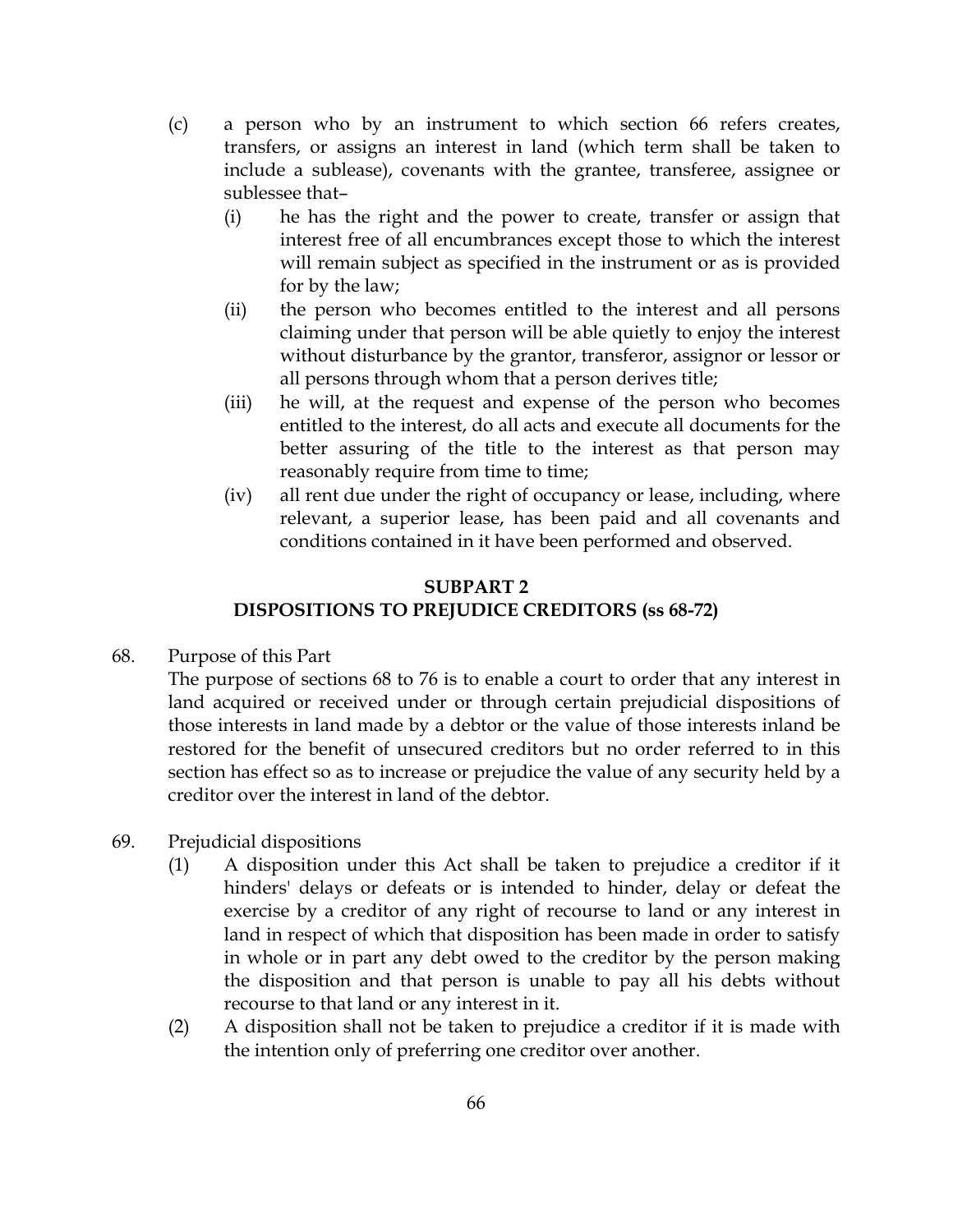(c) a person who by an instrument to which section 66 refers creates, transfers, or assigns an interest in land (which term shall be taken to include a sublease), covenants with the grantee, transferee, assignee or sublessee that–

   (i) he has the right and the power to create, transfer or assign that interest free of all encumbrances except those to which the interest will remain subject as specified in the instrument or as is provided for by the law;

   (ii) the person who becomes entitled to the interest and all persons claiming under that person will be able quietly to enjoy the interest without disturbance by the grantor, transferor, assignor or lessor or all persons through whom that a person derives title;

   (iii) he will, at the request and expense of the person who becomes entitled to the interest, do all acts and execute all documents for the better assuring of the title to the interest as that person may reasonably require from time to time;

   (iv) all rent due under the right of occupancy or lease, including, where relevant, a superior lease, has been paid and all covenants and conditions contained in it have been performed and observed.

## SUBPART 2
## DISPOSITIONS TO PREJUDICE CREDITORS (ss 68-72)

68. Purpose of this Part

The purpose of sections 68 to 76 is to enable a court to order that any interest in land acquired or received under or through certain prejudicial dispositions of those interests in land made by a debtor or the value of those interests inland be restored for the benefit of unsecured creditors but no order referred to in this section has effect so as to increase or prejudice the value of any security held by a creditor over the interest in land of the debtor.

69. Prejudicial dispositions

(1) A disposition under this Act shall be taken to prejudice a creditor if it hinders' delays or defeats or is intended to hinder, delay or defeat the exercise by a creditor of any right of recourse to land or any interest in land in respect of which that disposition has been made in order to satisfy in whole or in part any debt owed to the creditor by the person making the disposition and that person is unable to pay all his debts without recourse to that land or any interest in it.

(2) A disposition shall not be taken to prejudice a creditor if it is made with the intention only of preferring one creditor over another.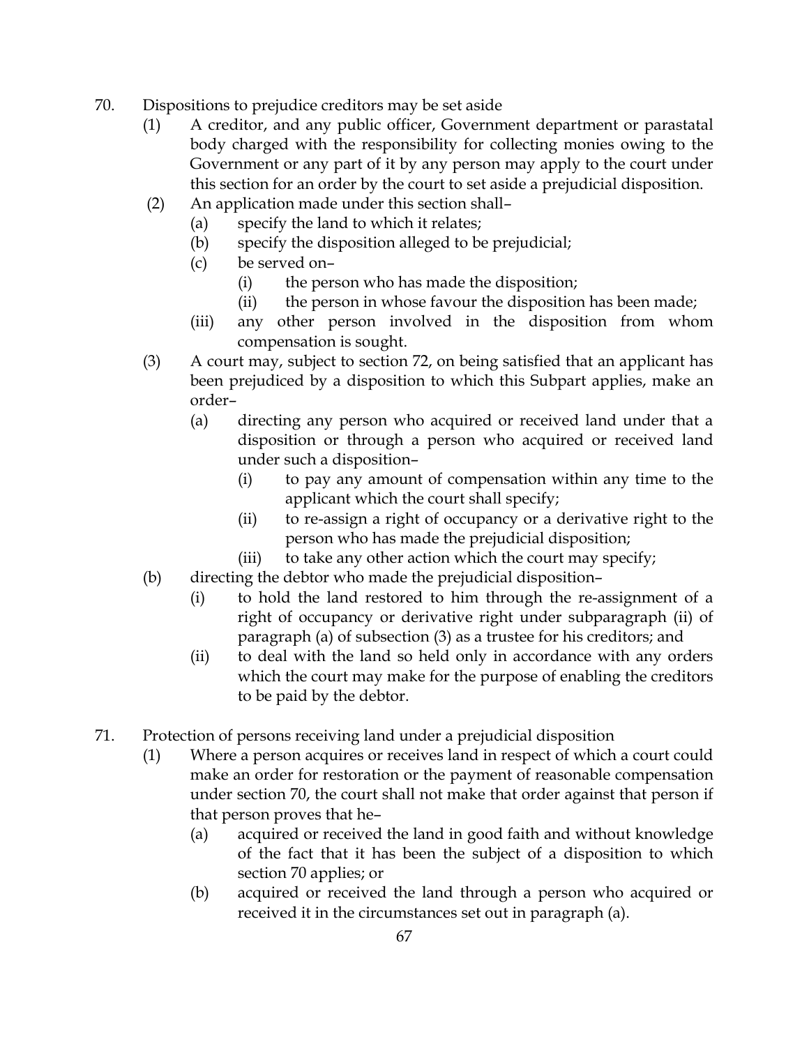70. Dispositions to prejudice creditors may be set aside

(1) A creditor, and any public officer, Government department or parastatal body charged with the responsibility for collecting monies owing to the Government or any part of it by any person may apply to the court under this section for an order by the court to set aside a prejudicial disposition.

(2) An application made under this section shall–

(a) specify the land to which it relates;

(b) specify the disposition alleged to be prejudicial;

(c) be served on–

(i) the person who has made the disposition;

(ii) the person in whose favour the disposition has been made;

(iii) any other person involved in the disposition from whom compensation is sought.

(3) A court may, subject to section 72, on being satisfied that an applicant has been prejudiced by a disposition to which this Subpart applies, make an order–

(a) directing any person who acquired or received land under that a disposition or through a person who acquired or received land under such a disposition–

(i) to pay any amount of compensation within any time to the applicant which the court shall specify;

(ii) to re-assign a right of occupancy or a derivative right to the person who has made the prejudicial disposition;

(iii) to take any other action which the court may specify;

(b) directing the debtor who made the prejudicial disposition–

(i) to hold the land restored to him through the re-assignment of a right of occupancy or derivative right under subparagraph (ii) of paragraph (a) of subsection (3) as a trustee for his creditors; and

(ii) to deal with the land so held only in accordance with any orders which the court may make for the purpose of enabling the creditors to be paid by the debtor.

71. Protection of persons receiving land under a prejudicial disposition

(1) Where a person acquires or receives land in respect of which a court could make an order for restoration or the payment of reasonable compensation under section 70, the court shall not make that order against that person if that person proves that he–

(a) acquired or received the land in good faith and without knowledge of the fact that it has been the subject of a disposition to which section 70 applies; or

(b) acquired or received the land through a person who acquired or received it in the circumstances set out in paragraph (a).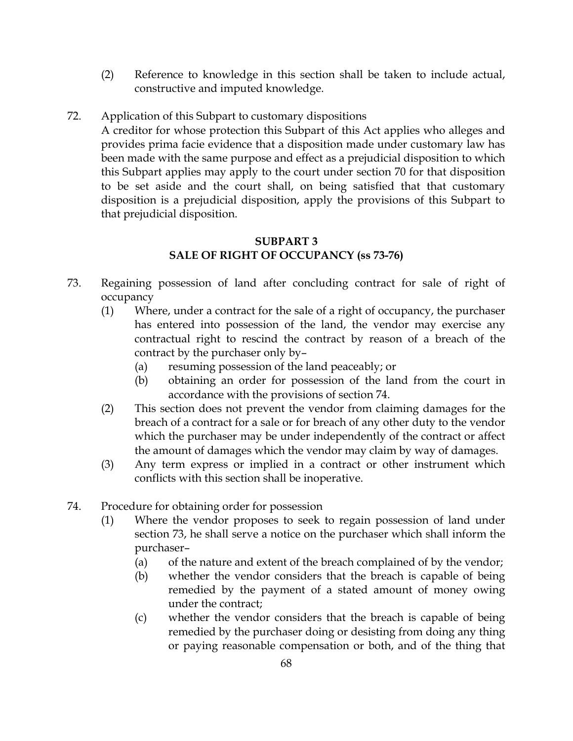(2) Reference to knowledge in this section shall be taken to include actual, constructive and imputed knowledge.

72. Application of this Subpart to customary dispositions

A creditor for whose protection this Subpart of this Act applies who alleges and provides prima facie evidence that a disposition made under customary law has been made with the same purpose and effect as a prejudicial disposition to which this Subpart applies may apply to the court under section 70 for that disposition to be set aside and the court shall, on being satisfied that that customary disposition is a prejudicial disposition, apply the provisions of this Subpart to that prejudicial disposition.

## SUBPART 3
## SALE OF RIGHT OF OCCUPANCY (ss 73-76)

73. Regaining possession of land after concluding contract for sale of right of occupancy

(1) Where, under a contract for the sale of a right of occupancy, the purchaser has entered into possession of the land, the vendor may exercise any contractual right to rescind the contract by reason of a breach of the contract by the purchaser only by–

(a) resuming possession of the land peaceably; or

(b) obtaining an order for possession of the land from the court in accordance with the provisions of section 74.

(2) This section does not prevent the vendor from claiming damages for the breach of a contract for a sale or for breach of any other duty to the vendor which the purchaser may be under independently of the contract or affect the amount of damages which the vendor may claim by way of damages.

(3) Any term express or implied in a contract or other instrument which conflicts with this section shall be inoperative.

74. Procedure for obtaining order for possession

(1) Where the vendor proposes to seek to regain possession of land under section 73, he shall serve a notice on the purchaser which shall inform the purchaser–

(a) of the nature and extent of the breach complained of by the vendor;

(b) whether the vendor considers that the breach is capable of being remedied by the payment of a stated amount of money owing under the contract;

(c) whether the vendor considers that the breach is capable of being remedied by the purchaser doing or desisting from doing any thing or paying reasonable compensation or both, and of the thing that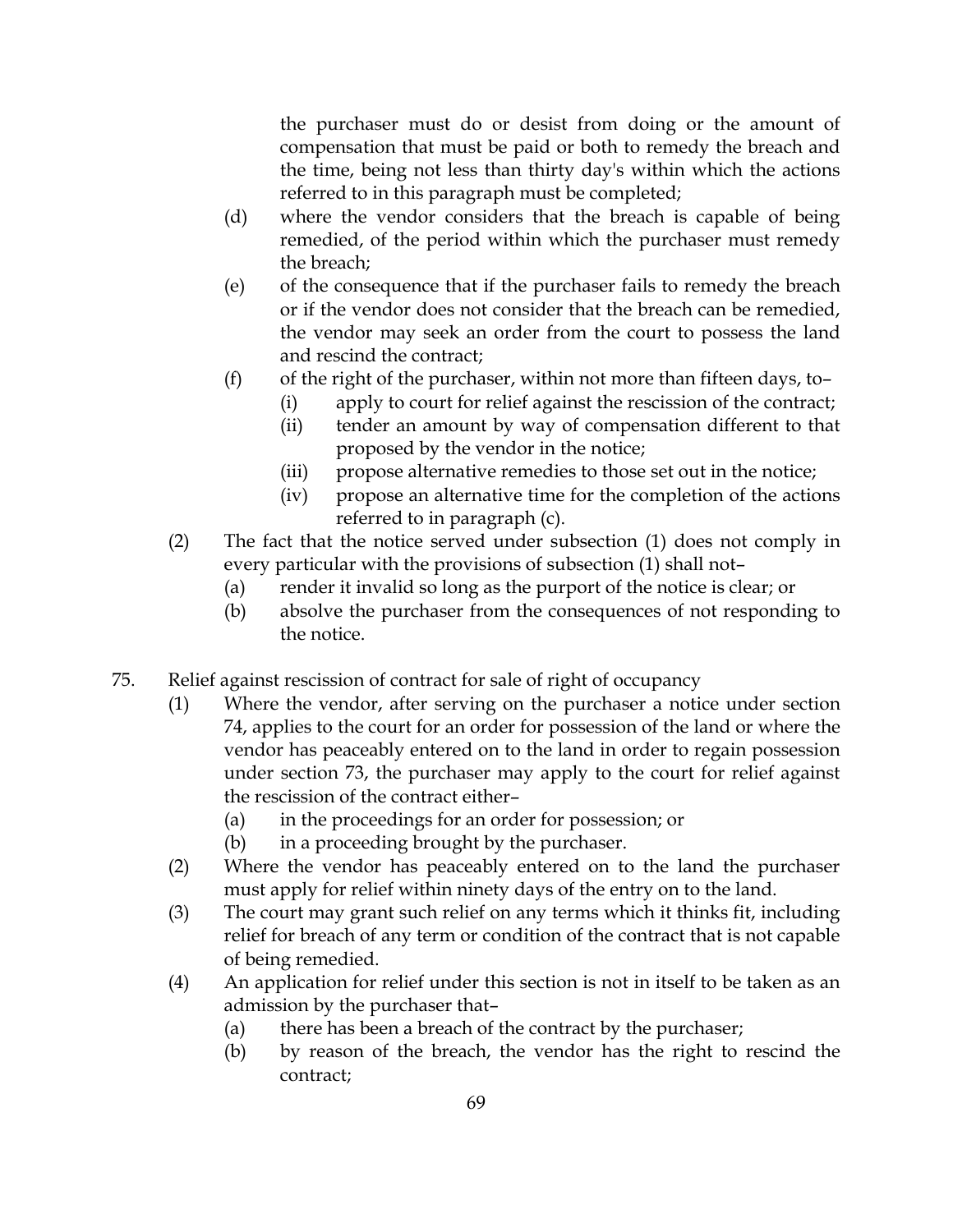the purchaser must do or desist from doing or the amount of compensation that must be paid or both to remedy the breach and the time, being not less than thirty day's within which the actions referred to in this paragraph must be completed;

(d) where the vendor considers that the breach is capable of being remedied, of the period within which the purchaser must remedy the breach;

(e) of the consequence that if the purchaser fails to remedy the breach or if the vendor does not consider that the breach can be remedied, the vendor may seek an order from the court to possess the land and rescind the contract;

(f) of the right of the purchaser, within not more than fifteen days, to–

(i) apply to court for relief against the rescission of the contract;

(ii) tender an amount by way of compensation different to that proposed by the vendor in the notice;

(iii) propose alternative remedies to those set out in the notice;

(iv) propose an alternative time for the completion of the actions referred to in paragraph (c).

(2) The fact that the notice served under subsection (1) does not comply in every particular with the provisions of subsection (1) shall not–

(a) render it invalid so long as the purport of the notice is clear; or

(b) absolve the purchaser from the consequences of not responding to the notice.

## 75. Relief against rescission of contract for sale of right of occupancy

(1) Where the vendor, after serving on the purchaser a notice under section 74, applies to the court for an order for possession of the land or where the vendor has peaceably entered on to the land in order to regain possession under section 73, the purchaser may apply to the court for relief against the rescission of the contract either–

(a) in the proceedings for an order for possession; or

(b) in a proceeding brought by the purchaser.

(2) Where the vendor has peaceably entered on to the land the purchaser must apply for relief within ninety days of the entry on to the land.

(3) The court may grant such relief on any terms which it thinks fit, including relief for breach of any term or condition of the contract that is not capable of being remedied.

(4) An application for relief under this section is not in itself to be taken as an admission by the purchaser that–

(a) there has been a breach of the contract by the purchaser;

(b) by reason of the breach, the vendor has the right to rescind the contract;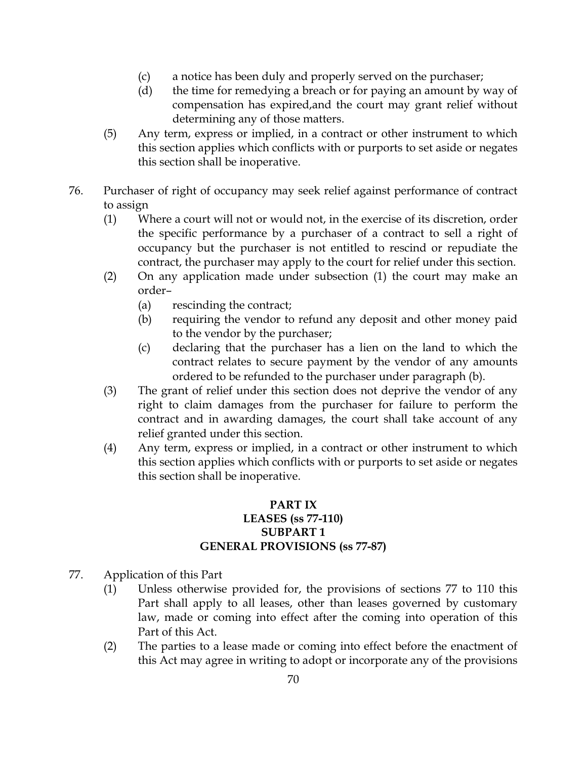(c) a notice has been duly and properly served on the purchaser;

(d) the time for remedying a breach or for paying an amount by way of compensation has expired,and the court may grant relief without determining any of those matters.

(5) Any term, express or implied, in a contract or other instrument to which this section applies which conflicts with or purports to set aside or negates this section shall be inoperative.

76. Purchaser of right of occupancy may seek relief against performance of contract to assign

(1) Where a court will not or would not, in the exercise of its discretion, order the specific performance by a purchaser of a contract to sell a right of occupancy but the purchaser is not entitled to rescind or repudiate the contract, the purchaser may apply to the court for relief under this section.

(2) On any application made under subsection (1) the court may make an order–

(a) rescinding the contract;

(b) requiring the vendor to refund any deposit and other money paid to the vendor by the purchaser;

(c) declaring that the purchaser has a lien on the land to which the contract relates to secure payment by the vendor of any amounts ordered to be refunded to the purchaser under paragraph (b).

(3) The grant of relief under this section does not deprive the vendor of any right to claim damages from the purchaser for failure to perform the contract and in awarding damages, the court shall take account of any relief granted under this section.

(4) Any term, express or implied, in a contract or other instrument to which this section applies which conflicts with or purports to set aside or negates this section shall be inoperative.

## PART IX
## LEASES (ss 77-110)
## SUBPART 1
## GENERAL PROVISIONS (ss 77-87)

77. Application of this Part

(1) Unless otherwise provided for, the provisions of sections 77 to 110 this Part shall apply to all leases, other than leases governed by customary law, made or coming into effect after the coming into operation of this Part of this Act.

(2) The parties to a lease made or coming into effect before the enactment of this Act may agree in writing to adopt or incorporate any of the provisions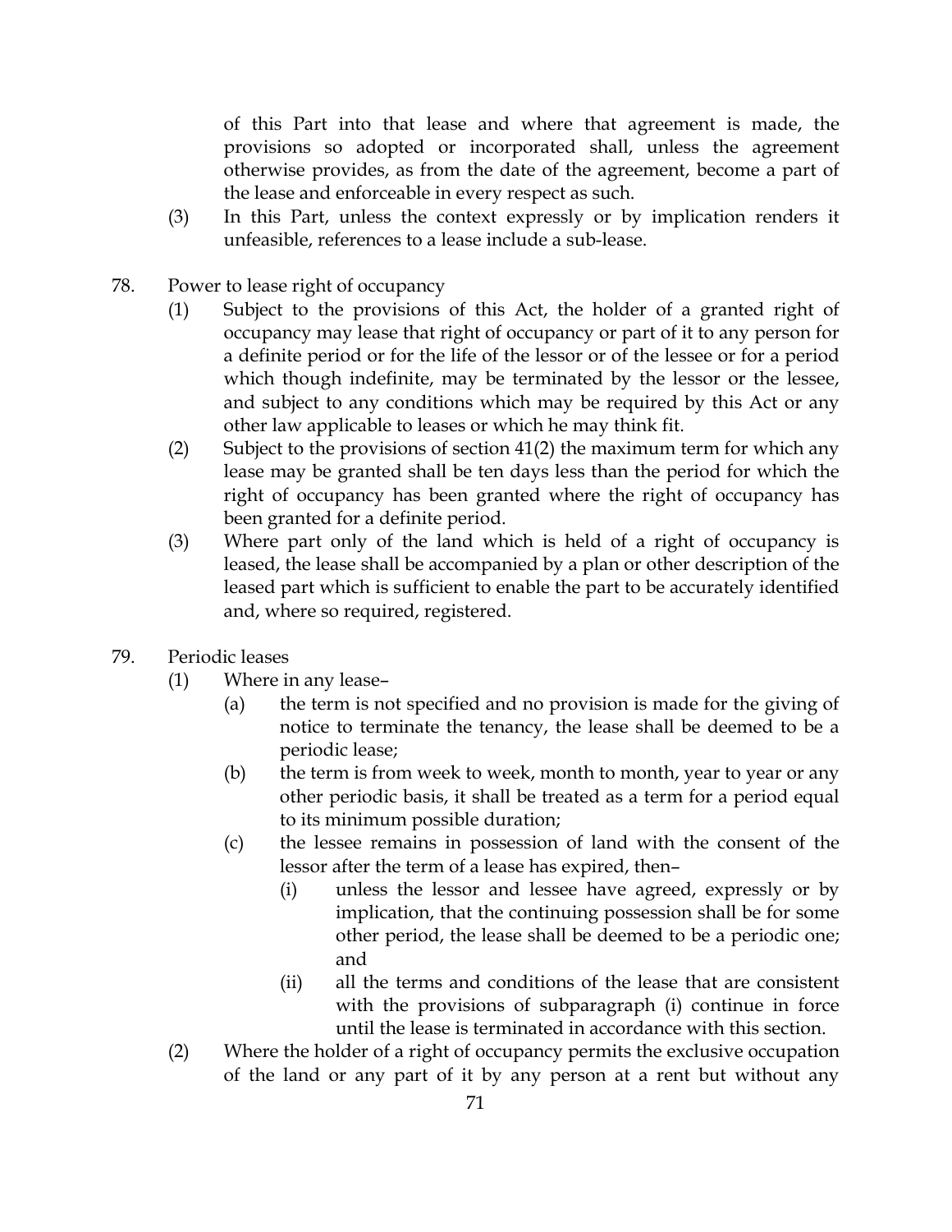of this Part into that lease and where that agreement is made, the provisions so adopted or incorporated shall, unless the agreement otherwise provides, as from the date of the agreement, become a part of the lease and enforceable in every respect as such.

(3) In this Part, unless the context expressly or by implication renders it unfeasible, references to a lease include a sub-lease.

78. Power to lease right of occupancy

(1) Subject to the provisions of this Act, the holder of a granted right of occupancy may lease that right of occupancy or part of it to any person for a definite period or for the life of the lessor or of the lessee or for a period which though indefinite, may be terminated by the lessor or the lessee, and subject to any conditions which may be required by this Act or any other law applicable to leases or which he may think fit.

(2) Subject to the provisions of section 41(2) the maximum term for which any lease may be granted shall be ten days less than the period for which the right of occupancy has been granted where the right of occupancy has been granted for a definite period.

(3) Where part only of the land which is held of a right of occupancy is leased, the lease shall be accompanied by a plan or other description of the leased part which is sufficient to enable the part to be accurately identified and, where so required, registered.

79. Periodic leases

(1) Where in any lease–

(a) the term is not specified and no provision is made for the giving of notice to terminate the tenancy, the lease shall be deemed to be a periodic lease;

(b) the term is from week to week, month to month, year to year or any other periodic basis, it shall be treated as a term for a period equal to its minimum possible duration;

(c) the lessee remains in possession of land with the consent of the lessor after the term of a lease has expired, then–

(i) unless the lessor and lessee have agreed, expressly or by implication, that the continuing possession shall be for some other period, the lease shall be deemed to be a periodic one; and

(ii) all the terms and conditions of the lease that are consistent with the provisions of subparagraph (i) continue in force until the lease is terminated in accordance with this section.

(2) Where the holder of a right of occupancy permits the exclusive occupation of the land or any part of it by any person at a rent but without any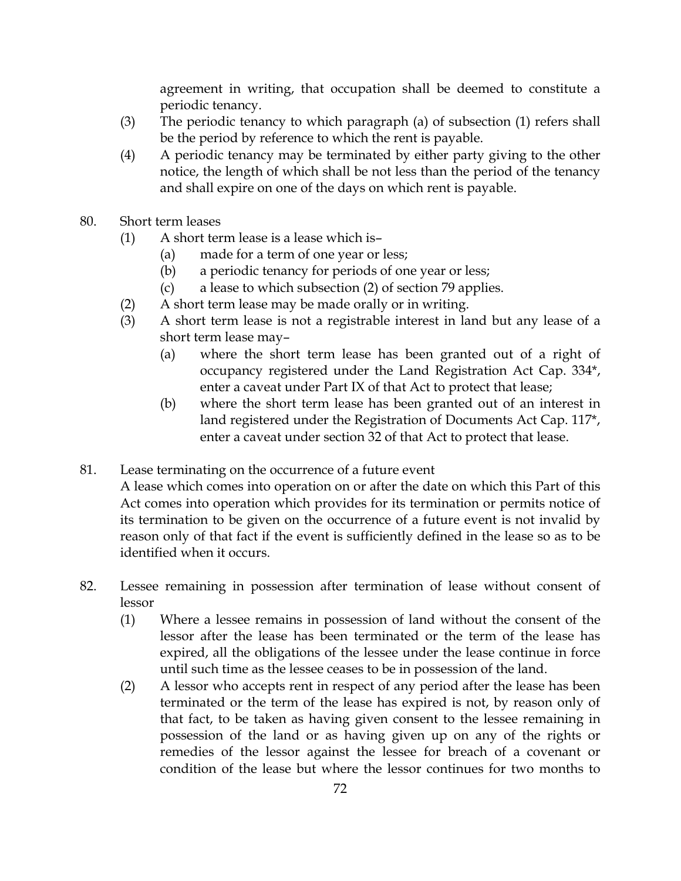agreement in writing, that occupation shall be deemed to constitute a periodic tenancy.

(3) The periodic tenancy to which paragraph (a) of subsection (1) refers shall be the period by reference to which the rent is payable.

(4) A periodic tenancy may be terminated by either party giving to the other notice, the length of which shall be not less than the period of the tenancy and shall expire on one of the days on which rent is payable.

80. Short term leases

(1) A short term lease is a lease which is–
   (a) made for a term of one year or less;
   (b) a periodic tenancy for periods of one year or less;
   (c) a lease to which subsection (2) of section 79 applies.

(2) A short term lease may be made orally or in writing.

(3) A short term lease is not a registrable interest in land but any lease of a short term lease may–
   (a) where the short term lease has been granted out of a right of occupancy registered under the Land Registration Act Cap. 334*, enter a caveat under Part IX of that Act to protect that lease;
   (b) where the short term lease has been granted out of an interest in land registered under the Registration of Documents Act Cap. 117*, enter a caveat under section 32 of that Act to protect that lease.

81. Lease terminating on the occurrence of a future event

A lease which comes into operation on or after the date on which this Part of this Act comes into operation which provides for its termination or permits notice of its termination to be given on the occurrence of a future event is not invalid by reason only of that fact if the event is sufficiently defined in the lease so as to be identified when it occurs.

82. Lessee remaining in possession after termination of lease without consent of lessor

(1) Where a lessee remains in possession of land without the consent of the lessor after the lease has been terminated or the term of the lease has expired, all the obligations of the lessee under the lease continue in force until such time as the lessee ceases to be in possession of the land.

(2) A lessor who accepts rent in respect of any period after the lease has been terminated or the term of the lease has expired is not, by reason only of that fact, to be taken as having given consent to the lessee remaining in possession of the land or as having given up on any of the rights or remedies of the lessor against the lessee for breach of a covenant or condition of the lease but where the lessor continues for two months to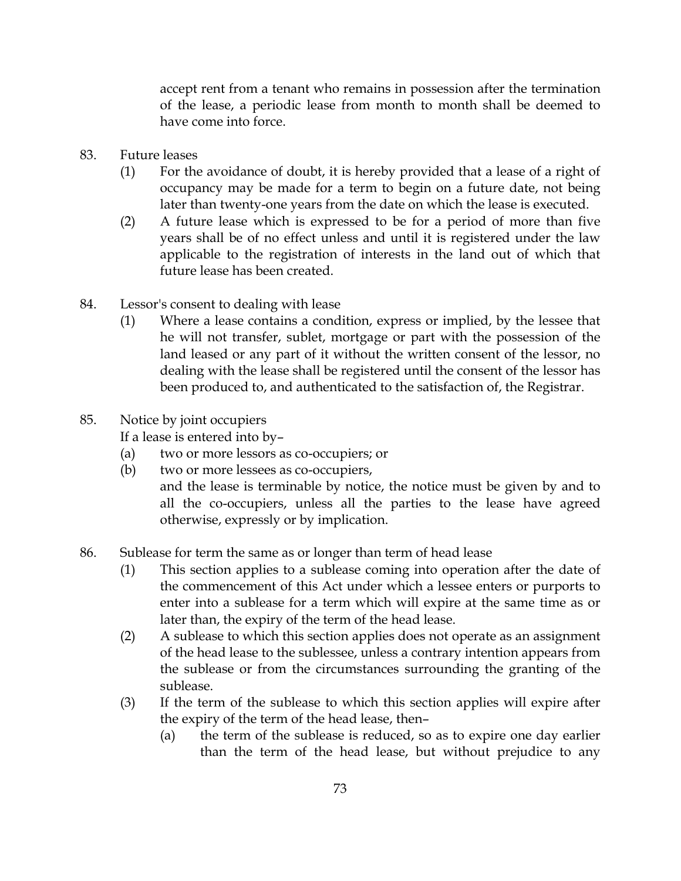accept rent from a tenant who remains in possession after the termination of the lease, a periodic lease from month to month shall be deemed to have come into force.

83. Future leases

(1) For the avoidance of doubt, it is hereby provided that a lease of a right of occupancy may be made for a term to begin on a future date, not being later than twenty-one years from the date on which the lease is executed.

(2) A future lease which is expressed to be for a period of more than five years shall be of no effect unless and until it is registered under the law applicable to the registration of interests in the land out of which that future lease has been created.

84. Lessor's consent to dealing with lease

(1) Where a lease contains a condition, express or implied, by the lessee that he will not transfer, sublet, mortgage or part with the possession of the land leased or any part of it without the written consent of the lessor, no dealing with the lease shall be registered until the consent of the lessor has been produced to, and authenticated to the satisfaction of, the Registrar.

85. Notice by joint occupiers

If a lease is entered into by–

(a) two or more lessors as co-occupiers; or

(b) two or more lessees as co-occupiers,

and the lease is terminable by notice, the notice must be given by and to all the co-occupiers, unless all the parties to the lease have agreed otherwise, expressly or by implication.

86. Sublease for term the same as or longer than term of head lease

(1) This section applies to a sublease coming into operation after the date of the commencement of this Act under which a lessee enters or purports to enter into a sublease for a term which will expire at the same time as or later than, the expiry of the term of the head lease.

(2) A sublease to which this section applies does not operate as an assignment of the head lease to the sublessee, unless a contrary intention appears from the sublease or from the circumstances surrounding the granting of the sublease.

(3) If the term of the sublease to which this section applies will expire after the expiry of the term of the head lease, then–

(a) the term of the sublease is reduced, so as to expire one day earlier than the term of the head lease, but without prejudice to any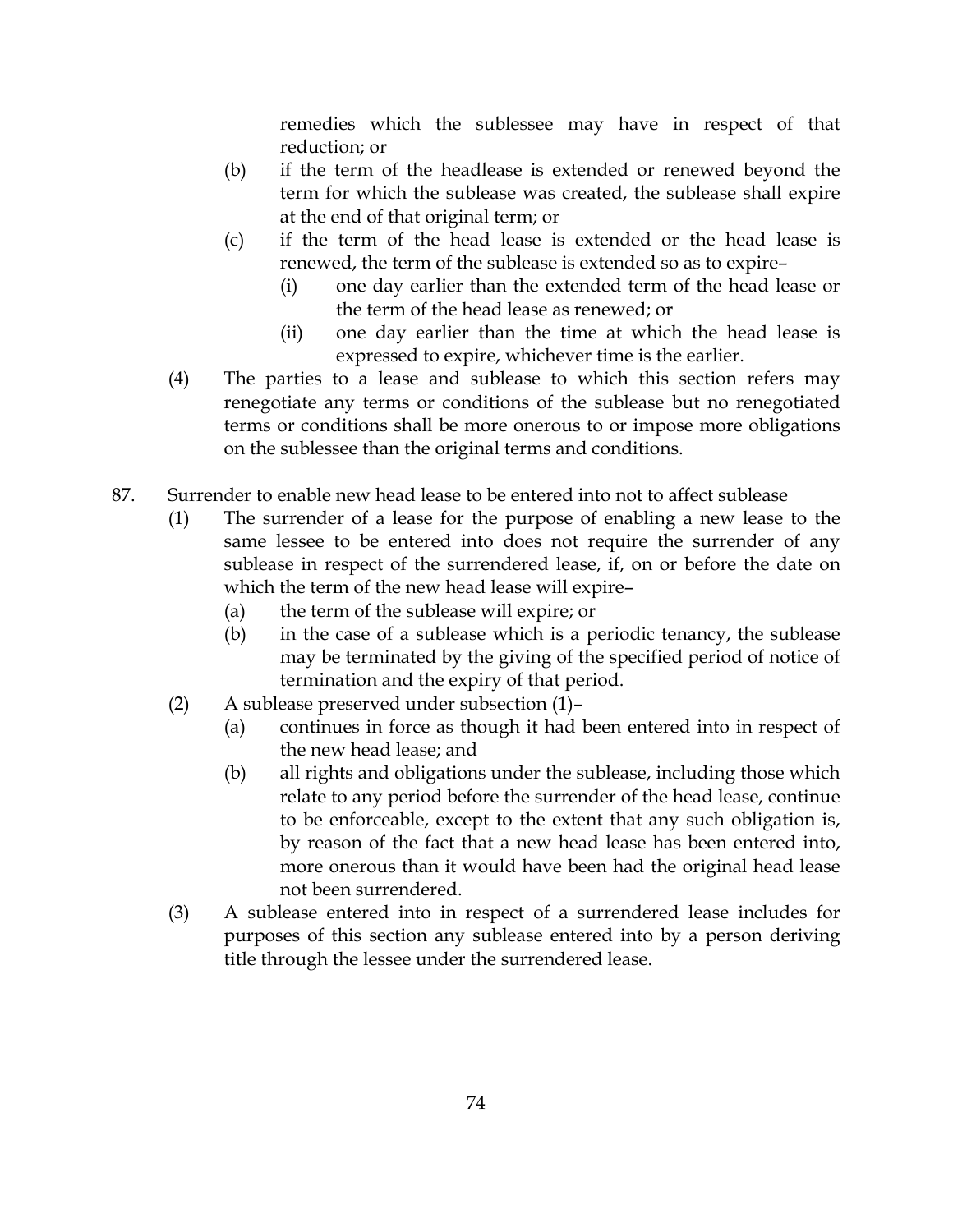remedies which the sublessee may have in respect of that reduction; or

(b) if the term of the headlease is extended or renewed beyond the term for which the sublease was created, the sublease shall expire at the end of that original term; or

(c) if the term of the head lease is extended or the head lease is renewed, the term of the sublease is extended so as to expire–

  (i) one day earlier than the extended term of the head lease or the term of the head lease as renewed; or

  (ii) one day earlier than the time at which the head lease is expressed to expire, whichever time is the earlier.

(4) The parties to a lease and sublease to which this section refers may renegotiate any terms or conditions of the sublease but no renegotiated terms or conditions shall be more onerous to or impose more obligations on the sublessee than the original terms and conditions.

87. Surrender to enable new head lease to be entered into not to affect sublease

(1) The surrender of a lease for the purpose of enabling a new lease to the same lessee to be entered into does not require the surrender of any sublease in respect of the surrendered lease, if, on or before the date on which the term of the new head lease will expire–

  (a) the term of the sublease will expire; or

  (b) in the case of a sublease which is a periodic tenancy, the sublease may be terminated by the giving of the specified period of notice of termination and the expiry of that period.

(2) A sublease preserved under subsection (1)–

  (a) continues in force as though it had been entered into in respect of the new head lease; and

  (b) all rights and obligations under the sublease, including those which relate to any period before the surrender of the head lease, continue to be enforceable, except to the extent that any such obligation is, by reason of the fact that a new head lease has been entered into, more onerous than it would have been had the original head lease not been surrendered.

(3) A sublease entered into in respect of a surrendered lease includes for purposes of this section any sublease entered into by a person deriving title through the lessee under the surrendered lease.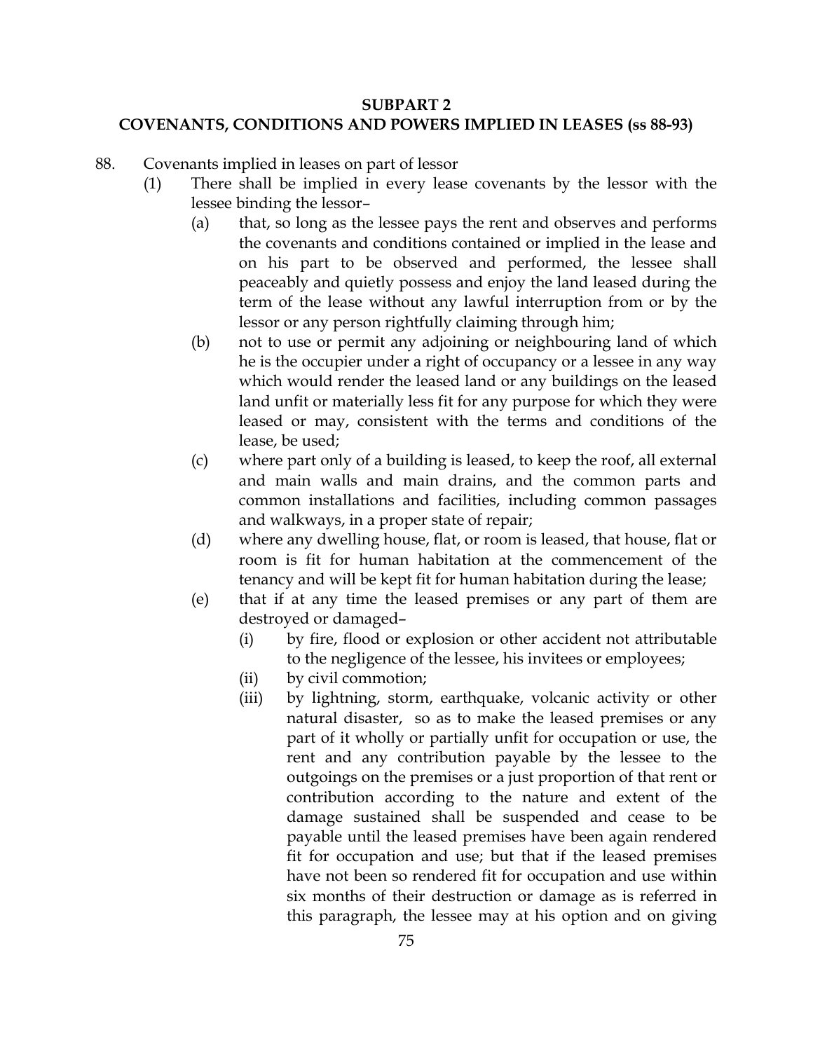## SUBPART 2
## COVENANTS, CONDITIONS AND POWERS IMPLIED IN LEASES (ss 88-93)

88. Covenants implied in leases on part of lessor

(1) There shall be implied in every lease covenants by the lessor with the lessee binding the lessor–

(a) that, so long as the lessee pays the rent and observes and performs the covenants and conditions contained or implied in the lease and on his part to be observed and performed, the lessee shall peaceably and quietly possess and enjoy the land leased during the term of the lease without any lawful interruption from or by the lessor or any person rightfully claiming through him;

(b) not to use or permit any adjoining or neighbouring land of which he is the occupier under a right of occupancy or a lessee in any way which would render the leased land or any buildings on the leased land unfit or materially less fit for any purpose for which they were leased or may, consistent with the terms and conditions of the lease, be used;

(c) where part only of a building is leased, to keep the roof, all external and main walls and main drains, and the common parts and common installations and facilities, including common passages and walkways, in a proper state of repair;

(d) where any dwelling house, flat, or room is leased, that house, flat or room is fit for human habitation at the commencement of the tenancy and will be kept fit for human habitation during the lease;

(e) that if at any time the leased premises or any part of them are destroyed or damaged–

(i) by fire, flood or explosion or other accident not attributable to the negligence of the lessee, his invitees or employees;

(ii) by civil commotion;

(iii) by lightning, storm, earthquake, volcanic activity or other natural disaster, so as to make the leased premises or any part of it wholly or partially unfit for occupation or use, the rent and any contribution payable by the lessee to the outgoings on the premises or a just proportion of that rent or contribution according to the nature and extent of the damage sustained shall be suspended and cease to be payable until the leased premises have been again rendered fit for occupation and use; but that if the leased premises have not been so rendered fit for occupation and use within six months of their destruction or damage as is referred in this paragraph, the lessee may at his option and on giving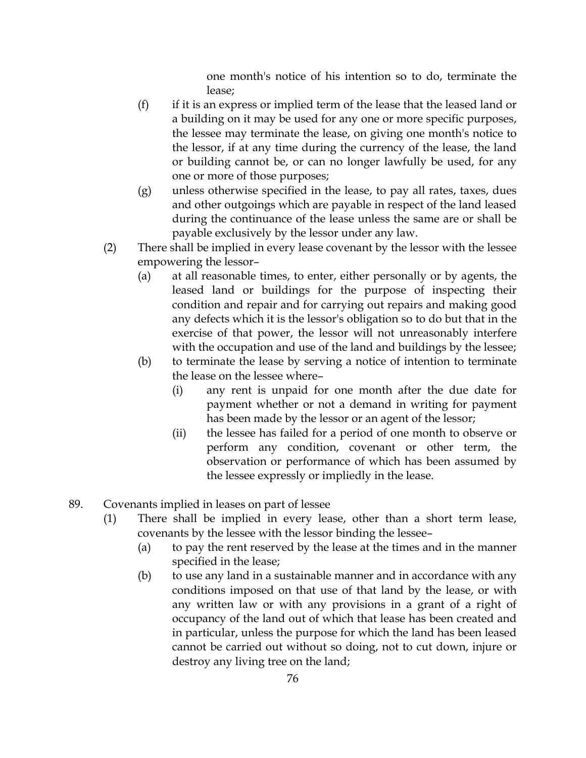one month's notice of his intention so to do, terminate the lease;

(f) if it is an express or implied term of the lease that the leased land or a building on it may be used for any one or more specific purposes, the lessee may terminate the lease, on giving one month's notice to the lessor, if at any time during the currency of the lease, the land or building cannot be, or can no longer lawfully be used, for any one or more of those purposes;

(g) unless otherwise specified in the lease, to pay all rates, taxes, dues and other outgoings which are payable in respect of the land leased during the continuance of the lease unless the same are or shall be payable exclusively by the lessor under any law.

(2) There shall be implied in every lease covenant by the lessor with the lessee empowering the lessor–

(a) at all reasonable times, to enter, either personally or by agents, the leased land or buildings for the purpose of inspecting their condition and repair and for carrying out repairs and making good any defects which it is the lessor's obligation so to do but that in the exercise of that power, the lessor will not unreasonably interfere with the occupation and use of the land and buildings by the lessee;

(b) to terminate the lease by serving a notice of intention to terminate the lease on the lessee where–

(i) any rent is unpaid for one month after the due date for payment whether or not a demand in writing for payment has been made by the lessor or an agent of the lessor;

(ii) the lessee has failed for a period of one month to observe or perform any condition, covenant or other term, the observation or performance of which has been assumed by the lessee expressly or impliedly in the lease.

89. Covenants implied in leases on part of lessee

(1) There shall be implied in every lease, other than a short term lease, covenants by the lessee with the lessor binding the lessee–

(a) to pay the rent reserved by the lease at the times and in the manner specified in the lease;

(b) to use any land in a sustainable manner and in accordance with any conditions imposed on that use of that land by the lease, or with any written law or with any provisions in a grant of a right of occupancy of the land out of which that lease has been created and in particular, unless the purpose for which the land has been leased cannot be carried out without so doing, not to cut down, injure or destroy any living tree on the land;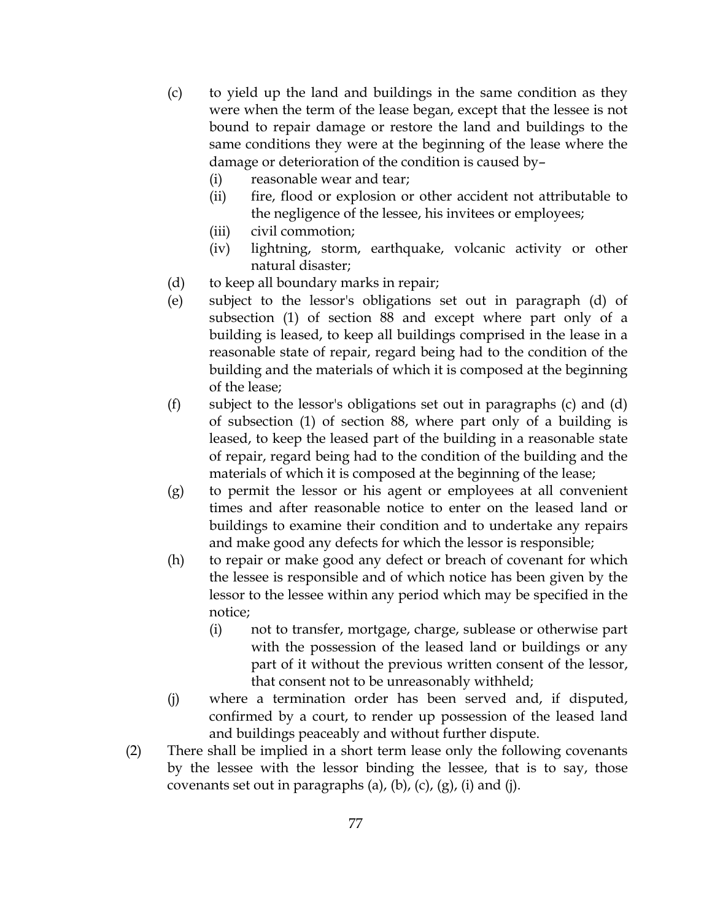(c) to yield up the land and buildings in the same condition as they were when the term of the lease began, except that the lessee is not bound to repair damage or restore the land and buildings to the same conditions they were at the beginning of the lease where the damage or deterioration of the condition is caused by–

   (i) reasonable wear and tear;

   (ii) fire, flood or explosion or other accident not attributable to the negligence of the lessee, his invitees or employees;

   (iii) civil commotion;

   (iv) lightning, storm, earthquake, volcanic activity or other natural disaster;

(d) to keep all boundary marks in repair;

(e) subject to the lessor's obligations set out in paragraph (d) of subsection (1) of section 88 and except where part only of a building is leased, to keep all buildings comprised in the lease in a reasonable state of repair, regard being had to the condition of the building and the materials of which it is composed at the beginning of the lease;

(f) subject to the lessor's obligations set out in paragraphs (c) and (d) of subsection (1) of section 88, where part only of a building is leased, to keep the leased part of the building in a reasonable state of repair, regard being had to the condition of the building and the materials of which it is composed at the beginning of the lease;

(g) to permit the lessor or his agent or employees at all convenient times and after reasonable notice to enter on the leased land or buildings to examine their condition and to undertake any repairs and make good any defects for which the lessor is responsible;

(h) to repair or make good any defect or breach of covenant for which the lessee is responsible and of which notice has been given by the lessor to the lessee within any period which may be specified in the notice;

   (i) not to transfer, mortgage, charge, sublease or otherwise part with the possession of the leased land or buildings or any part of it without the previous written consent of the lessor, that consent not to be unreasonably withheld;

(j) where a termination order has been served and, if disputed, confirmed by a court, to render up possession of the leased land and buildings peaceably and without further dispute.

(2) There shall be implied in a short term lease only the following covenants by the lessee with the lessor binding the lessee, that is to say, those covenants set out in paragraphs (a), (b), (c), (g), (i) and (j).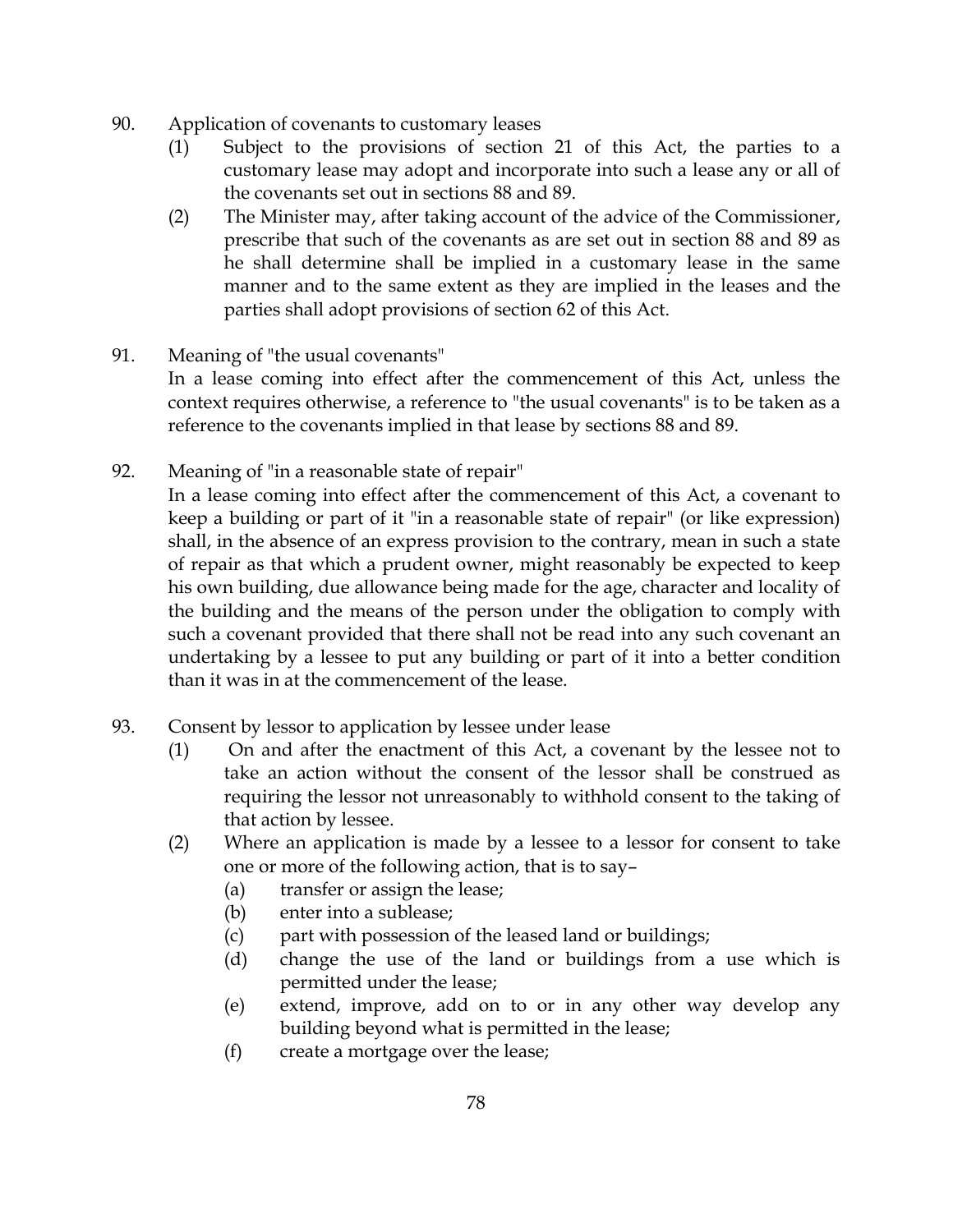90. Application of covenants to customary leases

(1) Subject to the provisions of section 21 of this Act, the parties to a customary lease may adopt and incorporate into such a lease any or all of the covenants set out in sections 88 and 89.

(2) The Minister may, after taking account of the advice of the Commissioner, prescribe that such of the covenants as are set out in section 88 and 89 as he shall determine shall be implied in a customary lease in the same manner and to the same extent as they are implied in the leases and the parties shall adopt provisions of section 62 of this Act.

91. Meaning of "the usual covenants"

In a lease coming into effect after the commencement of this Act, unless the context requires otherwise, a reference to "the usual covenants" is to be taken as a reference to the covenants implied in that lease by sections 88 and 89.

92. Meaning of "in a reasonable state of repair"

In a lease coming into effect after the commencement of this Act, a covenant to keep a building or part of it "in a reasonable state of repair" (or like expression) shall, in the absence of an express provision to the contrary, mean in such a state of repair as that which a prudent owner, might reasonably be expected to keep his own building, due allowance being made for the age, character and locality of the building and the means of the person under the obligation to comply with such a covenant provided that there shall not be read into any such covenant an undertaking by a lessee to put any building or part of it into a better condition than it was in at the commencement of the lease.

93. Consent by lessor to application by lessee under lease

(1) On and after the enactment of this Act, a covenant by the lessee not to take an action without the consent of the lessor shall be construed as requiring the lessor not unreasonably to withhold consent to the taking of that action by lessee.

(2) Where an application is made by a lessee to a lessor for consent to take one or more of the following action, that is to say–

(a) transfer or assign the lease;

(b) enter into a sublease;

(c) part with possession of the leased land or buildings;

(d) change the use of the land or buildings from a use which is permitted under the lease;

(e) extend, improve, add on to or in any other way develop any building beyond what is permitted in the lease;

(f) create a mortgage over the lease;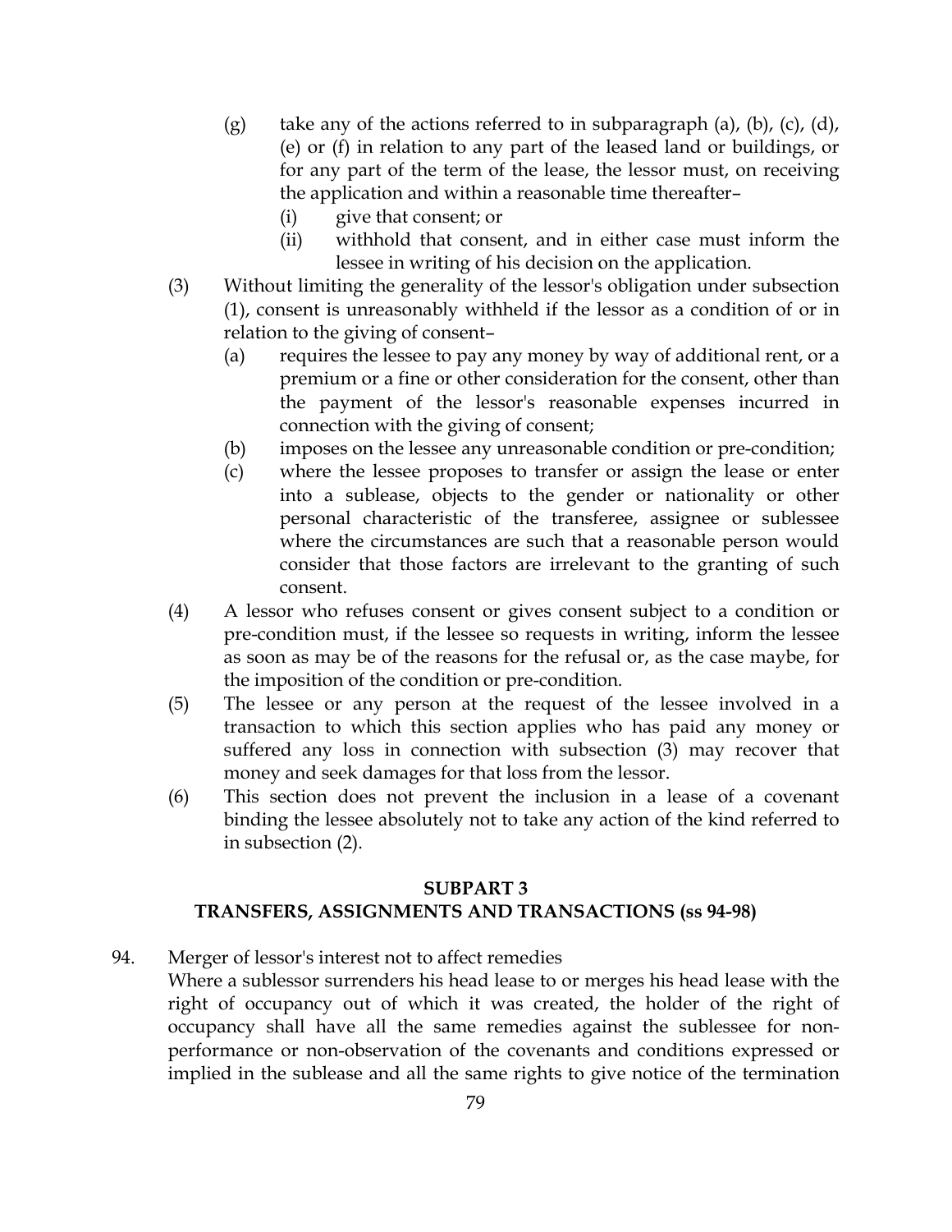(g) take any of the actions referred to in subparagraph (a), (b), (c), (d), (e) or (f) in relation to any part of the leased land or buildings, or for any part of the term of the lease, the lessor must, on receiving the application and within a reasonable time thereafter–

   (i) give that consent; or

   (ii) withhold that consent, and in either case must inform the lessee in writing of his decision on the application.

(3) Without limiting the generality of the lessor's obligation under subsection (1), consent is unreasonably withheld if the lessor as a condition of or in relation to the giving of consent–

   (a) requires the lessee to pay any money by way of additional rent, or a premium or a fine or other consideration for the consent, other than the payment of the lessor's reasonable expenses incurred in connection with the giving of consent;

   (b) imposes on the lessee any unreasonable condition or pre-condition;

   (c) where the lessee proposes to transfer or assign the lease or enter into a sublease, objects to the gender or nationality or other personal characteristic of the transferee, assignee or sublessee where the circumstances are such that a reasonable person would consider that those factors are irrelevant to the granting of such consent.

(4) A lessor who refuses consent or gives consent subject to a condition or pre-condition must, if the lessee so requests in writing, inform the lessee as soon as may be of the reasons for the refusal or, as the case maybe, for the imposition of the condition or pre-condition.

(5) The lessee or any person at the request of the lessee involved in a transaction to which this section applies who has paid any money or suffered any loss in connection with subsection (3) may recover that money and seek damages for that loss from the lessor.

(6) This section does not prevent the inclusion in a lease of a covenant binding the lessee absolutely not to take any action of the kind referred to in subsection (2).

## SUBPART 3
## TRANSFERS, ASSIGNMENTS AND TRANSACTIONS (ss 94-98)

94. Merger of lessor's interest not to affect remedies

Where a sublessor surrenders his head lease to or merges his head lease with the right of occupancy out of which it was created, the holder of the right of occupancy shall have all the same remedies against the sublessee for non-performance or non-observation of the covenants and conditions expressed or implied in the sublease and all the same rights to give notice of the termination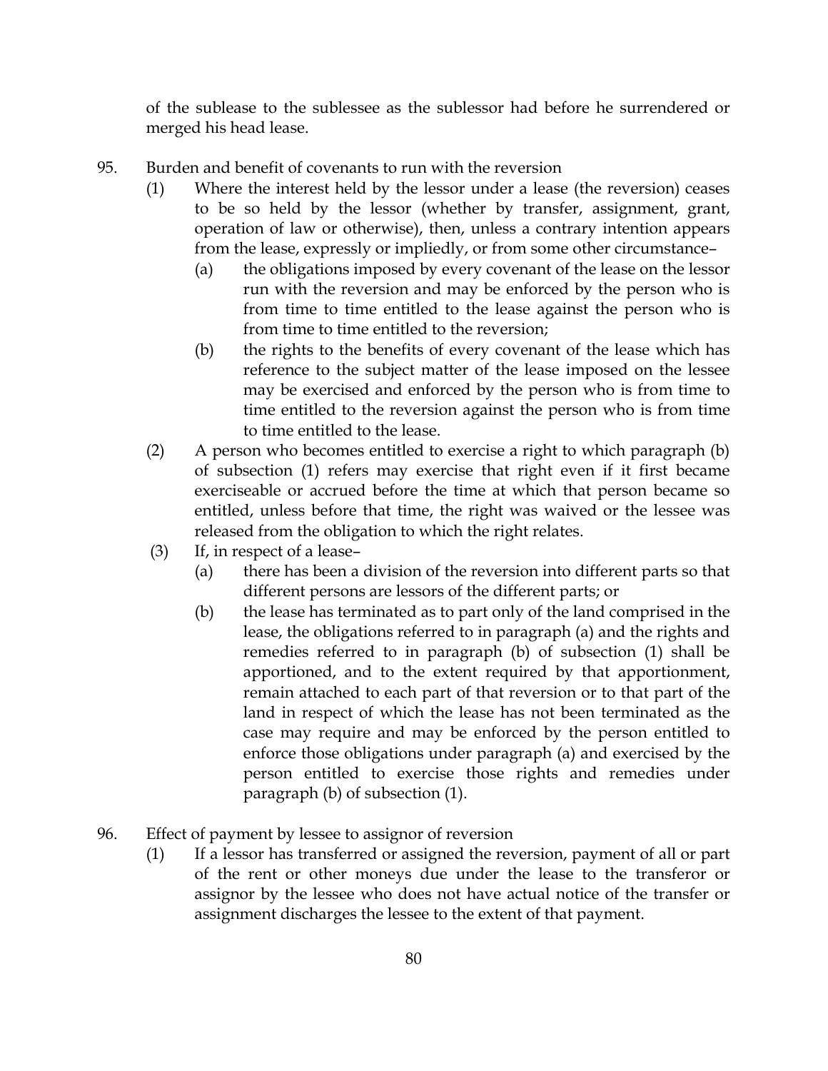of the sublease to the sublessee as the sublessor had before he surrendered or merged his head lease.

95. Burden and benefit of covenants to run with the reversion

(1) Where the interest held by the lessor under a lease (the reversion) ceases to be so held by the lessor (whether by transfer, assignment, grant, operation of law or otherwise), then, unless a contrary intention appears from the lease, expressly or impliedly, or from some other circumstance–

(a) the obligations imposed by every covenant of the lease on the lessor run with the reversion and may be enforced by the person who is from time to time entitled to the lease against the person who is from time to time entitled to the reversion;

(b) the rights to the benefits of every covenant of the lease which has reference to the subject matter of the lease imposed on the lessee may be exercised and enforced by the person who is from time to time entitled to the reversion against the person who is from time to time entitled to the lease.

(2) A person who becomes entitled to exercise a right to which paragraph (b) of subsection (1) refers may exercise that right even if it first became exerciseable or accrued before the time at which that person became so entitled, unless before that time, the right was waived or the lessee was released from the obligation to which the right relates.

(3) If, in respect of a lease–

(a) there has been a division of the reversion into different parts so that different persons are lessors of the different parts; or

(b) the lease has terminated as to part only of the land comprised in the lease, the obligations referred to in paragraph (a) and the rights and remedies referred to in paragraph (b) of subsection (1) shall be apportioned, and to the extent required by that apportionment, remain attached to each part of that reversion or to that part of the land in respect of which the lease has not been terminated as the case may require and may be enforced by the person entitled to enforce those obligations under paragraph (a) and exercised by the person entitled to exercise those rights and remedies under paragraph (b) of subsection (1).

96. Effect of payment by lessee to assignor of reversion

(1) If a lessor has transferred or assigned the reversion, payment of all or part of the rent or other moneys due under the lease to the transferor or assignor by the lessee who does not have actual notice of the transfer or assignment discharges the lessee to the extent of that payment.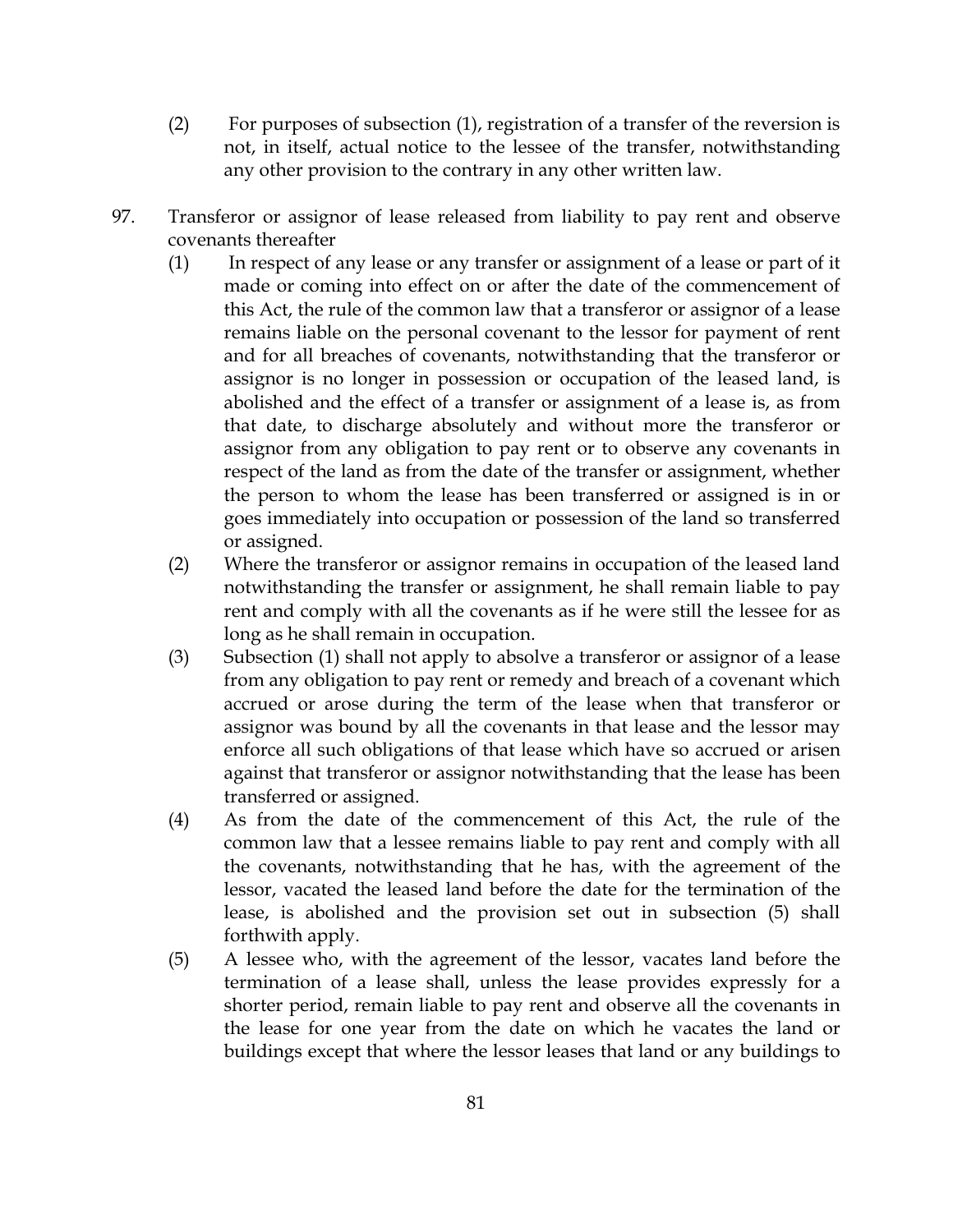(2) For purposes of subsection (1), registration of a transfer of the reversion is not, in itself, actual notice to the lessee of the transfer, notwithstanding any other provision to the contrary in any other written law.

97. Transferor or assignor of lease released from liability to pay rent and observe covenants thereafter

(1) In respect of any lease or any transfer or assignment of a lease or part of it made or coming into effect on or after the date of the commencement of this Act, the rule of the common law that a transferor or assignor of a lease remains liable on the personal covenant to the lessor for payment of rent and for all breaches of covenants, notwithstanding that the transferor or assignor is no longer in possession or occupation of the leased land, is abolished and the effect of a transfer or assignment of a lease is, as from that date, to discharge absolutely and without more the transferor or assignor from any obligation to pay rent or to observe any covenants in respect of the land as from the date of the transfer or assignment, whether the person to whom the lease has been transferred or assigned is in or goes immediately into occupation or possession of the land so transferred or assigned.

(2) Where the transferor or assignor remains in occupation of the leased land notwithstanding the transfer or assignment, he shall remain liable to pay rent and comply with all the covenants as if he were still the lessee for as long as he shall remain in occupation.

(3) Subsection (1) shall not apply to absolve a transferor or assignor of a lease from any obligation to pay rent or remedy and breach of a covenant which accrued or arose during the term of the lease when that transferor or assignor was bound by all the covenants in that lease and the lessor may enforce all such obligations of that lease which have so accrued or arisen against that transferor or assignor notwithstanding that the lease has been transferred or assigned.

(4) As from the date of the commencement of this Act, the rule of the common law that a lessee remains liable to pay rent and comply with all the covenants, notwithstanding that he has, with the agreement of the lessor, vacated the leased land before the date for the termination of the lease, is abolished and the provision set out in subsection (5) shall forthwith apply.

(5) A lessee who, with the agreement of the lessor, vacates land before the termination of a lease shall, unless the lease provides expressly for a shorter period, remain liable to pay rent and observe all the covenants in the lease for one year from the date on which he vacates the land or buildings except that where the lessor leases that land or any buildings to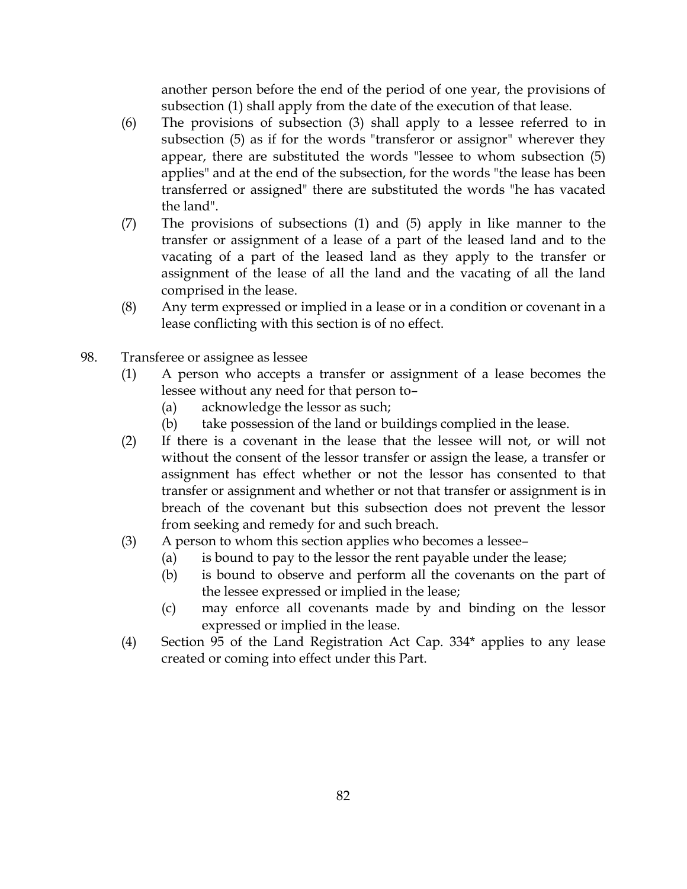another person before the end of the period of one year, the provisions of subsection (1) shall apply from the date of the execution of that lease.

(6) The provisions of subsection (3) shall apply to a lessee referred to in subsection (5) as if for the words "transferor or assignor" wherever they appear, there are substituted the words "lessee to whom subsection (5) applies" and at the end of the subsection, for the words "the lease has been transferred or assigned" there are substituted the words "he has vacated the land".

(7) The provisions of subsections (1) and (5) apply in like manner to the transfer or assignment of a lease of a part of the leased land and to the vacating of a part of the leased land as they apply to the transfer or assignment of the lease of all the land and the vacating of all the land comprised in the lease.

(8) Any term expressed or implied in a lease or in a condition or covenant in a lease conflicting with this section is of no effect.

98. Transferee or assignee as lessee

(1) A person who accepts a transfer or assignment of a lease becomes the lessee without any need for that person to–

(a) acknowledge the lessor as such;

(b) take possession of the land or buildings complied in the lease.

(2) If there is a covenant in the lease that the lessee will not, or will not without the consent of the lessor transfer or assign the lease, a transfer or assignment has effect whether or not the lessor has consented to that transfer or assignment and whether or not that transfer or assignment is in breach of the covenant but this subsection does not prevent the lessor from seeking and remedy for and such breach.

(3) A person to whom this section applies who becomes a lessee–

(a) is bound to pay to the lessor the rent payable under the lease;

(b) is bound to observe and perform all the covenants on the part of the lessee expressed or implied in the lease;

(c) may enforce all covenants made by and binding on the lessor expressed or implied in the lease.

(4) Section 95 of the Land Registration Act Cap. 334* applies to any lease created or coming into effect under this Part.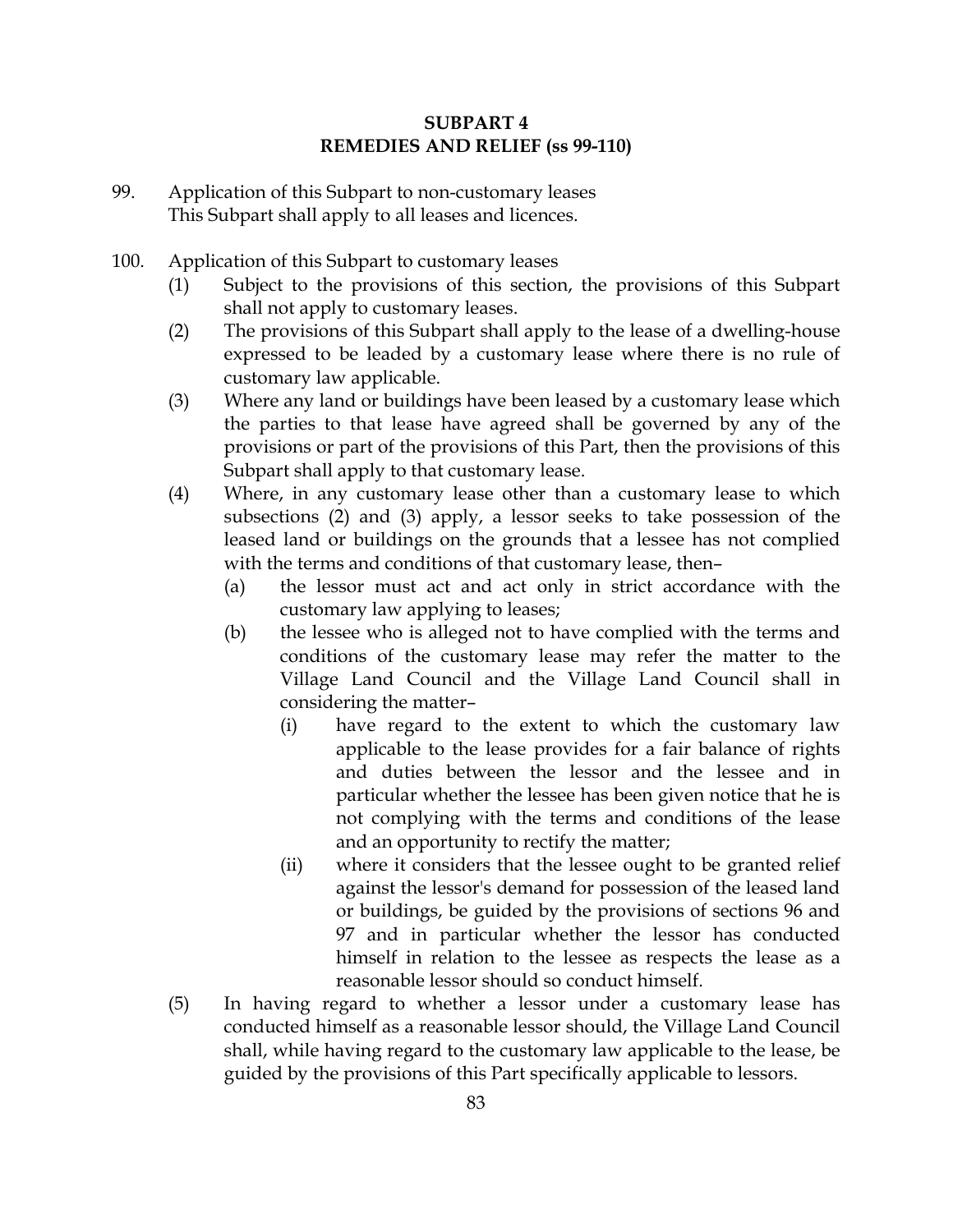## SUBPART 4
## REMEDIES AND RELIEF (ss 99-110)

99. Application of this Subpart to non-customary leases
This Subpart shall apply to all leases and licences.

100. Application of this Subpart to customary leases

(1) Subject to the provisions of this section, the provisions of this Subpart shall not apply to customary leases.

(2) The provisions of this Subpart shall apply to the lease of a dwelling-house expressed to be leaded by a customary lease where there is no rule of customary law applicable.

(3) Where any land or buildings have been leased by a customary lease which the parties to that lease have agreed shall be governed by any of the provisions or part of the provisions of this Part, then the provisions of this Subpart shall apply to that customary lease.

(4) Where, in any customary lease other than a customary lease to which subsections (2) and (3) apply, a lessor seeks to take possession of the leased land or buildings on the grounds that a lessee has not complied with the terms and conditions of that customary lease, then–

  (a) the lessor must act and act only in strict accordance with the customary law applying to leases;

  (b) the lessee who is alleged not to have complied with the terms and conditions of the customary lease may refer the matter to the Village Land Council and the Village Land Council shall in considering the matter–

    (i) have regard to the extent to which the customary law applicable to the lease provides for a fair balance of rights and duties between the lessor and the lessee and in particular whether the lessee has been given notice that he is not complying with the terms and conditions of the lease and an opportunity to rectify the matter;

    (ii) where it considers that the lessee ought to be granted relief against the lessor's demand for possession of the leased land or buildings, be guided by the provisions of sections 96 and 97 and in particular whether the lessor has conducted himself in relation to the lessee as respects the lease as a reasonable lessor should so conduct himself.

(5) In having regard to whether a lessor under a customary lease has conducted himself as a reasonable lessor should, the Village Land Council shall, while having regard to the customary law applicable to the lease, be guided by the provisions of this Part specifically applicable to lessors.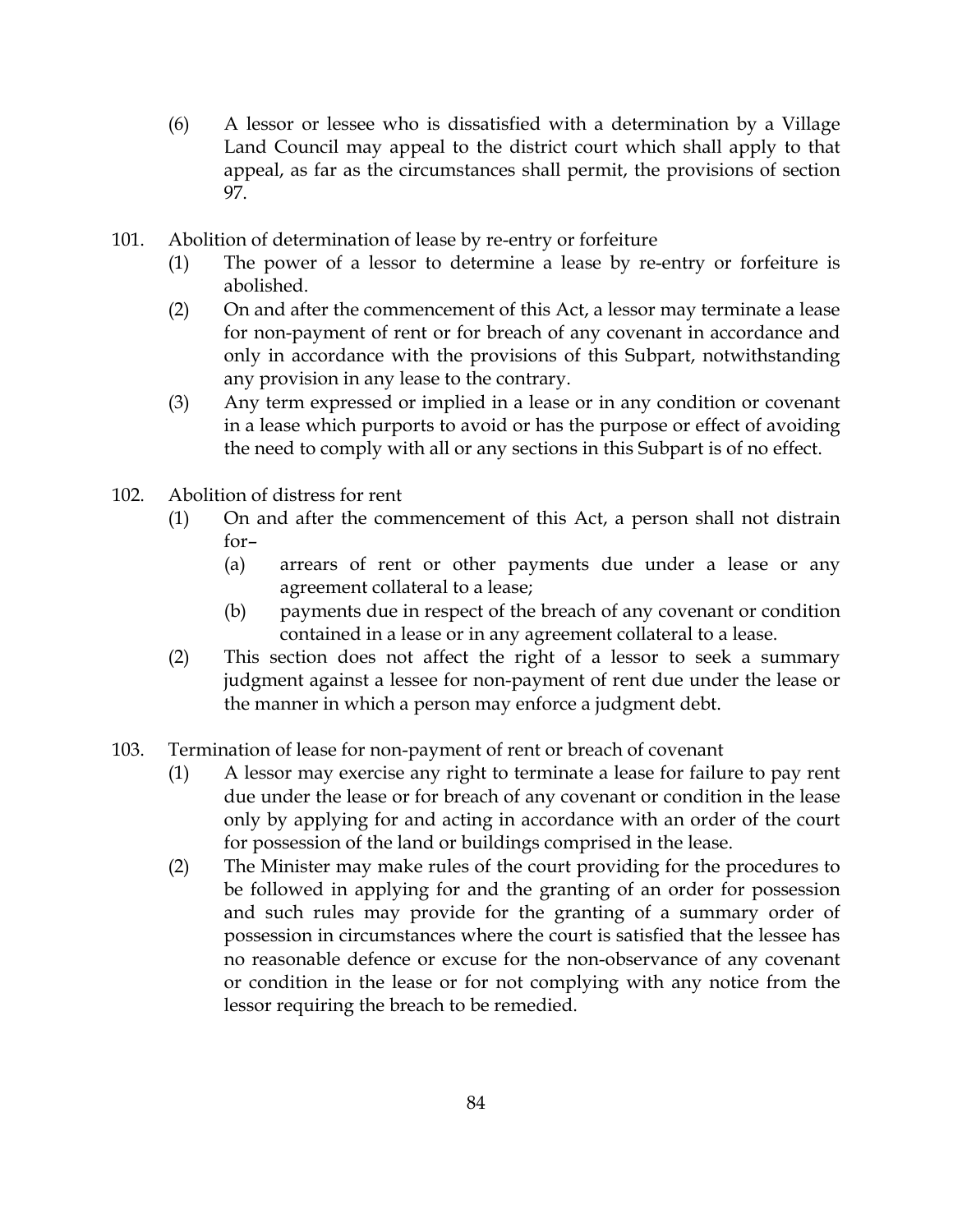(6) A lessor or lessee who is dissatisfied with a determination by a Village Land Council may appeal to the district court which shall apply to that appeal, as far as the circumstances shall permit, the provisions of section 97.

101. Abolition of determination of lease by re-entry or forfeiture

(1) The power of a lessor to determine a lease by re-entry or forfeiture is abolished.

(2) On and after the commencement of this Act, a lessor may terminate a lease for non-payment of rent or for breach of any covenant in accordance and only in accordance with the provisions of this Subpart, notwithstanding any provision in any lease to the contrary.

(3) Any term expressed or implied in a lease or in any condition or covenant in a lease which purports to avoid or has the purpose or effect of avoiding the need to comply with all or any sections in this Subpart is of no effect.

102. Abolition of distress for rent

(1) On and after the commencement of this Act, a person shall not distrain for–

(a) arrears of rent or other payments due under a lease or any agreement collateral to a lease;

(b) payments due in respect of the breach of any covenant or condition contained in a lease or in any agreement collateral to a lease.

(2) This section does not affect the right of a lessor to seek a summary judgment against a lessee for non-payment of rent due under the lease or the manner in which a person may enforce a judgment debt.

103. Termination of lease for non-payment of rent or breach of covenant

(1) A lessor may exercise any right to terminate a lease for failure to pay rent due under the lease or for breach of any covenant or condition in the lease only by applying for and acting in accordance with an order of the court for possession of the land or buildings comprised in the lease.

(2) The Minister may make rules of the court providing for the procedures to be followed in applying for and the granting of an order for possession and such rules may provide for the granting of a summary order of possession in circumstances where the court is satisfied that the lessee has no reasonable defence or excuse for the non-observance of any covenant or condition in the lease or for not complying with any notice from the lessor requiring the breach to be remedied.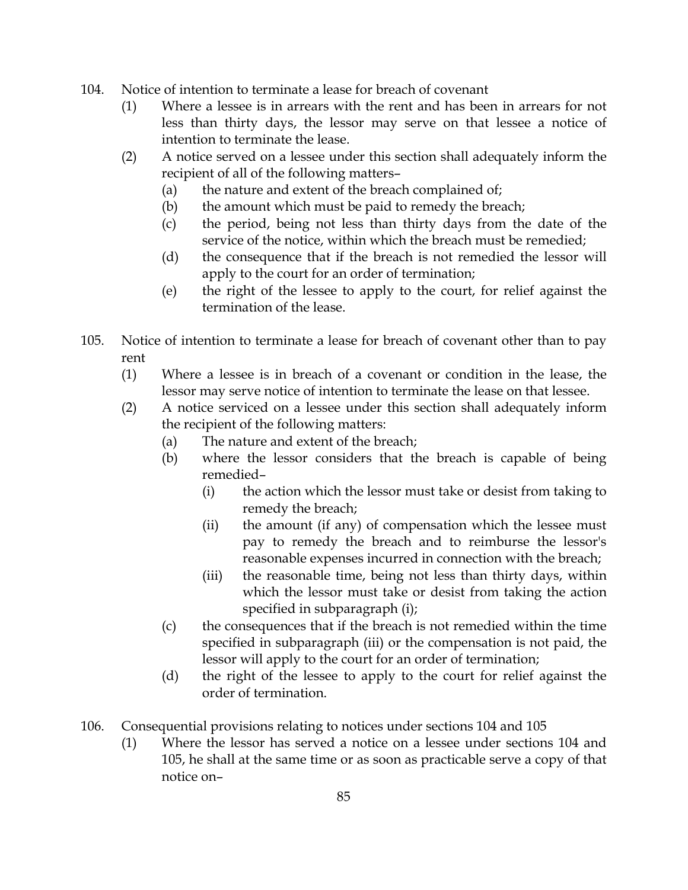## 104. Notice of intention to terminate a lease for breach of covenant

(1) Where a lessee is in arrears with the rent and has been in arrears for not less than thirty days, the lessor may serve on that lessee a notice of intention to terminate the lease.

(2) A notice served on a lessee under this section shall adequately inform the recipient of all of the following matters–

(a) the nature and extent of the breach complained of;

(b) the amount which must be paid to remedy the breach;

(c) the period, being not less than thirty days from the date of the service of the notice, within which the breach must be remedied;

(d) the consequence that if the breach is not remedied the lessor will apply to the court for an order of termination;

(e) the right of the lessee to apply to the court, for relief against the termination of the lease.

## 105. Notice of intention to terminate a lease for breach of covenant other than to pay rent

(1) Where a lessee is in breach of a covenant or condition in the lease, the lessor may serve notice of intention to terminate the lease on that lessee.

(2) A notice serviced on a lessee under this section shall adequately inform the recipient of the following matters:

(a) The nature and extent of the breach;

(b) where the lessor considers that the breach is capable of being remedied–

(i) the action which the lessor must take or desist from taking to remedy the breach;

(ii) the amount (if any) of compensation which the lessee must pay to remedy the breach and to reimburse the lessor's reasonable expenses incurred in connection with the breach;

(iii) the reasonable time, being not less than thirty days, within which the lessor must take or desist from taking the action specified in subparagraph (i);

(c) the consequences that if the breach is not remedied within the time specified in subparagraph (iii) or the compensation is not paid, the lessor will apply to the court for an order of termination;

(d) the right of the lessee to apply to the court for relief against the order of termination.

## 106. Consequential provisions relating to notices under sections 104 and 105

(1) Where the lessor has served a notice on a lessee under sections 104 and 105, he shall at the same time or as soon as practicable serve a copy of that notice on–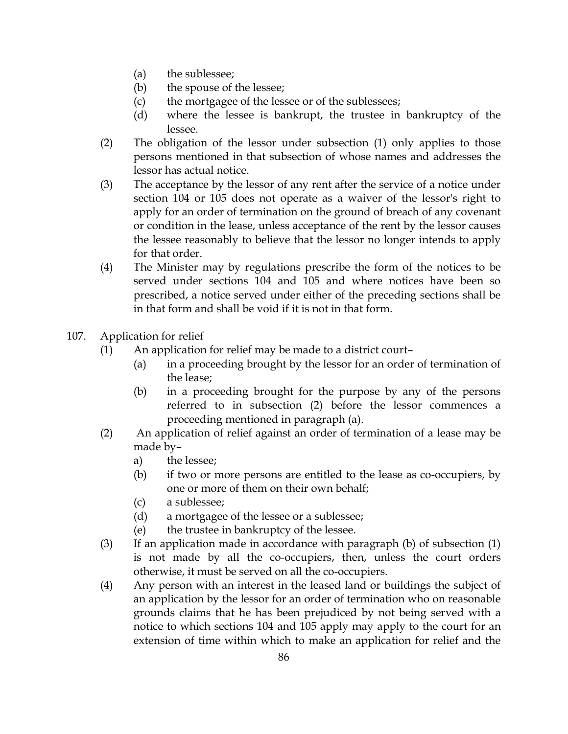(a) the sublessee;

(b) the spouse of the lessee;

(c) the mortgagee of the lessee or of the sublessees;

(d) where the lessee is bankrupt, the trustee in bankruptcy of the lessee.

(2) The obligation of the lessor under subsection (1) only applies to those persons mentioned in that subsection of whose names and addresses the lessor has actual notice.

(3) The acceptance by the lessor of any rent after the service of a notice under section 104 or 105 does not operate as a waiver of the lessor's right to apply for an order of termination on the ground of breach of any covenant or condition in the lease, unless acceptance of the rent by the lessor causes the lessee reasonably to believe that the lessor no longer intends to apply for that order.

(4) The Minister may by regulations prescribe the form of the notices to be served under sections 104 and 105 and where notices have been so prescribed, a notice served under either of the preceding sections shall be in that form and shall be void if it is not in that form.

107. Application for relief

(1) An application for relief may be made to a district court–

(a) in a proceeding brought by the lessor for an order of termination of the lease;

(b) in a proceeding brought for the purpose by any of the persons referred to in subsection (2) before the lessor commences a proceeding mentioned in paragraph (a).

(2) An application of relief against an order of termination of a lease may be made by–

a) the lessee;

(b) if two or more persons are entitled to the lease as co-occupiers, by one or more of them on their own behalf;

(c) a sublessee;

(d) a mortgagee of the lessee or a sublessee;

(e) the trustee in bankruptcy of the lessee.

(3) If an application made in accordance with paragraph (b) of subsection (1) is not made by all the co-occupiers, then, unless the court orders otherwise, it must be served on all the co-occupiers.

(4) Any person with an interest in the leased land or buildings the subject of an application by the lessor for an order of termination who on reasonable grounds claims that he has been prejudiced by not being served with a notice to which sections 104 and 105 apply may apply to the court for an extension of time within which to make an application for relief and the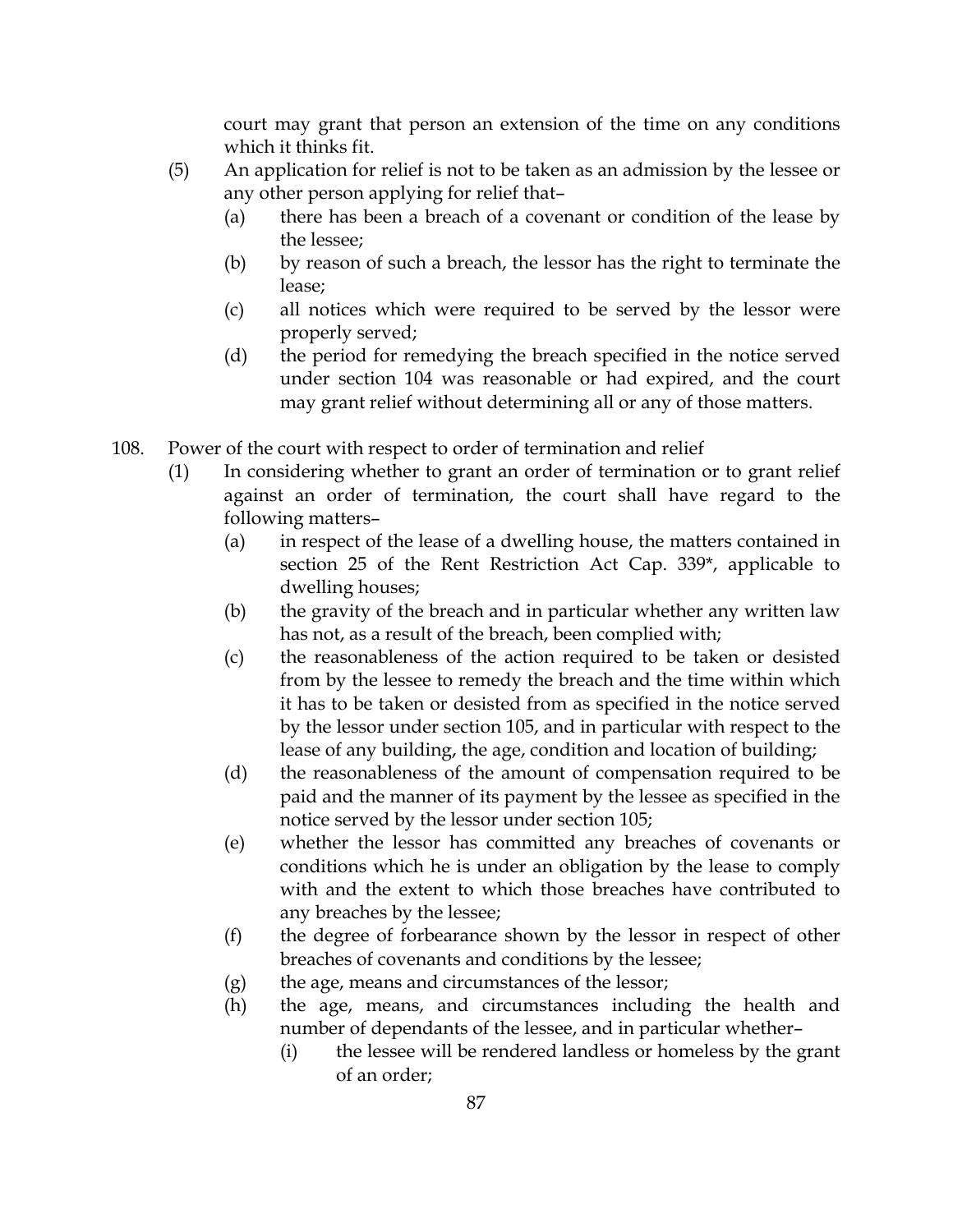court may grant that person an extension of the time on any conditions which it thinks fit.

(5) An application for relief is not to be taken as an admission by the lessee or any other person applying for relief that–

(a) there has been a breach of a covenant or condition of the lease by the lessee;

(b) by reason of such a breach, the lessor has the right to terminate the lease;

(c) all notices which were required to be served by the lessor were properly served;

(d) the period for remedying the breach specified in the notice served under section 104 was reasonable or had expired, and the court may grant relief without determining all or any of those matters.

## 108. Power of the court with respect to order of termination and relief

(1) In considering whether to grant an order of termination or to grant relief against an order of termination, the court shall have regard to the following matters–

(a) in respect of the lease of a dwelling house, the matters contained in section 25 of the Rent Restriction Act Cap. 339*, applicable to dwelling houses;

(b) the gravity of the breach and in particular whether any written law has not, as a result of the breach, been complied with;

(c) the reasonableness of the action required to be taken or desisted from by the lessee to remedy the breach and the time within which it has to be taken or desisted from as specified in the notice served by the lessor under section 105, and in particular with respect to the lease of any building, the age, condition and location of building;

(d) the reasonableness of the amount of compensation required to be paid and the manner of its payment by the lessee as specified in the notice served by the lessor under section 105;

(e) whether the lessor has committed any breaches of covenants or conditions which he is under an obligation by the lease to comply with and the extent to which those breaches have contributed to any breaches by the lessee;

(f) the degree of forbearance shown by the lessor in respect of other breaches of covenants and conditions by the lessee;

(g) the age, means and circumstances of the lessor;

(h) the age, means, and circumstances including the health and number of dependants of the lessee, and in particular whether–

(i) the lessee will be rendered landless or homeless by the grant of an order;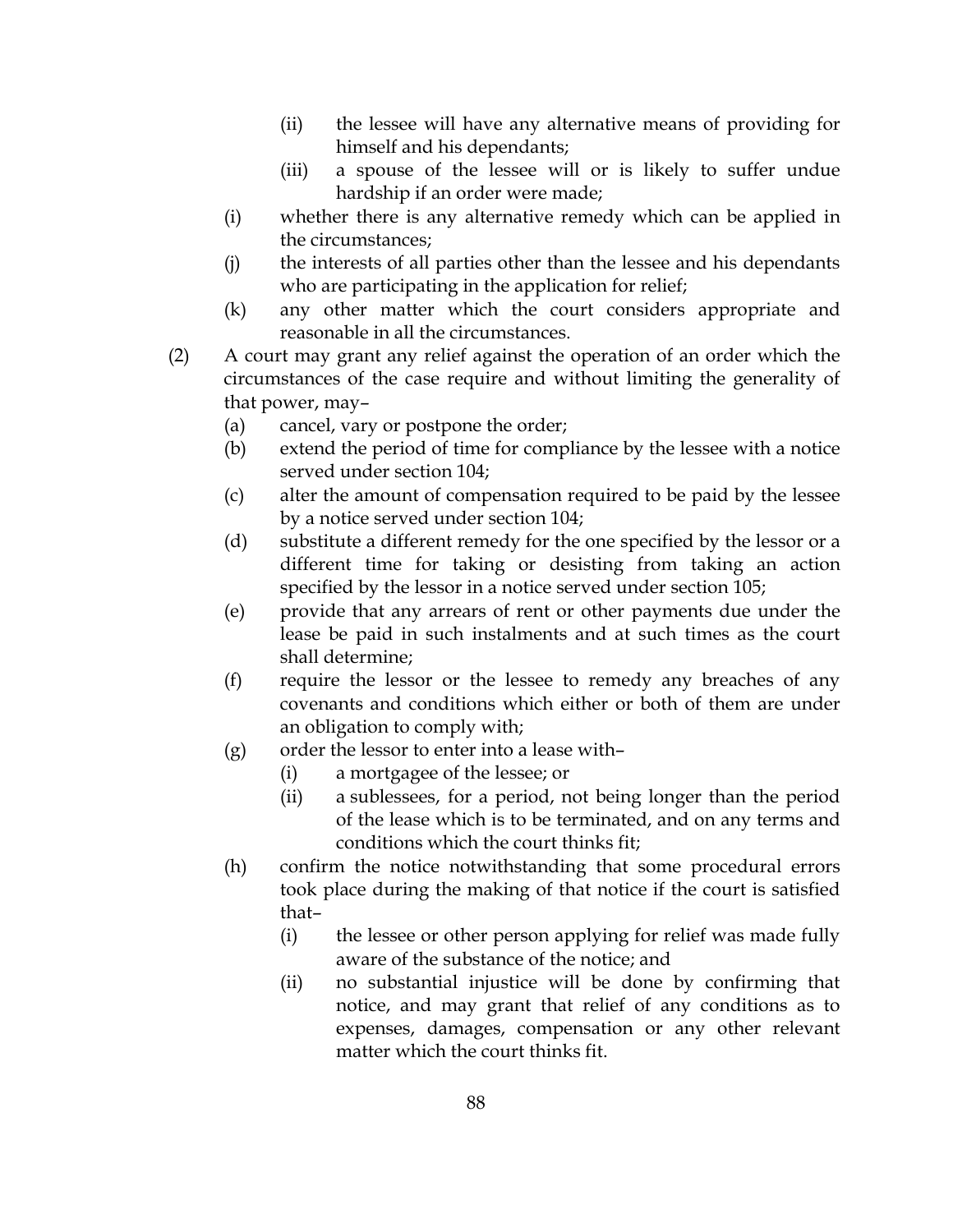(ii) the lessee will have any alternative means of providing for himself and his dependants;

(iii) a spouse of the lessee will or is likely to suffer undue hardship if an order were made;

(i) whether there is any alternative remedy which can be applied in the circumstances;

(j) the interests of all parties other than the lessee and his dependants who are participating in the application for relief;

(k) any other matter which the court considers appropriate and reasonable in all the circumstances.

(2) A court may grant any relief against the operation of an order which the circumstances of the case require and without limiting the generality of that power, may–

(a) cancel, vary or postpone the order;

(b) extend the period of time for compliance by the lessee with a notice served under section 104;

(c) alter the amount of compensation required to be paid by the lessee by a notice served under section 104;

(d) substitute a different remedy for the one specified by the lessor or a different time for taking or desisting from taking an action specified by the lessor in a notice served under section 105;

(e) provide that any arrears of rent or other payments due under the lease be paid in such instalments and at such times as the court shall determine;

(f) require the lessor or the lessee to remedy any breaches of any covenants and conditions which either or both of them are under an obligation to comply with;

(g) order the lessor to enter into a lease with–

(i) a mortgagee of the lessee; or

(ii) a sublessees, for a period, not being longer than the period of the lease which is to be terminated, and on any terms and conditions which the court thinks fit;

(h) confirm the notice notwithstanding that some procedural errors took place during the making of that notice if the court is satisfied that–

(i) the lessee or other person applying for relief was made fully aware of the substance of the notice; and

(ii) no substantial injustice will be done by confirming that notice, and may grant that relief of any conditions as to expenses, damages, compensation or any other relevant matter which the court thinks fit.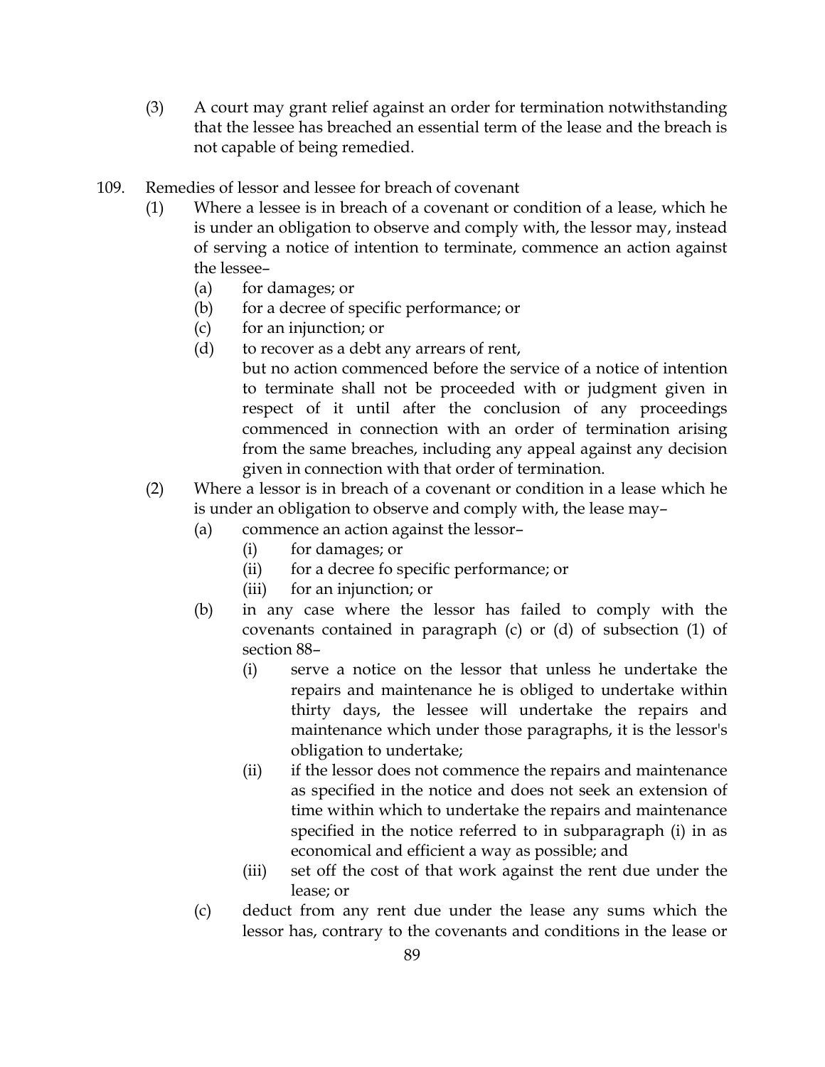(3) A court may grant relief against an order for termination notwithstanding that the lessee has breached an essential term of the lease and the breach is not capable of being remedied.

109. Remedies of lessor and lessee for breach of covenant

(1) Where a lessee is in breach of a covenant or condition of a lease, which he is under an obligation to observe and comply with, the lessor may, instead of serving a notice of intention to terminate, commence an action against the lessee–

(a) for damages; or

(b) for a decree of specific performance; or

(c) for an injunction; or

(d) to recover as a debt any arrears of rent,

but no action commenced before the service of a notice of intention to terminate shall not be proceeded with or judgment given in respect of it until after the conclusion of any proceedings commenced in connection with an order of termination arising from the same breaches, including any appeal against any decision given in connection with that order of termination.

(2) Where a lessor is in breach of a covenant or condition in a lease which he is under an obligation to observe and comply with, the lease may–

(a) commence an action against the lessor–

(i) for damages; or

(ii) for a decree fo specific performance; or

(iii) for an injunction; or

(b) in any case where the lessor has failed to comply with the covenants contained in paragraph (c) or (d) of subsection (1) of section 88–

(i) serve a notice on the lessor that unless he undertake the repairs and maintenance he is obliged to undertake within thirty days, the lessee will undertake the repairs and maintenance which under those paragraphs, it is the lessor's obligation to undertake;

(ii) if the lessor does not commence the repairs and maintenance as specified in the notice and does not seek an extension of time within which to undertake the repairs and maintenance specified in the notice referred to in subparagraph (i) in as economical and efficient a way as possible; and

(iii) set off the cost of that work against the rent due under the lease; or

(c) deduct from any rent due under the lease any sums which the lessor has, contrary to the covenants and conditions in the lease or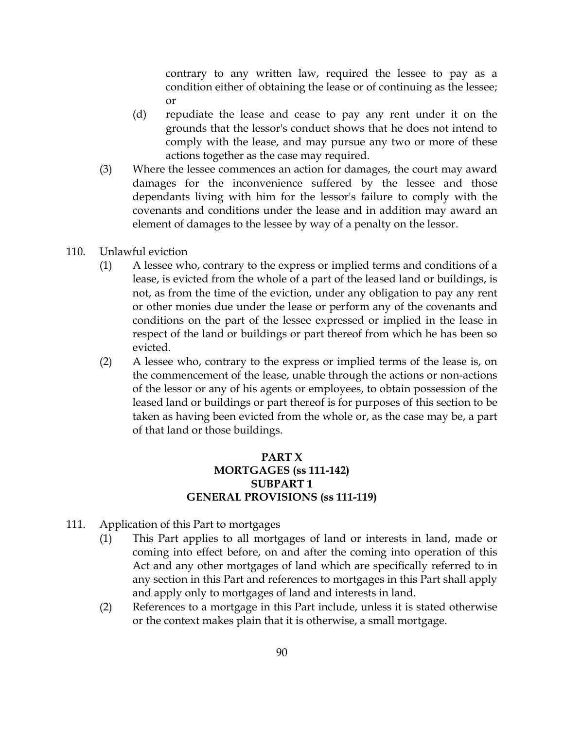contrary to any written law, required the lessee to pay as a condition either of obtaining the lease or of continuing as the lessee; or

(d) repudiate the lease and cease to pay any rent under it on the grounds that the lessor's conduct shows that he does not intend to comply with the lease, and may pursue any two or more of these actions together as the case may required.

(3) Where the lessee commences an action for damages, the court may award damages for the inconvenience suffered by the lessee and those dependants living with him for the lessor's failure to comply with the covenants and conditions under the lease and in addition may award an element of damages to the lessee by way of a penalty on the lessor.

110. Unlawful eviction

(1) A lessee who, contrary to the express or implied terms and conditions of a lease, is evicted from the whole of a part of the leased land or buildings, is not, as from the time of the eviction, under any obligation to pay any rent or other monies due under the lease or perform any of the covenants and conditions on the part of the lessee expressed or implied in the lease in respect of the land or buildings or part thereof from which he has been so evicted.

(2) A lessee who, contrary to the express or implied terms of the lease is, on the commencement of the lease, unable through the actions or non-actions of the lessor or any of his agents or employees, to obtain possession of the leased land or buildings or part thereof is for purposes of this section to be taken as having been evicted from the whole or, as the case may be, a part of that land or those buildings.

## PART X
## MORTGAGES (ss 111-142)
## SUBPART 1
## GENERAL PROVISIONS (ss 111-119)

111. Application of this Part to mortgages

(1) This Part applies to all mortgages of land or interests in land, made or coming into effect before, on and after the coming into operation of this Act and any other mortgages of land which are specifically referred to in any section in this Part and references to mortgages in this Part shall apply and apply only to mortgages of land and interests in land.

(2) References to a mortgage in this Part include, unless it is stated otherwise or the context makes plain that it is otherwise, a small mortgage.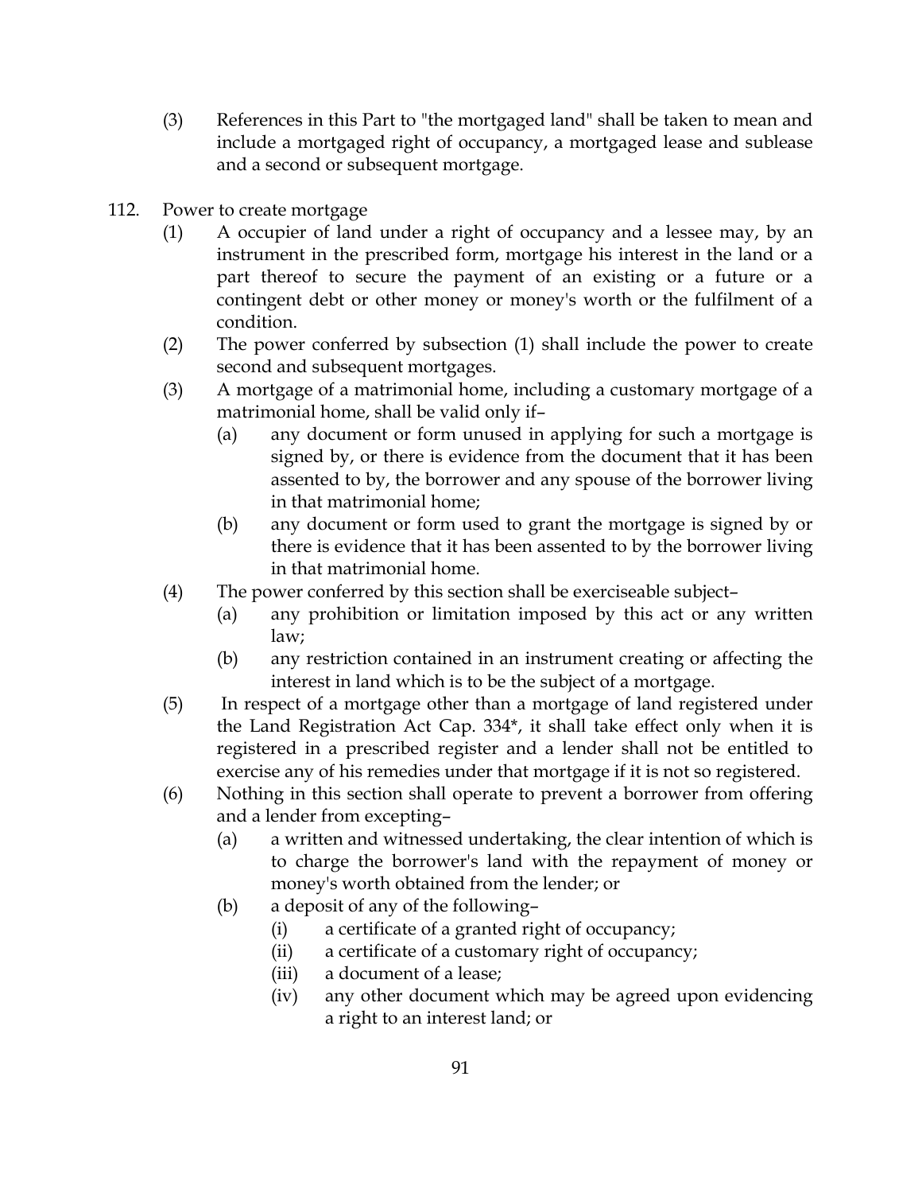(3) References in this Part to "the mortgaged land" shall be taken to mean and include a mortgaged right of occupancy, a mortgaged lease and sublease and a second or subsequent mortgage.

112. Power to create mortgage

(1) A occupier of land under a right of occupancy and a lessee may, by an instrument in the prescribed form, mortgage his interest in the land or a part thereof to secure the payment of an existing or a future or a contingent debt or other money or money's worth or the fulfilment of a condition.

(2) The power conferred by subsection (1) shall include the power to create second and subsequent mortgages.

(3) A mortgage of a matrimonial home, including a customary mortgage of a matrimonial home, shall be valid only if–

(a) any document or form unused in applying for such a mortgage is signed by, or there is evidence from the document that it has been assented to by, the borrower and any spouse of the borrower living in that matrimonial home;

(b) any document or form used to grant the mortgage is signed by or there is evidence that it has been assented to by the borrower living in that matrimonial home.

(4) The power conferred by this section shall be exerciseable subject–

(a) any prohibition or limitation imposed by this act or any written law;

(b) any restriction contained in an instrument creating or affecting the interest in land which is to be the subject of a mortgage.

(5) In respect of a mortgage other than a mortgage of land registered under the Land Registration Act Cap. 334*, it shall take effect only when it is registered in a prescribed register and a lender shall not be entitled to exercise any of his remedies under that mortgage if it is not so registered.

(6) Nothing in this section shall operate to prevent a borrower from offering and a lender from excepting–

(a) a written and witnessed undertaking, the clear intention of which is to charge the borrower's land with the repayment of money or money's worth obtained from the lender; or

(b) a deposit of any of the following–

(i) a certificate of a granted right of occupancy;

(ii) a certificate of a customary right of occupancy;

(iii) a document of a lease;

(iv) any other document which may be agreed upon evidencing a right to an interest land; or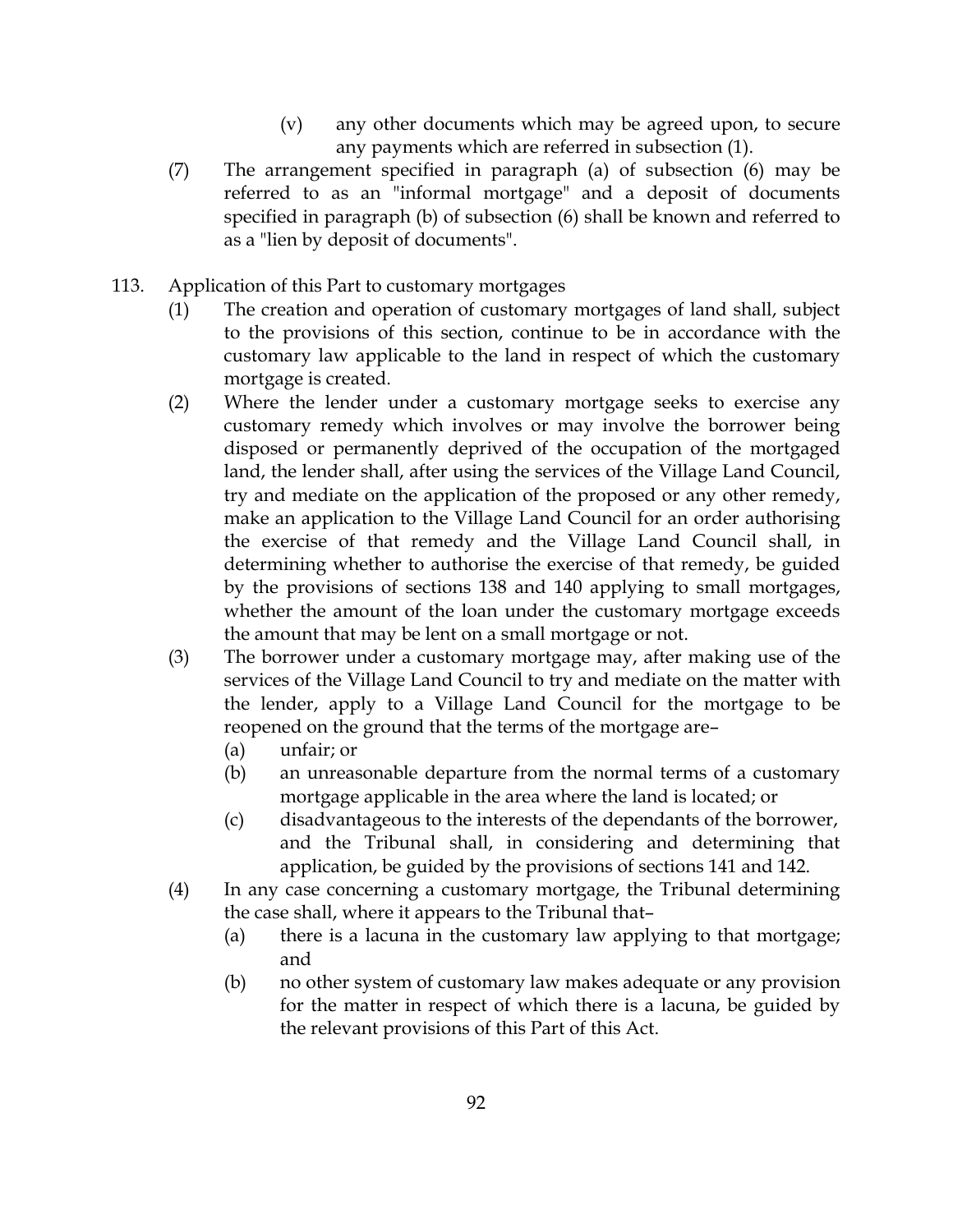(v) any other documents which may be agreed upon, to secure any payments which are referred in subsection (1).

(7) The arrangement specified in paragraph (a) of subsection (6) may be referred to as an "informal mortgage" and a deposit of documents specified in paragraph (b) of subsection (6) shall be known and referred to as a "lien by deposit of documents".

113. Application of this Part to customary mortgages

(1) The creation and operation of customary mortgages of land shall, subject to the provisions of this section, continue to be in accordance with the customary law applicable to the land in respect of which the customary mortgage is created.

(2) Where the lender under a customary mortgage seeks to exercise any customary remedy which involves or may involve the borrower being disposed or permanently deprived of the occupation of the mortgaged land, the lender shall, after using the services of the Village Land Council, try and mediate on the application of the proposed or any other remedy, make an application to the Village Land Council for an order authorising the exercise of that remedy and the Village Land Council shall, in determining whether to authorise the exercise of that remedy, be guided by the provisions of sections 138 and 140 applying to small mortgages, whether the amount of the loan under the customary mortgage exceeds the amount that may be lent on a small mortgage or not.

(3) The borrower under a customary mortgage may, after making use of the services of the Village Land Council to try and mediate on the matter with the lender, apply to a Village Land Council for the mortgage to be reopened on the ground that the terms of the mortgage are–

(a) unfair; or

(b) an unreasonable departure from the normal terms of a customary mortgage applicable in the area where the land is located; or

(c) disadvantageous to the interests of the dependants of the borrower, and the Tribunal shall, in considering and determining that application, be guided by the provisions of sections 141 and 142.

(4) In any case concerning a customary mortgage, the Tribunal determining the case shall, where it appears to the Tribunal that–

(a) there is a lacuna in the customary law applying to that mortgage; and

(b) no other system of customary law makes adequate or any provision for the matter in respect of which there is a lacuna, be guided by the relevant provisions of this Part of this Act.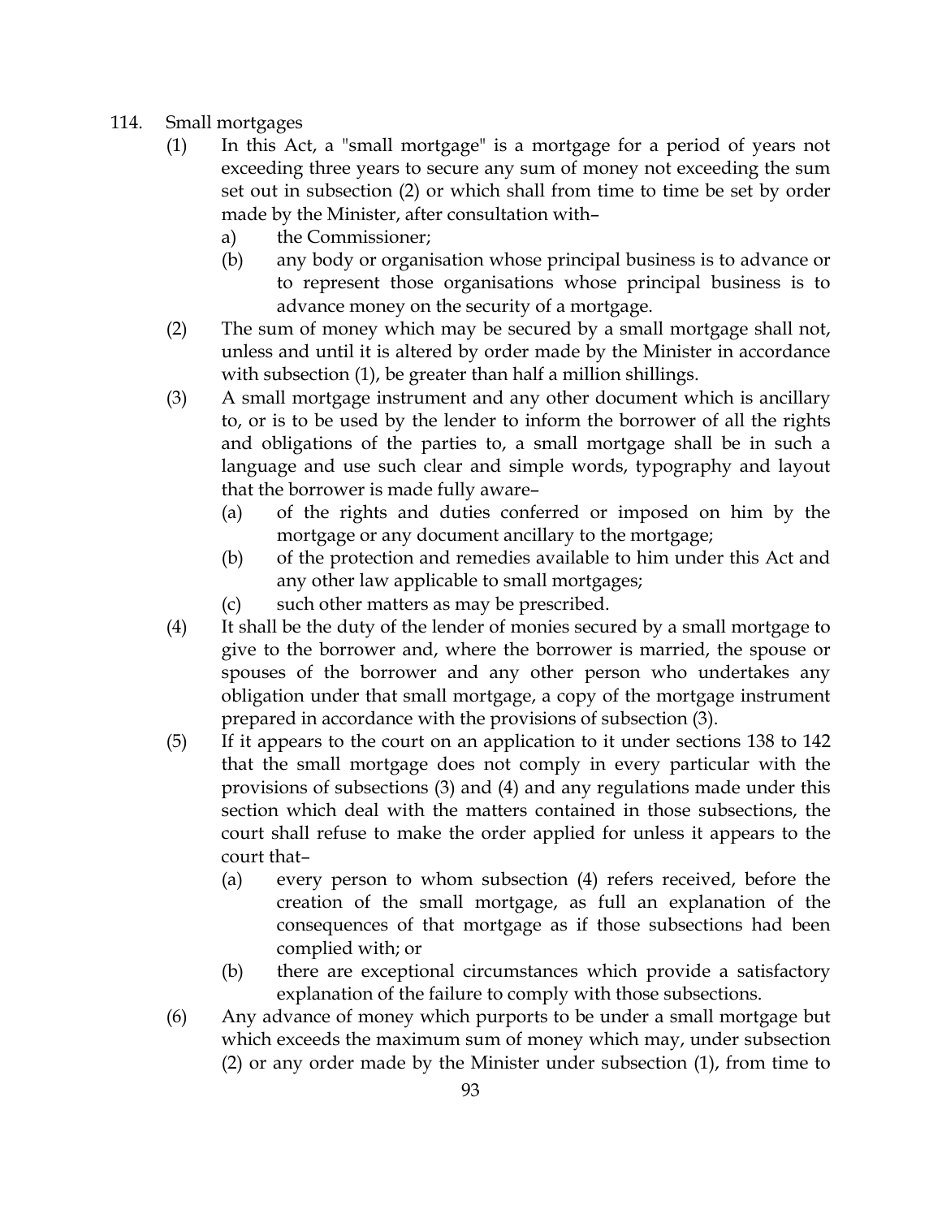114. Small mortgages

(1) In this Act, a "small mortgage" is a mortgage for a period of years not exceeding three years to secure any sum of money not exceeding the sum set out in subsection (2) or which shall from time to time be set by order made by the Minister, after consultation with–

a) the Commissioner;

(b) any body or organisation whose principal business is to advance or to represent those organisations whose principal business is to advance money on the security of a mortgage.

(2) The sum of money which may be secured by a small mortgage shall not, unless and until it is altered by order made by the Minister in accordance with subsection (1), be greater than half a million shillings.

(3) A small mortgage instrument and any other document which is ancillary to, or is to be used by the lender to inform the borrower of all the rights and obligations of the parties to, a small mortgage shall be in such a language and use such clear and simple words, typography and layout that the borrower is made fully aware–

(a) of the rights and duties conferred or imposed on him by the mortgage or any document ancillary to the mortgage;

(b) of the protection and remedies available to him under this Act and any other law applicable to small mortgages;

(c) such other matters as may be prescribed.

(4) It shall be the duty of the lender of monies secured by a small mortgage to give to the borrower and, where the borrower is married, the spouse or spouses of the borrower and any other person who undertakes any obligation under that small mortgage, a copy of the mortgage instrument prepared in accordance with the provisions of subsection (3).

(5) If it appears to the court on an application to it under sections 138 to 142 that the small mortgage does not comply in every particular with the provisions of subsections (3) and (4) and any regulations made under this section which deal with the matters contained in those subsections, the court shall refuse to make the order applied for unless it appears to the court that–

(a) every person to whom subsection (4) refers received, before the creation of the small mortgage, as full an explanation of the consequences of that mortgage as if those subsections had been complied with; or

(b) there are exceptional circumstances which provide a satisfactory explanation of the failure to comply with those subsections.

(6) Any advance of money which purports to be under a small mortgage but which exceeds the maximum sum of money which may, under subsection (2) or any order made by the Minister under subsection (1), from time to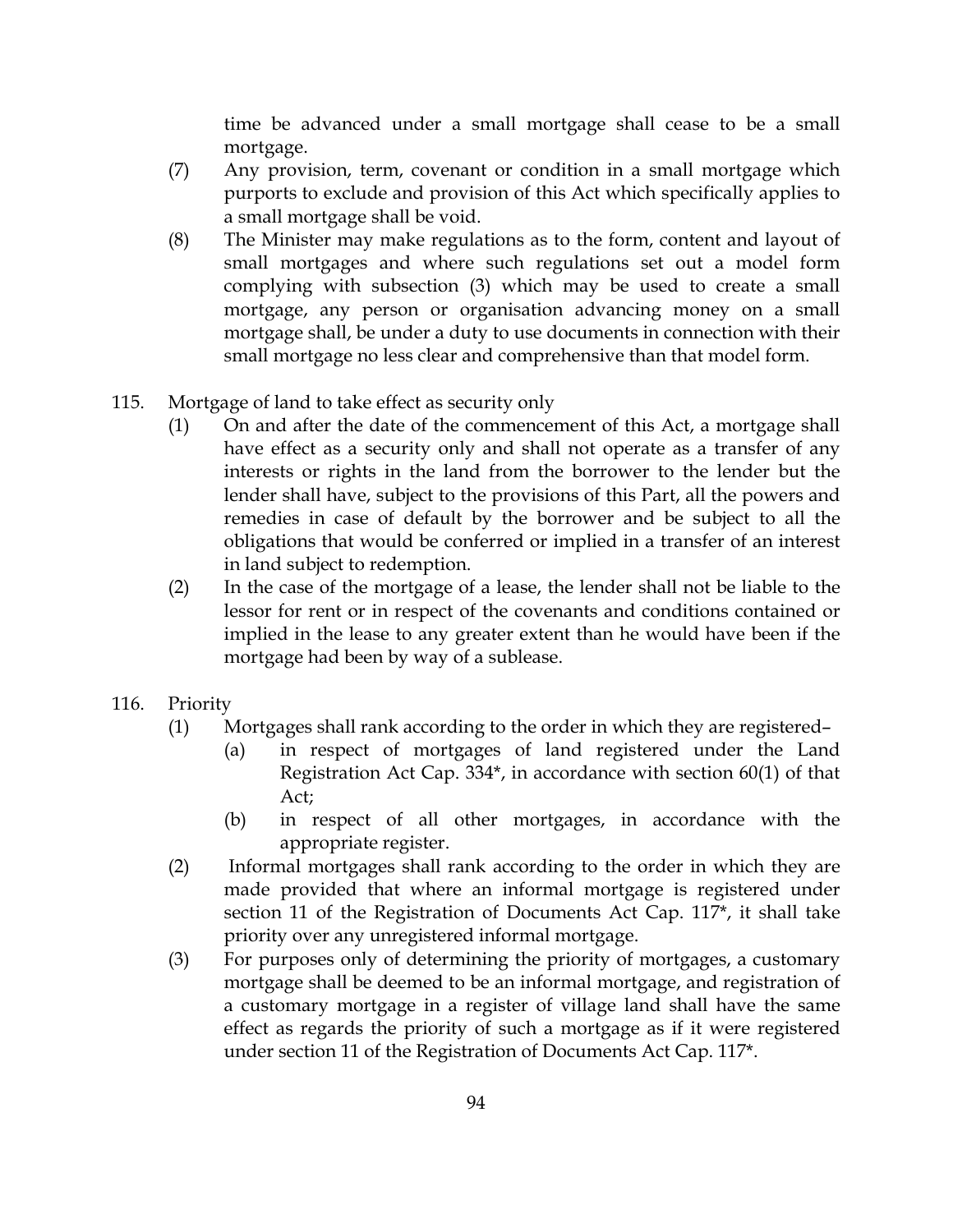time be advanced under a small mortgage shall cease to be a small mortgage.

(7) Any provision, term, covenant or condition in a small mortgage which purports to exclude and provision of this Act which specifically applies to a small mortgage shall be void.

(8) The Minister may make regulations as to the form, content and layout of small mortgages and where such regulations set out a model form complying with subsection (3) which may be used to create a small mortgage, any person or organisation advancing money on a small mortgage shall, be under a duty to use documents in connection with their small mortgage no less clear and comprehensive than that model form.

115. Mortgage of land to take effect as security only

(1) On and after the date of the commencement of this Act, a mortgage shall have effect as a security only and shall not operate as a transfer of any interests or rights in the land from the borrower to the lender but the lender shall have, subject to the provisions of this Part, all the powers and remedies in case of default by the borrower and be subject to all the obligations that would be conferred or implied in a transfer of an interest in land subject to redemption.

(2) In the case of the mortgage of a lease, the lender shall not be liable to the lessor for rent or in respect of the covenants and conditions contained or implied in the lease to any greater extent than he would have been if the mortgage had been by way of a sublease.

116. Priority

(1) Mortgages shall rank according to the order in which they are registered–

(a) in respect of mortgages of land registered under the Land Registration Act Cap. 334*, in accordance with section 60(1) of that Act;

(b) in respect of all other mortgages, in accordance with the appropriate register.

(2) Informal mortgages shall rank according to the order in which they are made provided that where an informal mortgage is registered under section 11 of the Registration of Documents Act Cap. 117*, it shall take priority over any unregistered informal mortgage.

(3) For purposes only of determining the priority of mortgages, a customary mortgage shall be deemed to be an informal mortgage, and registration of a customary mortgage in a register of village land shall have the same effect as regards the priority of such a mortgage as if it were registered under section 11 of the Registration of Documents Act Cap. 117*.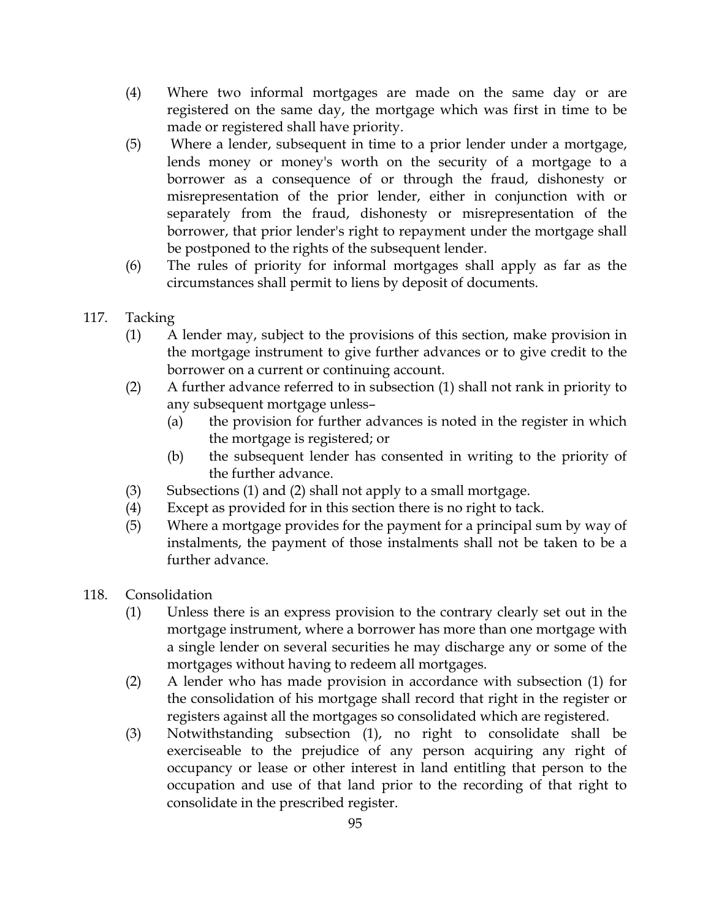(4) Where two informal mortgages are made on the same day or are registered on the same day, the mortgage which was first in time to be made or registered shall have priority.

(5) Where a lender, subsequent in time to a prior lender under a mortgage, lends money or money's worth on the security of a mortgage to a borrower as a consequence of or through the fraud, dishonesty or misrepresentation of the prior lender, either in conjunction with or separately from the fraud, dishonesty or misrepresentation of the borrower, that prior lender's right to repayment under the mortgage shall be postponed to the rights of the subsequent lender.

(6) The rules of priority for informal mortgages shall apply as far as the circumstances shall permit to liens by deposit of documents.

117. Tacking

(1) A lender may, subject to the provisions of this section, make provision in the mortgage instrument to give further advances or to give credit to the borrower on a current or continuing account.

(2) A further advance referred to in subsection (1) shall not rank in priority to any subsequent mortgage unless–

(a) the provision for further advances is noted in the register in which the mortgage is registered; or

(b) the subsequent lender has consented in writing to the priority of the further advance.

(3) Subsections (1) and (2) shall not apply to a small mortgage.

(4) Except as provided for in this section there is no right to tack.

(5) Where a mortgage provides for the payment for a principal sum by way of instalments, the payment of those instalments shall not be taken to be a further advance.

118. Consolidation

(1) Unless there is an express provision to the contrary clearly set out in the mortgage instrument, where a borrower has more than one mortgage with a single lender on several securities he may discharge any or some of the mortgages without having to redeem all mortgages.

(2) A lender who has made provision in accordance with subsection (1) for the consolidation of his mortgage shall record that right in the register or registers against all the mortgages so consolidated which are registered.

(3) Notwithstanding subsection (1), no right to consolidate shall be exerciseable to the prejudice of any person acquiring any right of occupancy or lease or other interest in land entitling that person to the occupation and use of that land prior to the recording of that right to consolidate in the prescribed register.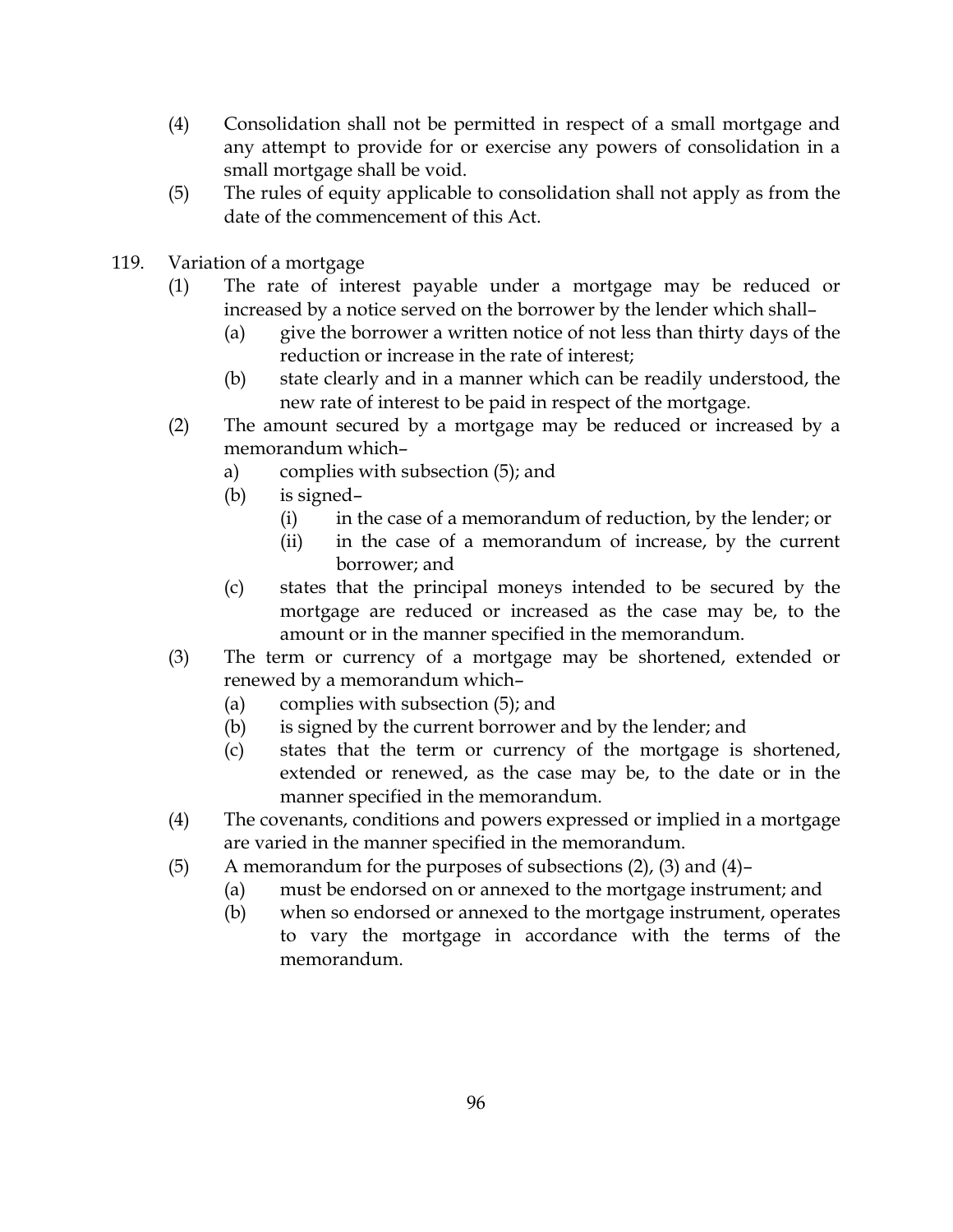(4) Consolidation shall not be permitted in respect of a small mortgage and any attempt to provide for or exercise any powers of consolidation in a small mortgage shall be void.

(5) The rules of equity applicable to consolidation shall not apply as from the date of the commencement of this Act.

119. Variation of a mortgage

(1) The rate of interest payable under a mortgage may be reduced or increased by a notice served on the borrower by the lender which shall–

(a) give the borrower a written notice of not less than thirty days of the reduction or increase in the rate of interest;

(b) state clearly and in a manner which can be readily understood, the new rate of interest to be paid in respect of the mortgage.

(2) The amount secured by a mortgage may be reduced or increased by a memorandum which–

a) complies with subsection (5); and

(b) is signed–

(i) in the case of a memorandum of reduction, by the lender; or

(ii) in the case of a memorandum of increase, by the current borrower; and

(c) states that the principal moneys intended to be secured by the mortgage are reduced or increased as the case may be, to the amount or in the manner specified in the memorandum.

(3) The term or currency of a mortgage may be shortened, extended or renewed by a memorandum which–

(a) complies with subsection (5); and

(b) is signed by the current borrower and by the lender; and

(c) states that the term or currency of the mortgage is shortened, extended or renewed, as the case may be, to the date or in the manner specified in the memorandum.

(4) The covenants, conditions and powers expressed or implied in a mortgage are varied in the manner specified in the memorandum.

(5) A memorandum for the purposes of subsections (2), (3) and (4)–

(a) must be endorsed on or annexed to the mortgage instrument; and

(b) when so endorsed or annexed to the mortgage instrument, operates to vary the mortgage in accordance with the terms of the memorandum.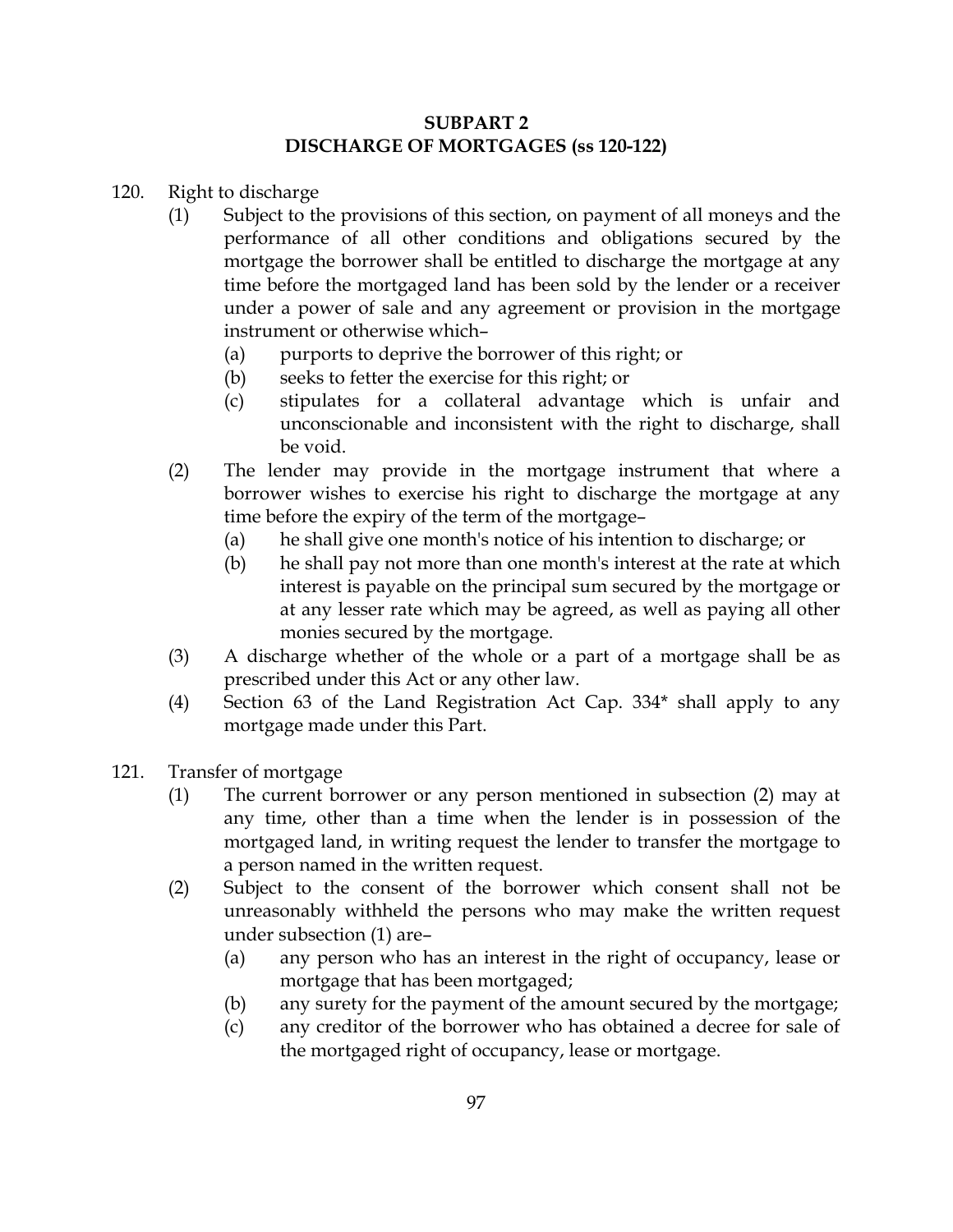## SUBPART 2
## DISCHARGE OF MORTGAGES (ss 120-122)

120. Right to discharge

(1) Subject to the provisions of this section, on payment of all moneys and the performance of all other conditions and obligations secured by the mortgage the borrower shall be entitled to discharge the mortgage at any time before the mortgaged land has been sold by the lender or a receiver under a power of sale and any agreement or provision in the mortgage instrument or otherwise which–

(a) purports to deprive the borrower of this right; or

(b) seeks to fetter the exercise for this right; or

(c) stipulates for a collateral advantage which is unfair and unconscionable and inconsistent with the right to discharge, shall be void.

(2) The lender may provide in the mortgage instrument that where a borrower wishes to exercise his right to discharge the mortgage at any time before the expiry of the term of the mortgage–

(a) he shall give one month's notice of his intention to discharge; or

(b) he shall pay not more than one month's interest at the rate at which interest is payable on the principal sum secured by the mortgage or at any lesser rate which may be agreed, as well as paying all other monies secured by the mortgage.

(3) A discharge whether of the whole or a part of a mortgage shall be as prescribed under this Act or any other law.

(4) Section 63 of the Land Registration Act Cap. 334* shall apply to any mortgage made under this Part.

121. Transfer of mortgage

(1) The current borrower or any person mentioned in subsection (2) may at any time, other than a time when the lender is in possession of the mortgaged land, in writing request the lender to transfer the mortgage to a person named in the written request.

(2) Subject to the consent of the borrower which consent shall not be unreasonably withheld the persons who may make the written request under subsection (1) are–

(a) any person who has an interest in the right of occupancy, lease or mortgage that has been mortgaged;

(b) any surety for the payment of the amount secured by the mortgage;

(c) any creditor of the borrower who has obtained a decree for sale of the mortgaged right of occupancy, lease or mortgage.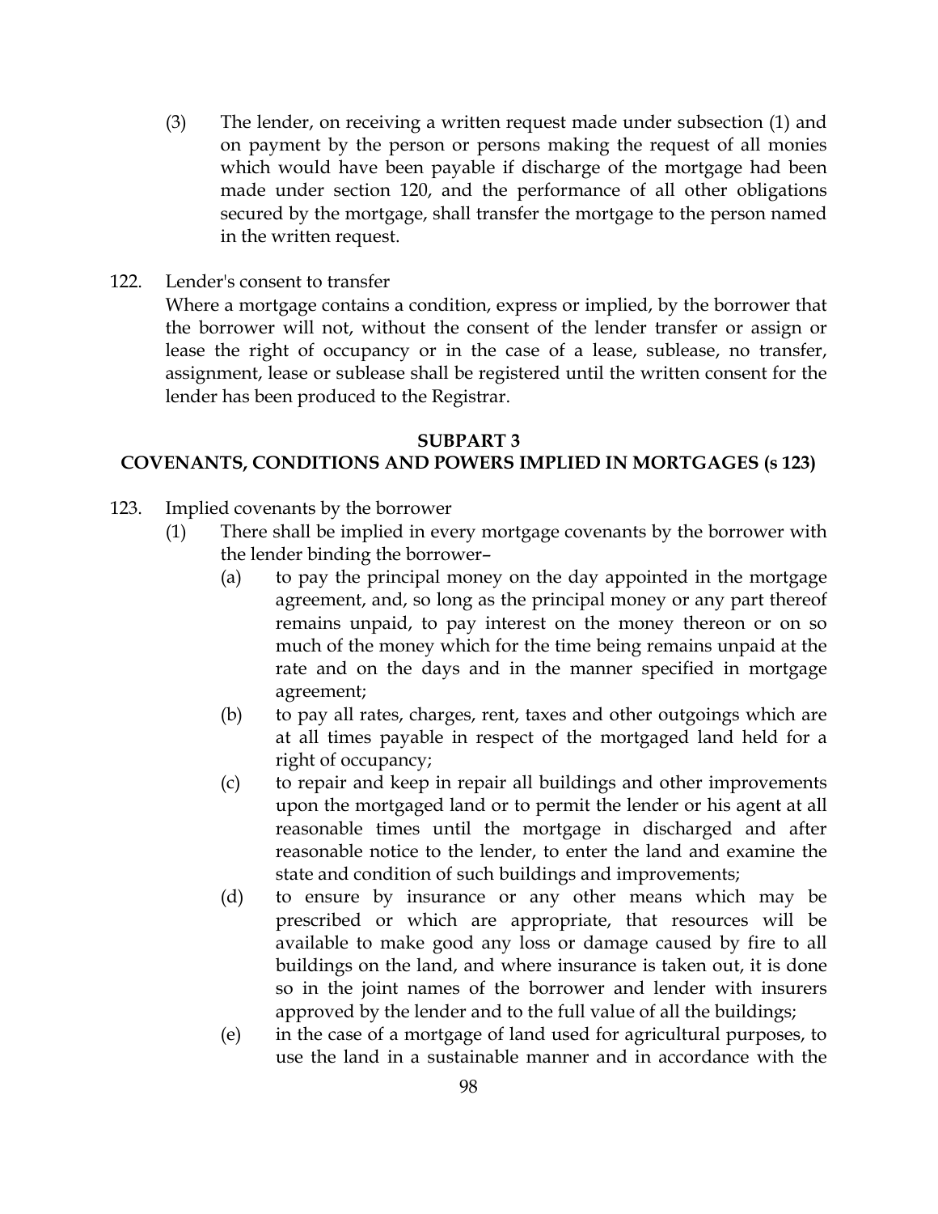(3) The lender, on receiving a written request made under subsection (1) and on payment by the person or persons making the request of all monies which would have been payable if discharge of the mortgage had been made under section 120, and the performance of all other obligations secured by the mortgage, shall transfer the mortgage to the person named in the written request.

122. Lender's consent to transfer

Where a mortgage contains a condition, express or implied, by the borrower that the borrower will not, without the consent of the lender transfer or assign or lease the right of occupancy or in the case of a lease, sublease, no transfer, assignment, lease or sublease shall be registered until the written consent for the lender has been produced to the Registrar.

## SUBPART 3
## COVENANTS, CONDITIONS AND POWERS IMPLIED IN MORTGAGES (s 123)

123. Implied covenants by the borrower

(1) There shall be implied in every mortgage covenants by the borrower with the lender binding the borrower–

(a) to pay the principal money on the day appointed in the mortgage agreement, and, so long as the principal money or any part thereof remains unpaid, to pay interest on the money thereon or on so much of the money which for the time being remains unpaid at the rate and on the days and in the manner specified in mortgage agreement;

(b) to pay all rates, charges, rent, taxes and other outgoings which are at all times payable in respect of the mortgaged land held for a right of occupancy;

(c) to repair and keep in repair all buildings and other improvements upon the mortgaged land or to permit the lender or his agent at all reasonable times until the mortgage in discharged and after reasonable notice to the lender, to enter the land and examine the state and condition of such buildings and improvements;

(d) to ensure by insurance or any other means which may be prescribed or which are appropriate, that resources will be available to make good any loss or damage caused by fire to all buildings on the land, and where insurance is taken out, it is done so in the joint names of the borrower and lender with insurers approved by the lender and to the full value of all the buildings;

(e) in the case of a mortgage of land used for agricultural purposes, to use the land in a sustainable manner and in accordance with the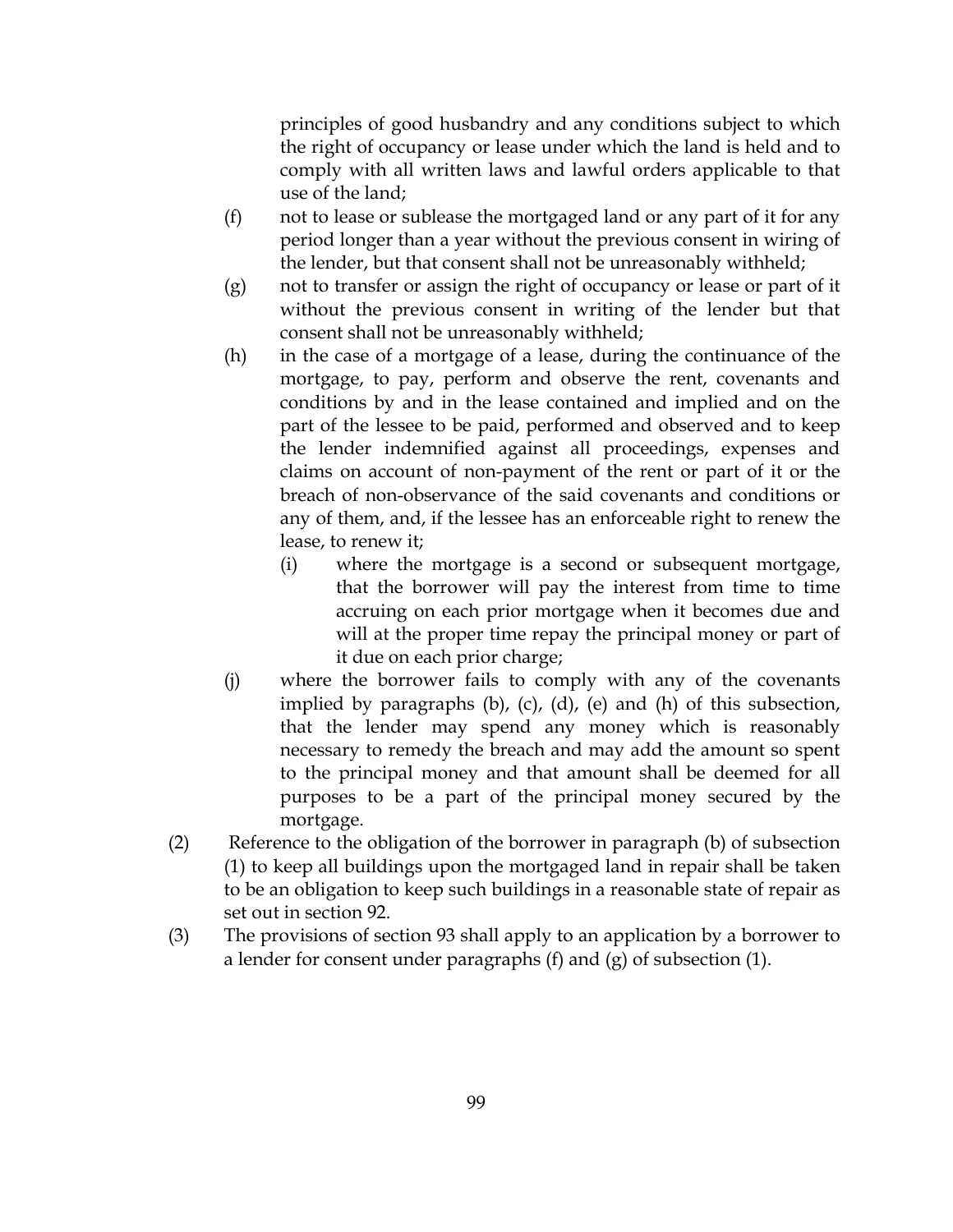principles of good husbandry and any conditions subject to which the right of occupancy or lease under which the land is held and to comply with all written laws and lawful orders applicable to that use of the land;

(f) not to lease or sublease the mortgaged land or any part of it for any period longer than a year without the previous consent in wiring of the lender, but that consent shall not be unreasonably withheld;

(g) not to transfer or assign the right of occupancy or lease or part of it without the previous consent in writing of the lender but that consent shall not be unreasonably withheld;

(h) in the case of a mortgage of a lease, during the continuance of the mortgage, to pay, perform and observe the rent, covenants and conditions by and in the lease contained and implied and on the part of the lessee to be paid, performed and observed and to keep the lender indemnified against all proceedings, expenses and claims on account of non-payment of the rent or part of it or the breach of non-observance of the said covenants and conditions or any of them, and, if the lessee has an enforceable right to renew the lease, to renew it;

(i) where the mortgage is a second or subsequent mortgage, that the borrower will pay the interest from time to time accruing on each prior mortgage when it becomes due and will at the proper time repay the principal money or part of it due on each prior charge;

(j) where the borrower fails to comply with any of the covenants implied by paragraphs (b), (c), (d), (e) and (h) of this subsection, that the lender may spend any money which is reasonably necessary to remedy the breach and may add the amount so spent to the principal money and that amount shall be deemed for all purposes to be a part of the principal money secured by the mortgage.

(2) Reference to the obligation of the borrower in paragraph (b) of subsection (1) to keep all buildings upon the mortgaged land in repair shall be taken to be an obligation to keep such buildings in a reasonable state of repair as set out in section 92.

(3) The provisions of section 93 shall apply to an application by a borrower to a lender for consent under paragraphs (f) and (g) of subsection (1).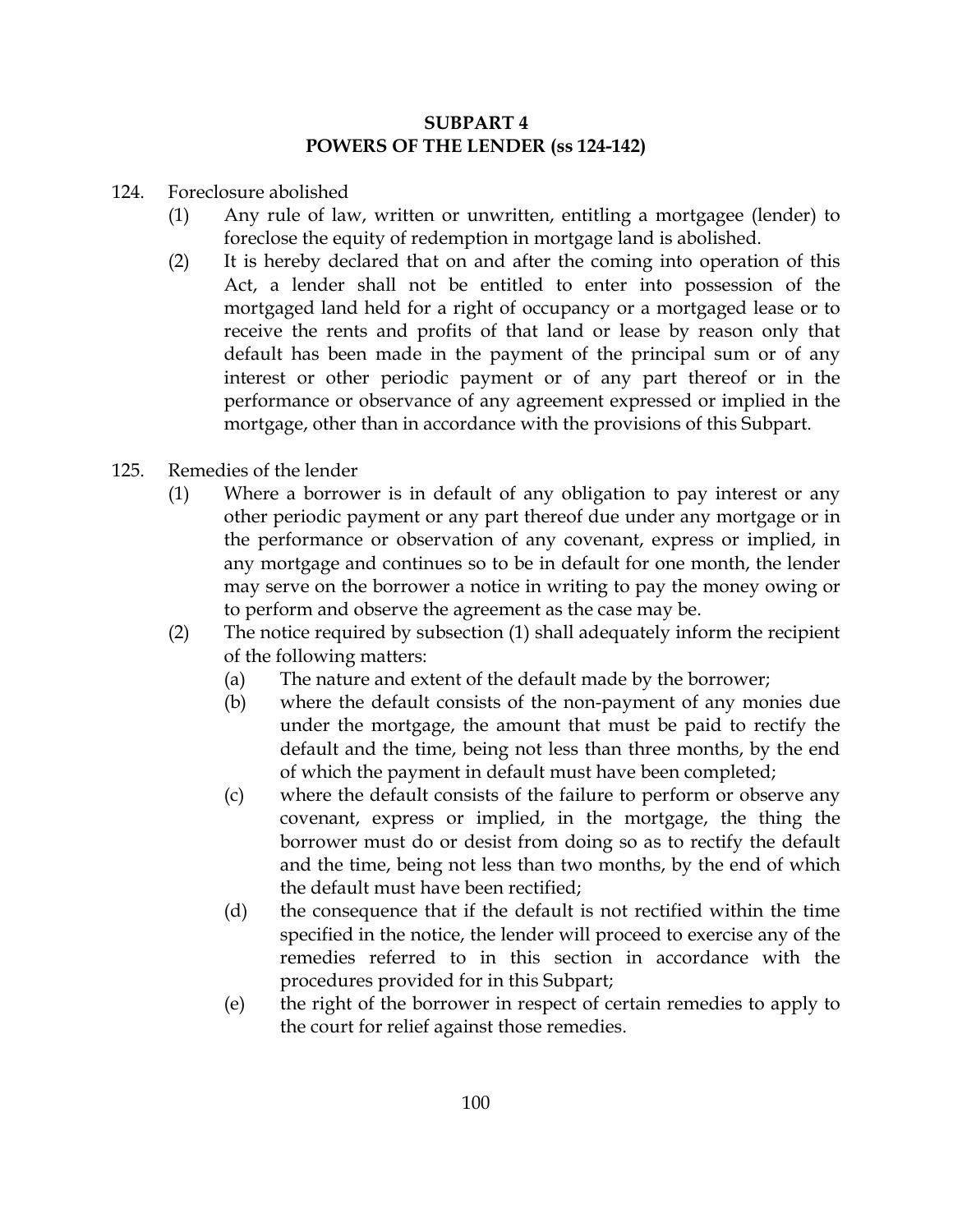## SUBPART 4
## POWERS OF THE LENDER (ss 124-142)

124. Foreclosure abolished

(1) Any rule of law, written or unwritten, entitling a mortgagee (lender) to foreclose the equity of redemption in mortgage land is abolished.

(2) It is hereby declared that on and after the coming into operation of this Act, a lender shall not be entitled to enter into possession of the mortgaged land held for a right of occupancy or a mortgaged lease or to receive the rents and profits of that land or lease by reason only that default has been made in the payment of the principal sum or of any interest or other periodic payment or of any part thereof or in the performance or observance of any agreement expressed or implied in the mortgage, other than in accordance with the provisions of this Subpart.

125. Remedies of the lender

(1) Where a borrower is in default of any obligation to pay interest or any other periodic payment or any part thereof due under any mortgage or in the performance or observation of any covenant, express or implied, in any mortgage and continues so to be in default for one month, the lender may serve on the borrower a notice in writing to pay the money owing or to perform and observe the agreement as the case may be.

(2) The notice required by subsection (1) shall adequately inform the recipient of the following matters:

(a) The nature and extent of the default made by the borrower;

(b) where the default consists of the non-payment of any monies due under the mortgage, the amount that must be paid to rectify the default and the time, being not less than three months, by the end of which the payment in default must have been completed;

(c) where the default consists of the failure to perform or observe any covenant, express or implied, in the mortgage, the thing the borrower must do or desist from doing so as to rectify the default and the time, being not less than two months, by the end of which the default must have been rectified;

(d) the consequence that if the default is not rectified within the time specified in the notice, the lender will proceed to exercise any of the remedies referred to in this section in accordance with the procedures provided for in this Subpart;

(e) the right of the borrower in respect of certain remedies to apply to the court for relief against those remedies.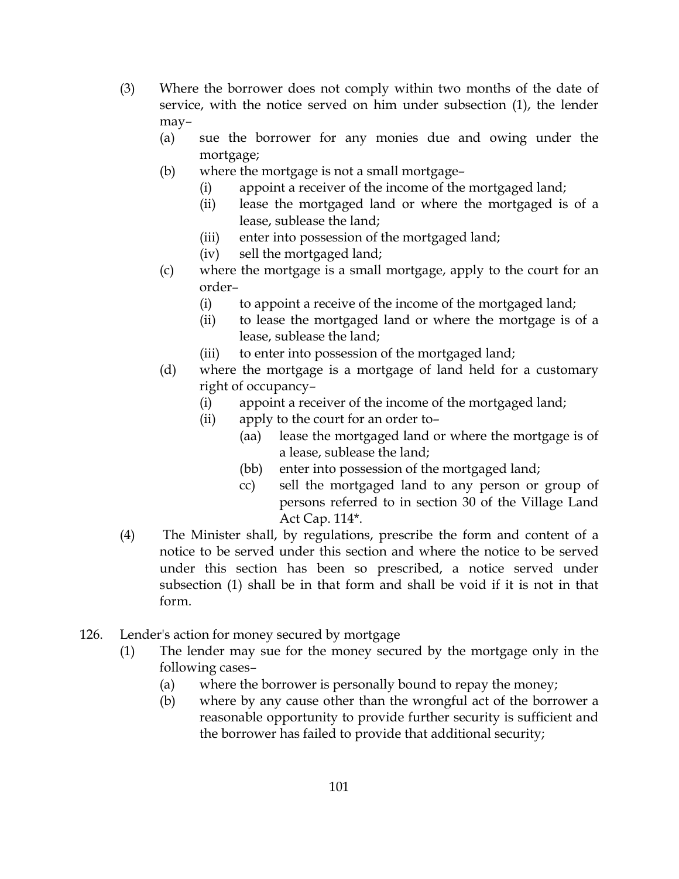(3) Where the borrower does not comply within two months of the date of service, with the notice served on him under subsection (1), the lender may–

  (a) sue the borrower for any monies due and owing under the mortgage;

  (b) where the mortgage is not a small mortgage–

    (i) appoint a receiver of the income of the mortgaged land;

    (ii) lease the mortgaged land or where the mortgaged is of a lease, sublease the land;

    (iii) enter into possession of the mortgaged land;

    (iv) sell the mortgaged land;

  (c) where the mortgage is a small mortgage, apply to the court for an order–

    (i) to appoint a receive of the income of the mortgaged land;

    (ii) to lease the mortgaged land or where the mortgage is of a lease, sublease the land;

    (iii) to enter into possession of the mortgaged land;

  (d) where the mortgage is a mortgage of land held for a customary right of occupancy–

    (i) appoint a receiver of the income of the mortgaged land;

    (ii) apply to the court for an order to–

      (aa) lease the mortgaged land or where the mortgage is of a lease, sublease the land;

      (bb) enter into possession of the mortgaged land;

      cc) sell the mortgaged land to any person or group of persons referred to in section 30 of the Village Land Act Cap. 114*.

(4) The Minister shall, by regulations, prescribe the form and content of a notice to be served under this section and where the notice to be served under this section has been so prescribed, a notice served under subsection (1) shall be in that form and shall be void if it is not in that form.

126. Lender's action for money secured by mortgage

(1) The lender may sue for the money secured by the mortgage only in the following cases–

  (a) where the borrower is personally bound to repay the money;

  (b) where by any cause other than the wrongful act of the borrower a reasonable opportunity to provide further security is sufficient and the borrower has failed to provide that additional security;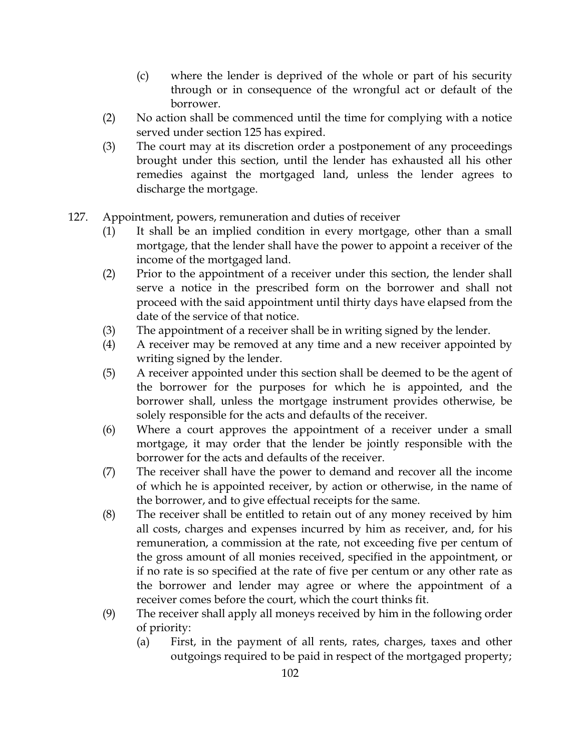(c) where the lender is deprived of the whole or part of his security through or in consequence of the wrongful act or default of the borrower.

(2) No action shall be commenced until the time for complying with a notice served under section 125 has expired.

(3) The court may at its discretion order a postponement of any proceedings brought under this section, until the lender has exhausted all his other remedies against the mortgaged land, unless the lender agrees to discharge the mortgage.

127. Appointment, powers, remuneration and duties of receiver

(1) It shall be an implied condition in every mortgage, other than a small mortgage, that the lender shall have the power to appoint a receiver of the income of the mortgaged land.

(2) Prior to the appointment of a receiver under this section, the lender shall serve a notice in the prescribed form on the borrower and shall not proceed with the said appointment until thirty days have elapsed from the date of the service of that notice.

(3) The appointment of a receiver shall be in writing signed by the lender.

(4) A receiver may be removed at any time and a new receiver appointed by writing signed by the lender.

(5) A receiver appointed under this section shall be deemed to be the agent of the borrower for the purposes for which he is appointed, and the borrower shall, unless the mortgage instrument provides otherwise, be solely responsible for the acts and defaults of the receiver.

(6) Where a court approves the appointment of a receiver under a small mortgage, it may order that the lender be jointly responsible with the borrower for the acts and defaults of the receiver.

(7) The receiver shall have the power to demand and recover all the income of which he is appointed receiver, by action or otherwise, in the name of the borrower, and to give effectual receipts for the same.

(8) The receiver shall be entitled to retain out of any money received by him all costs, charges and expenses incurred by him as receiver, and, for his remuneration, a commission at the rate, not exceeding five per centum of the gross amount of all monies received, specified in the appointment, or if no rate is so specified at the rate of five per centum or any other rate as the borrower and lender may agree or where the appointment of a receiver comes before the court, which the court thinks fit.

(9) The receiver shall apply all moneys received by him in the following order of priority:

(a) First, in the payment of all rents, rates, charges, taxes and other outgoings required to be paid in respect of the mortgaged property;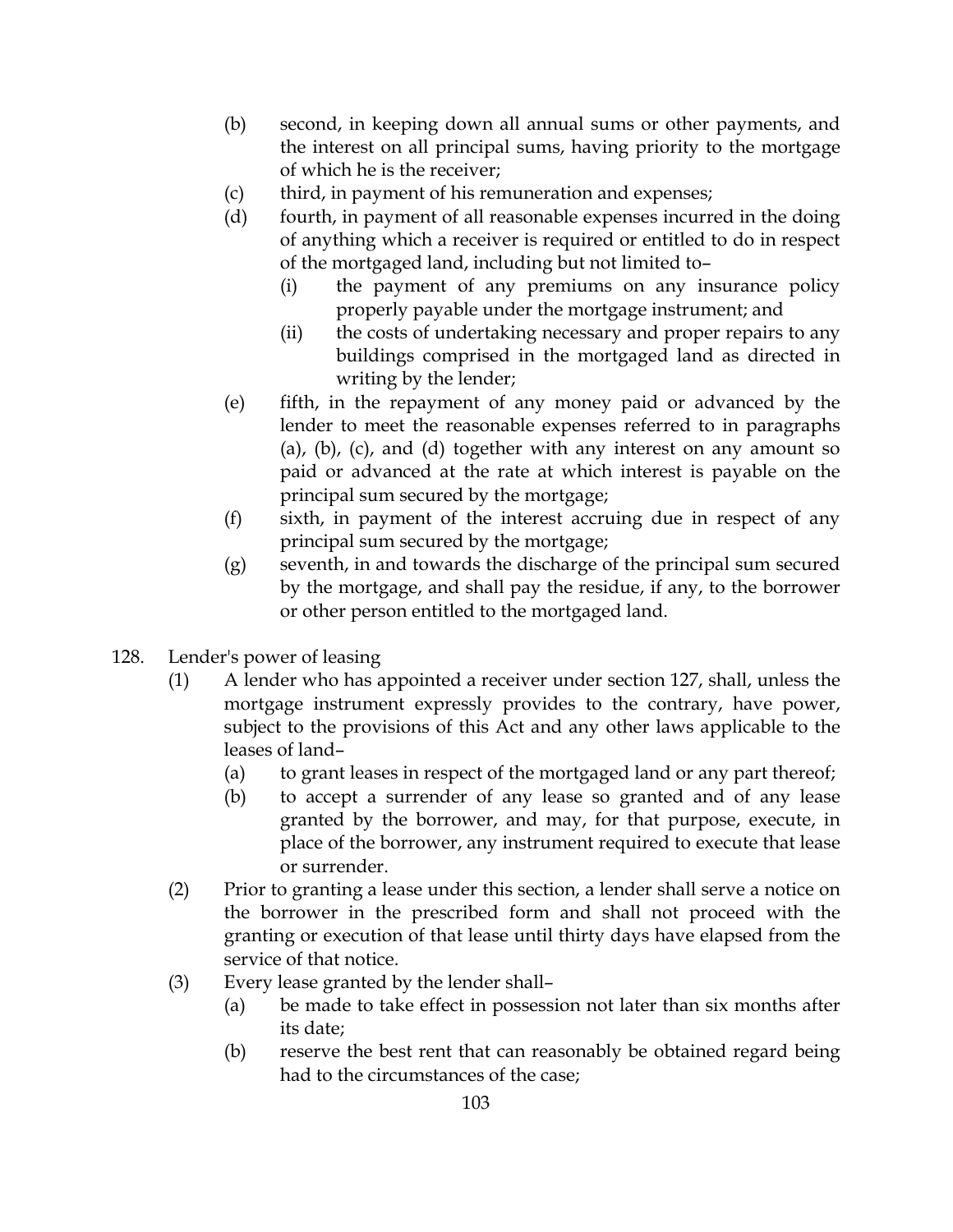(b) second, in keeping down all annual sums or other payments, and the interest on all principal sums, having priority to the mortgage of which he is the receiver;

(c) third, in payment of his remuneration and expenses;

(d) fourth, in payment of all reasonable expenses incurred in the doing of anything which a receiver is required or entitled to do in respect of the mortgaged land, including but not limited to–

 (i) the payment of any premiums on any insurance policy properly payable under the mortgage instrument; and

 (ii) the costs of undertaking necessary and proper repairs to any buildings comprised in the mortgaged land as directed in writing by the lender;

(e) fifth, in the repayment of any money paid or advanced by the lender to meet the reasonable expenses referred to in paragraphs (a), (b), (c), and (d) together with any interest on any amount so paid or advanced at the rate at which interest is payable on the principal sum secured by the mortgage;

(f) sixth, in payment of the interest accruing due in respect of any principal sum secured by the mortgage;

(g) seventh, in and towards the discharge of the principal sum secured by the mortgage, and shall pay the residue, if any, to the borrower or other person entitled to the mortgaged land.

128. Lender's power of leasing

(1) A lender who has appointed a receiver under section 127, shall, unless the mortgage instrument expressly provides to the contrary, have power, subject to the provisions of this Act and any other laws applicable to the leases of land–

 (a) to grant leases in respect of the mortgaged land or any part thereof;

 (b) to accept a surrender of any lease so granted and of any lease granted by the borrower, and may, for that purpose, execute, in place of the borrower, any instrument required to execute that lease or surrender.

(2) Prior to granting a lease under this section, a lender shall serve a notice on the borrower in the prescribed form and shall not proceed with the granting or execution of that lease until thirty days have elapsed from the service of that notice.

(3) Every lease granted by the lender shall–

 (a) be made to take effect in possession not later than six months after its date;

 (b) reserve the best rent that can reasonably be obtained regard being had to the circumstances of the case;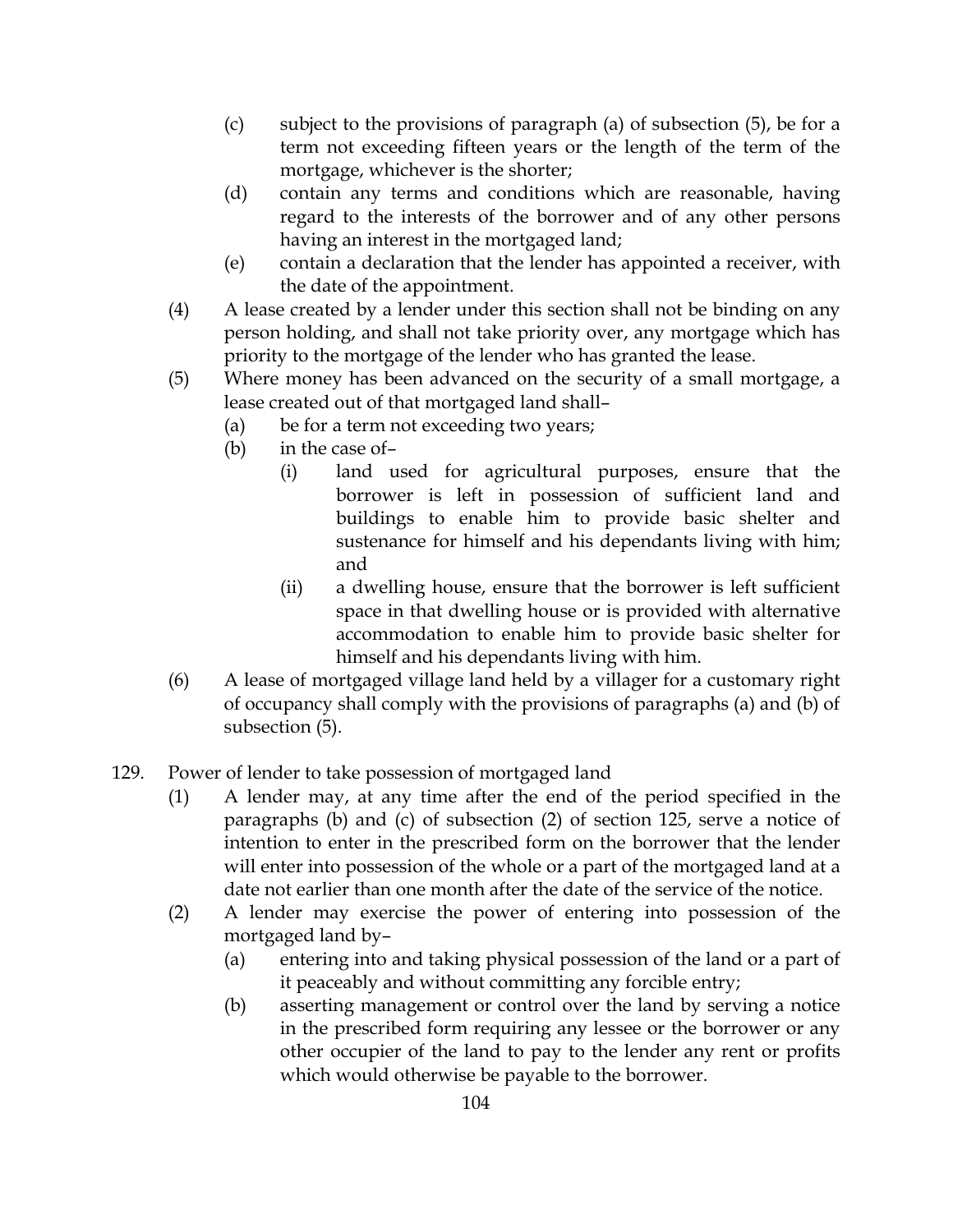(c) subject to the provisions of paragraph (a) of subsection (5), be for a term not exceeding fifteen years or the length of the term of the mortgage, whichever is the shorter;

(d) contain any terms and conditions which are reasonable, having regard to the interests of the borrower and of any other persons having an interest in the mortgaged land;

(e) contain a declaration that the lender has appointed a receiver, with the date of the appointment.

(4) A lease created by a lender under this section shall not be binding on any person holding, and shall not take priority over, any mortgage which has priority to the mortgage of the lender who has granted the lease.

(5) Where money has been advanced on the security of a small mortgage, a lease created out of that mortgaged land shall–

(a) be for a term not exceeding two years;

(b) in the case of–

(i) land used for agricultural purposes, ensure that the borrower is left in possession of sufficient land and buildings to enable him to provide basic shelter and sustenance for himself and his dependants living with him; and

(ii) a dwelling house, ensure that the borrower is left sufficient space in that dwelling house or is provided with alternative accommodation to enable him to provide basic shelter for himself and his dependants living with him.

(6) A lease of mortgaged village land held by a villager for a customary right of occupancy shall comply with the provisions of paragraphs (a) and (b) of subsection (5).

## 129. Power of lender to take possession of mortgaged land

(1) A lender may, at any time after the end of the period specified in the paragraphs (b) and (c) of subsection (2) of section 125, serve a notice of intention to enter in the prescribed form on the borrower that the lender will enter into possession of the whole or a part of the mortgaged land at a date not earlier than one month after the date of the service of the notice.

(2) A lender may exercise the power of entering into possession of the mortgaged land by–

(a) entering into and taking physical possession of the land or a part of it peaceably and without committing any forcible entry;

(b) asserting management or control over the land by serving a notice in the prescribed form requiring any lessee or the borrower or any other occupier of the land to pay to the lender any rent or profits which would otherwise be payable to the borrower.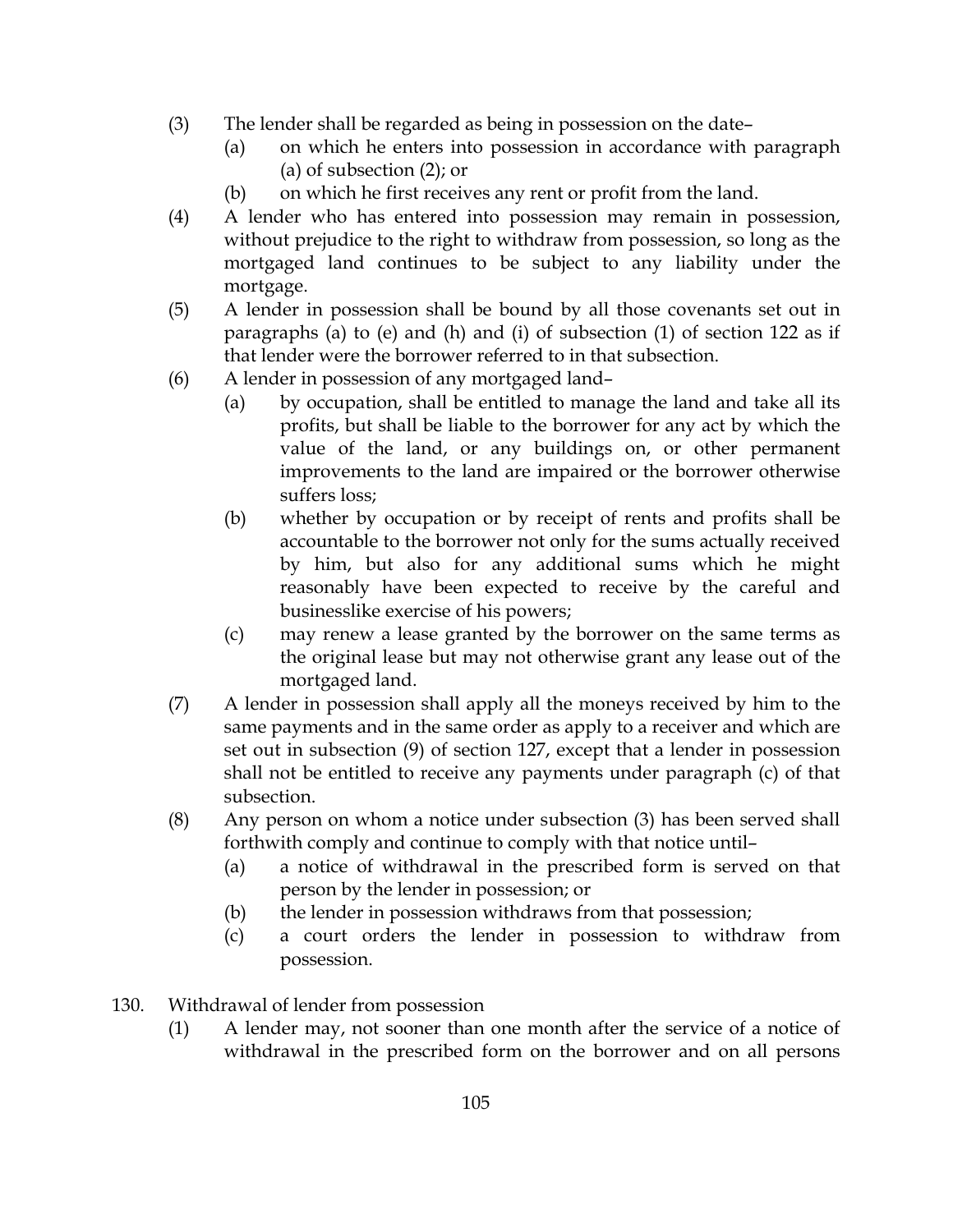(3) The lender shall be regarded as being in possession on the date–

  (a) on which he enters into possession in accordance with paragraph (a) of subsection (2); or

  (b) on which he first receives any rent or profit from the land.

(4) A lender who has entered into possession may remain in possession, without prejudice to the right to withdraw from possession, so long as the mortgaged land continues to be subject to any liability under the mortgage.

(5) A lender in possession shall be bound by all those covenants set out in paragraphs (a) to (e) and (h) and (i) of subsection (1) of section 122 as if that lender were the borrower referred to in that subsection.

(6) A lender in possession of any mortgaged land–

  (a) by occupation, shall be entitled to manage the land and take all its profits, but shall be liable to the borrower for any act by which the value of the land, or any buildings on, or other permanent improvements to the land are impaired or the borrower otherwise suffers loss;

  (b) whether by occupation or by receipt of rents and profits shall be accountable to the borrower not only for the sums actually received by him, but also for any additional sums which he might reasonably have been expected to receive by the careful and businesslike exercise of his powers;

  (c) may renew a lease granted by the borrower on the same terms as the original lease but may not otherwise grant any lease out of the mortgaged land.

(7) A lender in possession shall apply all the moneys received by him to the same payments and in the same order as apply to a receiver and which are set out in subsection (9) of section 127, except that a lender in possession shall not be entitled to receive any payments under paragraph (c) of that subsection.

(8) Any person on whom a notice under subsection (3) has been served shall forthwith comply and continue to comply with that notice until–

  (a) a notice of withdrawal in the prescribed form is served on that person by the lender in possession; or

  (b) the lender in possession withdraws from that possession;

  (c) a court orders the lender in possession to withdraw from possession.

130. Withdrawal of lender from possession

(1) A lender may, not sooner than one month after the service of a notice of withdrawal in the prescribed form on the borrower and on all persons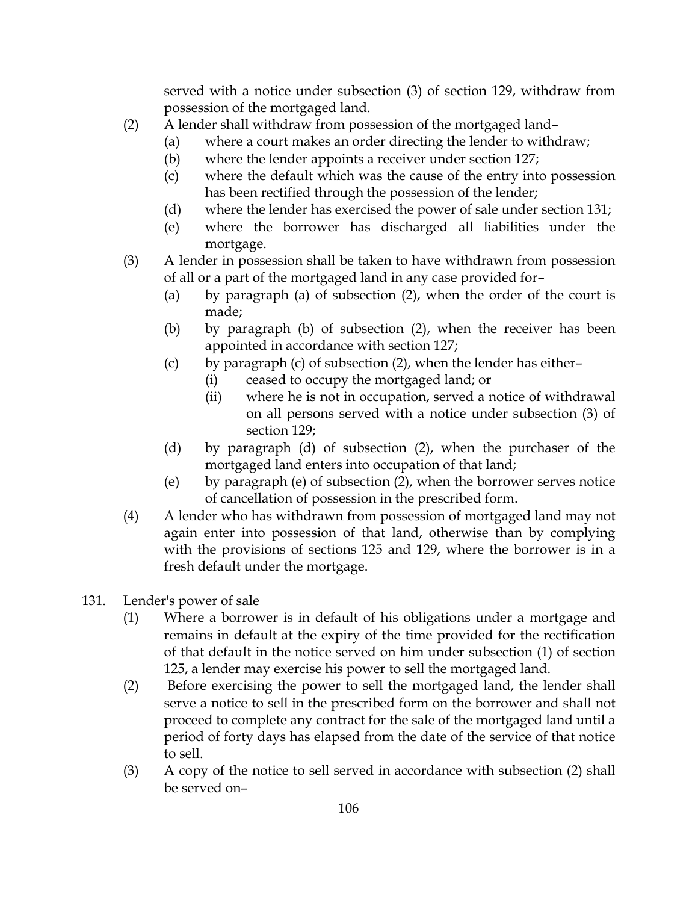served with a notice under subsection (3) of section 129, withdraw from possession of the mortgaged land.

(2) A lender shall withdraw from possession of the mortgaged land–

(a) where a court makes an order directing the lender to withdraw;

(b) where the lender appoints a receiver under section 127;

(c) where the default which was the cause of the entry into possession has been rectified through the possession of the lender;

(d) where the lender has exercised the power of sale under section 131;

(e) where the borrower has discharged all liabilities under the mortgage.

(3) A lender in possession shall be taken to have withdrawn from possession of all or a part of the mortgaged land in any case provided for–

(a) by paragraph (a) of subsection (2), when the order of the court is made;

(b) by paragraph (b) of subsection (2), when the receiver has been appointed in accordance with section 127;

(c) by paragraph (c) of subsection (2), when the lender has either–

(i) ceased to occupy the mortgaged land; or

(ii) where he is not in occupation, served a notice of withdrawal on all persons served with a notice under subsection (3) of section 129;

(d) by paragraph (d) of subsection (2), when the purchaser of the mortgaged land enters into occupation of that land;

(e) by paragraph (e) of subsection (2), when the borrower serves notice of cancellation of possession in the prescribed form.

(4) A lender who has withdrawn from possession of mortgaged land may not again enter into possession of that land, otherwise than by complying with the provisions of sections 125 and 129, where the borrower is in a fresh default under the mortgage.

131. Lender's power of sale

(1) Where a borrower is in default of his obligations under a mortgage and remains in default at the expiry of the time provided for the rectification of that default in the notice served on him under subsection (1) of section 125, a lender may exercise his power to sell the mortgaged land.

(2) Before exercising the power to sell the mortgaged land, the lender shall serve a notice to sell in the prescribed form on the borrower and shall not proceed to complete any contract for the sale of the mortgaged land until a period of forty days has elapsed from the date of the service of that notice to sell.

(3) A copy of the notice to sell served in accordance with subsection (2) shall be served on–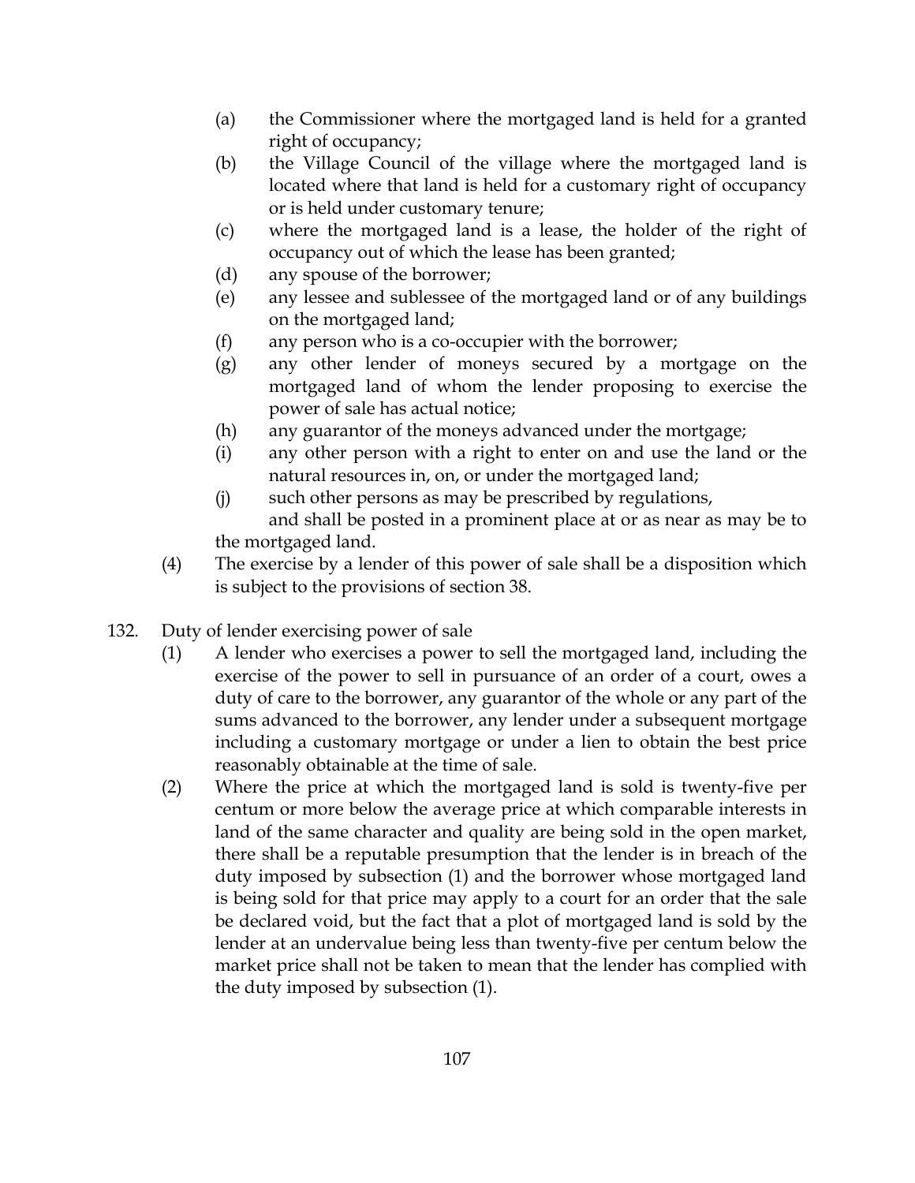(a) the Commissioner where the mortgaged land is held for a granted right of occupancy;

(b) the Village Council of the village where the mortgaged land is located where that land is held for a customary right of occupancy or is held under customary tenure;

(c) where the mortgaged land is a lease, the holder of the right of occupancy out of which the lease has been granted;

(d) any spouse of the borrower;

(e) any lessee and sublessee of the mortgaged land or of any buildings on the mortgaged land;

(f) any person who is a co-occupier with the borrower;

(g) any other lender of moneys secured by a mortgage on the mortgaged land of whom the lender proposing to exercise the power of sale has actual notice;

(h) any guarantor of the moneys advanced under the mortgage;

(i) any other person with a right to enter on and use the land or the natural resources in, on, or under the mortgaged land;

(j) such other persons as may be prescribed by regulations,

and shall be posted in a prominent place at or as near as may be to the mortgaged land.

(4) The exercise by a lender of this power of sale shall be a disposition which is subject to the provisions of section 38.

132. Duty of lender exercising power of sale

(1) A lender who exercises a power to sell the mortgaged land, including the exercise of the power to sell in pursuance of an order of a court, owes a duty of care to the borrower, any guarantor of the whole or any part of the sums advanced to the borrower, any lender under a subsequent mortgage including a customary mortgage or under a lien to obtain the best price reasonably obtainable at the time of sale.

(2) Where the price at which the mortgaged land is sold is twenty-five per centum or more below the average price at which comparable interests in land of the same character and quality are being sold in the open market, there shall be a reputable presumption that the lender is in breach of the duty imposed by subsection (1) and the borrower whose mortgaged land is being sold for that price may apply to a court for an order that the sale be declared void, but the fact that a plot of mortgaged land is sold by the lender at an undervalue being less than twenty-five per centum below the market price shall not be taken to mean that the lender has complied with the duty imposed by subsection (1).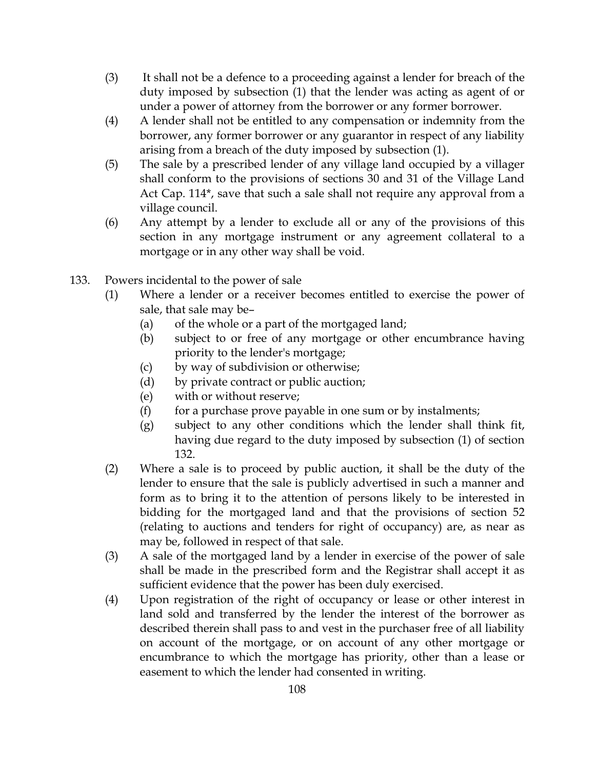(3) It shall not be a defence to a proceeding against a lender for breach of the duty imposed by subsection (1) that the lender was acting as agent of or under a power of attorney from the borrower or any former borrower.

(4) A lender shall not be entitled to any compensation or indemnity from the borrower, any former borrower or any guarantor in respect of any liability arising from a breach of the duty imposed by subsection (1).

(5) The sale by a prescribed lender of any village land occupied by a villager shall conform to the provisions of sections 30 and 31 of the Village Land Act Cap. 114*, save that such a sale shall not require any approval from a village council.

(6) Any attempt by a lender to exclude all or any of the provisions of this section in any mortgage instrument or any agreement collateral to a mortgage or in any other way shall be void.

133. Powers incidental to the power of sale

(1) Where a lender or a receiver becomes entitled to exercise the power of sale, that sale may be–

- (a) of the whole or a part of the mortgaged land;
- (b) subject to or free of any mortgage or other encumbrance having priority to the lender's mortgage;
- (c) by way of subdivision or otherwise;
- (d) by private contract or public auction;
- (e) with or without reserve;
- (f) for a purchase prove payable in one sum or by instalments;
- (g) subject to any other conditions which the lender shall think fit, having due regard to the duty imposed by subsection (1) of section 132.

(2) Where a sale is to proceed by public auction, it shall be the duty of the lender to ensure that the sale is publicly advertised in such a manner and form as to bring it to the attention of persons likely to be interested in bidding for the mortgaged land and that the provisions of section 52 (relating to auctions and tenders for right of occupancy) are, as near as may be, followed in respect of that sale.

(3) A sale of the mortgaged land by a lender in exercise of the power of sale shall be made in the prescribed form and the Registrar shall accept it as sufficient evidence that the power has been duly exercised.

(4) Upon registration of the right of occupancy or lease or other interest in land sold and transferred by the lender the interest of the borrower as described therein shall pass to and vest in the purchaser free of all liability on account of the mortgage, or on account of any other mortgage or encumbrance to which the mortgage has priority, other than a lease or easement to which the lender had consented in writing.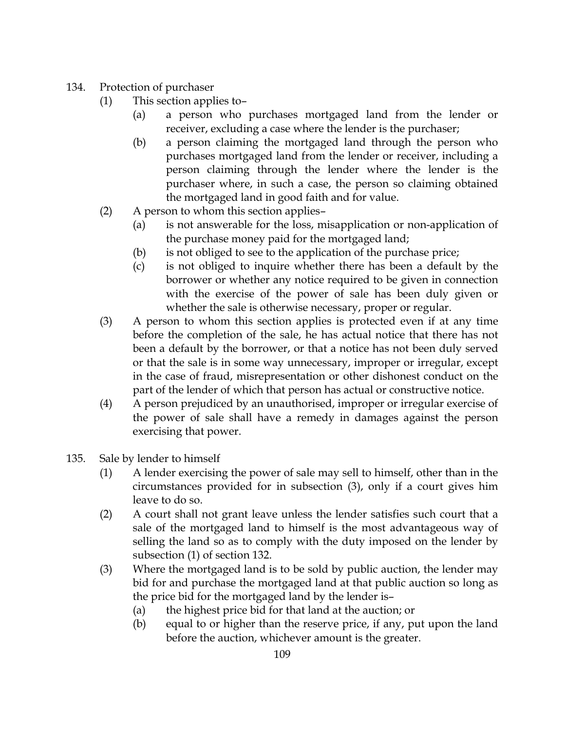134. Protection of purchaser

(1) This section applies to–

(a) a person who purchases mortgaged land from the lender or receiver, excluding a case where the lender is the purchaser;

(b) a person claiming the mortgaged land through the person who purchases mortgaged land from the lender or receiver, including a person claiming through the lender where the lender is the purchaser where, in such a case, the person so claiming obtained the mortgaged land in good faith and for value.

(2) A person to whom this section applies–

(a) is not answerable for the loss, misapplication or non-application of the purchase money paid for the mortgaged land;

(b) is not obliged to see to the application of the purchase price;

(c) is not obliged to inquire whether there has been a default by the borrower or whether any notice required to be given in connection with the exercise of the power of sale has been duly given or whether the sale is otherwise necessary, proper or regular.

(3) A person to whom this section applies is protected even if at any time before the completion of the sale, he has actual notice that there has not been a default by the borrower, or that a notice has not been duly served or that the sale is in some way unnecessary, improper or irregular, except in the case of fraud, misrepresentation or other dishonest conduct on the part of the lender of which that person has actual or constructive notice.

(4) A person prejudiced by an unauthorised, improper or irregular exercise of the power of sale shall have a remedy in damages against the person exercising that power.

135. Sale by lender to himself

(1) A lender exercising the power of sale may sell to himself, other than in the circumstances provided for in subsection (3), only if a court gives him leave to do so.

(2) A court shall not grant leave unless the lender satisfies such court that a sale of the mortgaged land to himself is the most advantageous way of selling the land so as to comply with the duty imposed on the lender by subsection (1) of section 132.

(3) Where the mortgaged land is to be sold by public auction, the lender may bid for and purchase the mortgaged land at that public auction so long as the price bid for the mortgaged land by the lender is–

(a) the highest price bid for that land at the auction; or

(b) equal to or higher than the reserve price, if any, put upon the land before the auction, whichever amount is the greater.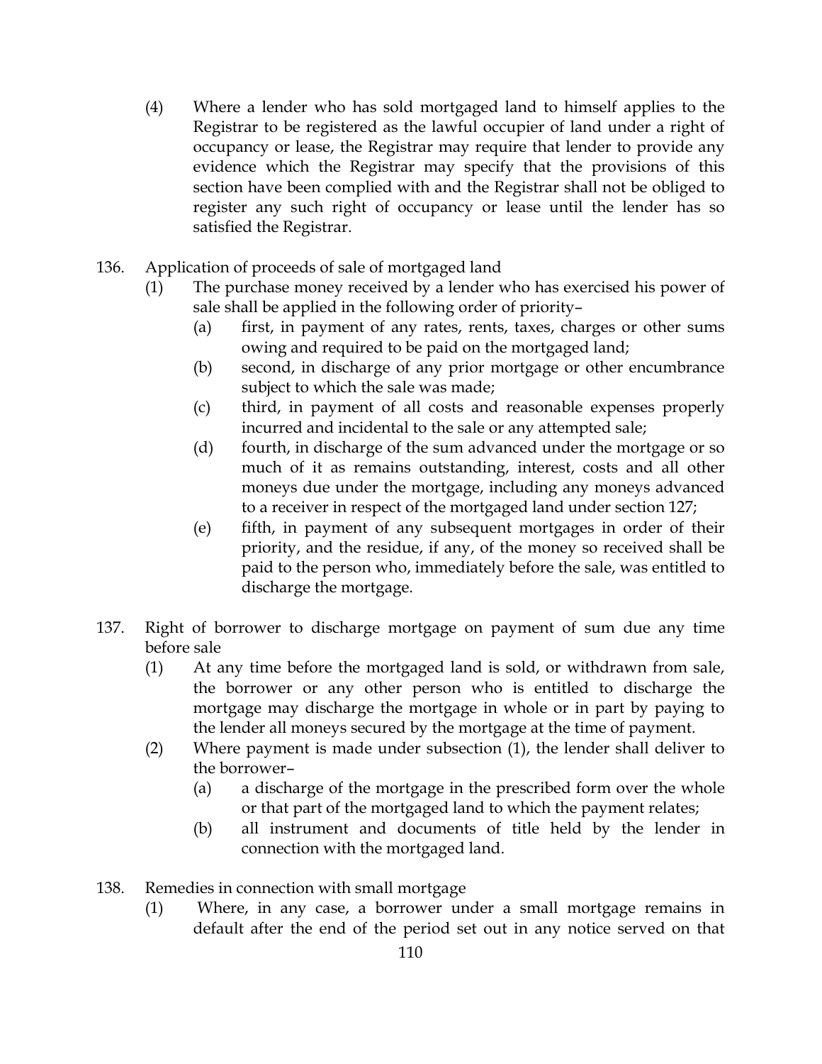(4) Where a lender who has sold mortgaged land to himself applies to the Registrar to be registered as the lawful occupier of land under a right of occupancy or lease, the Registrar may require that lender to provide any evidence which the Registrar may specify that the provisions of this section have been complied with and the Registrar shall not be obliged to register any such right of occupancy or lease until the lender has so satisfied the Registrar.

136. Application of proceeds of sale of mortgaged land

(1) The purchase money received by a lender who has exercised his power of sale shall be applied in the following order of priority–

(a) first, in payment of any rates, rents, taxes, charges or other sums owing and required to be paid on the mortgaged land;

(b) second, in discharge of any prior mortgage or other encumbrance subject to which the sale was made;

(c) third, in payment of all costs and reasonable expenses properly incurred and incidental to the sale or any attempted sale;

(d) fourth, in discharge of the sum advanced under the mortgage or so much of it as remains outstanding, interest, costs and all other moneys due under the mortgage, including any moneys advanced to a receiver in respect of the mortgaged land under section 127;

(e) fifth, in payment of any subsequent mortgages in order of their priority, and the residue, if any, of the money so received shall be paid to the person who, immediately before the sale, was entitled to discharge the mortgage.

137. Right of borrower to discharge mortgage on payment of sum due any time before sale

(1) At any time before the mortgaged land is sold, or withdrawn from sale, the borrower or any other person who is entitled to discharge the mortgage may discharge the mortgage in whole or in part by paying to the lender all moneys secured by the mortgage at the time of payment.

(2) Where payment is made under subsection (1), the lender shall deliver to the borrower–

(a) a discharge of the mortgage in the prescribed form over the whole or that part of the mortgaged land to which the payment relates;

(b) all instrument and documents of title held by the lender in connection with the mortgaged land.

138. Remedies in connection with small mortgage

(1) Where, in any case, a borrower under a small mortgage remains in default after the end of the period set out in any notice served on that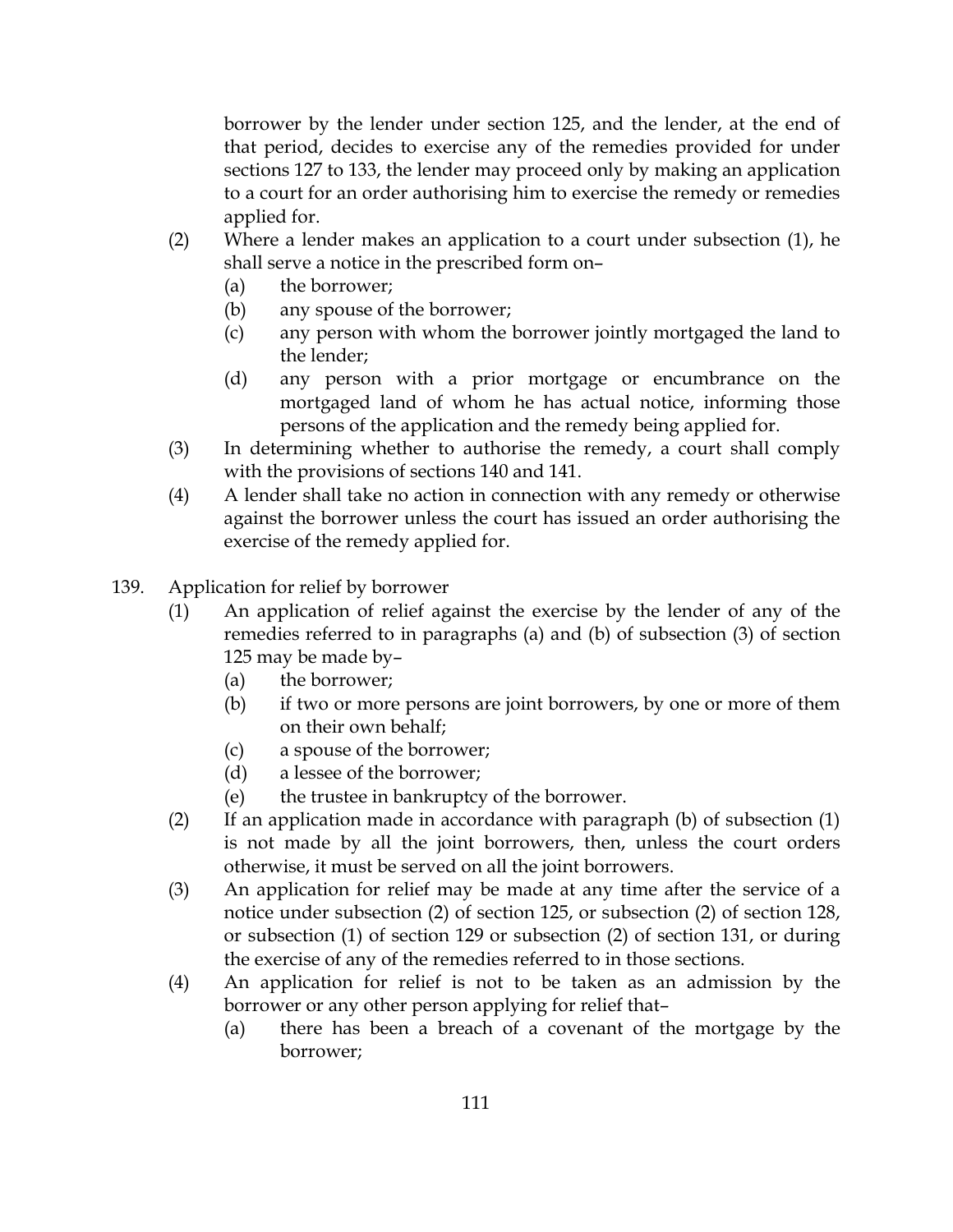borrower by the lender under section 125, and the lender, at the end of that period, decides to exercise any of the remedies provided for under sections 127 to 133, the lender may proceed only by making an application to a court for an order authorising him to exercise the remedy or remedies applied for.

(2) Where a lender makes an application to a court under subsection (1), he shall serve a notice in the prescribed form on–

(a) the borrower;

(b) any spouse of the borrower;

(c) any person with whom the borrower jointly mortgaged the land to the lender;

(d) any person with a prior mortgage or encumbrance on the mortgaged land of whom he has actual notice, informing those persons of the application and the remedy being applied for.

(3) In determining whether to authorise the remedy, a court shall comply with the provisions of sections 140 and 141.

(4) A lender shall take no action in connection with any remedy or otherwise against the borrower unless the court has issued an order authorising the exercise of the remedy applied for.

## 139. Application for relief by borrower

(1) An application of relief against the exercise by the lender of any of the remedies referred to in paragraphs (a) and (b) of subsection (3) of section 125 may be made by–

(a) the borrower;

(b) if two or more persons are joint borrowers, by one or more of them on their own behalf;

(c) a spouse of the borrower;

(d) a lessee of the borrower;

(e) the trustee in bankruptcy of the borrower.

(2) If an application made in accordance with paragraph (b) of subsection (1) is not made by all the joint borrowers, then, unless the court orders otherwise, it must be served on all the joint borrowers.

(3) An application for relief may be made at any time after the service of a notice under subsection (2) of section 125, or subsection (2) of section 128, or subsection (1) of section 129 or subsection (2) of section 131, or during the exercise of any of the remedies referred to in those sections.

(4) An application for relief is not to be taken as an admission by the borrower or any other person applying for relief that–

(a) there has been a breach of a covenant of the mortgage by the borrower;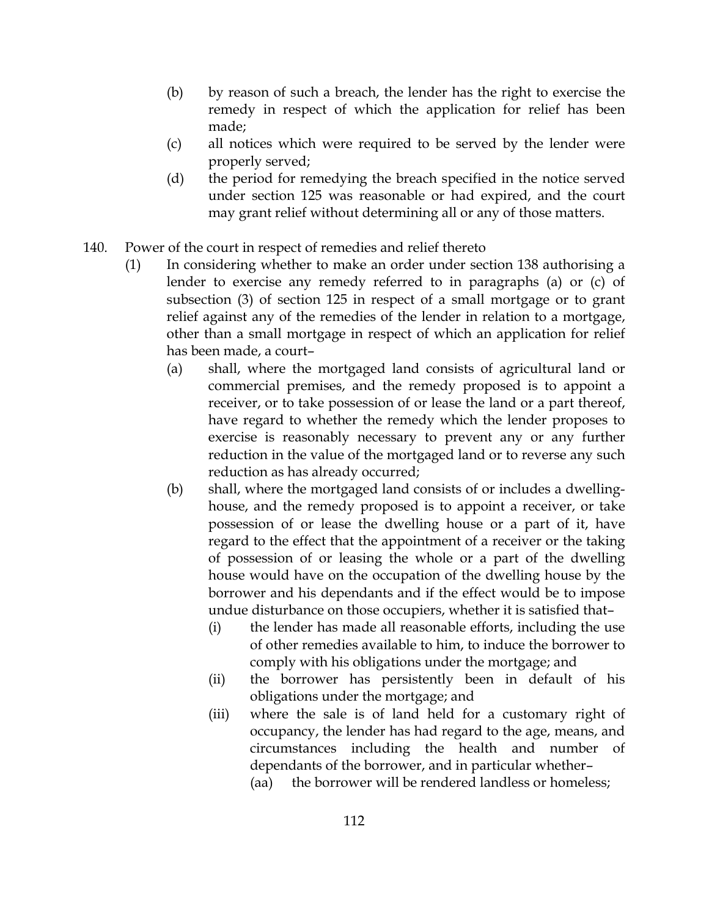(b) by reason of such a breach, the lender has the right to exercise the remedy in respect of which the application for relief has been made;

(c) all notices which were required to be served by the lender were properly served;

(d) the period for remedying the breach specified in the notice served under section 125 was reasonable or had expired, and the court may grant relief without determining all or any of those matters.

140. Power of the court in respect of remedies and relief thereto

(1) In considering whether to make an order under section 138 authorising a lender to exercise any remedy referred to in paragraphs (a) or (c) of subsection (3) of section 125 in respect of a small mortgage or to grant relief against any of the remedies of the lender in relation to a mortgage, other than a small mortgage in respect of which an application for relief has been made, a court–

(a) shall, where the mortgaged land consists of agricultural land or commercial premises, and the remedy proposed is to appoint a receiver, or to take possession of or lease the land or a part thereof, have regard to whether the remedy which the lender proposes to exercise is reasonably necessary to prevent any or any further reduction in the value of the mortgaged land or to reverse any such reduction as has already occurred;

(b) shall, where the mortgaged land consists of or includes a dwelling-house, and the remedy proposed is to appoint a receiver, or take possession of or lease the dwelling house or a part of it, have regard to the effect that the appointment of a receiver or the taking of possession of or leasing the whole or a part of the dwelling house would have on the occupation of the dwelling house by the borrower and his dependants and if the effect would be to impose undue disturbance on those occupiers, whether it is satisfied that–

(i) the lender has made all reasonable efforts, including the use of other remedies available to him, to induce the borrower to comply with his obligations under the mortgage; and

(ii) the borrower has persistently been in default of his obligations under the mortgage; and

(iii) where the sale is of land held for a customary right of occupancy, the lender has had regard to the age, means, and circumstances including the health and number of dependants of the borrower, and in particular whether–

(aa) the borrower will be rendered landless or homeless;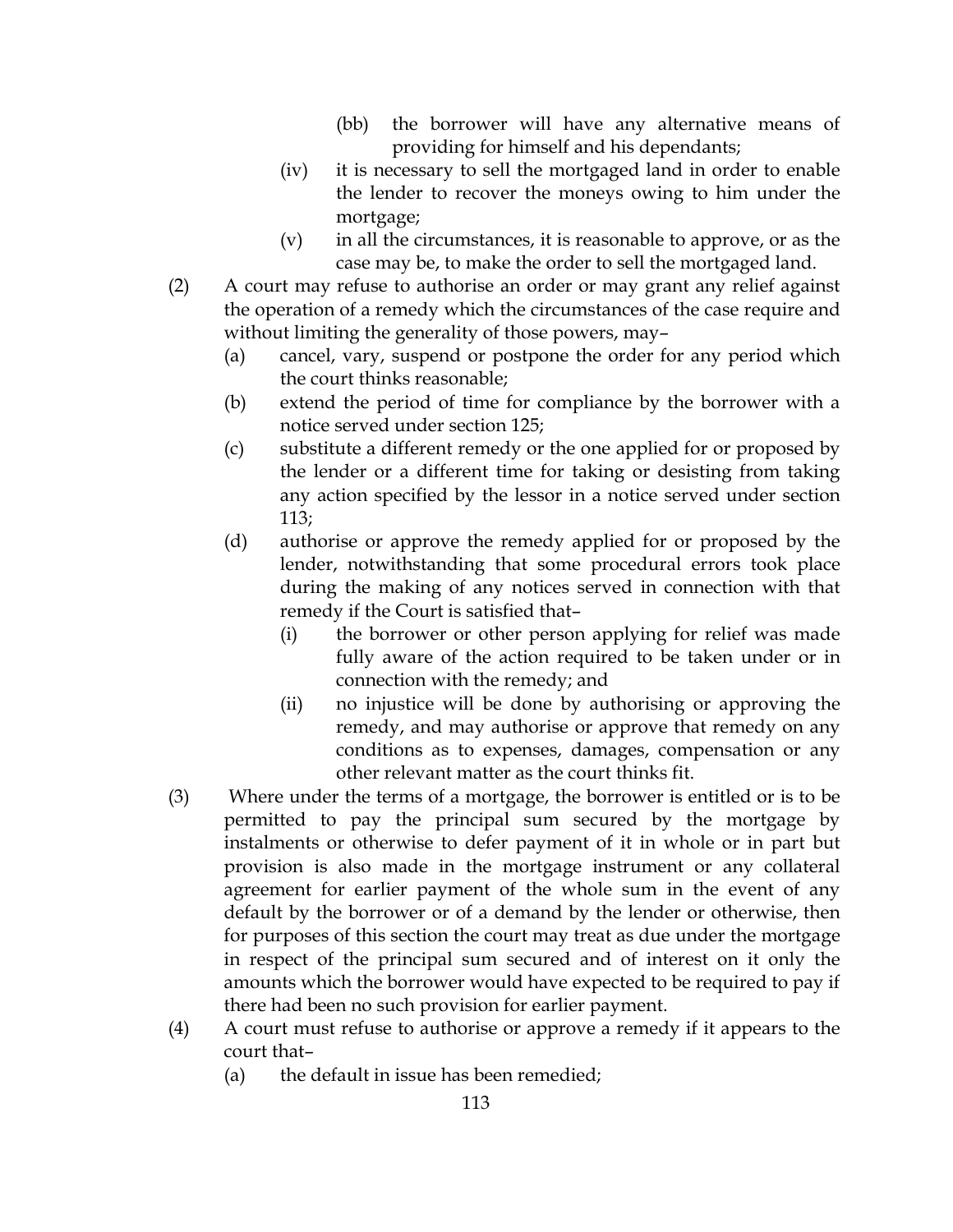(bb) the borrower will have any alternative means of providing for himself and his dependants;

(iv) it is necessary to sell the mortgaged land in order to enable the lender to recover the moneys owing to him under the mortgage;

(v) in all the circumstances, it is reasonable to approve, or as the case may be, to make the order to sell the mortgaged land.

(2) A court may refuse to authorise an order or may grant any relief against the operation of a remedy which the circumstances of the case require and without limiting the generality of those powers, may–

(a) cancel, vary, suspend or postpone the order for any period which the court thinks reasonable;

(b) extend the period of time for compliance by the borrower with a notice served under section 125;

(c) substitute a different remedy or the one applied for or proposed by the lender or a different time for taking or desisting from taking any action specified by the lessor in a notice served under section 113;

(d) authorise or approve the remedy applied for or proposed by the lender, notwithstanding that some procedural errors took place during the making of any notices served in connection with that remedy if the Court is satisfied that–

(i) the borrower or other person applying for relief was made fully aware of the action required to be taken under or in connection with the remedy; and

(ii) no injustice will be done by authorising or approving the remedy, and may authorise or approve that remedy on any conditions as to expenses, damages, compensation or any other relevant matter as the court thinks fit.

(3) Where under the terms of a mortgage, the borrower is entitled or is to be permitted to pay the principal sum secured by the mortgage by instalments or otherwise to defer payment of it in whole or in part but provision is also made in the mortgage instrument or any collateral agreement for earlier payment of the whole sum in the event of any default by the borrower or of a demand by the lender or otherwise, then for purposes of this section the court may treat as due under the mortgage in respect of the principal sum secured and of interest on it only the amounts which the borrower would have expected to be required to pay if there had been no such provision for earlier payment.

(4) A court must refuse to authorise or approve a remedy if it appears to the court that–

(a) the default in issue has been remedied;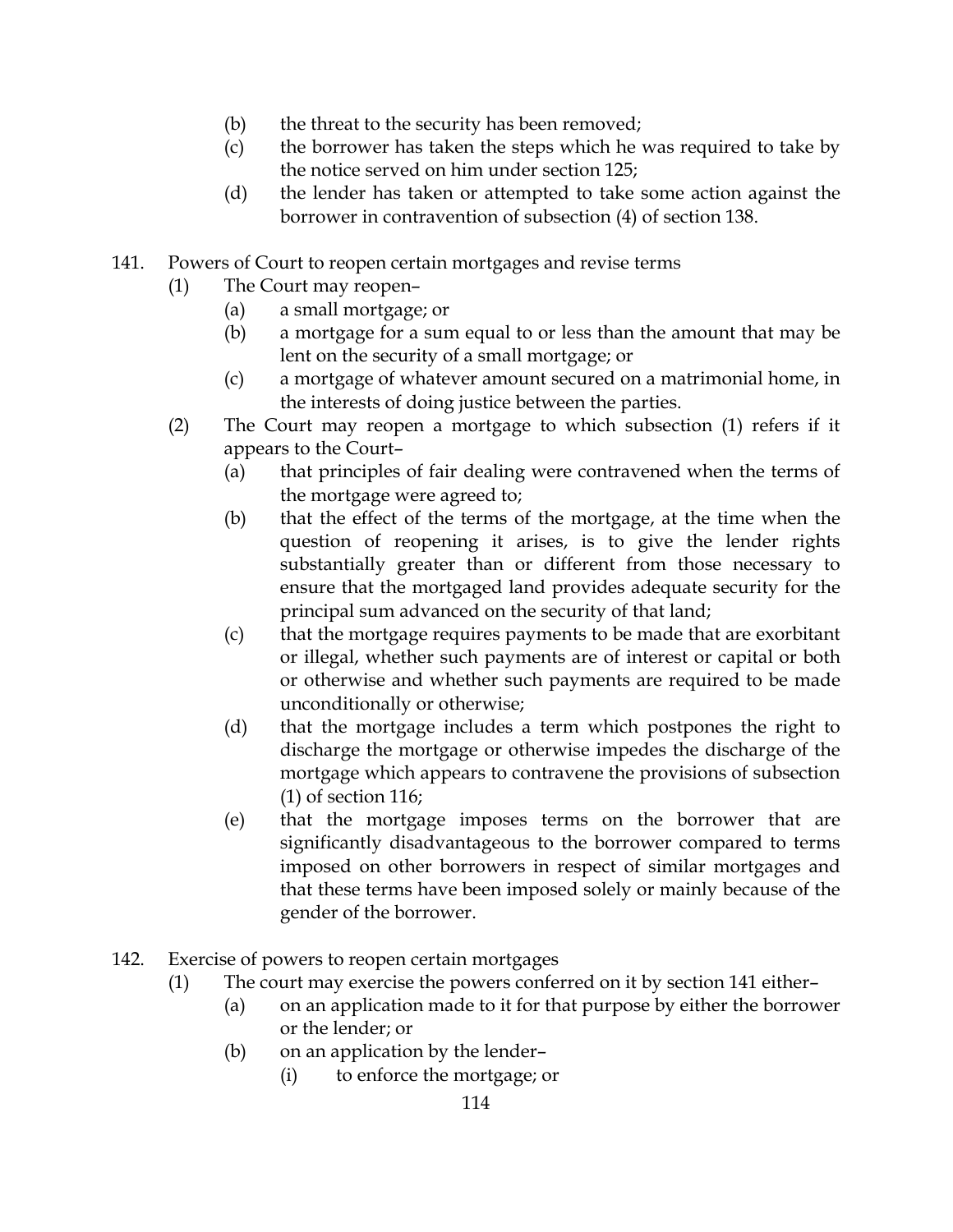- (b) the threat to the security has been removed;
- (c) the borrower has taken the steps which he was required to take by the notice served on him under section 125;
- (d) the lender has taken or attempted to take some action against the borrower in contravention of subsection (4) of section 138.

141. Powers of Court to reopen certain mortgages and revise terms

(1) The Court may reopen–

- (a) a small mortgage; or
- (b) a mortgage for a sum equal to or less than the amount that may be lent on the security of a small mortgage; or
- (c) a mortgage of whatever amount secured on a matrimonial home, in the interests of doing justice between the parties.

(2) The Court may reopen a mortgage to which subsection (1) refers if it appears to the Court–

- (a) that principles of fair dealing were contravened when the terms of the mortgage were agreed to;
- (b) that the effect of the terms of the mortgage, at the time when the question of reopening it arises, is to give the lender rights substantially greater than or different from those necessary to ensure that the mortgaged land provides adequate security for the principal sum advanced on the security of that land;
- (c) that the mortgage requires payments to be made that are exorbitant or illegal, whether such payments are of interest or capital or both or otherwise and whether such payments are required to be made unconditionally or otherwise;
- (d) that the mortgage includes a term which postpones the right to discharge the mortgage or otherwise impedes the discharge of the mortgage which appears to contravene the provisions of subsection (1) of section 116;
- (e) that the mortgage imposes terms on the borrower that are significantly disadvantageous to the borrower compared to terms imposed on other borrowers in respect of similar mortgages and that these terms have been imposed solely or mainly because of the gender of the borrower.

142. Exercise of powers to reopen certain mortgages

(1) The court may exercise the powers conferred on it by section 141 either–

- (a) on an application made to it for that purpose by either the borrower or the lender; or
- (b) on an application by the lender–
  - (i) to enforce the mortgage; or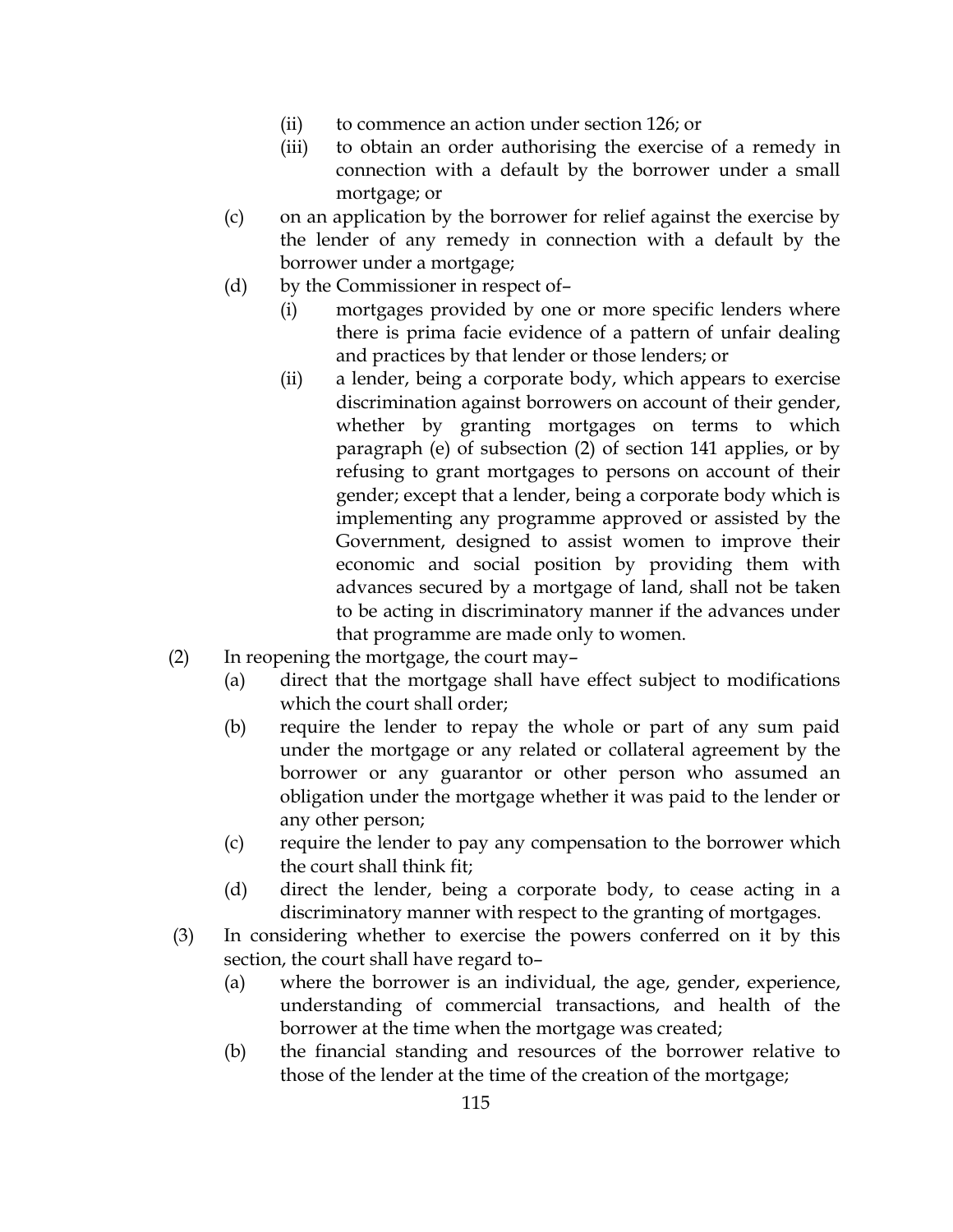(ii) to commence an action under section 126; or

(iii) to obtain an order authorising the exercise of a remedy in connection with a default by the borrower under a small mortgage; or

(c) on an application by the borrower for relief against the exercise by the lender of any remedy in connection with a default by the borrower under a mortgage;

(d) by the Commissioner in respect of–

(i) mortgages provided by one or more specific lenders where there is prima facie evidence of a pattern of unfair dealing and practices by that lender or those lenders; or

(ii) a lender, being a corporate body, which appears to exercise discrimination against borrowers on account of their gender, whether by granting mortgages on terms to which paragraph (e) of subsection (2) of section 141 applies, or by refusing to grant mortgages to persons on account of their gender; except that a lender, being a corporate body which is implementing any programme approved or assisted by the Government, designed to assist women to improve their economic and social position by providing them with advances secured by a mortgage of land, shall not be taken to be acting in discriminatory manner if the advances under that programme are made only to women.

(2) In reopening the mortgage, the court may–

(a) direct that the mortgage shall have effect subject to modifications which the court shall order;

(b) require the lender to repay the whole or part of any sum paid under the mortgage or any related or collateral agreement by the borrower or any guarantor or other person who assumed an obligation under the mortgage whether it was paid to the lender or any other person;

(c) require the lender to pay any compensation to the borrower which the court shall think fit;

(d) direct the lender, being a corporate body, to cease acting in a discriminatory manner with respect to the granting of mortgages.

(3) In considering whether to exercise the powers conferred on it by this section, the court shall have regard to–

(a) where the borrower is an individual, the age, gender, experience, understanding of commercial transactions, and health of the borrower at the time when the mortgage was created;

(b) the financial standing and resources of the borrower relative to those of the lender at the time of the creation of the mortgage;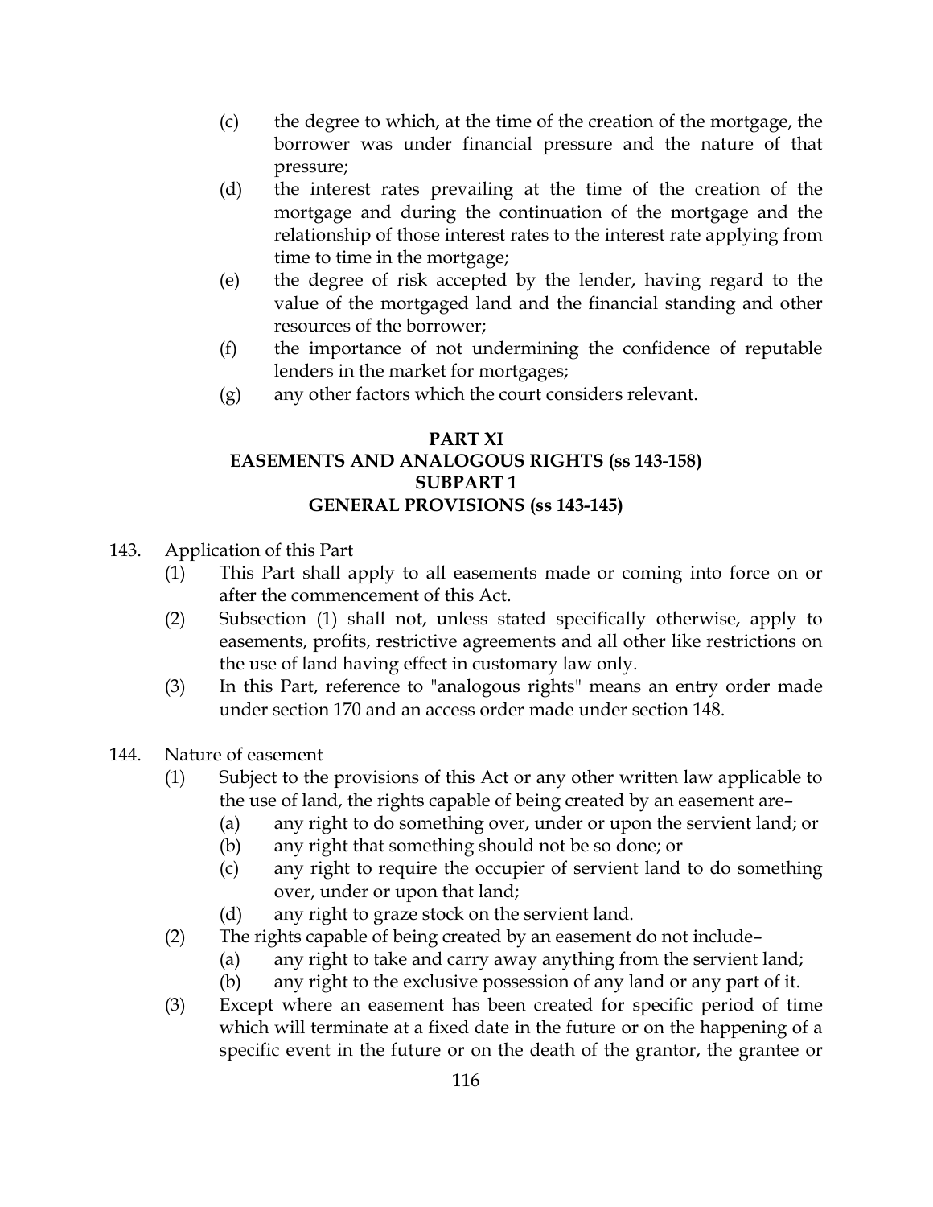(c) the degree to which, at the time of the creation of the mortgage, the borrower was under financial pressure and the nature of that pressure;

(d) the interest rates prevailing at the time of the creation of the mortgage and during the continuation of the mortgage and the relationship of those interest rates to the interest rate applying from time to time in the mortgage;

(e) the degree of risk accepted by the lender, having regard to the value of the mortgaged land and the financial standing and other resources of the borrower;

(f) the importance of not undermining the confidence of reputable lenders in the market for mortgages;

(g) any other factors which the court considers relevant.

## PART XI
## EASEMENTS AND ANALOGOUS RIGHTS (ss 143-158)
### SUBPART 1
### GENERAL PROVISIONS (ss 143-145)

143. Application of this Part

(1) This Part shall apply to all easements made or coming into force on or after the commencement of this Act.

(2) Subsection (1) shall not, unless stated specifically otherwise, apply to easements, profits, restrictive agreements and all other like restrictions on the use of land having effect in customary law only.

(3) In this Part, reference to "analogous rights" means an entry order made under section 170 and an access order made under section 148.

144. Nature of easement

(1) Subject to the provisions of this Act or any other written law applicable to the use of land, the rights capable of being created by an easement are–

(a) any right to do something over, under or upon the servient land; or

(b) any right that something should not be so done; or

(c) any right to require the occupier of servient land to do something over, under or upon that land;

(d) any right to graze stock on the servient land.

(2) The rights capable of being created by an easement do not include–

(a) any right to take and carry away anything from the servient land;

(b) any right to the exclusive possession of any land or any part of it.

(3) Except where an easement has been created for specific period of time which will terminate at a fixed date in the future or on the happening of a specific event in the future or on the death of the grantor, the grantee or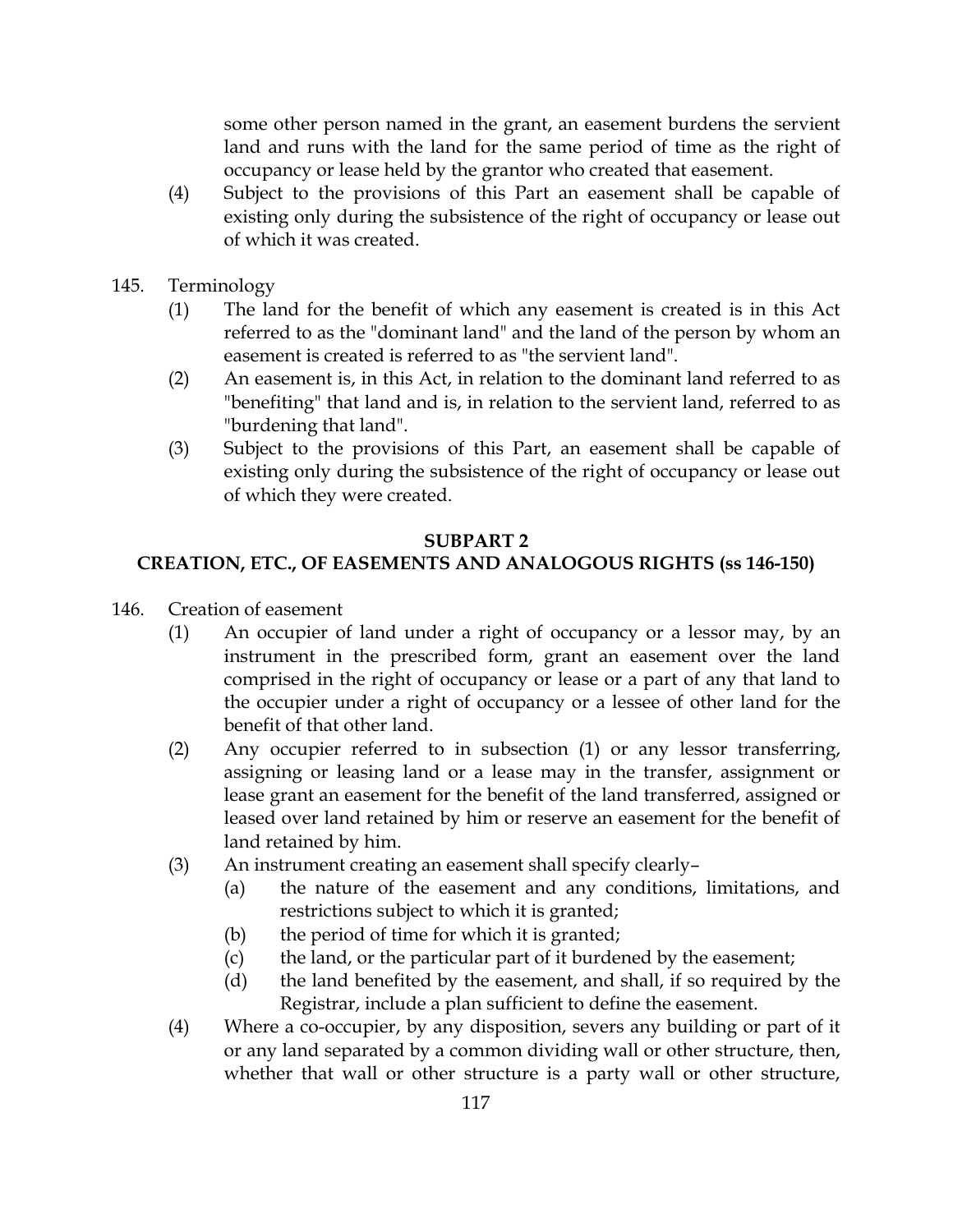some other person named in the grant, an easement burdens the servient land and runs with the land for the same period of time as the right of occupancy or lease held by the grantor who created that easement.

(4) Subject to the provisions of this Part an easement shall be capable of existing only during the subsistence of the right of occupancy or lease out of which it was created.

145. Terminology

(1) The land for the benefit of which any easement is created is in this Act referred to as the "dominant land" and the land of the person by whom an easement is created is referred to as "the servient land".

(2) An easement is, in this Act, in relation to the dominant land referred to as "benefiting" that land and is, in relation to the servient land, referred to as "burdening that land".

(3) Subject to the provisions of this Part, an easement shall be capable of existing only during the subsistence of the right of occupancy or lease out of which they were created.

## SUBPART 2
## CREATION, ETC., OF EASEMENTS AND ANALOGOUS RIGHTS (ss 146-150)

146. Creation of easement

(1) An occupier of land under a right of occupancy or a lessor may, by an instrument in the prescribed form, grant an easement over the land comprised in the right of occupancy or lease or a part of any that land to the occupier under a right of occupancy or a lessee of other land for the benefit of that other land.

(2) Any occupier referred to in subsection (1) or any lessor transferring, assigning or leasing land or a lease may in the transfer, assignment or lease grant an easement for the benefit of the land transferred, assigned or leased over land retained by him or reserve an easement for the benefit of land retained by him.

(3) An instrument creating an easement shall specify clearly–

(a) the nature of the easement and any conditions, limitations, and restrictions subject to which it is granted;

(b) the period of time for which it is granted;

(c) the land, or the particular part of it burdened by the easement;

(d) the land benefited by the easement, and shall, if so required by the Registrar, include a plan sufficient to define the easement.

(4) Where a co-occupier, by any disposition, severs any building or part of it or any land separated by a common dividing wall or other structure, then, whether that wall or other structure is a party wall or other structure,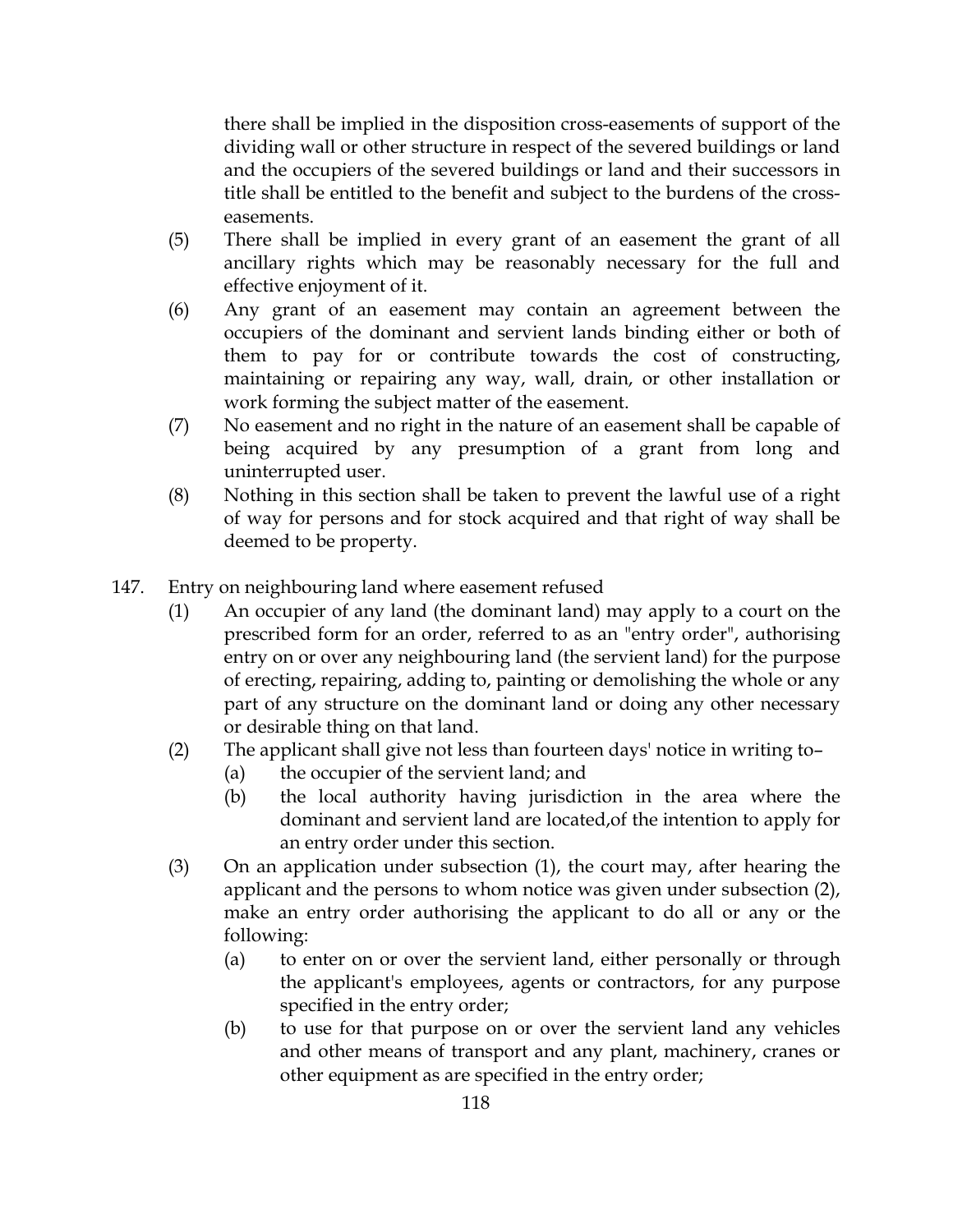there shall be implied in the disposition cross-easements of support of the dividing wall or other structure in respect of the severed buildings or land and the occupiers of the severed buildings or land and their successors in title shall be entitled to the benefit and subject to the burdens of the cross-easements.

(5) There shall be implied in every grant of an easement the grant of all ancillary rights which may be reasonably necessary for the full and effective enjoyment of it.

(6) Any grant of an easement may contain an agreement between the occupiers of the dominant and servient lands binding either or both of them to pay for or contribute towards the cost of constructing, maintaining or repairing any way, wall, drain, or other installation or work forming the subject matter of the easement.

(7) No easement and no right in the nature of an easement shall be capable of being acquired by any presumption of a grant from long and uninterrupted user.

(8) Nothing in this section shall be taken to prevent the lawful use of a right of way for persons and for stock acquired and that right of way shall be deemed to be property.

147. Entry on neighbouring land where easement refused

(1) An occupier of any land (the dominant land) may apply to a court on the prescribed form for an order, referred to as an "entry order", authorising entry on or over any neighbouring land (the servient land) for the purpose of erecting, repairing, adding to, painting or demolishing the whole or any part of any structure on the dominant land or doing any other necessary or desirable thing on that land.

(2) The applicant shall give not less than fourteen days' notice in writing to–

(a) the occupier of the servient land; and

(b) the local authority having jurisdiction in the area where the dominant and servient land are located,of the intention to apply for an entry order under this section.

(3) On an application under subsection (1), the court may, after hearing the applicant and the persons to whom notice was given under subsection (2), make an entry order authorising the applicant to do all or any or the following:

(a) to enter on or over the servient land, either personally or through the applicant's employees, agents or contractors, for any purpose specified in the entry order;

(b) to use for that purpose on or over the servient land any vehicles and other means of transport and any plant, machinery, cranes or other equipment as are specified in the entry order;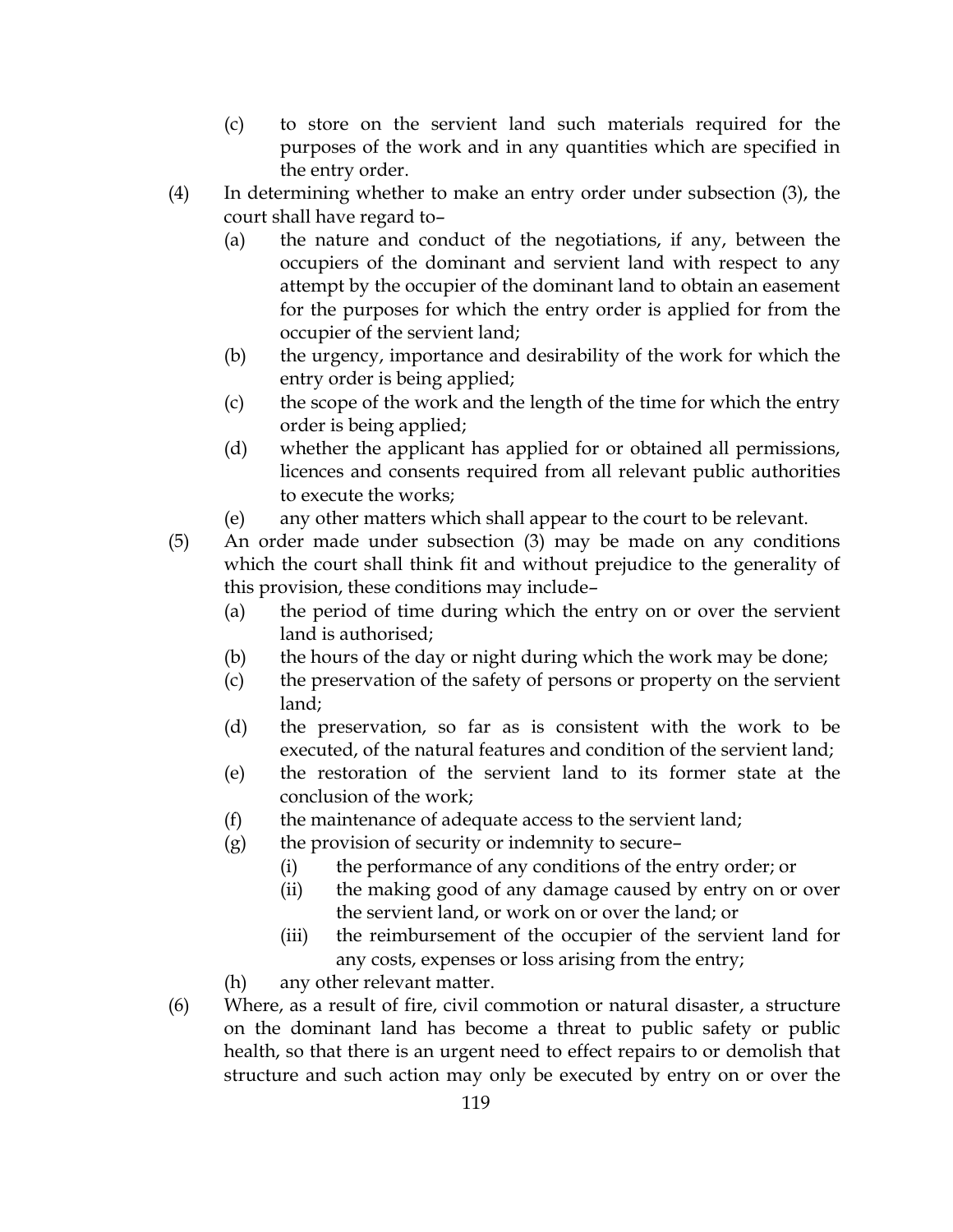(c) to store on the servient land such materials required for the purposes of the work and in any quantities which are specified in the entry order.

(4) In determining whether to make an entry order under subsection (3), the court shall have regard to–

(a) the nature and conduct of the negotiations, if any, between the occupiers of the dominant and servient land with respect to any attempt by the occupier of the dominant land to obtain an easement for the purposes for which the entry order is applied for from the occupier of the servient land;

(b) the urgency, importance and desirability of the work for which the entry order is being applied;

(c) the scope of the work and the length of the time for which the entry order is being applied;

(d) whether the applicant has applied for or obtained all permissions, licences and consents required from all relevant public authorities to execute the works;

(e) any other matters which shall appear to the court to be relevant.

(5) An order made under subsection (3) may be made on any conditions which the court shall think fit and without prejudice to the generality of this provision, these conditions may include–

(a) the period of time during which the entry on or over the servient land is authorised;

(b) the hours of the day or night during which the work may be done;

(c) the preservation of the safety of persons or property on the servient land;

(d) the preservation, so far as is consistent with the work to be executed, of the natural features and condition of the servient land;

(e) the restoration of the servient land to its former state at the conclusion of the work;

(f) the maintenance of adequate access to the servient land;

(g) the provision of security or indemnity to secure–

(i) the performance of any conditions of the entry order; or

(ii) the making good of any damage caused by entry on or over the servient land, or work on or over the land; or

(iii) the reimbursement of the occupier of the servient land for any costs, expenses or loss arising from the entry;

(h) any other relevant matter.

(6) Where, as a result of fire, civil commotion or natural disaster, a structure on the dominant land has become a threat to public safety or public health, so that there is an urgent need to effect repairs to or demolish that structure and such action may only be executed by entry on or over the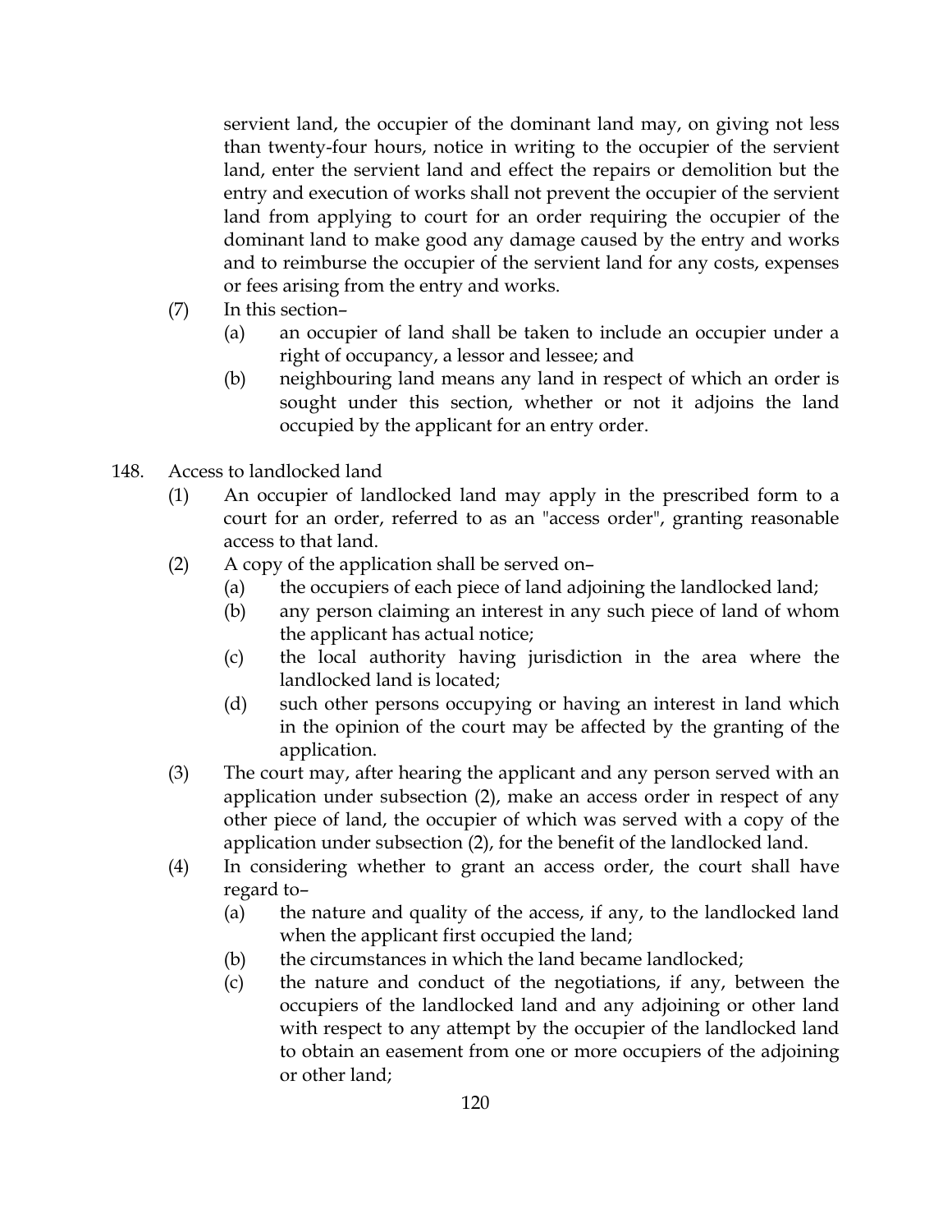servient land, the occupier of the dominant land may, on giving not less than twenty-four hours, notice in writing to the occupier of the servient land, enter the servient land and effect the repairs or demolition but the entry and execution of works shall not prevent the occupier of the servient land from applying to court for an order requiring the occupier of the dominant land to make good any damage caused by the entry and works and to reimburse the occupier of the servient land for any costs, expenses or fees arising from the entry and works.

(7) In this section–

(a) an occupier of land shall be taken to include an occupier under a right of occupancy, a lessor and lessee; and

(b) neighbouring land means any land in respect of which an order is sought under this section, whether or not it adjoins the land occupied by the applicant for an entry order.

148. Access to landlocked land

(1) An occupier of landlocked land may apply in the prescribed form to a court for an order, referred to as an "access order", granting reasonable access to that land.

(2) A copy of the application shall be served on–

(a) the occupiers of each piece of land adjoining the landlocked land;

(b) any person claiming an interest in any such piece of land of whom the applicant has actual notice;

(c) the local authority having jurisdiction in the area where the landlocked land is located;

(d) such other persons occupying or having an interest in land which in the opinion of the court may be affected by the granting of the application.

(3) The court may, after hearing the applicant and any person served with an application under subsection (2), make an access order in respect of any other piece of land, the occupier of which was served with a copy of the application under subsection (2), for the benefit of the landlocked land.

(4) In considering whether to grant an access order, the court shall have regard to–

(a) the nature and quality of the access, if any, to the landlocked land when the applicant first occupied the land;

(b) the circumstances in which the land became landlocked;

(c) the nature and conduct of the negotiations, if any, between the occupiers of the landlocked land and any adjoining or other land with respect to any attempt by the occupier of the landlocked land to obtain an easement from one or more occupiers of the adjoining or other land;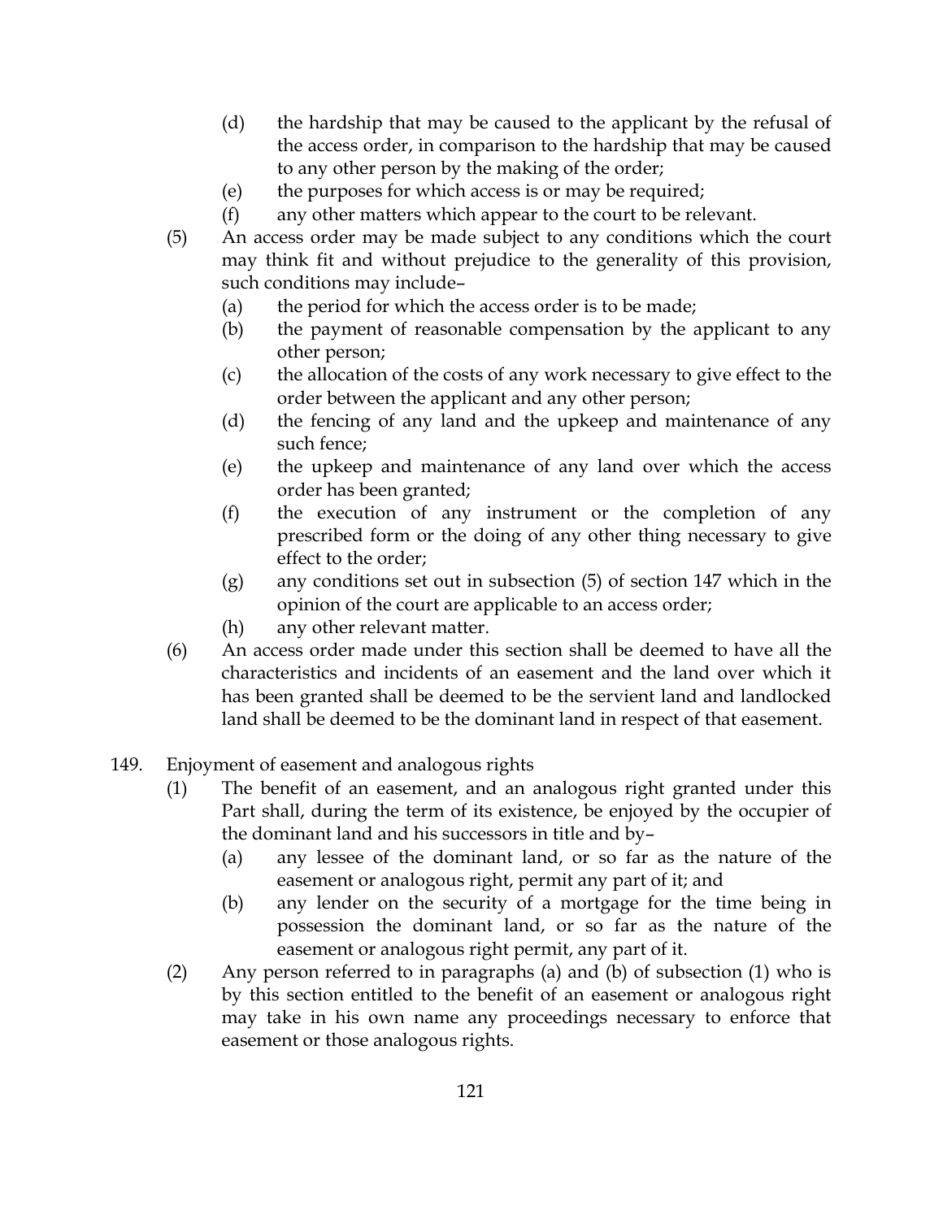(d) the hardship that may be caused to the applicant by the refusal of the access order, in comparison to the hardship that may be caused to any other person by the making of the order;

(e) the purposes for which access is or may be required;

(f) any other matters which appear to the court to be relevant.

(5) An access order may be made subject to any conditions which the court may think fit and without prejudice to the generality of this provision, such conditions may include–

(a) the period for which the access order is to be made;

(b) the payment of reasonable compensation by the applicant to any other person;

(c) the allocation of the costs of any work necessary to give effect to the order between the applicant and any other person;

(d) the fencing of any land and the upkeep and maintenance of any such fence;

(e) the upkeep and maintenance of any land over which the access order has been granted;

(f) the execution of any instrument or the completion of any prescribed form or the doing of any other thing necessary to give effect to the order;

(g) any conditions set out in subsection (5) of section 147 which in the opinion of the court are applicable to an access order;

(h) any other relevant matter.

(6) An access order made under this section shall be deemed to have all the characteristics and incidents of an easement and the land over which it has been granted shall be deemed to be the servient land and landlocked land shall be deemed to be the dominant land in respect of that easement.

149. Enjoyment of easement and analogous rights

(1) The benefit of an easement, and an analogous right granted under this Part shall, during the term of its existence, be enjoyed by the occupier of the dominant land and his successors in title and by–

(a) any lessee of the dominant land, or so far as the nature of the easement or analogous right, permit any part of it; and

(b) any lender on the security of a mortgage for the time being in possession the dominant land, or so far as the nature of the easement or analogous right permit, any part of it.

(2) Any person referred to in paragraphs (a) and (b) of subsection (1) who is by this section entitled to the benefit of an easement or analogous right may take in his own name any proceedings necessary to enforce that easement or those analogous rights.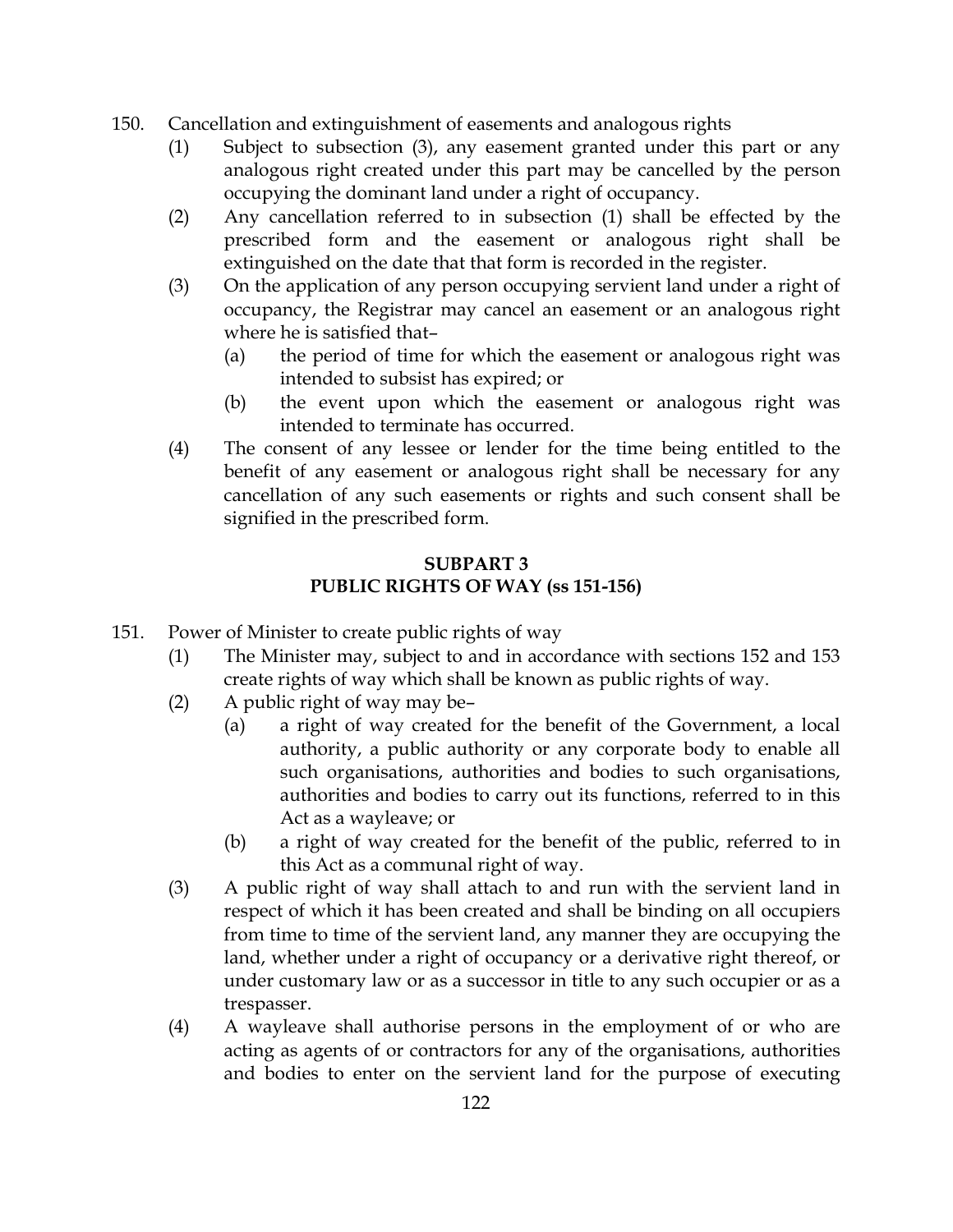150. Cancellation and extinguishment of easements and analogous rights

(1) Subject to subsection (3), any easement granted under this part or any analogous right created under this part may be cancelled by the person occupying the dominant land under a right of occupancy.

(2) Any cancellation referred to in subsection (1) shall be effected by the prescribed form and the easement or analogous right shall be extinguished on the date that that form is recorded in the register.

(3) On the application of any person occupying servient land under a right of occupancy, the Registrar may cancel an easement or an analogous right where he is satisfied that–

(a) the period of time for which the easement or analogous right was intended to subsist has expired; or

(b) the event upon which the easement or analogous right was intended to terminate has occurred.

(4) The consent of any lessee or lender for the time being entitled to the benefit of any easement or analogous right shall be necessary for any cancellation of any such easements or rights and such consent shall be signified in the prescribed form.

## SUBPART 3
## PUBLIC RIGHTS OF WAY (ss 151-156)

151. Power of Minister to create public rights of way

(1) The Minister may, subject to and in accordance with sections 152 and 153 create rights of way which shall be known as public rights of way.

(2) A public right of way may be–

(a) a right of way created for the benefit of the Government, a local authority, a public authority or any corporate body to enable all such organisations, authorities and bodies to such organisations, authorities and bodies to carry out its functions, referred to in this Act as a wayleave; or

(b) a right of way created for the benefit of the public, referred to in this Act as a communal right of way.

(3) A public right of way shall attach to and run with the servient land in respect of which it has been created and shall be binding on all occupiers from time to time of the servient land, any manner they are occupying the land, whether under a right of occupancy or a derivative right thereof, or under customary law or as a successor in title to any such occupier or as a trespasser.

(4) A wayleave shall authorise persons in the employment of or who are acting as agents of or contractors for any of the organisations, authorities and bodies to enter on the servient land for the purpose of executing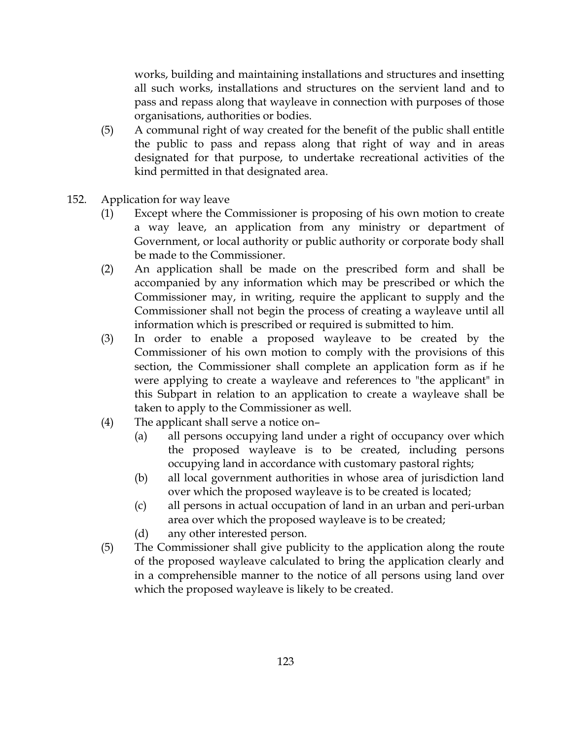works, building and maintaining installations and structures and insetting all such works, installations and structures on the servient land and to pass and repass along that wayleave in connection with purposes of those organisations, authorities or bodies.

(5) A communal right of way created for the benefit of the public shall entitle the public to pass and repass along that right of way and in areas designated for that purpose, to undertake recreational activities of the kind permitted in that designated area.

152. Application for way leave

(1) Except where the Commissioner is proposing of his own motion to create a way leave, an application from any ministry or department of Government, or local authority or public authority or corporate body shall be made to the Commissioner.

(2) An application shall be made on the prescribed form and shall be accompanied by any information which may be prescribed or which the Commissioner may, in writing, require the applicant to supply and the Commissioner shall not begin the process of creating a wayleave until all information which is prescribed or required is submitted to him.

(3) In order to enable a proposed wayleave to be created by the Commissioner of his own motion to comply with the provisions of this section, the Commissioner shall complete an application form as if he were applying to create a wayleave and references to "the applicant" in this Subpart in relation to an application to create a wayleave shall be taken to apply to the Commissioner as well.

(4) The applicant shall serve a notice on–

(a) all persons occupying land under a right of occupancy over which the proposed wayleave is to be created, including persons occupying land in accordance with customary pastoral rights;

(b) all local government authorities in whose area of jurisdiction land over which the proposed wayleave is to be created is located;

(c) all persons in actual occupation of land in an urban and peri-urban area over which the proposed wayleave is to be created;

(d) any other interested person.

(5) The Commissioner shall give publicity to the application along the route of the proposed wayleave calculated to bring the application clearly and in a comprehensible manner to the notice of all persons using land over which the proposed wayleave is likely to be created.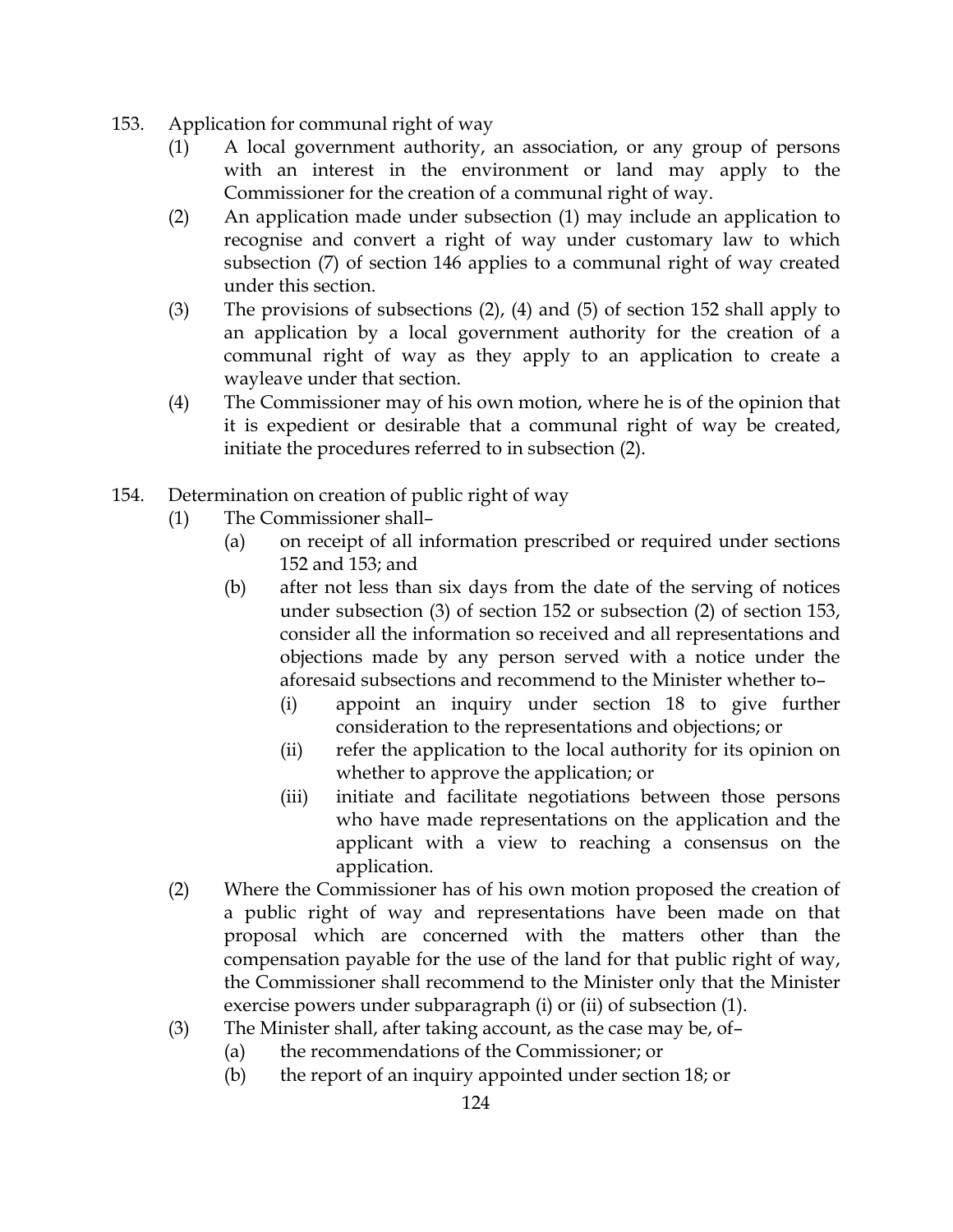153. Application for communal right of way

(1) A local government authority, an association, or any group of persons with an interest in the environment or land may apply to the Commissioner for the creation of a communal right of way.

(2) An application made under subsection (1) may include an application to recognise and convert a right of way under customary law to which subsection (7) of section 146 applies to a communal right of way created under this section.

(3) The provisions of subsections (2), (4) and (5) of section 152 shall apply to an application by a local government authority for the creation of a communal right of way as they apply to an application to create a wayleave under that section.

(4) The Commissioner may of his own motion, where he is of the opinion that it is expedient or desirable that a communal right of way be created, initiate the procedures referred to in subsection (2).

154. Determination on creation of public right of way

(1) The Commissioner shall–

(a) on receipt of all information prescribed or required under sections 152 and 153; and

(b) after not less than six days from the date of the serving of notices under subsection (3) of section 152 or subsection (2) of section 153, consider all the information so received and all representations and objections made by any person served with a notice under the aforesaid subsections and recommend to the Minister whether to–

(i) appoint an inquiry under section 18 to give further consideration to the representations and objections; or

(ii) refer the application to the local authority for its opinion on whether to approve the application; or

(iii) initiate and facilitate negotiations between those persons who have made representations on the application and the applicant with a view to reaching a consensus on the application.

(2) Where the Commissioner has of his own motion proposed the creation of a public right of way and representations have been made on that proposal which are concerned with the matters other than the compensation payable for the use of the land for that public right of way, the Commissioner shall recommend to the Minister only that the Minister exercise powers under subparagraph (i) or (ii) of subsection (1).

(3) The Minister shall, after taking account, as the case may be, of–

(a) the recommendations of the Commissioner; or

(b) the report of an inquiry appointed under section 18; or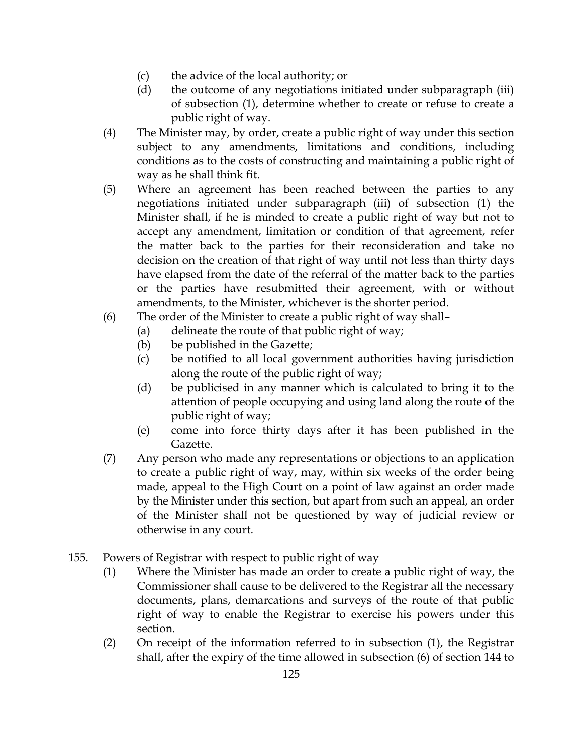(c) the advice of the local authority; or

(d) the outcome of any negotiations initiated under subparagraph (iii) of subsection (1), determine whether to create or refuse to create a public right of way.

(4) The Minister may, by order, create a public right of way under this section subject to any amendments, limitations and conditions, including conditions as to the costs of constructing and maintaining a public right of way as he shall think fit.

(5) Where an agreement has been reached between the parties to any negotiations initiated under subparagraph (iii) of subsection (1) the Minister shall, if he is minded to create a public right of way but not to accept any amendment, limitation or condition of that agreement, refer the matter back to the parties for their reconsideration and take no decision on the creation of that right of way until not less than thirty days have elapsed from the date of the referral of the matter back to the parties or the parties have resubmitted their agreement, with or without amendments, to the Minister, whichever is the shorter period.

(6) The order of the Minister to create a public right of way shall–

(a) delineate the route of that public right of way;

(b) be published in the Gazette;

(c) be notified to all local government authorities having jurisdiction along the route of the public right of way;

(d) be publicised in any manner which is calculated to bring it to the attention of people occupying and using land along the route of the public right of way;

(e) come into force thirty days after it has been published in the Gazette.

(7) Any person who made any representations or objections to an application to create a public right of way, may, within six weeks of the order being made, appeal to the High Court on a point of law against an order made by the Minister under this section, but apart from such an appeal, an order of the Minister shall not be questioned by way of judicial review or otherwise in any court.

155. Powers of Registrar with respect to public right of way

(1) Where the Minister has made an order to create a public right of way, the Commissioner shall cause to be delivered to the Registrar all the necessary documents, plans, demarcations and surveys of the route of that public right of way to enable the Registrar to exercise his powers under this section.

(2) On receipt of the information referred to in subsection (1), the Registrar shall, after the expiry of the time allowed in subsection (6) of section 144 to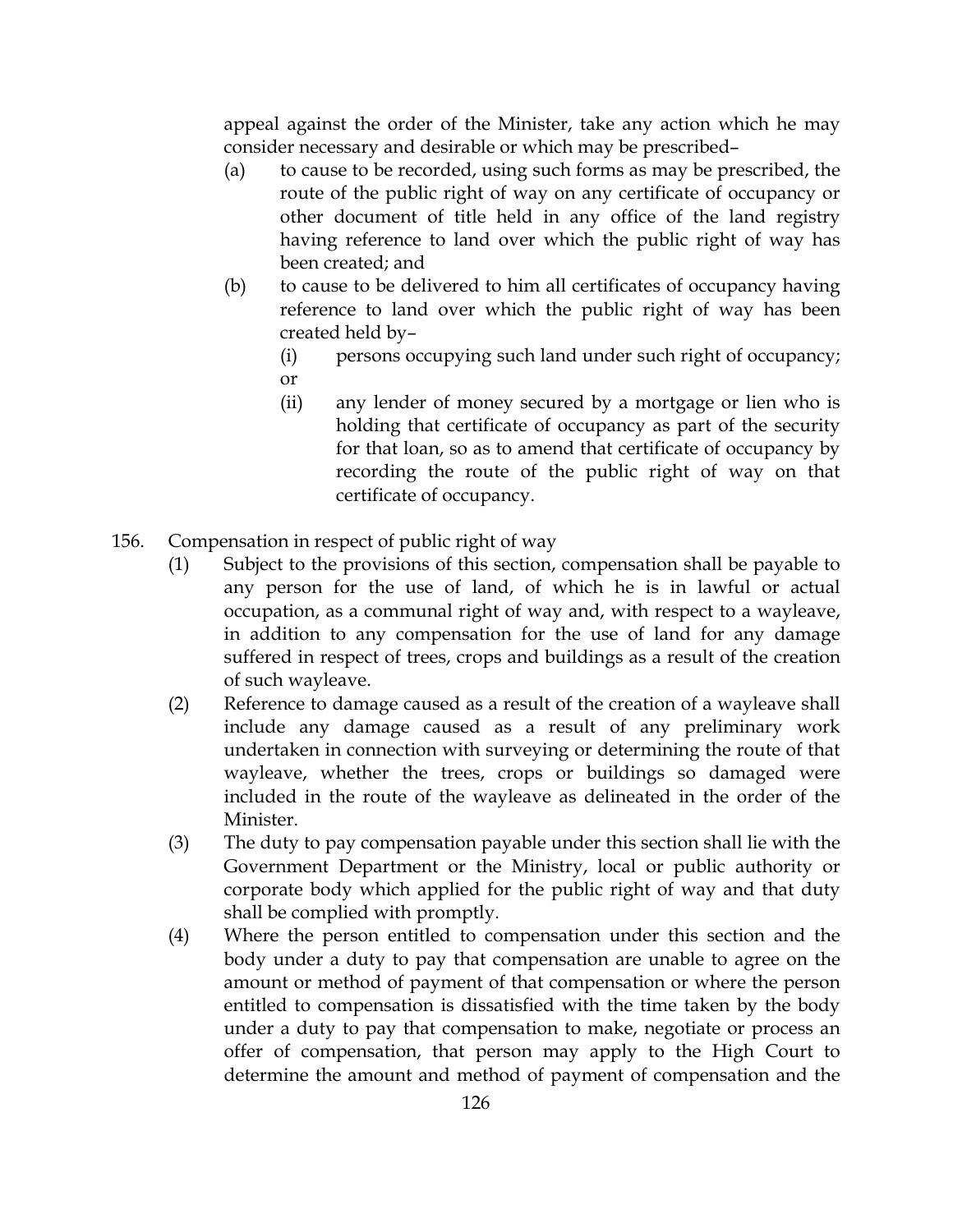appeal against the order of the Minister, take any action which he may consider necessary and desirable or which may be prescribed–

(a) to cause to be recorded, using such forms as may be prescribed, the route of the public right of way on any certificate of occupancy or other document of title held in any office of the land registry having reference to land over which the public right of way has been created; and

(b) to cause to be delivered to him all certificates of occupancy having reference to land over which the public right of way has been created held by–

(i) persons occupying such land under such right of occupancy; or

(ii) any lender of money secured by a mortgage or lien who is holding that certificate of occupancy as part of the security for that loan, so as to amend that certificate of occupancy by recording the route of the public right of way on that certificate of occupancy.

156. Compensation in respect of public right of way

(1) Subject to the provisions of this section, compensation shall be payable to any person for the use of land, of which he is in lawful or actual occupation, as a communal right of way and, with respect to a wayleave, in addition to any compensation for the use of land for any damage suffered in respect of trees, crops and buildings as a result of the creation of such wayleave.

(2) Reference to damage caused as a result of the creation of a wayleave shall include any damage caused as a result of any preliminary work undertaken in connection with surveying or determining the route of that wayleave, whether the trees, crops or buildings so damaged were included in the route of the wayleave as delineated in the order of the Minister.

(3) The duty to pay compensation payable under this section shall lie with the Government Department or the Ministry, local or public authority or corporate body which applied for the public right of way and that duty shall be complied with promptly.

(4) Where the person entitled to compensation under this section and the body under a duty to pay that compensation are unable to agree on the amount or method of payment of that compensation or where the person entitled to compensation is dissatisfied with the time taken by the body under a duty to pay that compensation to make, negotiate or process an offer of compensation, that person may apply to the High Court to determine the amount and method of payment of compensation and the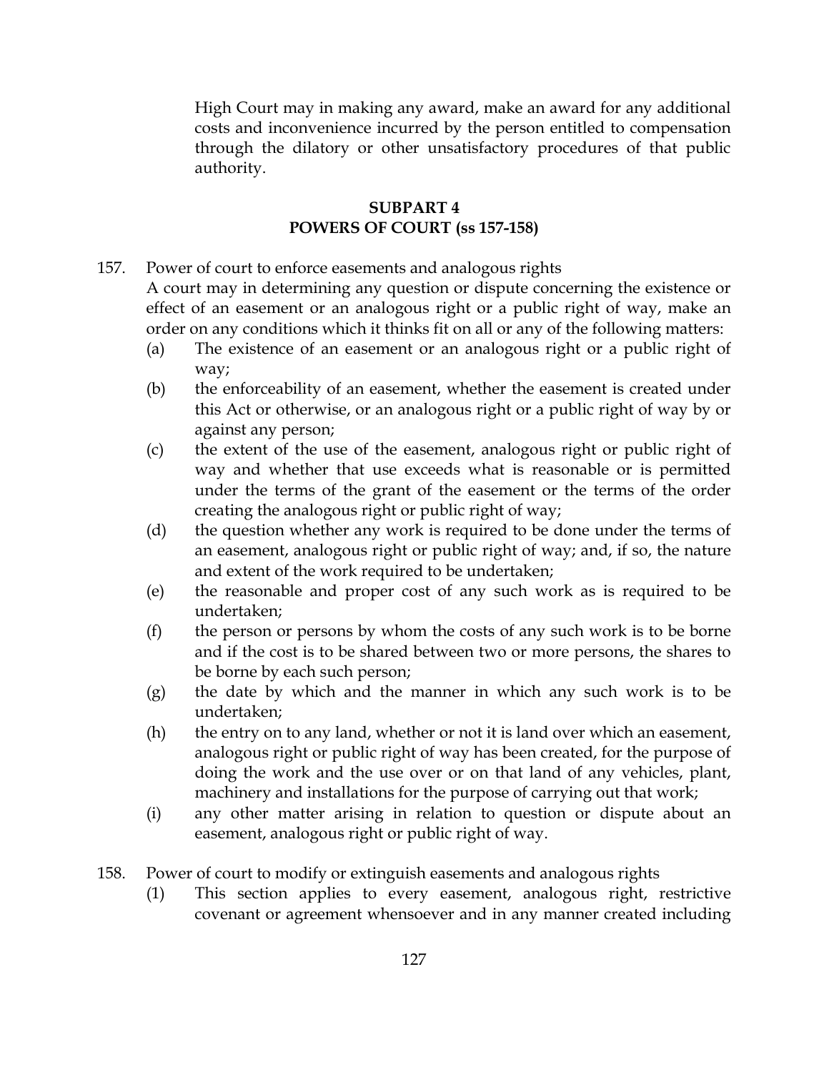High Court may in making any award, make an award for any additional costs and inconvenience incurred by the person entitled to compensation through the dilatory or other unsatisfactory procedures of that public authority.

## SUBPART 4
## POWERS OF COURT (ss 157-158)

157. Power of court to enforce easements and analogous rights

A court may in determining any question or dispute concerning the existence or effect of an easement or an analogous right or a public right of way, make an order on any conditions which it thinks fit on all or any of the following matters:

(a) The existence of an easement or an analogous right or a public right of way;

(b) the enforceability of an easement, whether the easement is created under this Act or otherwise, or an analogous right or a public right of way by or against any person;

(c) the extent of the use of the easement, analogous right or public right of way and whether that use exceeds what is reasonable or is permitted under the terms of the grant of the easement or the terms of the order creating the analogous right or public right of way;

(d) the question whether any work is required to be done under the terms of an easement, analogous right or public right of way; and, if so, the nature and extent of the work required to be undertaken;

(e) the reasonable and proper cost of any such work as is required to be undertaken;

(f) the person or persons by whom the costs of any such work is to be borne and if the cost is to be shared between two or more persons, the shares to be borne by each such person;

(g) the date by which and the manner in which any such work is to be undertaken;

(h) the entry on to any land, whether or not it is land over which an easement, analogous right or public right of way has been created, for the purpose of doing the work and the use over or on that land of any vehicles, plant, machinery and installations for the purpose of carrying out that work;

(i) any other matter arising in relation to question or dispute about an easement, analogous right or public right of way.

158. Power of court to modify or extinguish easements and analogous rights

(1) This section applies to every easement, analogous right, restrictive covenant or agreement whensoever and in any manner created including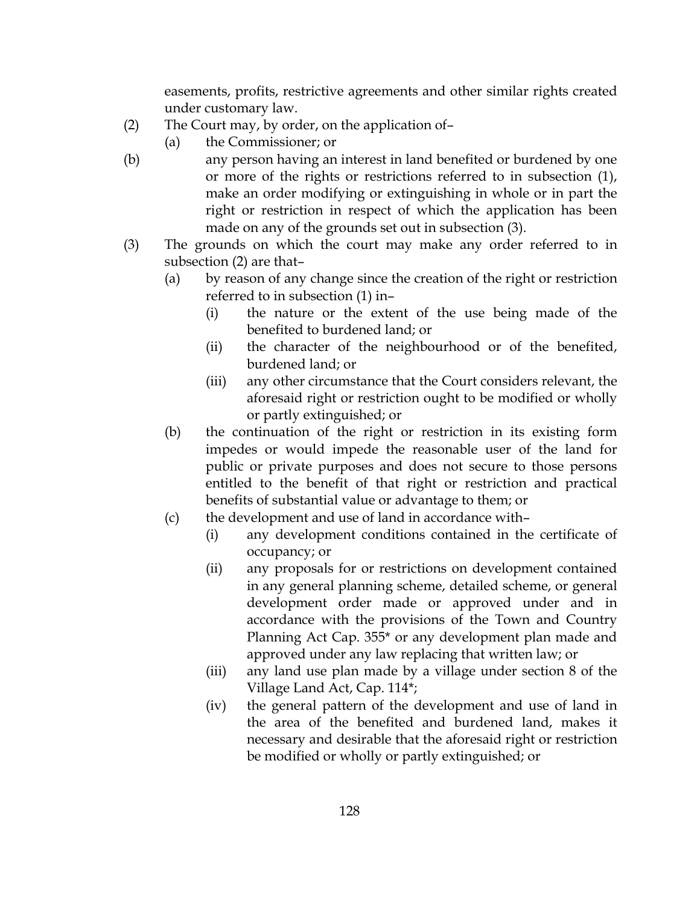easements, profits, restrictive agreements and other similar rights created under customary law.

(2) The Court may, by order, on the application of–

(a) the Commissioner; or

(b) any person having an interest in land benefited or burdened by one or more of the rights or restrictions referred to in subsection (1), make an order modifying or extinguishing in whole or in part the right or restriction in respect of which the application has been made on any of the grounds set out in subsection (3).

(3) The grounds on which the court may make any order referred to in subsection (2) are that–

(a) by reason of any change since the creation of the right or restriction referred to in subsection (1) in–

(i) the nature or the extent of the use being made of the benefited to burdened land; or

(ii) the character of the neighbourhood or of the benefited, burdened land; or

(iii) any other circumstance that the Court considers relevant, the aforesaid right or restriction ought to be modified or wholly or partly extinguished; or

(b) the continuation of the right or restriction in its existing form impedes or would impede the reasonable user of the land for public or private purposes and does not secure to those persons entitled to the benefit of that right or restriction and practical benefits of substantial value or advantage to them; or

(c) the development and use of land in accordance with–

(i) any development conditions contained in the certificate of occupancy; or

(ii) any proposals for or restrictions on development contained in any general planning scheme, detailed scheme, or general development order made or approved under and in accordance with the provisions of the Town and Country Planning Act Cap. 355* or any development plan made and approved under any law replacing that written law; or

(iii) any land use plan made by a village under section 8 of the Village Land Act, Cap. 114*;

(iv) the general pattern of the development and use of land in the area of the benefited and burdened land, makes it necessary and desirable that the aforesaid right or restriction be modified or wholly or partly extinguished; or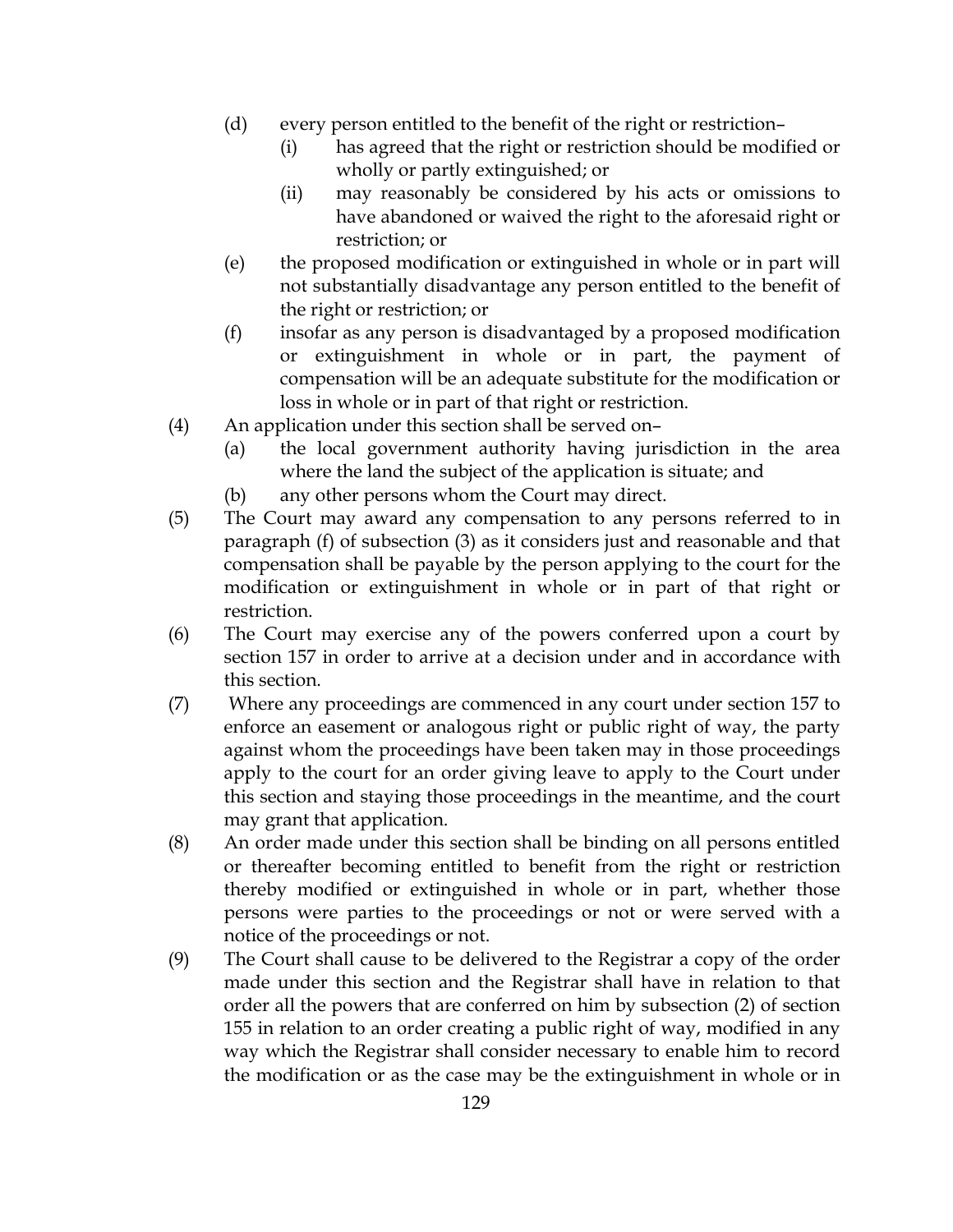(d) every person entitled to the benefit of the right or restriction–

    (i) has agreed that the right or restriction should be modified or wholly or partly extinguished; or

    (ii) may reasonably be considered by his acts or omissions to have abandoned or waived the right to the aforesaid right or restriction; or

(e) the proposed modification or extinguished in whole or in part will not substantially disadvantage any person entitled to the benefit of the right or restriction; or

(f) insofar as any person is disadvantaged by a proposed modification or extinguishment in whole or in part, the payment of compensation will be an adequate substitute for the modification or loss in whole or in part of that right or restriction.

(4) An application under this section shall be served on–

    (a) the local government authority having jurisdiction in the area where the land the subject of the application is situate; and

    (b) any other persons whom the Court may direct.

(5) The Court may award any compensation to any persons referred to in paragraph (f) of subsection (3) as it considers just and reasonable and that compensation shall be payable by the person applying to the court for the modification or extinguishment in whole or in part of that right or restriction.

(6) The Court may exercise any of the powers conferred upon a court by section 157 in order to arrive at a decision under and in accordance with this section.

(7) Where any proceedings are commenced in any court under section 157 to enforce an easement or analogous right or public right of way, the party against whom the proceedings have been taken may in those proceedings apply to the court for an order giving leave to apply to the Court under this section and staying those proceedings in the meantime, and the court may grant that application.

(8) An order made under this section shall be binding on all persons entitled or thereafter becoming entitled to benefit from the right or restriction thereby modified or extinguished in whole or in part, whether those persons were parties to the proceedings or not or were served with a notice of the proceedings or not.

(9) The Court shall cause to be delivered to the Registrar a copy of the order made under this section and the Registrar shall have in relation to that order all the powers that are conferred on him by subsection (2) of section 155 in relation to an order creating a public right of way, modified in any way which the Registrar shall consider necessary to enable him to record the modification or as the case may be the extinguishment in whole or in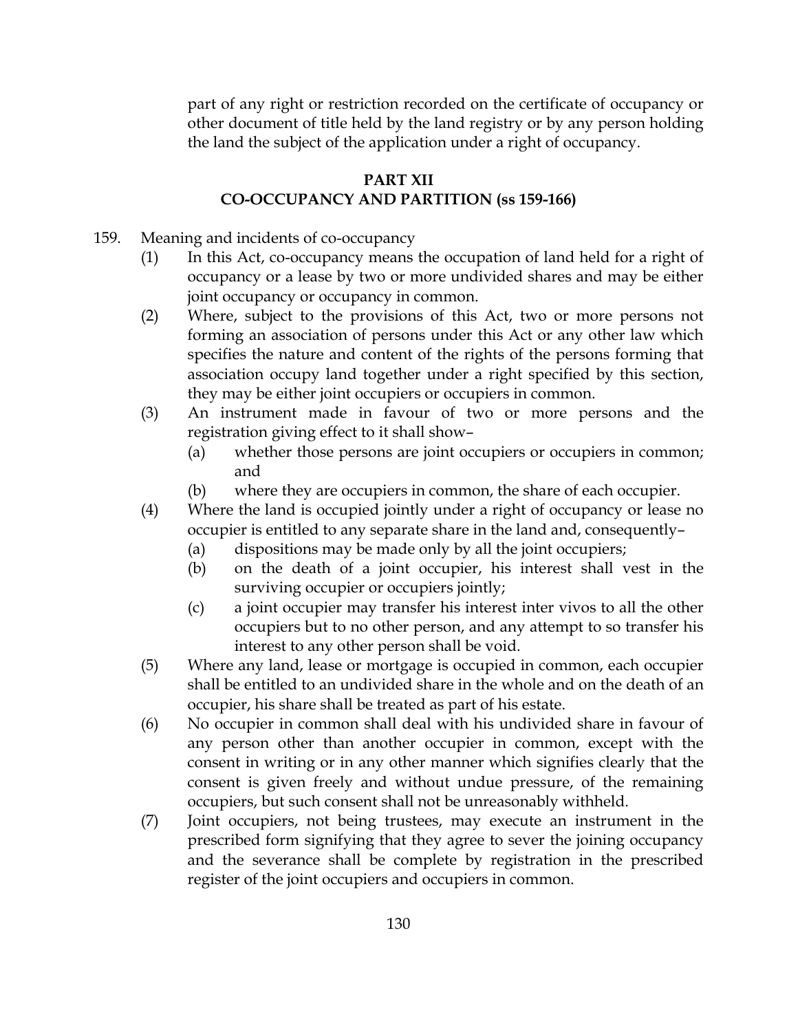part of any right or restriction recorded on the certificate of occupancy or other document of title held by the land registry or by any person holding the land the subject of the application under a right of occupancy.

## PART XII
## CO-OCCUPANCY AND PARTITION (ss 159-166)

159. Meaning and incidents of co-occupancy

(1) In this Act, co-occupancy means the occupation of land held for a right of occupancy or a lease by two or more undivided shares and may be either joint occupancy or occupancy in common.

(2) Where, subject to the provisions of this Act, two or more persons not forming an association of persons under this Act or any other law which specifies the nature and content of the rights of the persons forming that association occupy land together under a right specified by this section, they may be either joint occupiers or occupiers in common.

(3) An instrument made in favour of two or more persons and the registration giving effect to it shall show–

(a) whether those persons are joint occupiers or occupiers in common; and

(b) where they are occupiers in common, the share of each occupier.

(4) Where the land is occupied jointly under a right of occupancy or lease no occupier is entitled to any separate share in the land and, consequently–

(a) dispositions may be made only by all the joint occupiers;

(b) on the death of a joint occupier, his interest shall vest in the surviving occupier or occupiers jointly;

(c) a joint occupier may transfer his interest inter vivos to all the other occupiers but to no other person, and any attempt to so transfer his interest to any other person shall be void.

(5) Where any land, lease or mortgage is occupied in common, each occupier shall be entitled to an undivided share in the whole and on the death of an occupier, his share shall be treated as part of his estate.

(6) No occupier in common shall deal with his undivided share in favour of any person other than another occupier in common, except with the consent in writing or in any other manner which signifies clearly that the consent is given freely and without undue pressure, of the remaining occupiers, but such consent shall not be unreasonably withheld.

(7) Joint occupiers, not being trustees, may execute an instrument in the prescribed form signifying that they agree to sever the joining occupancy and the severance shall be complete by registration in the prescribed register of the joint occupiers and occupiers in common.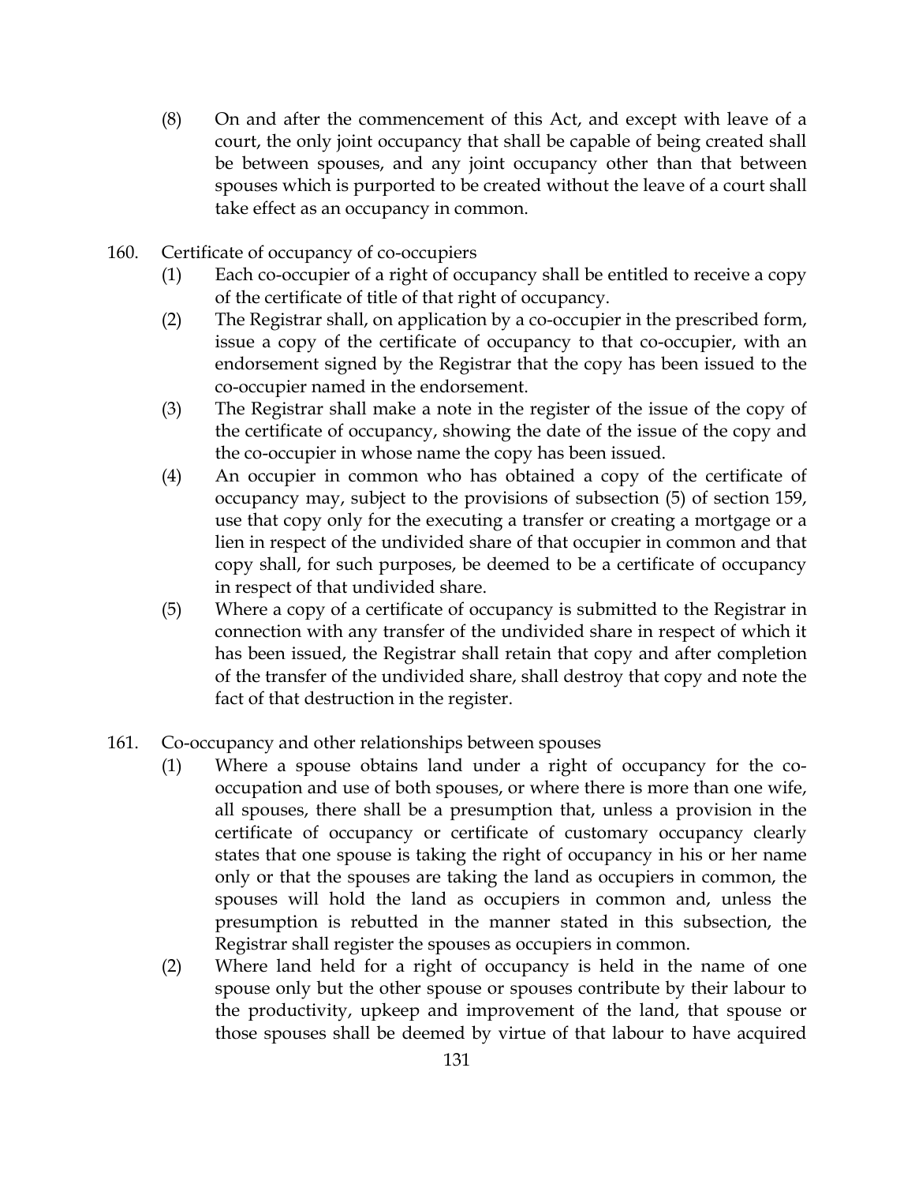(8) On and after the commencement of this Act, and except with leave of a court, the only joint occupancy that shall be capable of being created shall be between spouses, and any joint occupancy other than that between spouses which is purported to be created without the leave of a court shall take effect as an occupancy in common.

160. Certificate of occupancy of co-occupiers

(1) Each co-occupier of a right of occupancy shall be entitled to receive a copy of the certificate of title of that right of occupancy.

(2) The Registrar shall, on application by a co-occupier in the prescribed form, issue a copy of the certificate of occupancy to that co-occupier, with an endorsement signed by the Registrar that the copy has been issued to the co-occupier named in the endorsement.

(3) The Registrar shall make a note in the register of the issue of the copy of the certificate of occupancy, showing the date of the issue of the copy and the co-occupier in whose name the copy has been issued.

(4) An occupier in common who has obtained a copy of the certificate of occupancy may, subject to the provisions of subsection (5) of section 159, use that copy only for the executing a transfer or creating a mortgage or a lien in respect of the undivided share of that occupier in common and that copy shall, for such purposes, be deemed to be a certificate of occupancy in respect of that undivided share.

(5) Where a copy of a certificate of occupancy is submitted to the Registrar in connection with any transfer of the undivided share in respect of which it has been issued, the Registrar shall retain that copy and after completion of the transfer of the undivided share, shall destroy that copy and note the fact of that destruction in the register.

161. Co-occupancy and other relationships between spouses

(1) Where a spouse obtains land under a right of occupancy for the co-occupation and use of both spouses, or where there is more than one wife, all spouses, there shall be a presumption that, unless a provision in the certificate of occupancy or certificate of customary occupancy clearly states that one spouse is taking the right of occupancy in his or her name only or that the spouses are taking the land as occupiers in common, the spouses will hold the land as occupiers in common and, unless the presumption is rebutted in the manner stated in this subsection, the Registrar shall register the spouses as occupiers in common.

(2) Where land held for a right of occupancy is held in the name of one spouse only but the other spouse or spouses contribute by their labour to the productivity, upkeep and improvement of the land, that spouse or those spouses shall be deemed by virtue of that labour to have acquired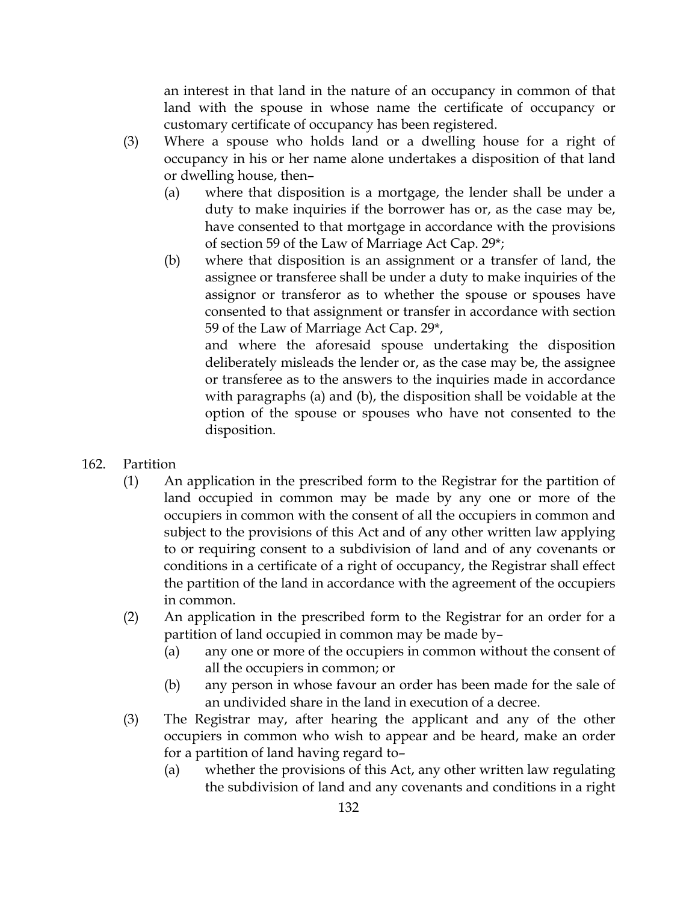an interest in that land in the nature of an occupancy in common of that land with the spouse in whose name the certificate of occupancy or customary certificate of occupancy has been registered.

(3) Where a spouse who holds land or a dwelling house for a right of occupancy in his or her name alone undertakes a disposition of that land or dwelling house, then–

   (a) where that disposition is a mortgage, the lender shall be under a duty to make inquiries if the borrower has or, as the case may be, have consented to that mortgage in accordance with the provisions of section 59 of the Law of Marriage Act Cap. 29*;

   (b) where that disposition is an assignment or a transfer of land, the assignee or transferee shall be under a duty to make inquiries of the assignor or transferor as to whether the spouse or spouses have consented to that assignment or transfer in accordance with section 59 of the Law of Marriage Act Cap. 29*,

   and where the aforesaid spouse undertaking the disposition deliberately misleads the lender or, as the case may be, the assignee or transferee as to the answers to the inquiries made in accordance with paragraphs (a) and (b), the disposition shall be voidable at the option of the spouse or spouses who have not consented to the disposition.

162. Partition

(1) An application in the prescribed form to the Registrar for the partition of land occupied in common may be made by any one or more of the occupiers in common with the consent of all the occupiers in common and subject to the provisions of this Act and of any other written law applying to or requiring consent to a subdivision of land and of any covenants or conditions in a certificate of a right of occupancy, the Registrar shall effect the partition of the land in accordance with the agreement of the occupiers in common.

(2) An application in the prescribed form to the Registrar for an order for a partition of land occupied in common may be made by–

   (a) any one or more of the occupiers in common without the consent of all the occupiers in common; or

   (b) any person in whose favour an order has been made for the sale of an undivided share in the land in execution of a decree.

(3) The Registrar may, after hearing the applicant and any of the other occupiers in common who wish to appear and be heard, make an order for a partition of land having regard to–

   (a) whether the provisions of this Act, any other written law regulating the subdivision of land and any covenants and conditions in a right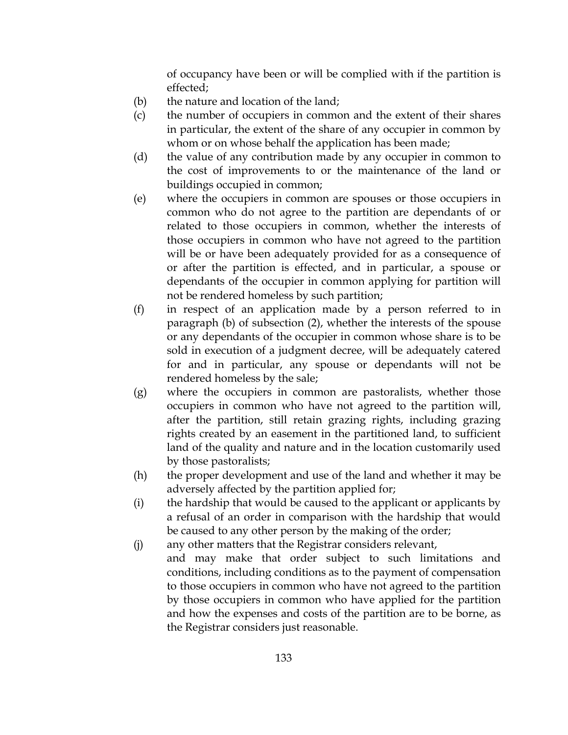of occupancy have been or will be complied with if the partition is effected;

(b) the nature and location of the land;

(c) the number of occupiers in common and the extent of their shares in particular, the extent of the share of any occupier in common by whom or on whose behalf the application has been made;

(d) the value of any contribution made by any occupier in common to the cost of improvements to or the maintenance of the land or buildings occupied in common;

(e) where the occupiers in common are spouses or those occupiers in common who do not agree to the partition are dependants of or related to those occupiers in common, whether the interests of those occupiers in common who have not agreed to the partition will be or have been adequately provided for as a consequence of or after the partition is effected, and in particular, a spouse or dependants of the occupier in common applying for partition will not be rendered homeless by such partition;

(f) in respect of an application made by a person referred to in paragraph (b) of subsection (2), whether the interests of the spouse or any dependants of the occupier in common whose share is to be sold in execution of a judgment decree, will be adequately catered for and in particular, any spouse or dependants will not be rendered homeless by the sale;

(g) where the occupiers in common are pastoralists, whether those occupiers in common who have not agreed to the partition will, after the partition, still retain grazing rights, including grazing rights created by an easement in the partitioned land, to sufficient land of the quality and nature and in the location customarily used by those pastoralists;

(h) the proper development and use of the land and whether it may be adversely affected by the partition applied for;

(i) the hardship that would be caused to the applicant or applicants by a refusal of an order in comparison with the hardship that would be caused to any other person by the making of the order;

(j) any other matters that the Registrar considers relevant,

and may make that order subject to such limitations and conditions, including conditions as to the payment of compensation to those occupiers in common who have not agreed to the partition by those occupiers in common who have applied for the partition and how the expenses and costs of the partition are to be borne, as the Registrar considers just reasonable.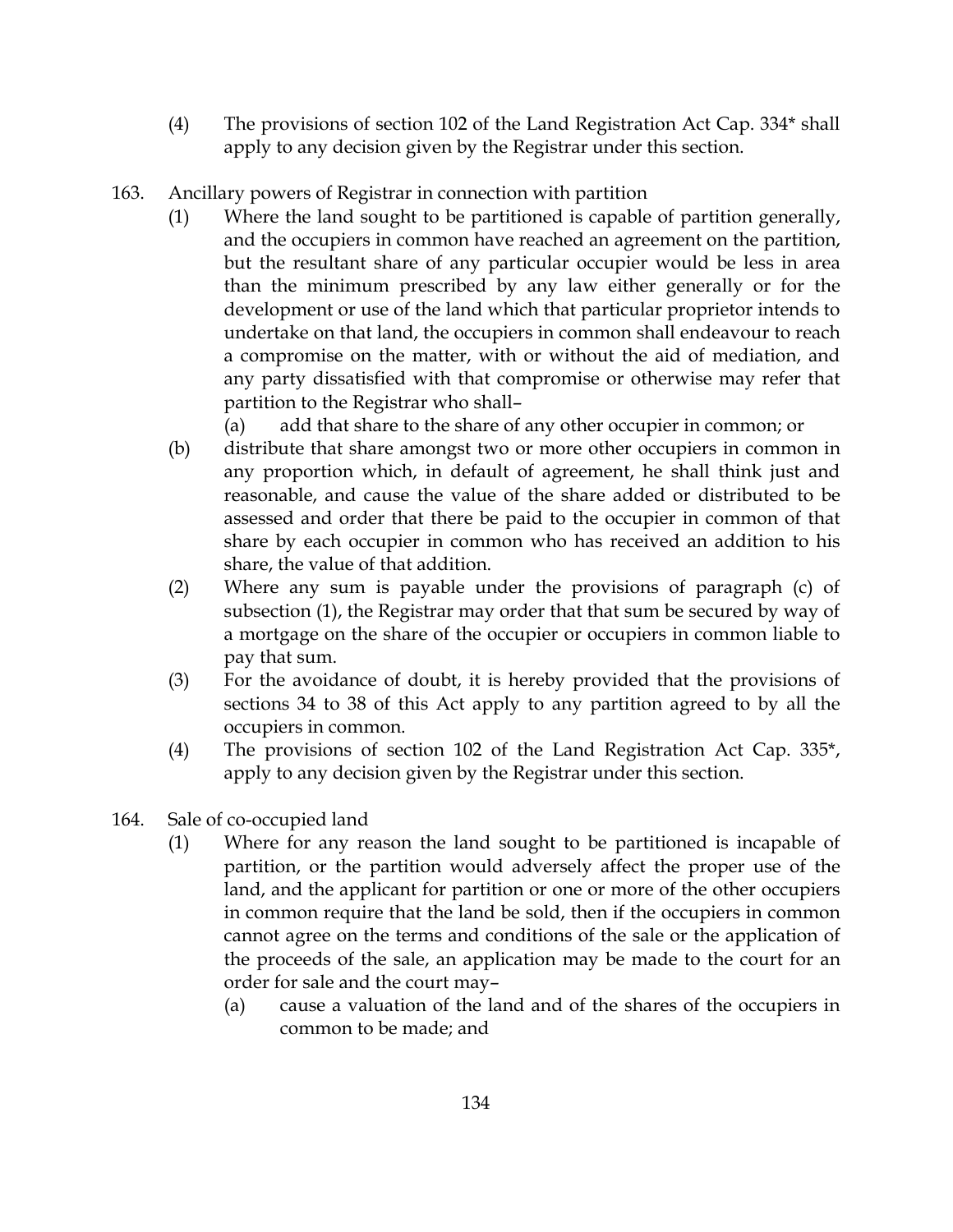(4) The provisions of section 102 of the Land Registration Act Cap. 334* shall apply to any decision given by the Registrar under this section.

163. Ancillary powers of Registrar in connection with partition

(1) Where the land sought to be partitioned is capable of partition generally, and the occupiers in common have reached an agreement on the partition, but the resultant share of any particular occupier would be less in area than the minimum prescribed by any law either generally or for the development or use of the land which that particular proprietor intends to undertake on that land, the occupiers in common shall endeavour to reach a compromise on the matter, with or without the aid of mediation, and any party dissatisfied with that compromise or otherwise may refer that partition to the Registrar who shall–

(a) add that share to the share of any other occupier in common; or

(b) distribute that share amongst two or more other occupiers in common in any proportion which, in default of agreement, he shall think just and reasonable, and cause the value of the share added or distributed to be assessed and order that there be paid to the occupier in common of that share by each occupier in common who has received an addition to his share, the value of that addition.

(2) Where any sum is payable under the provisions of paragraph (c) of subsection (1), the Registrar may order that that sum be secured by way of a mortgage on the share of the occupier or occupiers in common liable to pay that sum.

(3) For the avoidance of doubt, it is hereby provided that the provisions of sections 34 to 38 of this Act apply to any partition agreed to by all the occupiers in common.

(4) The provisions of section 102 of the Land Registration Act Cap. 335*, apply to any decision given by the Registrar under this section.

164. Sale of co-occupied land

(1) Where for any reason the land sought to be partitioned is incapable of partition, or the partition would adversely affect the proper use of the land, and the applicant for partition or one or more of the other occupiers in common require that the land be sold, then if the occupiers in common cannot agree on the terms and conditions of the sale or the application of the proceeds of the sale, an application may be made to the court for an order for sale and the court may–

(a) cause a valuation of the land and of the shares of the occupiers in common to be made; and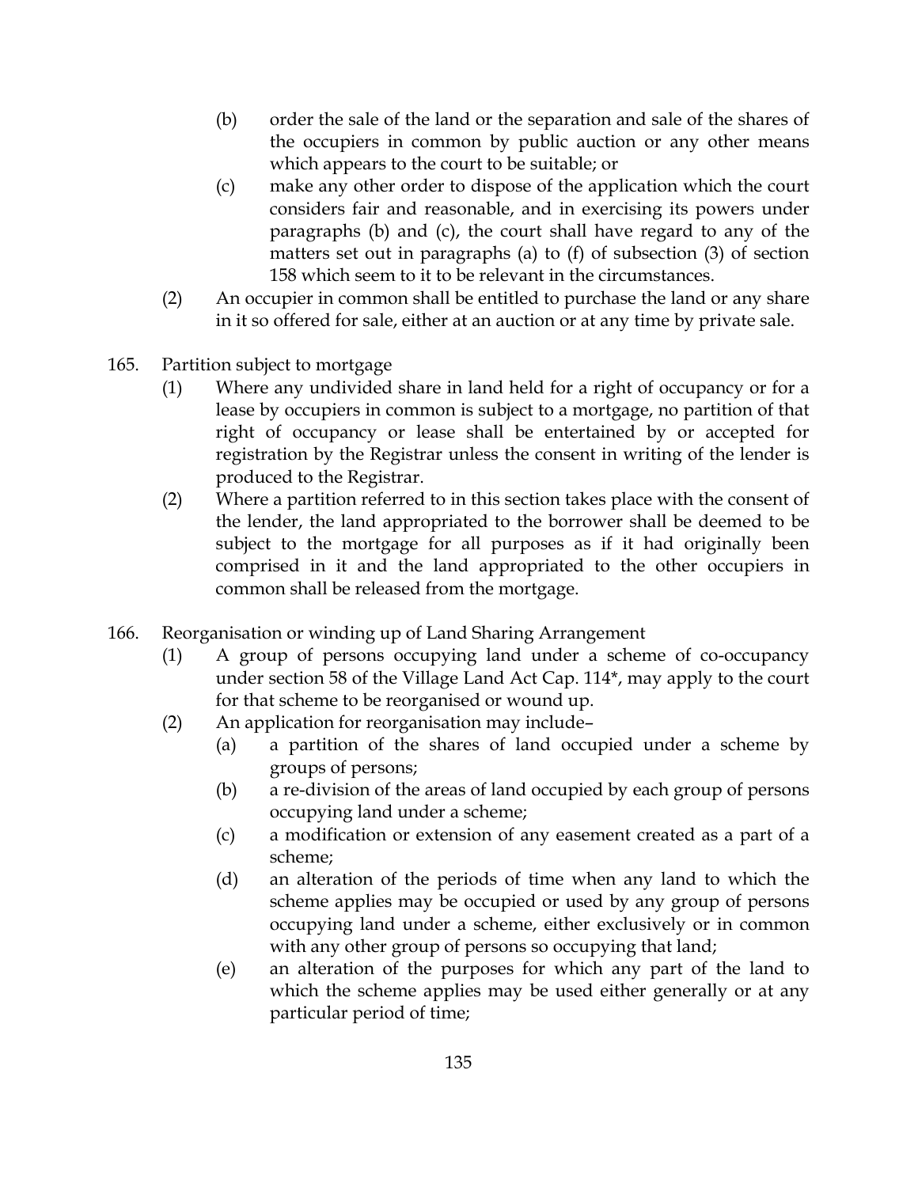(b) order the sale of the land or the separation and sale of the shares of the occupiers in common by public auction or any other means which appears to the court to be suitable; or

(c) make any other order to dispose of the application which the court considers fair and reasonable, and in exercising its powers under paragraphs (b) and (c), the court shall have regard to any of the matters set out in paragraphs (a) to (f) of subsection (3) of section 158 which seem to it to be relevant in the circumstances.

(2) An occupier in common shall be entitled to purchase the land or any share in it so offered for sale, either at an auction or at any time by private sale.

165. Partition subject to mortgage

(1) Where any undivided share in land held for a right of occupancy or for a lease by occupiers in common is subject to a mortgage, no partition of that right of occupancy or lease shall be entertained by or accepted for registration by the Registrar unless the consent in writing of the lender is produced to the Registrar.

(2) Where a partition referred to in this section takes place with the consent of the lender, the land appropriated to the borrower shall be deemed to be subject to the mortgage for all purposes as if it had originally been comprised in it and the land appropriated to the other occupiers in common shall be released from the mortgage.

166. Reorganisation or winding up of Land Sharing Arrangement

(1) A group of persons occupying land under a scheme of co-occupancy under section 58 of the Village Land Act Cap. 114*, may apply to the court for that scheme to be reorganised or wound up.

(2) An application for reorganisation may include–

(a) a partition of the shares of land occupied under a scheme by groups of persons;

(b) a re-division of the areas of land occupied by each group of persons occupying land under a scheme;

(c) a modification or extension of any easement created as a part of a scheme;

(d) an alteration of the periods of time when any land to which the scheme applies may be occupied or used by any group of persons occupying land under a scheme, either exclusively or in common with any other group of persons so occupying that land;

(e) an alteration of the purposes for which any part of the land to which the scheme applies may be used either generally or at any particular period of time;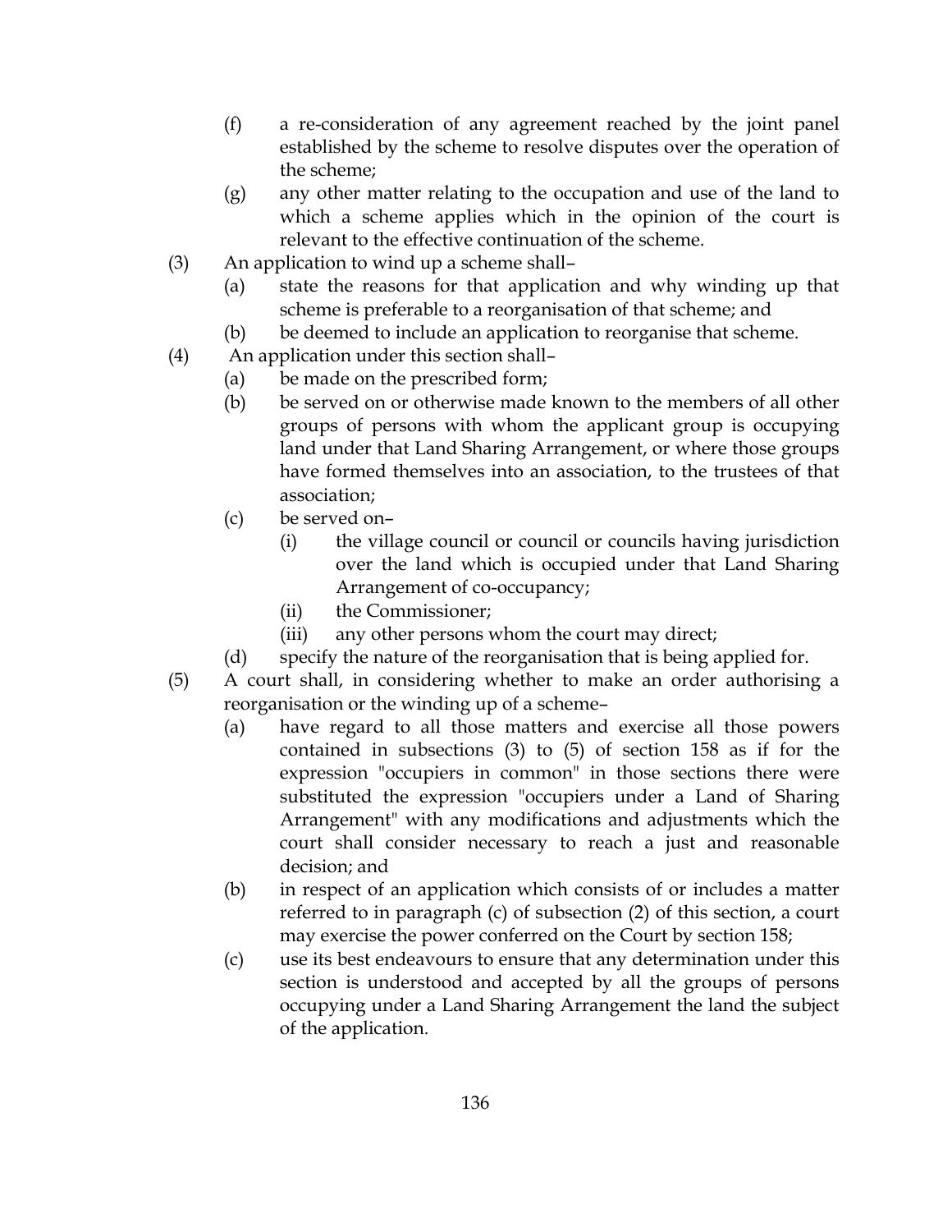(f) a re-consideration of any agreement reached by the joint panel established by the scheme to resolve disputes over the operation of the scheme;

(g) any other matter relating to the occupation and use of the land to which a scheme applies which in the opinion of the court is relevant to the effective continuation of the scheme.

(3) An application to wind up a scheme shall–

(a) state the reasons for that application and why winding up that scheme is preferable to a reorganisation of that scheme; and

(b) be deemed to include an application to reorganise that scheme.

(4) An application under this section shall–

(a) be made on the prescribed form;

(b) be served on or otherwise made known to the members of all other groups of persons with whom the applicant group is occupying land under that Land Sharing Arrangement, or where those groups have formed themselves into an association, to the trustees of that association;

(c) be served on–

(i) the village council or council or councils having jurisdiction over the land which is occupied under that Land Sharing Arrangement of co-occupancy;

(ii) the Commissioner;

(iii) any other persons whom the court may direct;

(d) specify the nature of the reorganisation that is being applied for.

(5) A court shall, in considering whether to make an order authorising a reorganisation or the winding up of a scheme–

(a) have regard to all those matters and exercise all those powers contained in subsections (3) to (5) of section 158 as if for the expression "occupiers in common" in those sections there were substituted the expression "occupiers under a Land of Sharing Arrangement" with any modifications and adjustments which the court shall consider necessary to reach a just and reasonable decision; and

(b) in respect of an application which consists of or includes a matter referred to in paragraph (c) of subsection (2) of this section, a court may exercise the power conferred on the Court by section 158;

(c) use its best endeavours to ensure that any determination under this section is understood and accepted by all the groups of persons occupying under a Land Sharing Arrangement the land the subject of the application.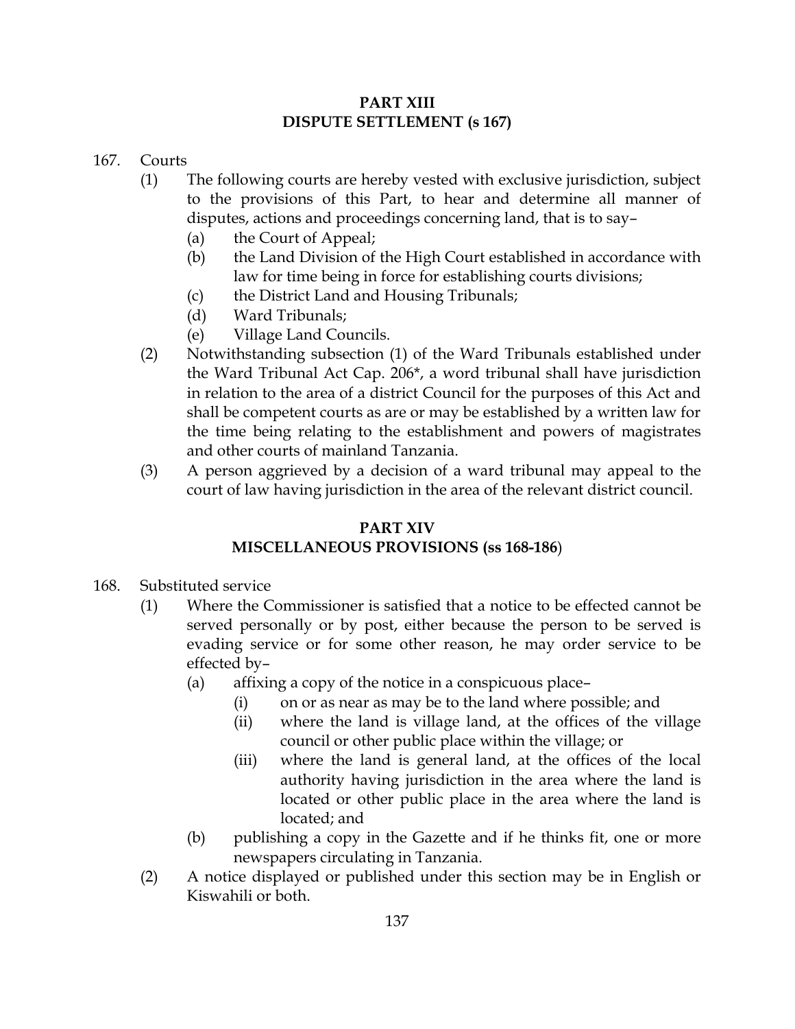## PART XIII
## DISPUTE SETTLEMENT (s 167)

167. Courts

(1) The following courts are hereby vested with exclusive jurisdiction, subject to the provisions of this Part, to hear and determine all manner of disputes, actions and proceedings concerning land, that is to say–

(a) the Court of Appeal;

(b) the Land Division of the High Court established in accordance with law for time being in force for establishing courts divisions;

(c) the District Land and Housing Tribunals;

(d) Ward Tribunals;

(e) Village Land Councils.

(2) Notwithstanding subsection (1) of the Ward Tribunals established under the Ward Tribunal Act Cap. 206*, a word tribunal shall have jurisdiction in relation to the area of a district Council for the purposes of this Act and shall be competent courts as are or may be established by a written law for the time being relating to the establishment and powers of magistrates and other courts of mainland Tanzania.

(3) A person aggrieved by a decision of a ward tribunal may appeal to the court of law having jurisdiction in the area of the relevant district council.

## PART XIV
## MISCELLANEOUS PROVISIONS (ss 168-186)

168. Substituted service

(1) Where the Commissioner is satisfied that a notice to be effected cannot be served personally or by post, either because the person to be served is evading service or for some other reason, he may order service to be effected by–

(a) affixing a copy of the notice in a conspicuous place–

(i) on or as near as may be to the land where possible; and

(ii) where the land is village land, at the offices of the village council or other public place within the village; or

(iii) where the land is general land, at the offices of the local authority having jurisdiction in the area where the land is located or other public place in the area where the land is located; and

(b) publishing a copy in the Gazette and if he thinks fit, one or more newspapers circulating in Tanzania.

(2) A notice displayed or published under this section may be in English or Kiswahili or both.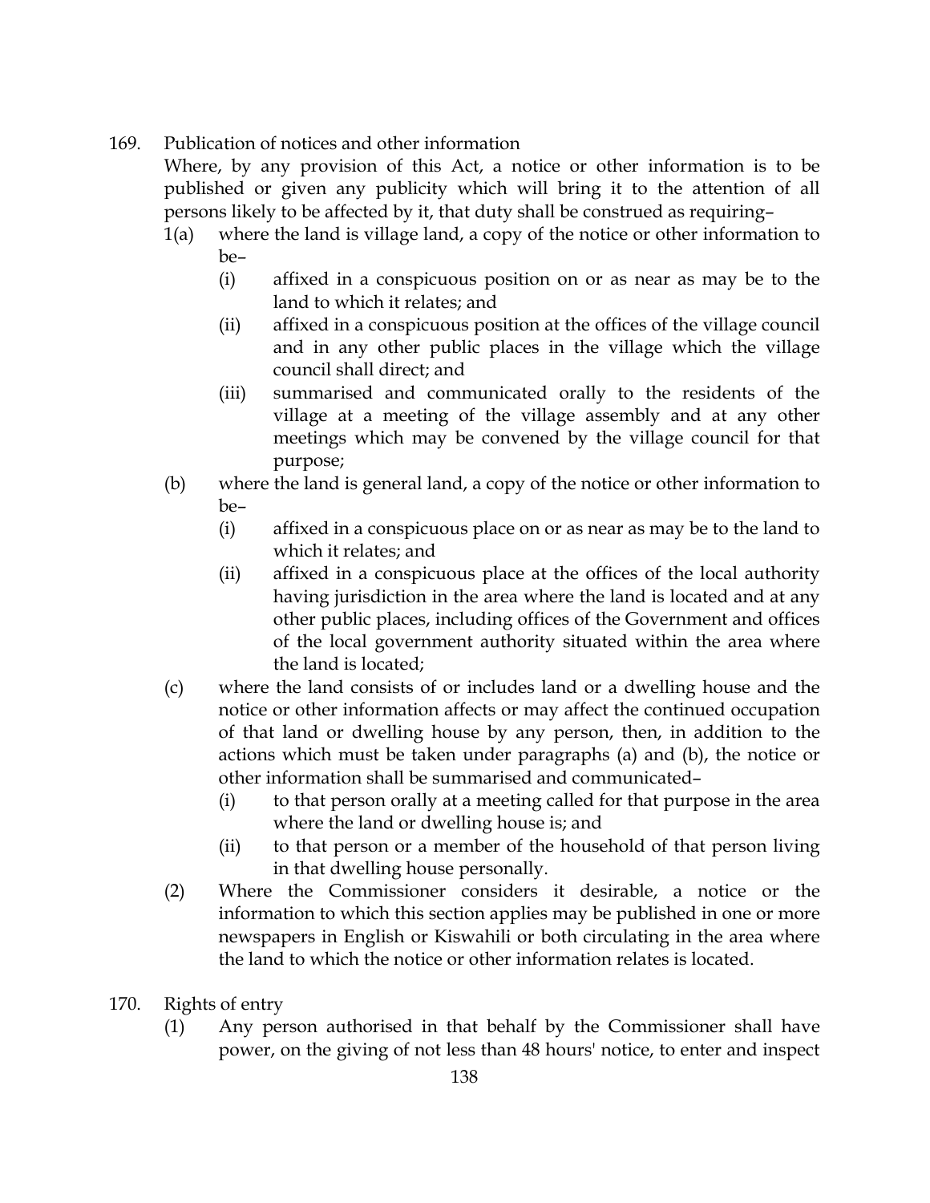169. Publication of notices and other information

Where, by any provision of this Act, a notice or other information is to be published or given any publicity which will bring it to the attention of all persons likely to be affected by it, that duty shall be construed as requiring–

1(a) where the land is village land, a copy of the notice or other information to be–

(i) affixed in a conspicuous position on or as near as may be to the land to which it relates; and

(ii) affixed in a conspicuous position at the offices of the village council and in any other public places in the village which the village council shall direct; and

(iii) summarised and communicated orally to the residents of the village at a meeting of the village assembly and at any other meetings which may be convened by the village council for that purpose;

(b) where the land is general land, a copy of the notice or other information to be–

(i) affixed in a conspicuous place on or as near as may be to the land to which it relates; and

(ii) affixed in a conspicuous place at the offices of the local authority having jurisdiction in the area where the land is located and at any other public places, including offices of the Government and offices of the local government authority situated within the area where the land is located;

(c) where the land consists of or includes land or a dwelling house and the notice or other information affects or may affect the continued occupation of that land or dwelling house by any person, then, in addition to the actions which must be taken under paragraphs (a) and (b), the notice or other information shall be summarised and communicated–

(i) to that person orally at a meeting called for that purpose in the area where the land or dwelling house is; and

(ii) to that person or a member of the household of that person living in that dwelling house personally.

(2) Where the Commissioner considers it desirable, a notice or the information to which this section applies may be published in one or more newspapers in English or Kiswahili or both circulating in the area where the land to which the notice or other information relates is located.

170. Rights of entry

(1) Any person authorised in that behalf by the Commissioner shall have power, on the giving of not less than 48 hours' notice, to enter and inspect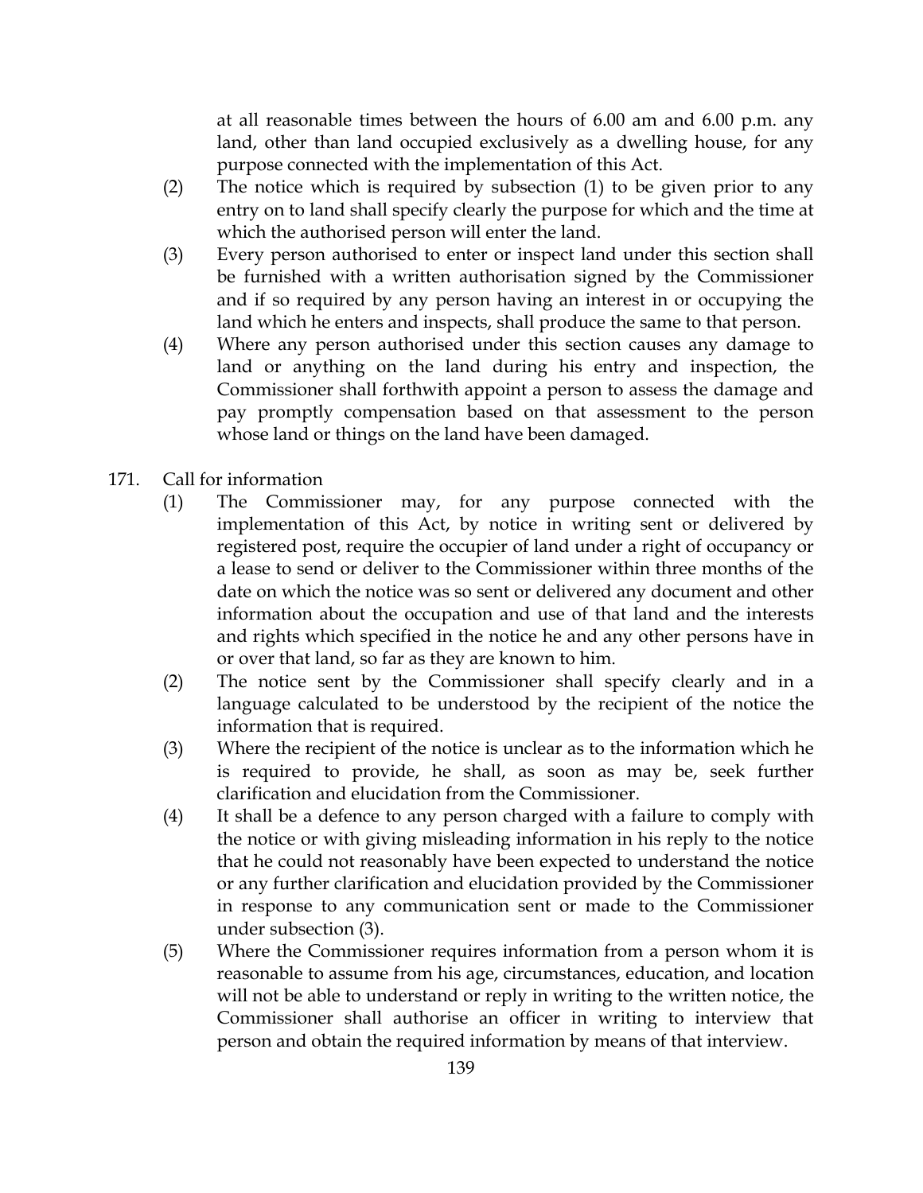at all reasonable times between the hours of 6.00 am and 6.00 p.m. any land, other than land occupied exclusively as a dwelling house, for any purpose connected with the implementation of this Act.

(2) The notice which is required by subsection (1) to be given prior to any entry on to land shall specify clearly the purpose for which and the time at which the authorised person will enter the land.

(3) Every person authorised to enter or inspect land under this section shall be furnished with a written authorisation signed by the Commissioner and if so required by any person having an interest in or occupying the land which he enters and inspects, shall produce the same to that person.

(4) Where any person authorised under this section causes any damage to land or anything on the land during his entry and inspection, the Commissioner shall forthwith appoint a person to assess the damage and pay promptly compensation based on that assessment to the person whose land or things on the land have been damaged.

171. Call for information

(1) The Commissioner may, for any purpose connected with the implementation of this Act, by notice in writing sent or delivered by registered post, require the occupier of land under a right of occupancy or a lease to send or deliver to the Commissioner within three months of the date on which the notice was so sent or delivered any document and other information about the occupation and use of that land and the interests and rights which specified in the notice he and any other persons have in or over that land, so far as they are known to him.

(2) The notice sent by the Commissioner shall specify clearly and in a language calculated to be understood by the recipient of the notice the information that is required.

(3) Where the recipient of the notice is unclear as to the information which he is required to provide, he shall, as soon as may be, seek further clarification and elucidation from the Commissioner.

(4) It shall be a defence to any person charged with a failure to comply with the notice or with giving misleading information in his reply to the notice that he could not reasonably have been expected to understand the notice or any further clarification and elucidation provided by the Commissioner in response to any communication sent or made to the Commissioner under subsection (3).

(5) Where the Commissioner requires information from a person whom it is reasonable to assume from his age, circumstances, education, and location will not be able to understand or reply in writing to the written notice, the Commissioner shall authorise an officer in writing to interview that person and obtain the required information by means of that interview.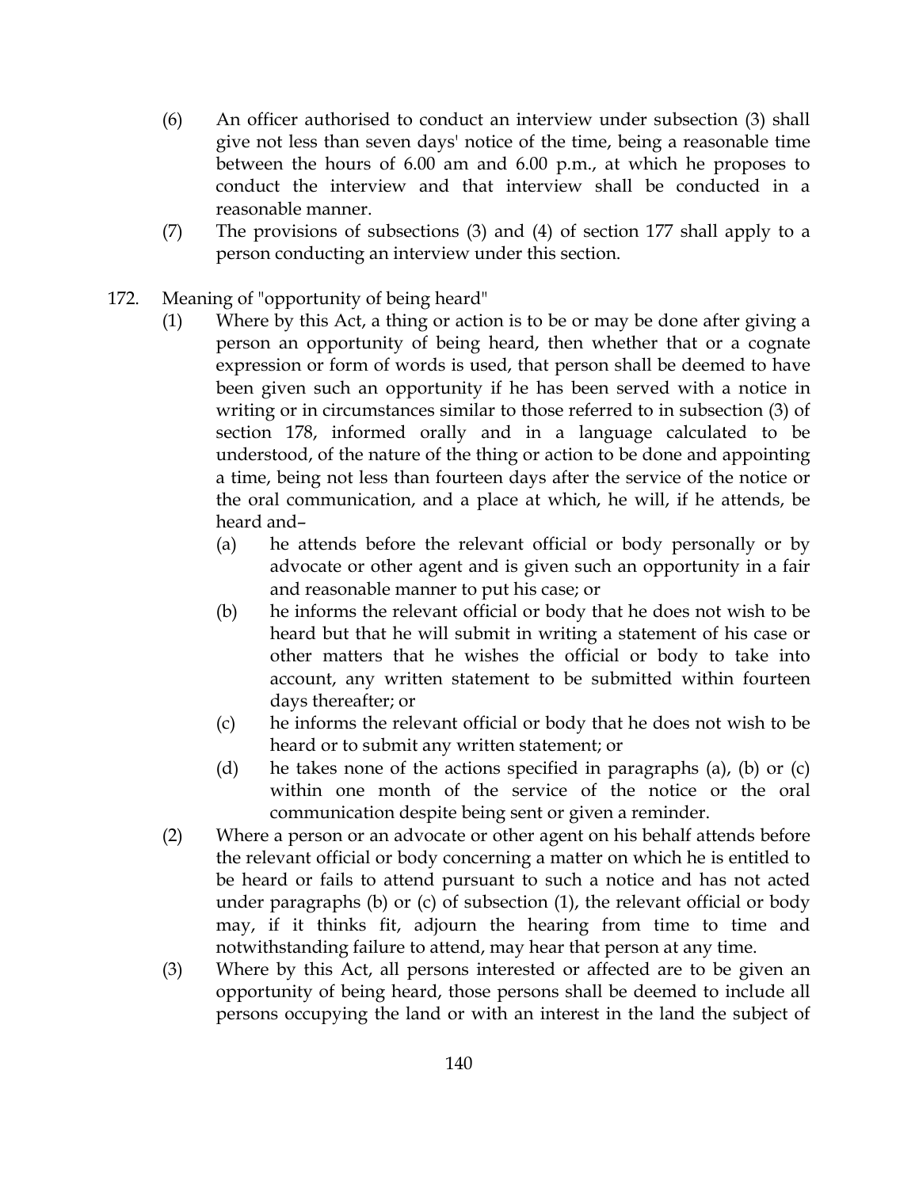(6) An officer authorised to conduct an interview under subsection (3) shall give not less than seven days' notice of the time, being a reasonable time between the hours of 6.00 am and 6.00 p.m., at which he proposes to conduct the interview and that interview shall be conducted in a reasonable manner.

(7) The provisions of subsections (3) and (4) of section 177 shall apply to a person conducting an interview under this section.

172. Meaning of "opportunity of being heard"

(1) Where by this Act, a thing or action is to be or may be done after giving a person an opportunity of being heard, then whether that or a cognate expression or form of words is used, that person shall be deemed to have been given such an opportunity if he has been served with a notice in writing or in circumstances similar to those referred to in subsection (3) of section 178, informed orally and in a language calculated to be understood, of the nature of the thing or action to be done and appointing a time, being not less than fourteen days after the service of the notice or the oral communication, and a place at which, he will, if he attends, be heard and–

(a) he attends before the relevant official or body personally or by advocate or other agent and is given such an opportunity in a fair and reasonable manner to put his case; or

(b) he informs the relevant official or body that he does not wish to be heard but that he will submit in writing a statement of his case or other matters that he wishes the official or body to take into account, any written statement to be submitted within fourteen days thereafter; or

(c) he informs the relevant official or body that he does not wish to be heard or to submit any written statement; or

(d) he takes none of the actions specified in paragraphs (a), (b) or (c) within one month of the service of the notice or the oral communication despite being sent or given a reminder.

(2) Where a person or an advocate or other agent on his behalf attends before the relevant official or body concerning a matter on which he is entitled to be heard or fails to attend pursuant to such a notice and has not acted under paragraphs (b) or (c) of subsection (1), the relevant official or body may, if it thinks fit, adjourn the hearing from time to time and notwithstanding failure to attend, may hear that person at any time.

(3) Where by this Act, all persons interested or affected are to be given an opportunity of being heard, those persons shall be deemed to include all persons occupying the land or with an interest in the land the subject of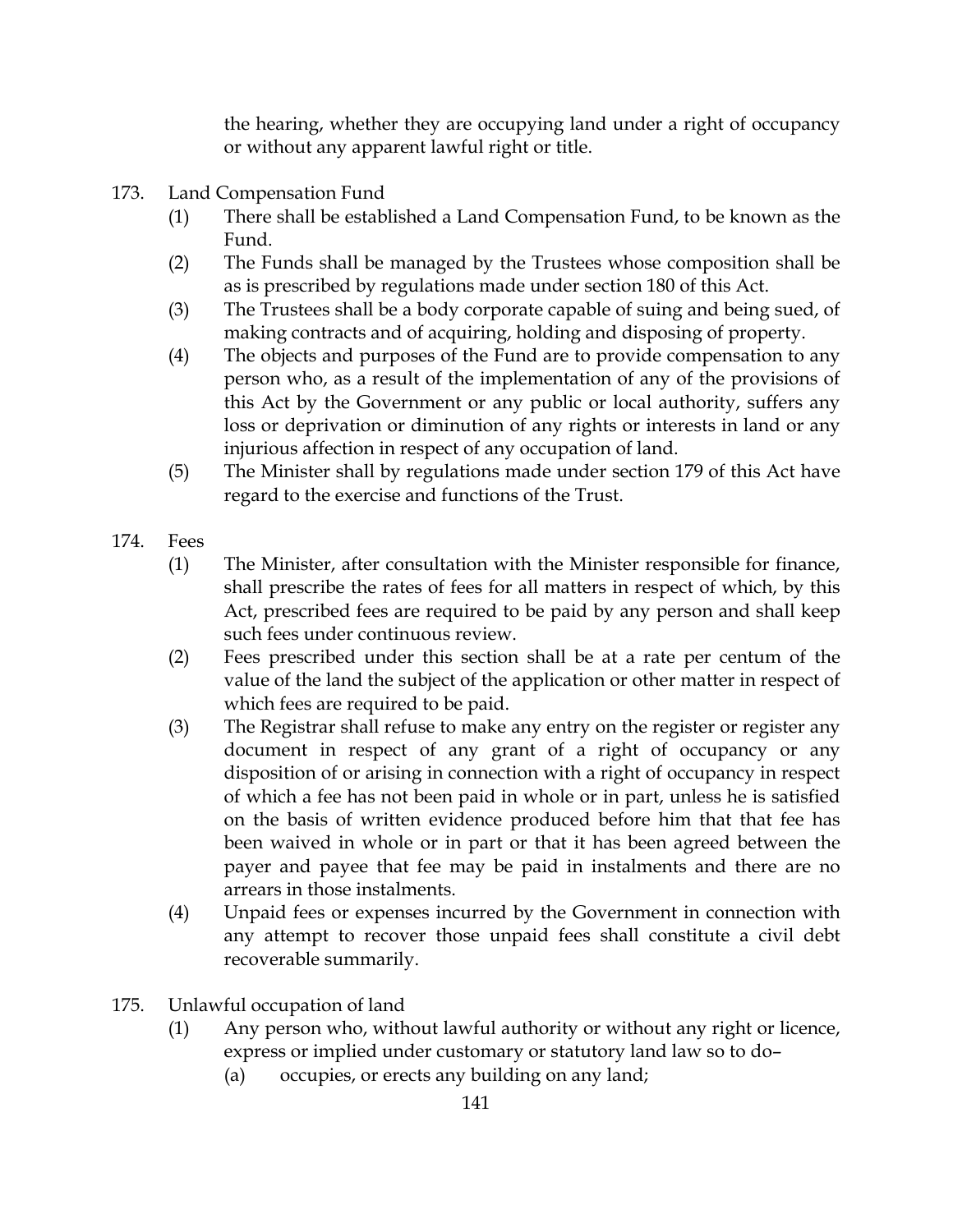the hearing, whether they are occupying land under a right of occupancy or without any apparent lawful right or title.

173. Land Compensation Fund

(1) There shall be established a Land Compensation Fund, to be known as the Fund.

(2) The Funds shall be managed by the Trustees whose composition shall be as is prescribed by regulations made under section 180 of this Act.

(3) The Trustees shall be a body corporate capable of suing and being sued, of making contracts and of acquiring, holding and disposing of property.

(4) The objects and purposes of the Fund are to provide compensation to any person who, as a result of the implementation of any of the provisions of this Act by the Government or any public or local authority, suffers any loss or deprivation or diminution of any rights or interests in land or any injurious affection in respect of any occupation of land.

(5) The Minister shall by regulations made under section 179 of this Act have regard to the exercise and functions of the Trust.

174. Fees

(1) The Minister, after consultation with the Minister responsible for finance, shall prescribe the rates of fees for all matters in respect of which, by this Act, prescribed fees are required to be paid by any person and shall keep such fees under continuous review.

(2) Fees prescribed under this section shall be at a rate per centum of the value of the land the subject of the application or other matter in respect of which fees are required to be paid.

(3) The Registrar shall refuse to make any entry on the register or register any document in respect of any grant of a right of occupancy or any disposition of or arising in connection with a right of occupancy in respect of which a fee has not been paid in whole or in part, unless he is satisfied on the basis of written evidence produced before him that that fee has been waived in whole or in part or that it has been agreed between the payer and payee that fee may be paid in instalments and there are no arrears in those instalments.

(4) Unpaid fees or expenses incurred by the Government in connection with any attempt to recover those unpaid fees shall constitute a civil debt recoverable summarily.

175. Unlawful occupation of land

(1) Any person who, without lawful authority or without any right or licence, express or implied under customary or statutory land law so to do–

(a) occupies, or erects any building on any land;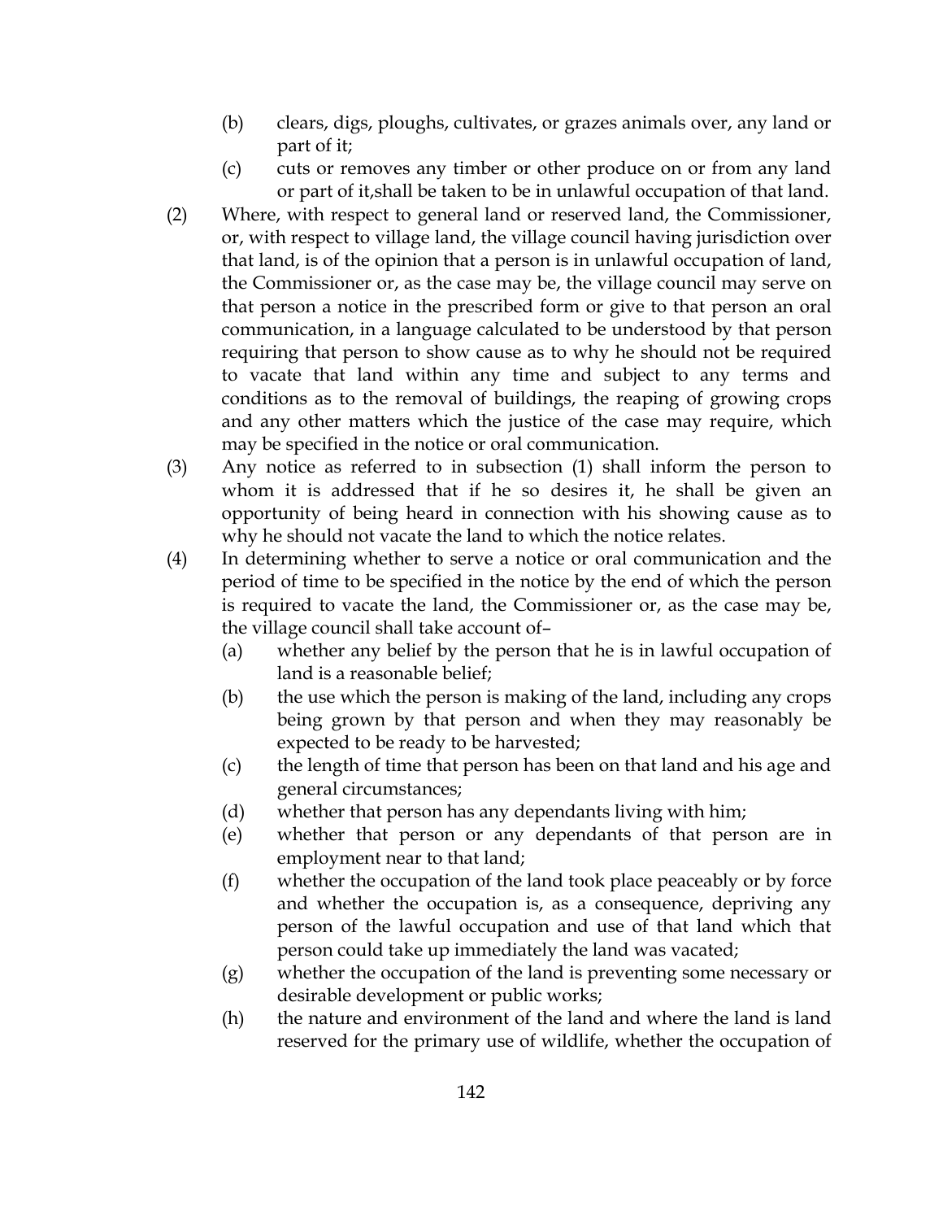(b) clears, digs, ploughs, cultivates, or grazes animals over, any land or part of it;

(c) cuts or removes any timber or other produce on or from any land or part of it,shall be taken to be in unlawful occupation of that land.

(2) Where, with respect to general land or reserved land, the Commissioner, or, with respect to village land, the village council having jurisdiction over that land, is of the opinion that a person is in unlawful occupation of land, the Commissioner or, as the case may be, the village council may serve on that person a notice in the prescribed form or give to that person an oral communication, in a language calculated to be understood by that person requiring that person to show cause as to why he should not be required to vacate that land within any time and subject to any terms and conditions as to the removal of buildings, the reaping of growing crops and any other matters which the justice of the case may require, which may be specified in the notice or oral communication.

(3) Any notice as referred to in subsection (1) shall inform the person to whom it is addressed that if he so desires it, he shall be given an opportunity of being heard in connection with his showing cause as to why he should not vacate the land to which the notice relates.

(4) In determining whether to serve a notice or oral communication and the period of time to be specified in the notice by the end of which the person is required to vacate the land, the Commissioner or, as the case may be, the village council shall take account of–

(a) whether any belief by the person that he is in lawful occupation of land is a reasonable belief;

(b) the use which the person is making of the land, including any crops being grown by that person and when they may reasonably be expected to be ready to be harvested;

(c) the length of time that person has been on that land and his age and general circumstances;

(d) whether that person has any dependants living with him;

(e) whether that person or any dependants of that person are in employment near to that land;

(f) whether the occupation of the land took place peaceably or by force and whether the occupation is, as a consequence, depriving any person of the lawful occupation and use of that land which that person could take up immediately the land was vacated;

(g) whether the occupation of the land is preventing some necessary or desirable development or public works;

(h) the nature and environment of the land and where the land is land reserved for the primary use of wildlife, whether the occupation of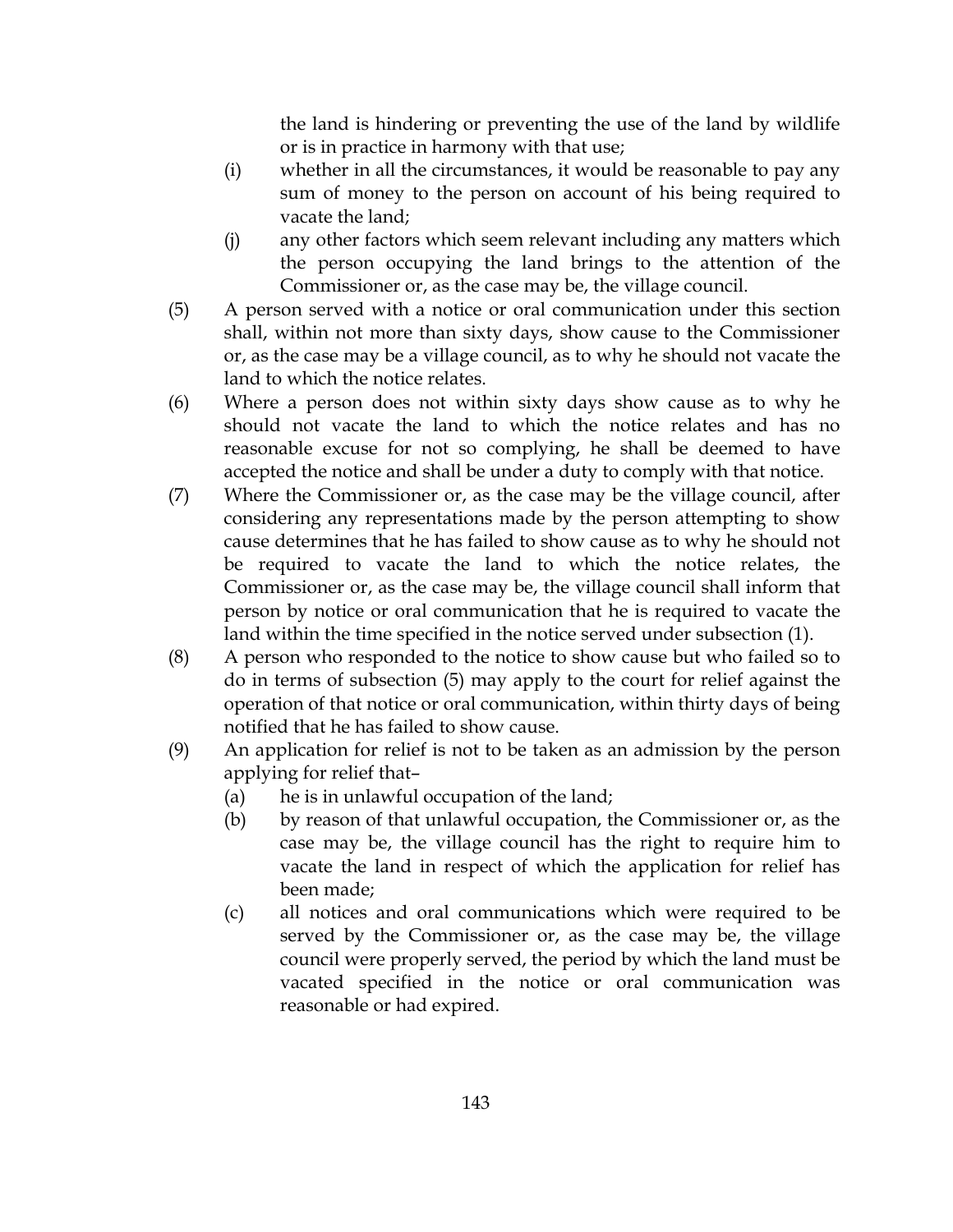the land is hindering or preventing the use of the land by wildlife or is in practice in harmony with that use;

(i) whether in all the circumstances, it would be reasonable to pay any sum of money to the person on account of his being required to vacate the land;

(j) any other factors which seem relevant including any matters which the person occupying the land brings to the attention of the Commissioner or, as the case may be, the village council.

(5) A person served with a notice or oral communication under this section shall, within not more than sixty days, show cause to the Commissioner or, as the case may be a village council, as to why he should not vacate the land to which the notice relates.

(6) Where a person does not within sixty days show cause as to why he should not vacate the land to which the notice relates and has no reasonable excuse for not so complying, he shall be deemed to have accepted the notice and shall be under a duty to comply with that notice.

(7) Where the Commissioner or, as the case may be the village council, after considering any representations made by the person attempting to show cause determines that he has failed to show cause as to why he should not be required to vacate the land to which the notice relates, the Commissioner or, as the case may be, the village council shall inform that person by notice or oral communication that he is required to vacate the land within the time specified in the notice served under subsection (1).

(8) A person who responded to the notice to show cause but who failed so to do in terms of subsection (5) may apply to the court for relief against the operation of that notice or oral communication, within thirty days of being notified that he has failed to show cause.

(9) An application for relief is not to be taken as an admission by the person applying for relief that–

(a) he is in unlawful occupation of the land;

(b) by reason of that unlawful occupation, the Commissioner or, as the case may be, the village council has the right to require him to vacate the land in respect of which the application for relief has been made;

(c) all notices and oral communications which were required to be served by the Commissioner or, as the case may be, the village council were properly served, the period by which the land must be vacated specified in the notice or oral communication was reasonable or had expired.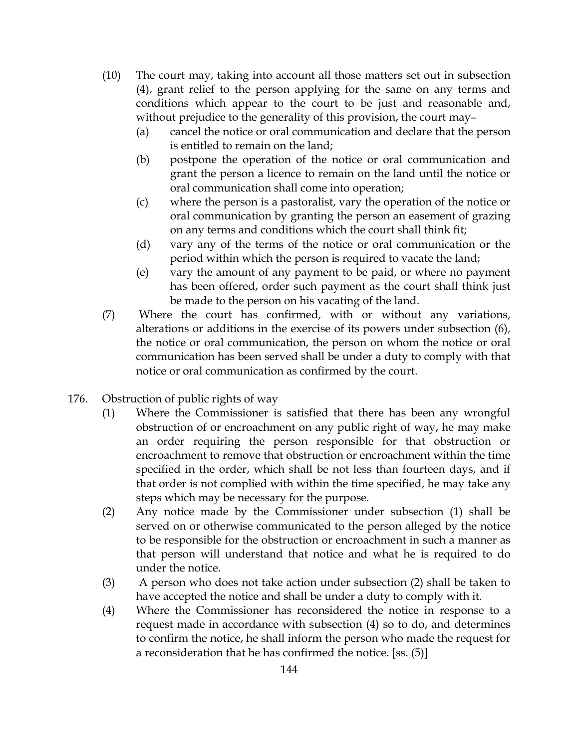(10) The court may, taking into account all those matters set out in subsection (4), grant relief to the person applying for the same on any terms and conditions which appear to the court to be just and reasonable and, without prejudice to the generality of this provision, the court may–

  (a) cancel the notice or oral communication and declare that the person is entitled to remain on the land;

  (b) postpone the operation of the notice or oral communication and grant the person a licence to remain on the land until the notice or oral communication shall come into operation;

  (c) where the person is a pastoralist, vary the operation of the notice or oral communication by granting the person an easement of grazing on any terms and conditions which the court shall think fit;

  (d) vary any of the terms of the notice or oral communication or the period within which the person is required to vacate the land;

  (e) vary the amount of any payment to be paid, or where no payment has been offered, order such payment as the court shall think just be made to the person on his vacating of the land.

(7) Where the court has confirmed, with or without any variations, alterations or additions in the exercise of its powers under subsection (6), the notice or oral communication, the person on whom the notice or oral communication has been served shall be under a duty to comply with that notice or oral communication as confirmed by the court.

176. Obstruction of public rights of way

(1) Where the Commissioner is satisfied that there has been any wrongful obstruction of or encroachment on any public right of way, he may make an order requiring the person responsible for that obstruction or encroachment to remove that obstruction or encroachment within the time specified in the order, which shall be not less than fourteen days, and if that order is not complied with within the time specified, he may take any steps which may be necessary for the purpose.

(2) Any notice made by the Commissioner under subsection (1) shall be served on or otherwise communicated to the person alleged by the notice to be responsible for the obstruction or encroachment in such a manner as that person will understand that notice and what he is required to do under the notice.

(3) A person who does not take action under subsection (2) shall be taken to have accepted the notice and shall be under a duty to comply with it.

(4) Where the Commissioner has reconsidered the notice in response to a request made in accordance with subsection (4) so to do, and determines to confirm the notice, he shall inform the person who made the request for a reconsideration that he has confirmed the notice. [ss. (5)]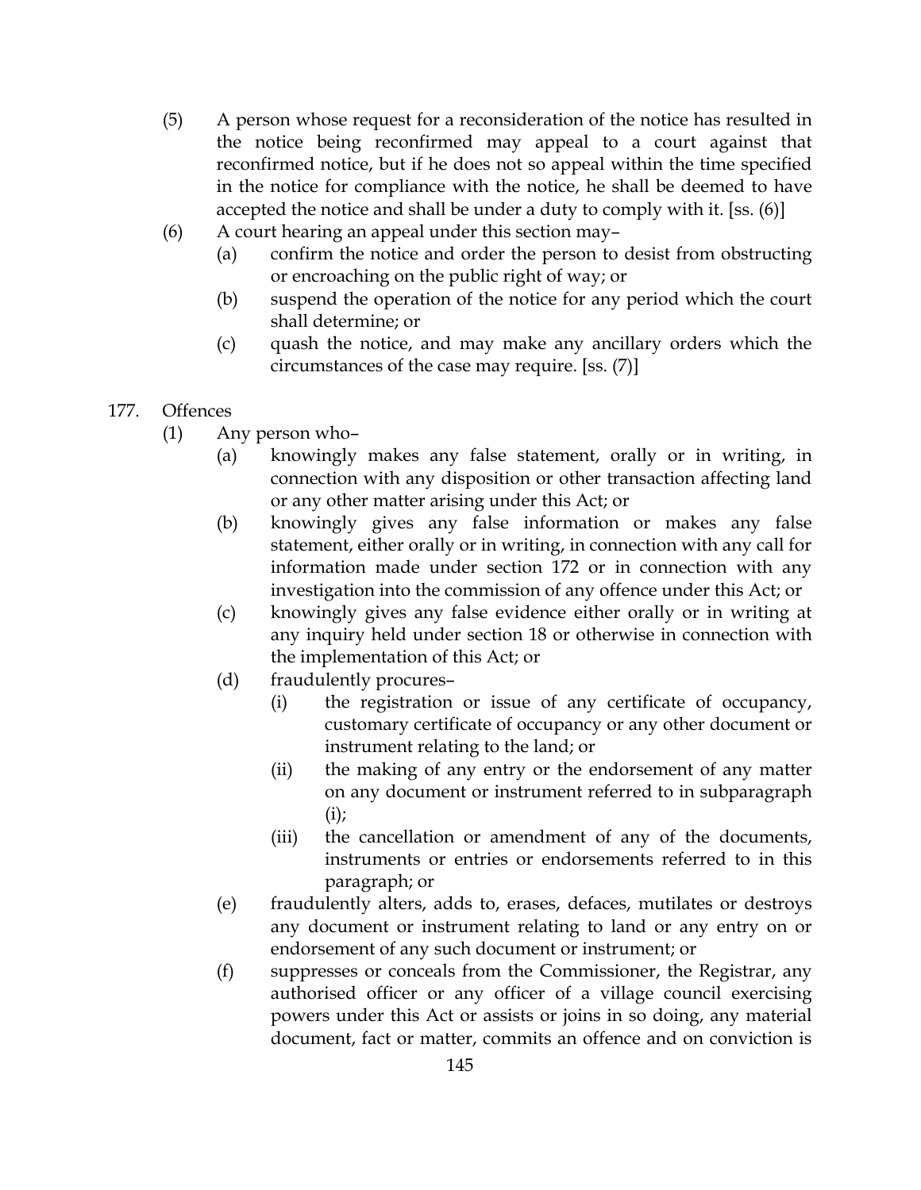(5) A person whose request for a reconsideration of the notice has resulted in the notice being reconfirmed may appeal to a court against that reconfirmed notice, but if he does not so appeal within the time specified in the notice for compliance with the notice, he shall be deemed to have accepted the notice and shall be under a duty to comply with it. [ss. (6)]

(6) A court hearing an appeal under this section may–

- (a) confirm the notice and order the person to desist from obstructing or encroaching on the public right of way; or
- (b) suspend the operation of the notice for any period which the court shall determine; or
- (c) quash the notice, and may make any ancillary orders which the circumstances of the case may require. [ss. (7)]

### 177. Offences

(1) Any person who–

- (a) knowingly makes any false statement, orally or in writing, in connection with any disposition or other transaction affecting land or any other matter arising under this Act; or
- (b) knowingly gives any false information or makes any false statement, either orally or in writing, in connection with any call for information made under section 172 or in connection with any investigation into the commission of any offence under this Act; or
- (c) knowingly gives any false evidence either orally or in writing at any inquiry held under section 18 or otherwise in connection with the implementation of this Act; or
- (d) fraudulently procures–
  - (i) the registration or issue of any certificate of occupancy, customary certificate of occupancy or any other document or instrument relating to the land; or
  - (ii) the making of any entry or the endorsement of any matter on any document or instrument referred to in subparagraph (i);
  - (iii) the cancellation or amendment of any of the documents, instruments or entries or endorsements referred to in this paragraph; or
- (e) fraudulently alters, adds to, erases, defaces, mutilates or destroys any document or instrument relating to land or any entry on or endorsement of any such document or instrument; or
- (f) suppresses or conceals from the Commissioner, the Registrar, any authorised officer or any officer of a village council exercising powers under this Act or assists or joins in so doing, any material document, fact or matter, commits an offence and on conviction is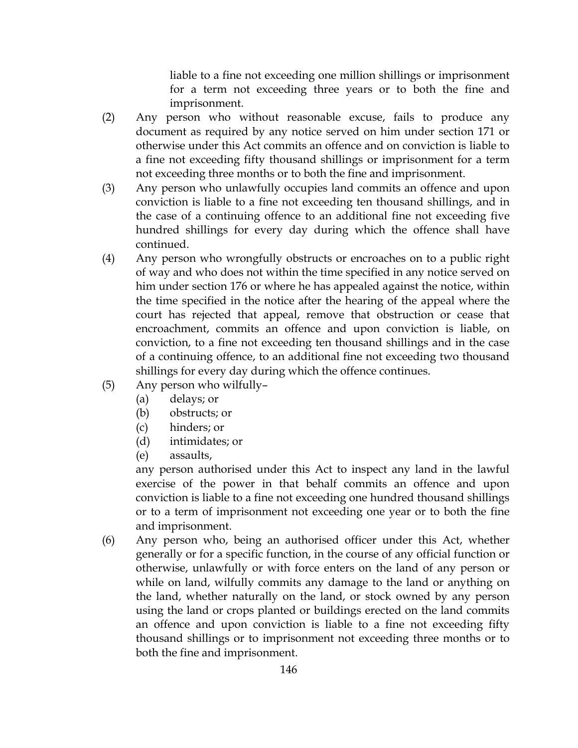liable to a fine not exceeding one million shillings or imprisonment for a term not exceeding three years or to both the fine and imprisonment.

(2) Any person who without reasonable excuse, fails to produce any document as required by any notice served on him under section 171 or otherwise under this Act commits an offence and on conviction is liable to a fine not exceeding fifty thousand shillings or imprisonment for a term not exceeding three months or to both the fine and imprisonment.

(3) Any person who unlawfully occupies land commits an offence and upon conviction is liable to a fine not exceeding ten thousand shillings, and in the case of a continuing offence to an additional fine not exceeding five hundred shillings for every day during which the offence shall have continued.

(4) Any person who wrongfully obstructs or encroaches on to a public right of way and who does not within the time specified in any notice served on him under section 176 or where he has appealed against the notice, within the time specified in the notice after the hearing of the appeal where the court has rejected that appeal, remove that obstruction or cease that encroachment, commits an offence and upon conviction is liable, on conviction, to a fine not exceeding ten thousand shillings and in the case of a continuing offence, to an additional fine not exceeding two thousand shillings for every day during which the offence continues.

(5) Any person who wilfully–
  (a) delays; or
  (b) obstructs; or
  (c) hinders; or
  (d) intimidates; or
  (e) assaults,

any person authorised under this Act to inspect any land in the lawful exercise of the power in that behalf commits an offence and upon conviction is liable to a fine not exceeding one hundred thousand shillings or to a term of imprisonment not exceeding one year or to both the fine and imprisonment.

(6) Any person who, being an authorised officer under this Act, whether generally or for a specific function, in the course of any official function or otherwise, unlawfully or with force enters on the land of any person or while on land, wilfully commits any damage to the land or anything on the land, whether naturally on the land, or stock owned by any person using the land or crops planted or buildings erected on the land commits an offence and upon conviction is liable to a fine not exceeding fifty thousand shillings or to imprisonment not exceeding three months or to both the fine and imprisonment.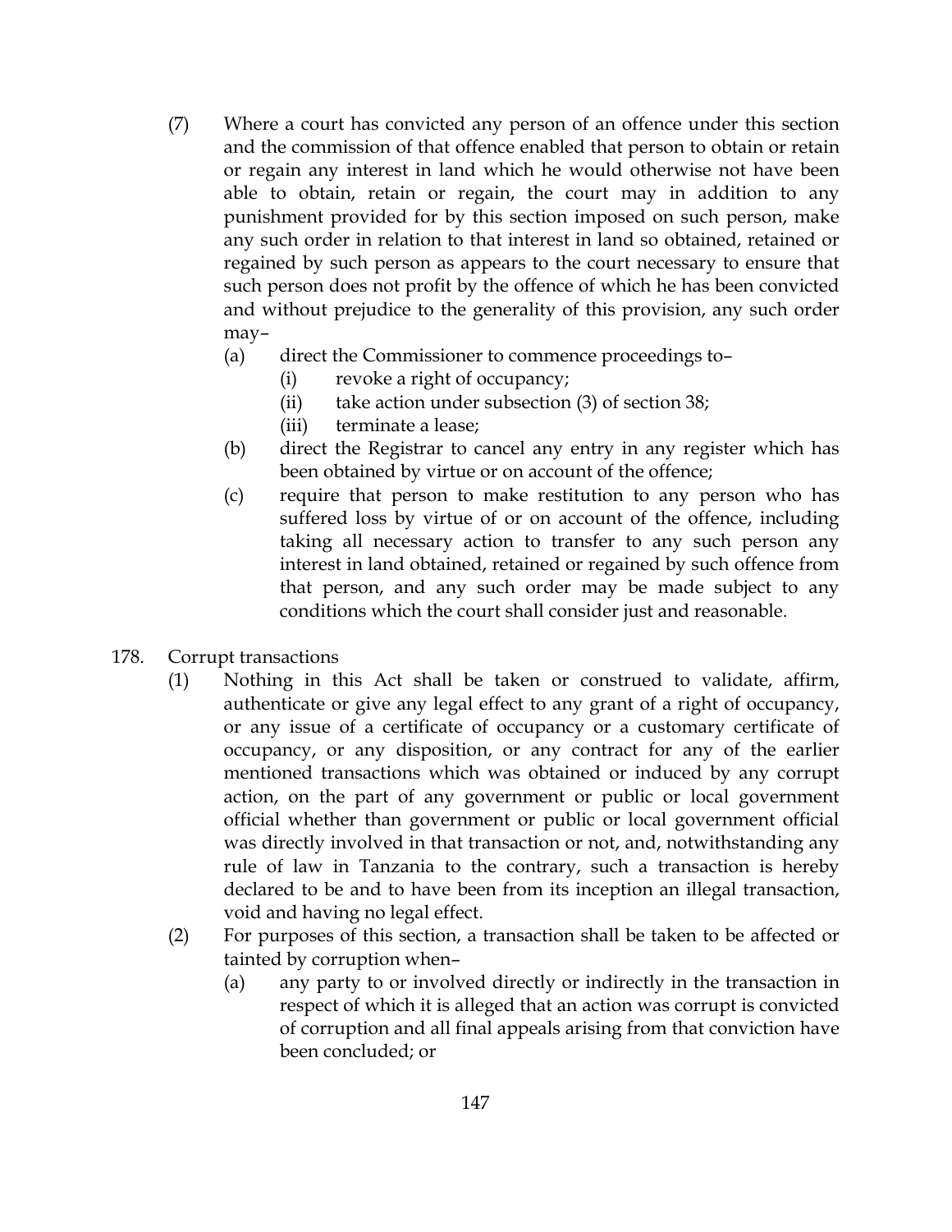(7) Where a court has convicted any person of an offence under this section and the commission of that offence enabled that person to obtain or retain or regain any interest in land which he would otherwise not have been able to obtain, retain or regain, the court may in addition to any punishment provided for by this section imposed on such person, make any such order in relation to that interest in land so obtained, retained or regained by such person as appears to the court necessary to ensure that such person does not profit by the offence of which he has been convicted and without prejudice to the generality of this provision, any such order may–

(a) direct the Commissioner to commence proceedings to–

(i) revoke a right of occupancy;

(ii) take action under subsection (3) of section 38;

(iii) terminate a lease;

(b) direct the Registrar to cancel any entry in any register which has been obtained by virtue or on account of the offence;

(c) require that person to make restitution to any person who has suffered loss by virtue of or on account of the offence, including taking all necessary action to transfer to any such person any interest in land obtained, retained or regained by such offence from that person, and any such order may be made subject to any conditions which the court shall consider just and reasonable.

178. Corrupt transactions

(1) Nothing in this Act shall be taken or construed to validate, affirm, authenticate or give any legal effect to any grant of a right of occupancy, or any issue of a certificate of occupancy or a customary certificate of occupancy, or any disposition, or any contract for any of the earlier mentioned transactions which was obtained or induced by any corrupt action, on the part of any government or public or local government official whether than government or public or local government official was directly involved in that transaction or not, and, notwithstanding any rule of law in Tanzania to the contrary, such a transaction is hereby declared to be and to have been from its inception an illegal transaction, void and having no legal effect.

(2) For purposes of this section, a transaction shall be taken to be affected or tainted by corruption when–

(a) any party to or involved directly or indirectly in the transaction in respect of which it is alleged that an action was corrupt is convicted of corruption and all final appeals arising from that conviction have been concluded; or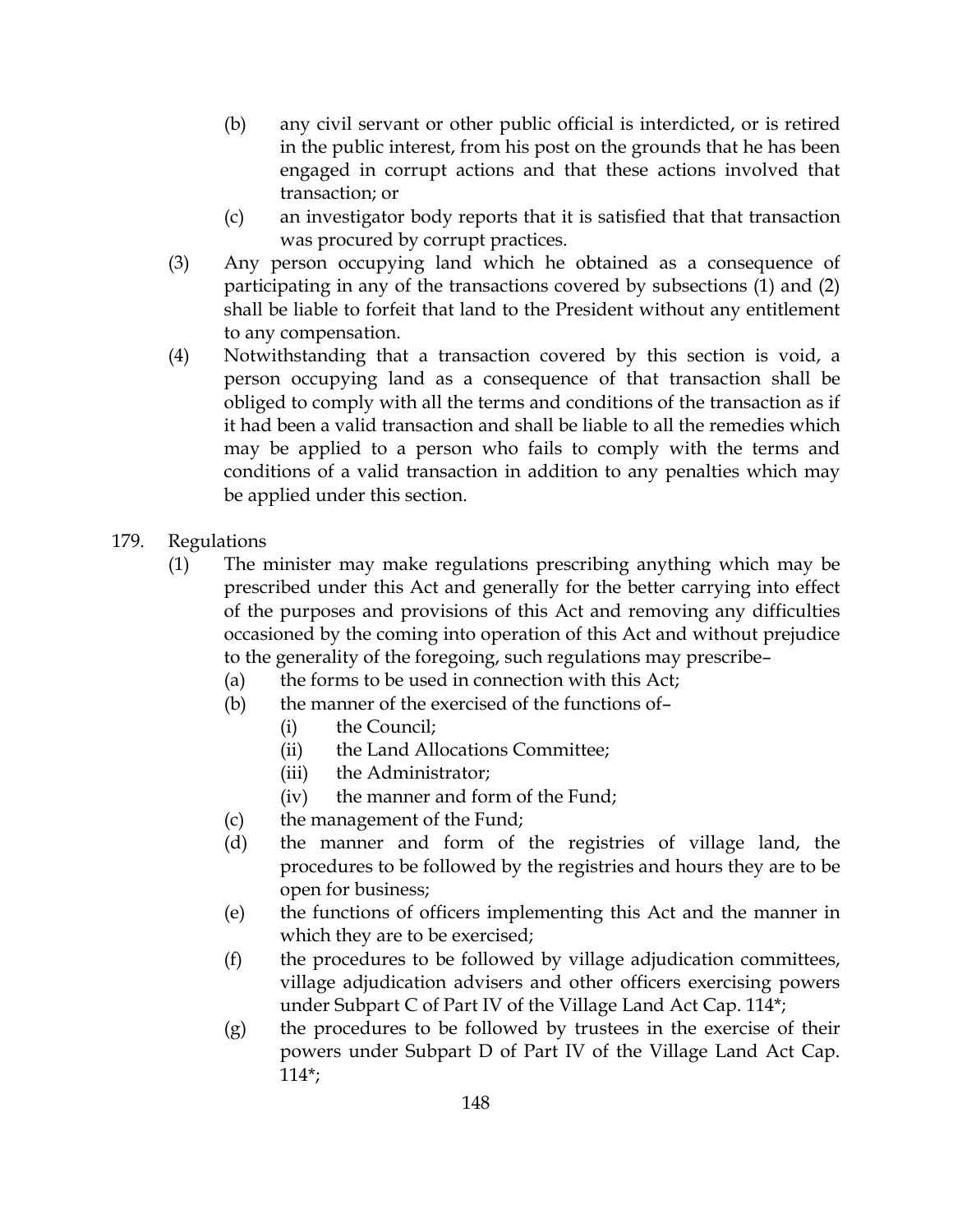(b) any civil servant or other public official is interdicted, or is retired in the public interest, from his post on the grounds that he has been engaged in corrupt actions and that these actions involved that transaction; or

(c) an investigator body reports that it is satisfied that that transaction was procured by corrupt practices.

(3) Any person occupying land which he obtained as a consequence of participating in any of the transactions covered by subsections (1) and (2) shall be liable to forfeit that land to the President without any entitlement to any compensation.

(4) Notwithstanding that a transaction covered by this section is void, a person occupying land as a consequence of that transaction shall be obliged to comply with all the terms and conditions of the transaction as if it had been a valid transaction and shall be liable to all the remedies which may be applied to a person who fails to comply with the terms and conditions of a valid transaction in addition to any penalties which may be applied under this section.

179. Regulations

(1) The minister may make regulations prescribing anything which may be prescribed under this Act and generally for the better carrying into effect of the purposes and provisions of this Act and removing any difficulties occasioned by the coming into operation of this Act and without prejudice to the generality of the foregoing, such regulations may prescribe–

(a) the forms to be used in connection with this Act;

(b) the manner of the exercised of the functions of–

(i) the Council;

(ii) the Land Allocations Committee;

(iii) the Administrator;

(iv) the manner and form of the Fund;

(c) the management of the Fund;

(d) the manner and form of the registries of village land, the procedures to be followed by the registries and hours they are to be open for business;

(e) the functions of officers implementing this Act and the manner in which they are to be exercised;

(f) the procedures to be followed by village adjudication committees, village adjudication advisers and other officers exercising powers under Subpart C of Part IV of the Village Land Act Cap. 114*;

(g) the procedures to be followed by trustees in the exercise of their powers under Subpart D of Part IV of the Village Land Act Cap. 114*;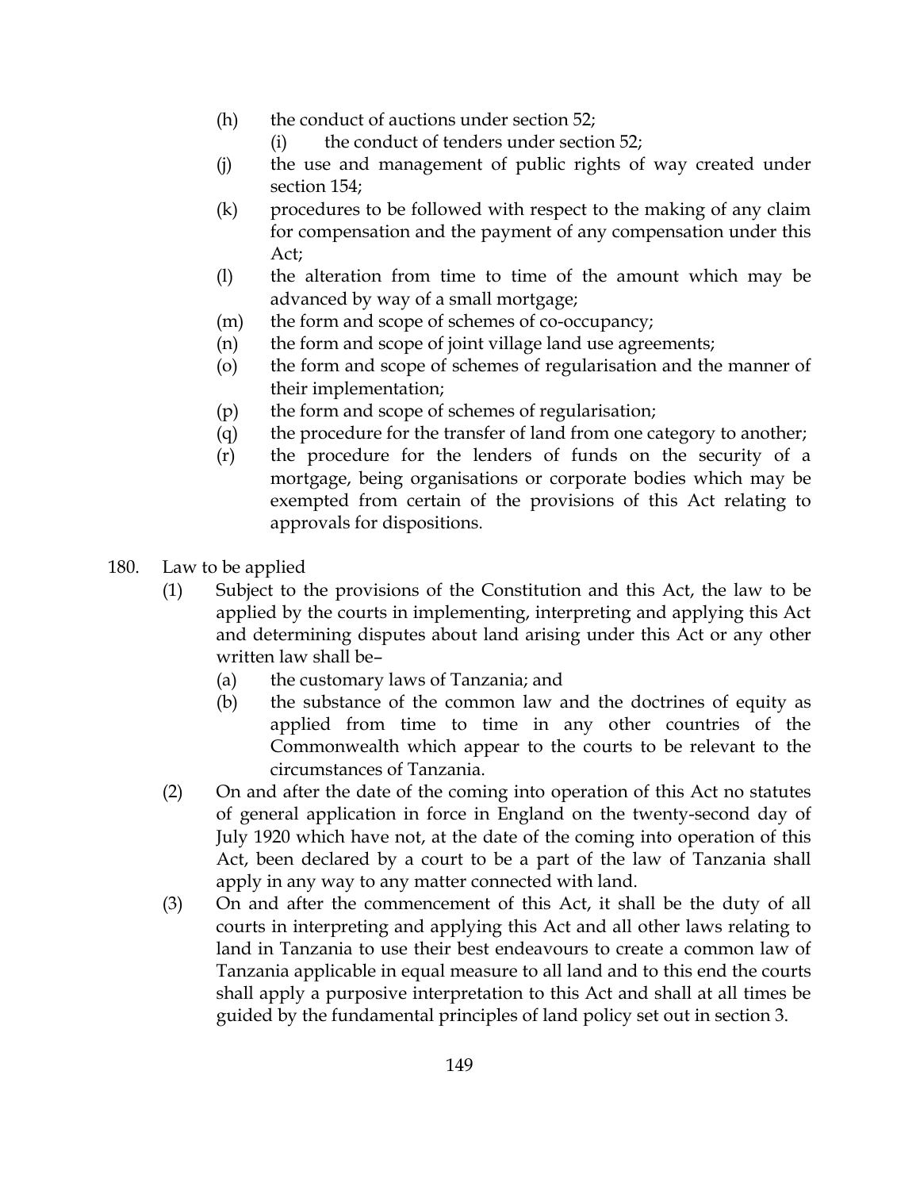(h) the conduct of auctions under section 52;

(i) the conduct of tenders under section 52;

(j) the use and management of public rights of way created under section 154;

(k) procedures to be followed with respect to the making of any claim for compensation and the payment of any compensation under this Act;

(l) the alteration from time to time of the amount which may be advanced by way of a small mortgage;

(m) the form and scope of schemes of co-occupancy;

(n) the form and scope of joint village land use agreements;

(o) the form and scope of schemes of regularisation and the manner of their implementation;

(p) the form and scope of schemes of regularisation;

(q) the procedure for the transfer of land from one category to another;

(r) the procedure for the lenders of funds on the security of a mortgage, being organisations or corporate bodies which may be exempted from certain of the provisions of this Act relating to approvals for dispositions.

180. Law to be applied

(1) Subject to the provisions of the Constitution and this Act, the law to be applied by the courts in implementing, interpreting and applying this Act and determining disputes about land arising under this Act or any other written law shall be–

(a) the customary laws of Tanzania; and

(b) the substance of the common law and the doctrines of equity as applied from time to time in any other countries of the Commonwealth which appear to the courts to be relevant to the circumstances of Tanzania.

(2) On and after the date of the coming into operation of this Act no statutes of general application in force in England on the twenty-second day of July 1920 which have not, at the date of the coming into operation of this Act, been declared by a court to be a part of the law of Tanzania shall apply in any way to any matter connected with land.

(3) On and after the commencement of this Act, it shall be the duty of all courts in interpreting and applying this Act and all other laws relating to land in Tanzania to use their best endeavours to create a common law of Tanzania applicable in equal measure to all land and to this end the courts shall apply a purposive interpretation to this Act and shall at all times be guided by the fundamental principles of land policy set out in section 3.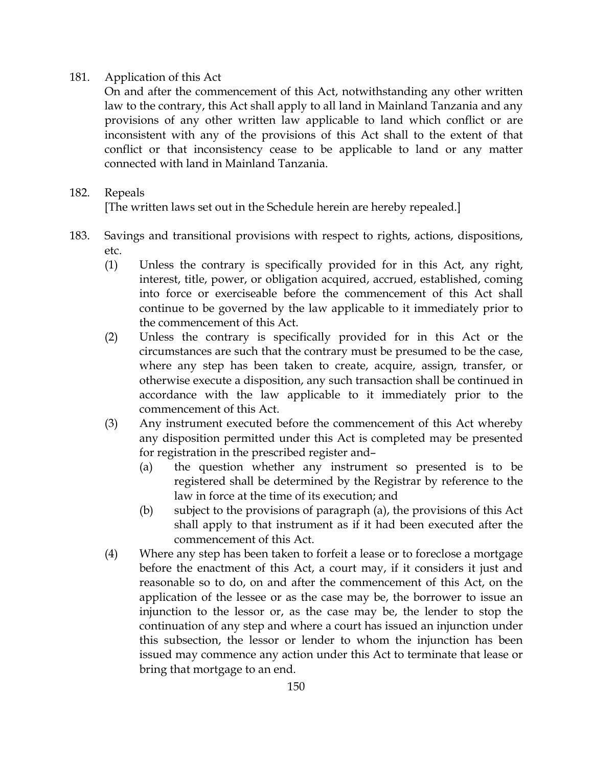181. Application of this Act

On and after the commencement of this Act, notwithstanding any other written law to the contrary, this Act shall apply to all land in Mainland Tanzania and any provisions of any other written law applicable to land which conflict or are inconsistent with any of the provisions of this Act shall to the extent of that conflict or that inconsistency cease to be applicable to land or any matter connected with land in Mainland Tanzania.

182. Repeals

[The written laws set out in the Schedule herein are hereby repealed.]

183. Savings and transitional provisions with respect to rights, actions, dispositions, etc.

(1) Unless the contrary is specifically provided for in this Act, any right, interest, title, power, or obligation acquired, accrued, established, coming into force or exerciseable before the commencement of this Act shall continue to be governed by the law applicable to it immediately prior to the commencement of this Act.

(2) Unless the contrary is specifically provided for in this Act or the circumstances are such that the contrary must be presumed to be the case, where any step has been taken to create, acquire, assign, transfer, or otherwise execute a disposition, any such transaction shall be continued in accordance with the law applicable to it immediately prior to the commencement of this Act.

(3) Any instrument executed before the commencement of this Act whereby any disposition permitted under this Act is completed may be presented for registration in the prescribed register and–

(a) the question whether any instrument so presented is to be registered shall be determined by the Registrar by reference to the law in force at the time of its execution; and

(b) subject to the provisions of paragraph (a), the provisions of this Act shall apply to that instrument as if it had been executed after the commencement of this Act.

(4) Where any step has been taken to forfeit a lease or to foreclose a mortgage before the enactment of this Act, a court may, if it considers it just and reasonable so to do, on and after the commencement of this Act, on the application of the lessee or as the case may be, the borrower to issue an injunction to the lessor or, as the case may be, the lender to stop the continuation of any step and where a court has issued an injunction under this subsection, the lessor or lender to whom the injunction has been issued may commence any action under this Act to terminate that lease or bring that mortgage to an end.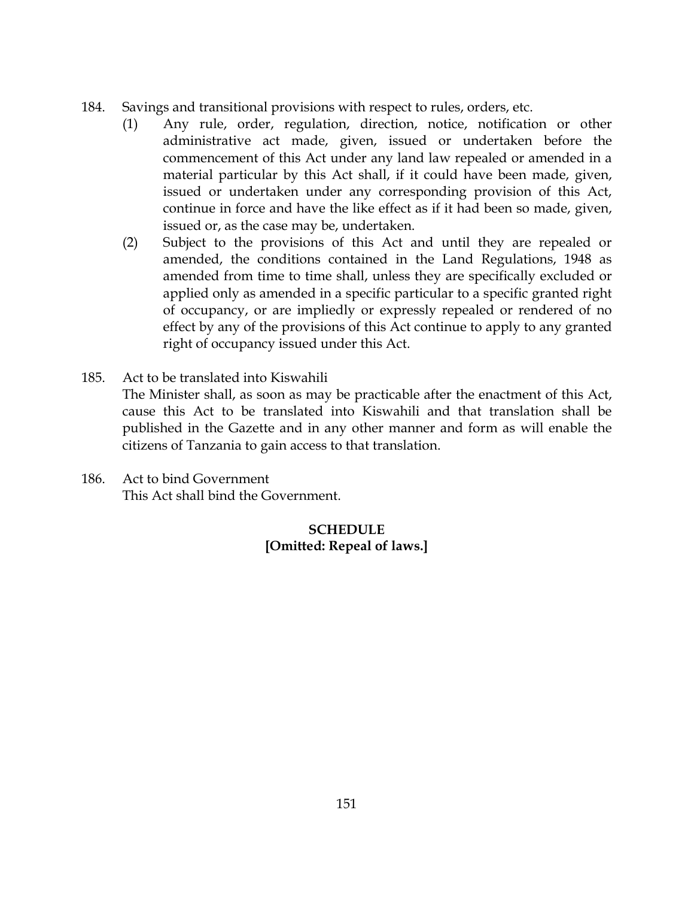184. Savings and transitional provisions with respect to rules, orders, etc.

(1) Any rule, order, regulation, direction, notice, notification or other administrative act made, given, issued or undertaken before the commencement of this Act under any land law repealed or amended in a material particular by this Act shall, if it could have been made, given, issued or undertaken under any corresponding provision of this Act, continue in force and have the like effect as if it had been so made, given, issued or, as the case may be, undertaken.

(2) Subject to the provisions of this Act and until they are repealed or amended, the conditions contained in the Land Regulations, 1948 as amended from time to time shall, unless they are specifically excluded or applied only as amended in a specific particular to a specific granted right of occupancy, or are impliedly or expressly repealed or rendered of no effect by any of the provisions of this Act continue to apply to any granted right of occupancy issued under this Act.

185. Act to be translated into Kiswahili

The Minister shall, as soon as may be practicable after the enactment of this Act, cause this Act to be translated into Kiswahili and that translation shall be published in the Gazette and in any other manner and form as will enable the citizens of Tanzania to gain access to that translation.

186. Act to bind Government

This Act shall bind the Government.

**SCHEDULE**
**[Omitted: Repeal of laws.]**